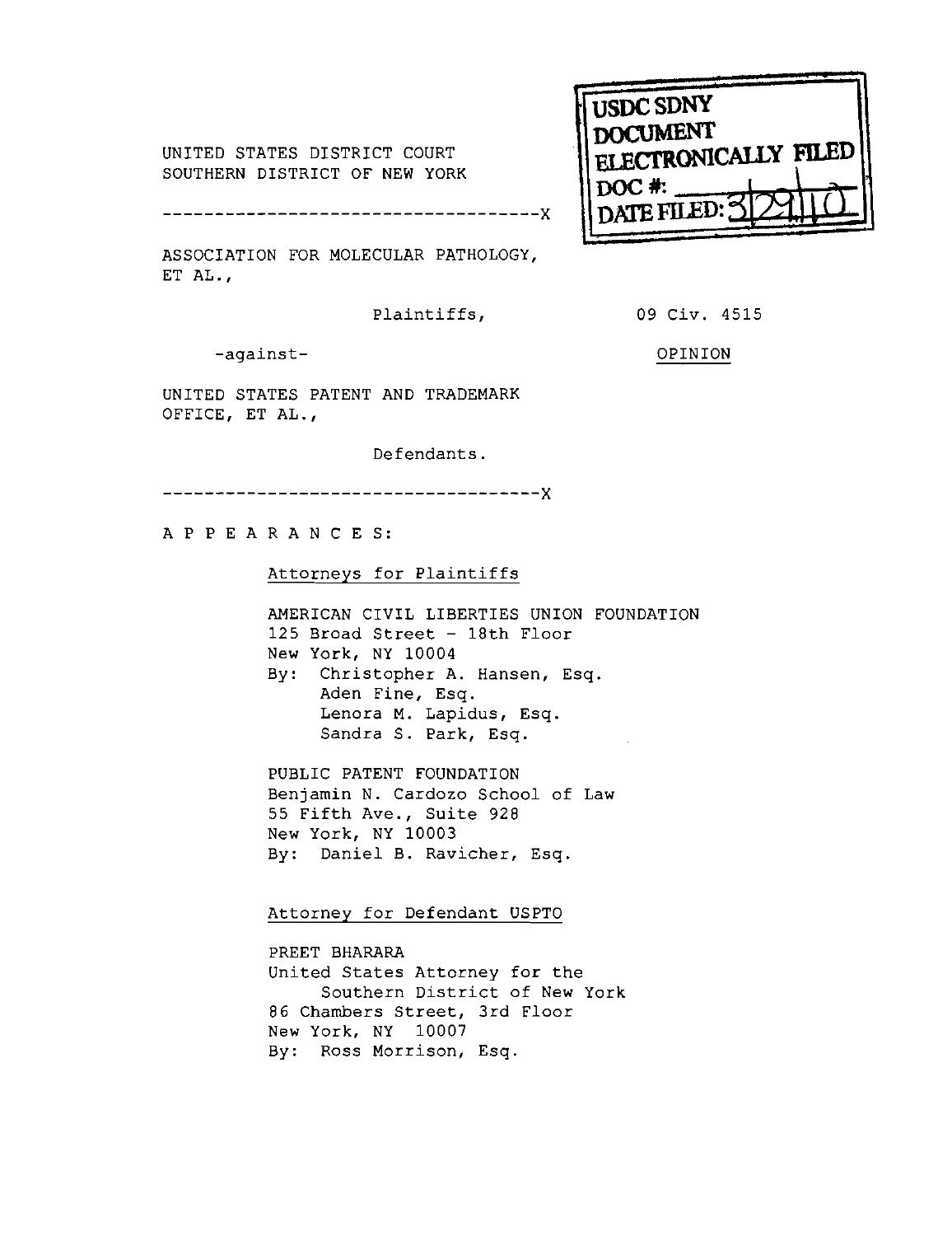USDC SDNY
DOCUMENT
ELECTRONICALLY FILED
DOC #:
DATE FILED: 3/29/10

UNITED STATES DISTRICT COURT
SOUTHERN DISTRICT OF NEW YORK

-------------------------------------X

ASSOCIATION FOR MOLECULAR PATHOLOGY, ET AL.,

Plaintiffs,

-against-

UNITED STATES PATENT AND TRADEMARK OFFICE, ET AL.,

Defendants.

-------------------------------------X

09 Civ. 4515

OPINION

A P P E A R A N C E S:

Attorneys for Plaintiffs

AMERICAN CIVIL LIBERTIES UNION FOUNDATION
125 Broad Street - 18th Floor
New York, NY 10004
By: Christopher A. Hansen, Esq.
Aden Fine, Esq.
Lenora M. Lapidus, Esq.
Sandra S. Park, Esq.

PUBLIC PATENT FOUNDATION
Benjamin N. Cardozo School of Law
55 Fifth Ave., Suite 928
New York, NY 10003
By: Daniel B. Ravicher, Esq.

Attorney for Defendant USPTO

PREET BHARARA
United States Attorney for the
Southern District of New York
86 Chambers Street, 3rd Floor
New York, NY 10007
By: Ross Morrison, Esq.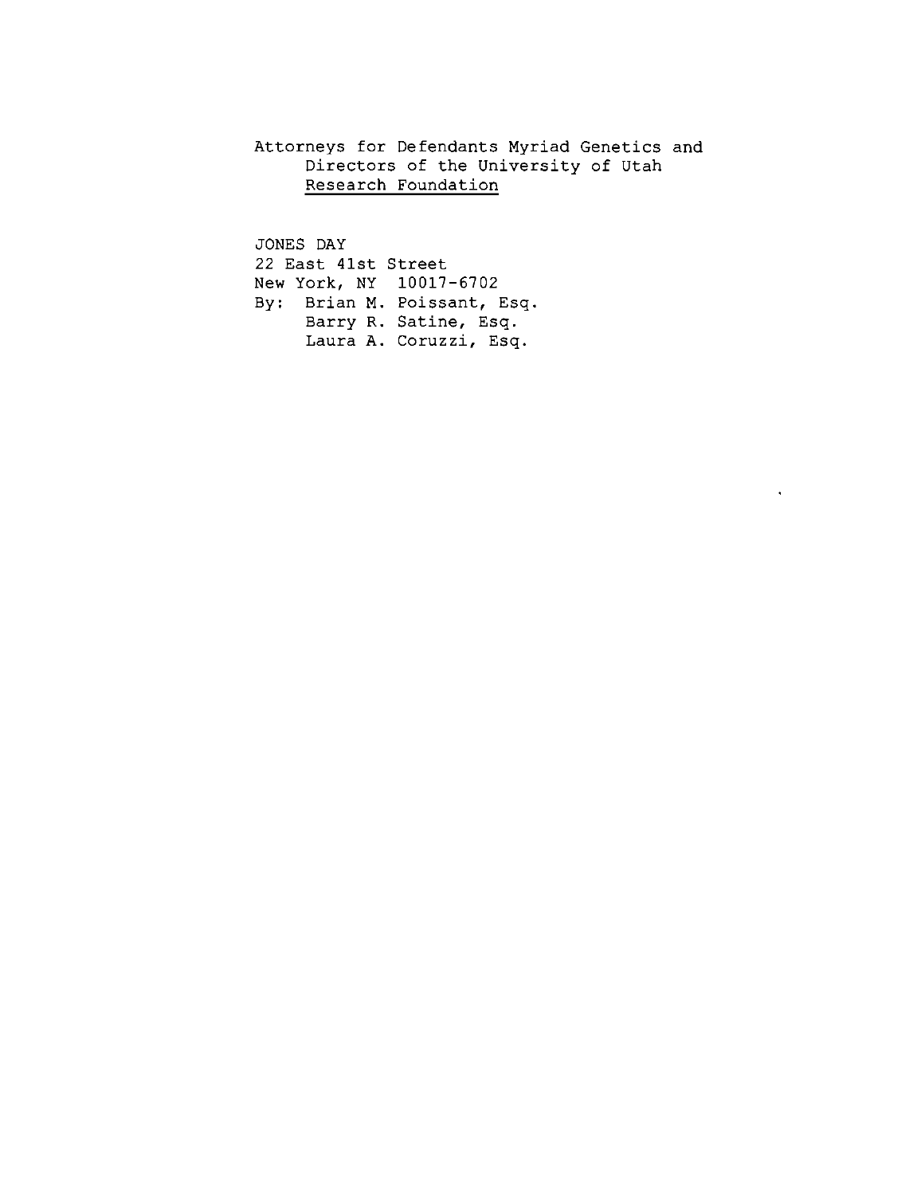Attorneys for Defendants Myriad Genetics and
Directors of the University of Utah
Research Foundation

JONES DAY
22 East 41st Street
New York, NY 10017-6702
By: Brian M. Poissant, Esq.
Barry R. Satine, Esq.
Laura A. Coruzzi, Esq.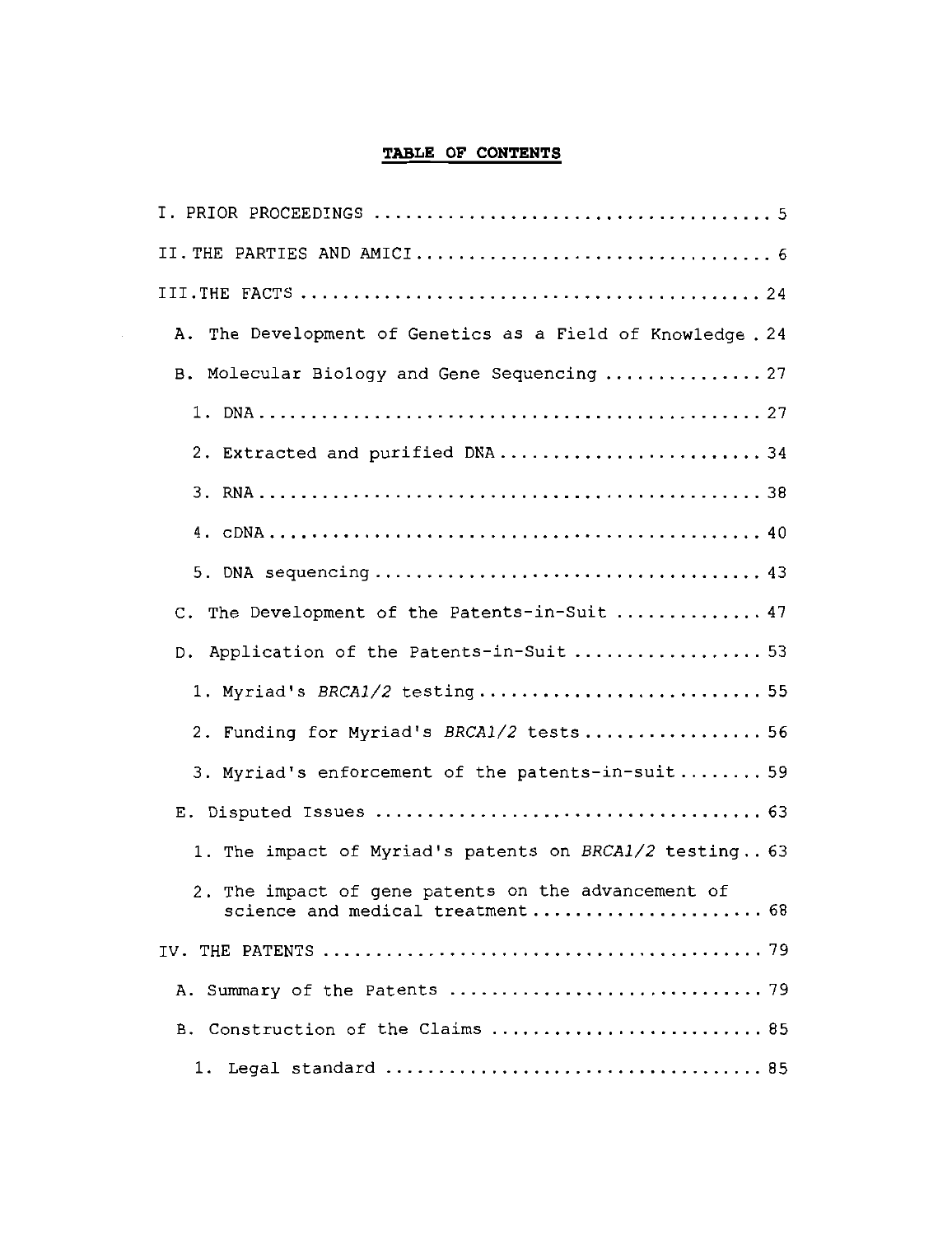# TABLE OF CONTENTS

I. PRIOR PROCEEDINGS .................................... 5

II. THE PARTIES AND AMICI ................................. 6

III. THE FACTS ............................................ 24

- A. The Development of Genetics as a Field of Knowledge . 24
- B. Molecular Biology and Gene Sequencing ............... 27
  - 1. DNA ................................................ 27
  - 2. Extracted and purified DNA ......................... 34
  - 3. RNA ................................................ 38
  - 4. cDNA ............................................... 40
  - 5. DNA sequencing ..................................... 43
- C. The Development of the Patents-in-Suit ............. 47
- D. Application of the Patents-in-Suit .................. 53
  - 1. Myriad's *BRCA1/2* testing ......................... 55
  - 2. Funding for Myriad's *BRCA1/2* tests ................. 56
  - 3. Myriad's enforcement of the patents-in-suit ........ 59
- E. Disputed Issues ..................................... 63
  - 1. The impact of Myriad's patents on *BRCA1/2* testing .. 63
  - 2. The impact of gene patents on the advancement of science and medical treatment ..................... 68

IV. THE PATENTS ........................................... 79

- A. Summary of the Patents ............................. 79
- B. Construction of the Claims .......................... 85
  - 1. Legal standard ..................................... 85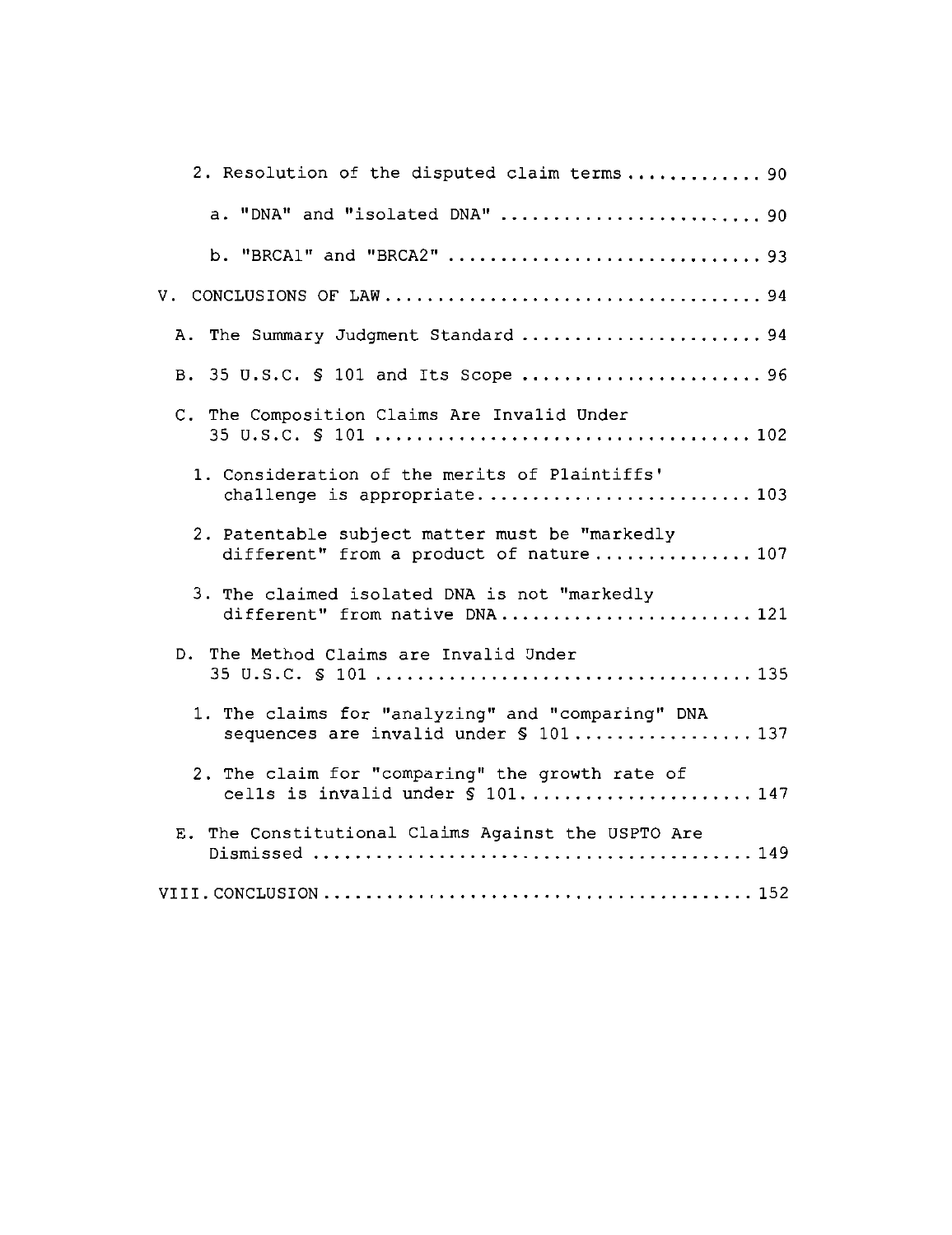2. Resolution of the disputed claim terms ............ 90

   a. "DNA" and "isolated DNA" ........................ 90

   b. "BRCA1" and "BRCA2" ............................. 93

V. CONCLUSIONS OF LAW ................................... 94

   A. The Summary Judgment Standard ...................... 94

   B. 35 U.S.C. § 101 and Its Scope ...................... 96

   C. The Composition Claims Are Invalid Under 35 U.S.C. § 101 ................................. 102

      1. Consideration of the merits of Plaintiffs' challenge is appropriate ......................... 103

      2. Patentable subject matter must be "markedly different" from a product of nature ............... 107

      3. The claimed isolated DNA is not "markedly different" from native DNA ....................... 121

   D. The Method Claims are Invalid Under 35 U.S.C. § 101 ................................. 135

      1. The claims for "analyzing" and "comparing" DNA sequences are invalid under § 101 ................ 137

      2. The claim for "comparing" the growth rate of cells is invalid under § 101 ..................... 147

   E. The Constitutional Claims Against the USPTO Are Dismissed ......................................... 149

VIII. CONCLUSION ........................................ 152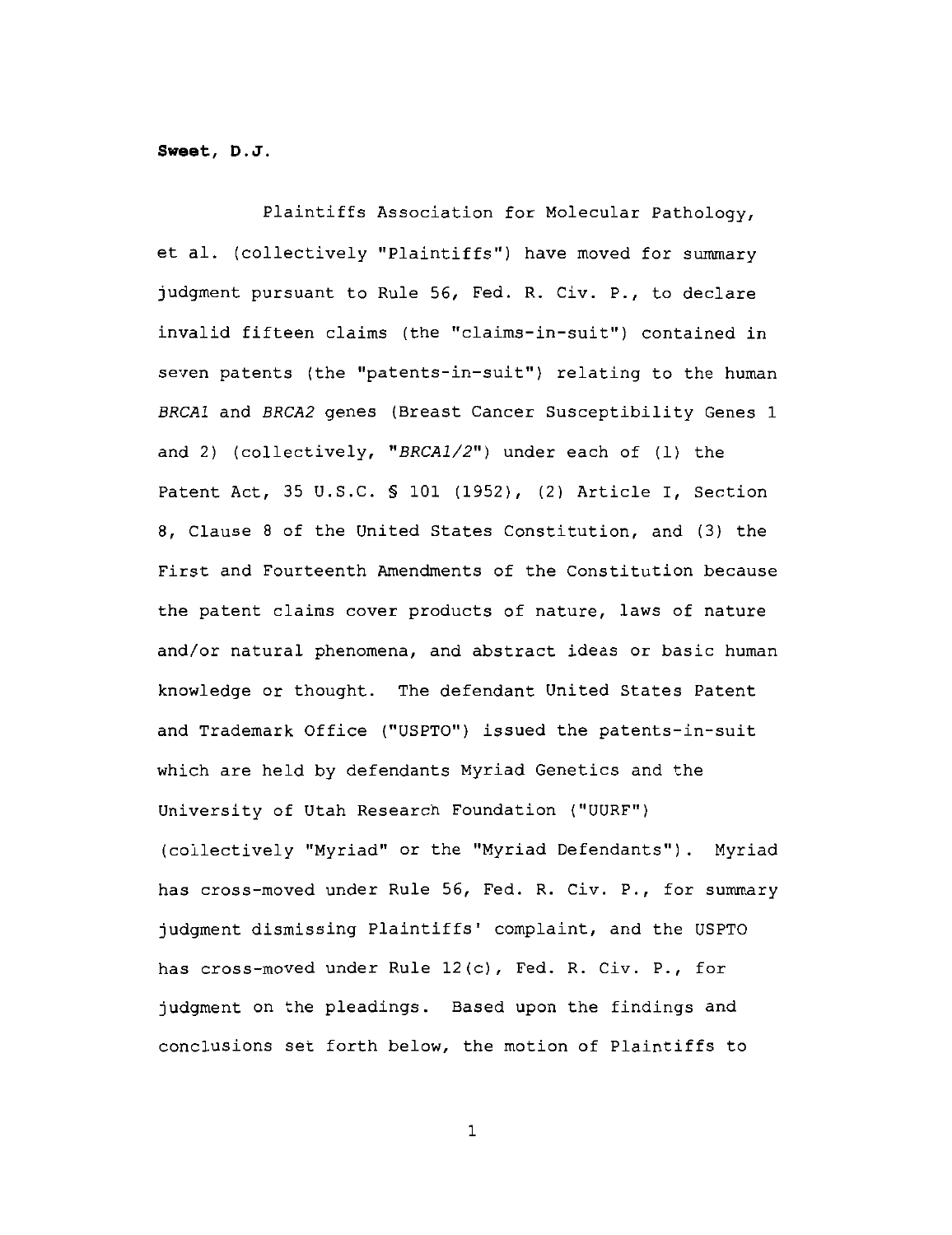**Sweet, D.J.**

Plaintiffs Association for Molecular Pathology, et al. (collectively "Plaintiffs") have moved for summary judgment pursuant to Rule 56, Fed. R. Civ. P., to declare invalid fifteen claims (the "claims-in-suit") contained in seven patents (the "patents-in-suit") relating to the human *BRCA1* and *BRCA2* genes (Breast Cancer Susceptibility Genes 1 and 2) (collectively, "*BRCA1/2*") under each of (1) the Patent Act, 35 U.S.C. § 101 (1952), (2) Article I, Section 8, Clause 8 of the United States Constitution, and (3) the First and Fourteenth Amendments of the Constitution because the patent claims cover products of nature, laws of nature and/or natural phenomena, and abstract ideas or basic human knowledge or thought. The defendant United States Patent and Trademark Office ("USPTO") issued the patents-in-suit which are held by defendants Myriad Genetics and the University of Utah Research Foundation ("UURF") (collectively "Myriad" or the "Myriad Defendants"). Myriad has cross-moved under Rule 56, Fed. R. Civ. P., for summary judgment dismissing Plaintiffs' complaint, and the USPTO has cross-moved under Rule 12(c), Fed. R. Civ. P., for judgment on the pleadings. Based upon the findings and conclusions set forth below, the motion of Plaintiffs to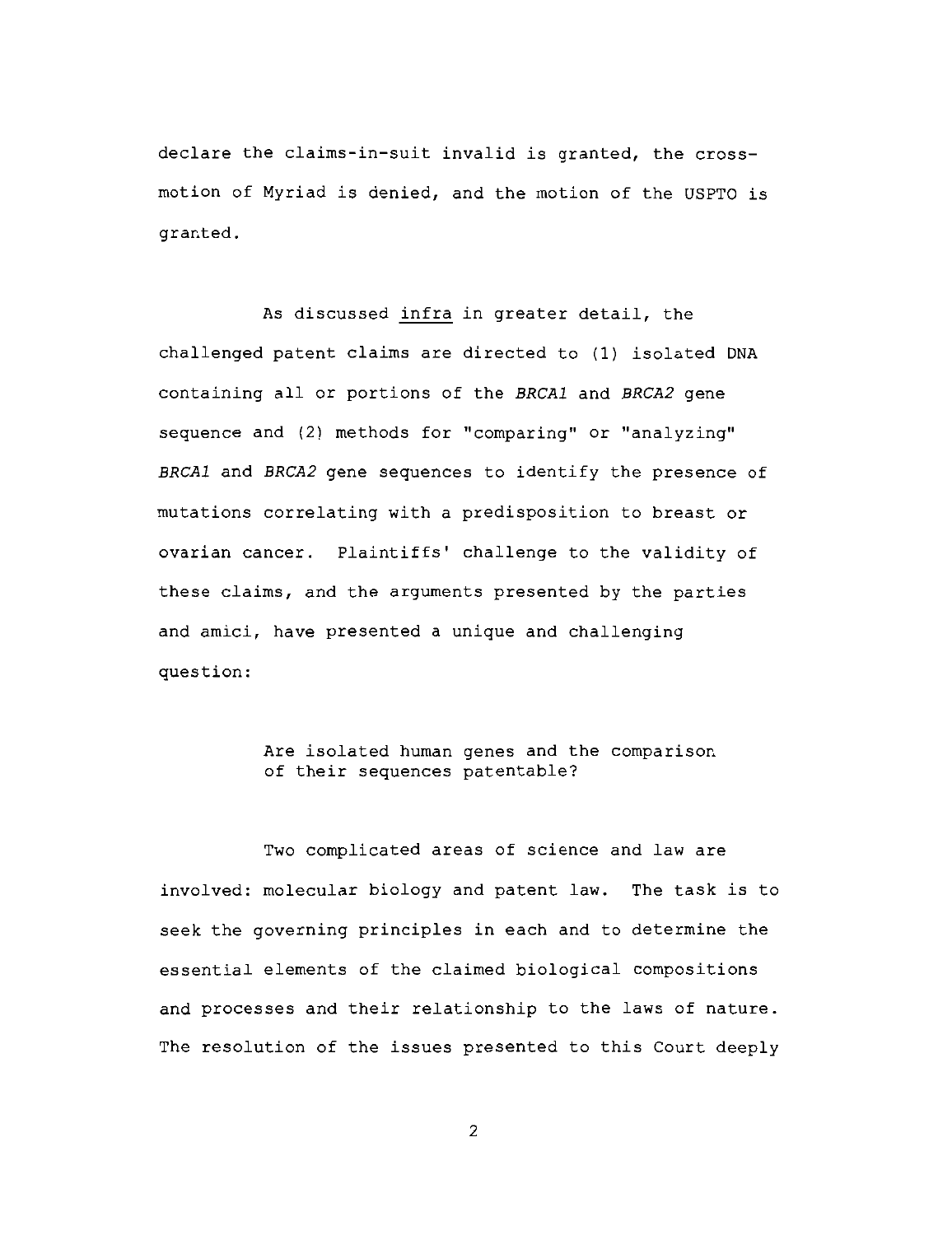declare the claims-in-suit invalid is granted, the cross-motion of Myriad is denied, and the motion of the USPTO is granted.

As discussed *infra* in greater detail, the challenged patent claims are directed to (1) isolated DNA containing all or portions of the *BRCA1* and *BRCA2* gene sequence and (2) methods for "comparing" or "analyzing" *BRCA1* and *BRCA2* gene sequences to identify the presence of mutations correlating with a predisposition to breast or ovarian cancer. Plaintiffs' challenge to the validity of these claims, and the arguments presented by the parties and amici, have presented a unique and challenging question:

> Are isolated human genes and the comparison of their sequences patentable?

Two complicated areas of science and law are involved: molecular biology and patent law. The task is to seek the governing principles in each and to determine the essential elements of the claimed biological compositions and processes and their relationship to the laws of nature. The resolution of the issues presented to this Court deeply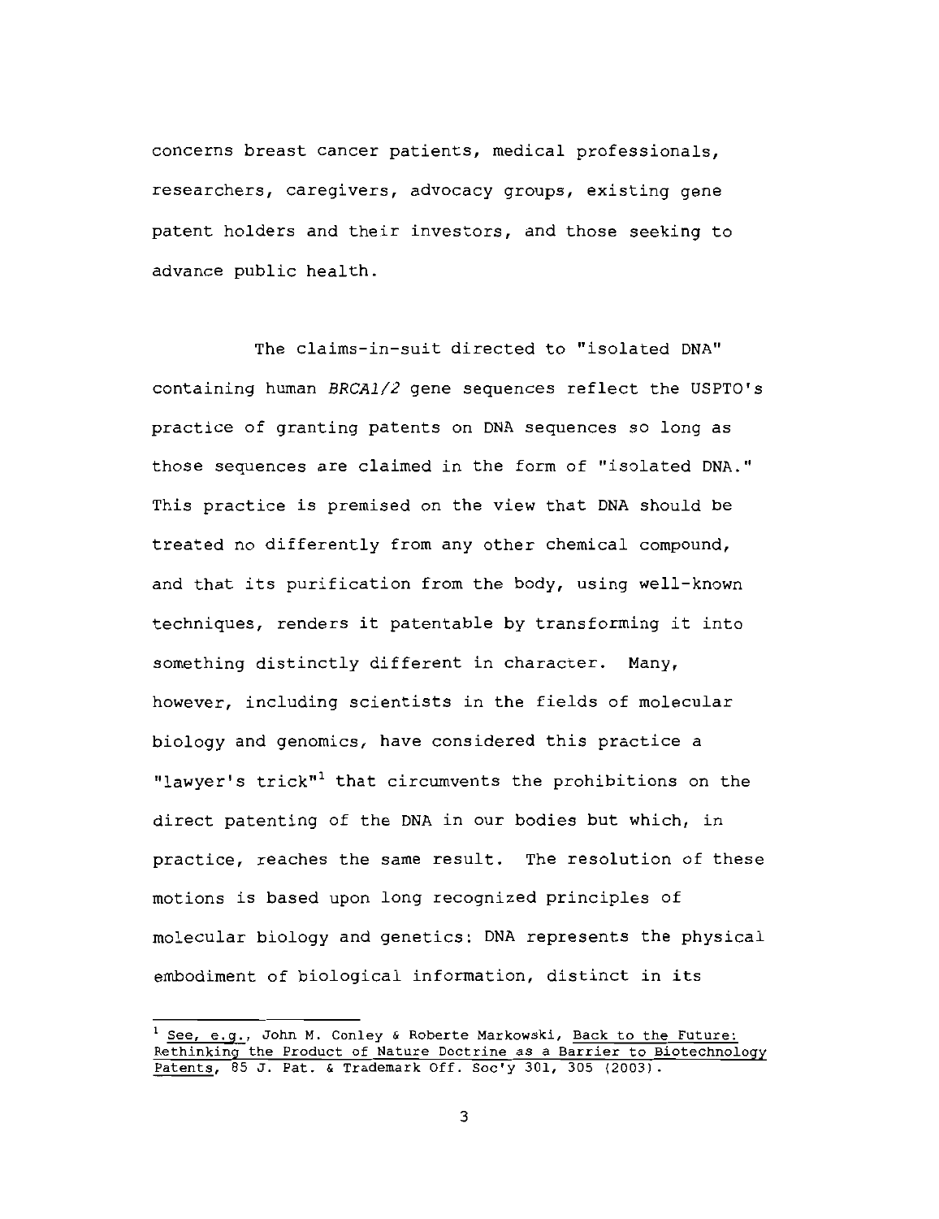concerns breast cancer patients, medical professionals, researchers, caregivers, advocacy groups, existing gene patent holders and their investors, and those seeking to advance public health.

The claims-in-suit directed to "isolated DNA" containing human *BRCA1/2* gene sequences reflect the USPTO's practice of granting patents on DNA sequences so long as those sequences are claimed in the form of "isolated DNA." This practice is premised on the view that DNA should be treated no differently from any other chemical compound, and that its purification from the body, using well-known techniques, renders it patentable by transforming it into something distinctly different in character. Many, however, including scientists in the fields of molecular biology and genomics, have considered this practice a "lawyer's trick"[1] that circumvents the prohibitions on the direct patenting of the DNA in our bodies but which, in practice, reaches the same result. The resolution of these motions is based upon long recognized principles of molecular biology and genetics: DNA represents the physical embodiment of biological information, distinct in its

---

[1] See, e.g., John M. Conley & Roberte Markowski, Back to the Future: Rethinking the Product of Nature Doctrine as a Barrier to Biotechnology Patents, 85 J. Pat. & Trademark Off. Soc'y 301, 305 (2003).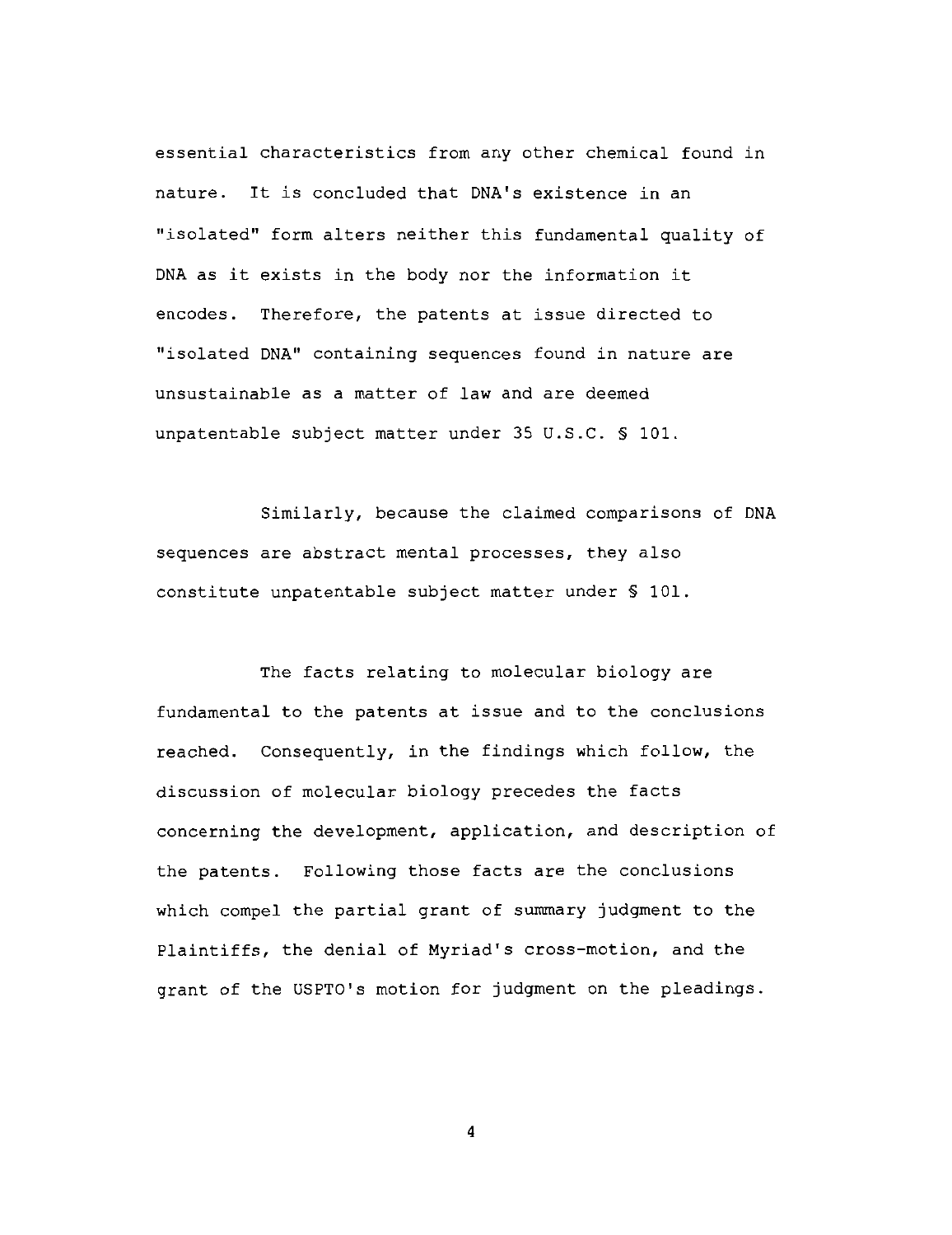essential characteristics from any other chemical found in nature. It is concluded that DNA's existence in an "isolated" form alters neither this fundamental quality of DNA as it exists in the body nor the information it encodes. Therefore, the patents at issue directed to "isolated DNA" containing sequences found in nature are unsustainable as a matter of law and are deemed unpatentable subject matter under 35 U.S.C. § 101.

Similarly, because the claimed comparisons of DNA sequences are abstract mental processes, they also constitute unpatentable subject matter under § 101.

The facts relating to molecular biology are fundamental to the patents at issue and to the conclusions reached. Consequently, in the findings which follow, the discussion of molecular biology precedes the facts concerning the development, application, and description of the patents. Following those facts are the conclusions which compel the partial grant of summary judgment to the Plaintiffs, the denial of Myriad's cross-motion, and the grant of the USPTO's motion for judgment on the pleadings.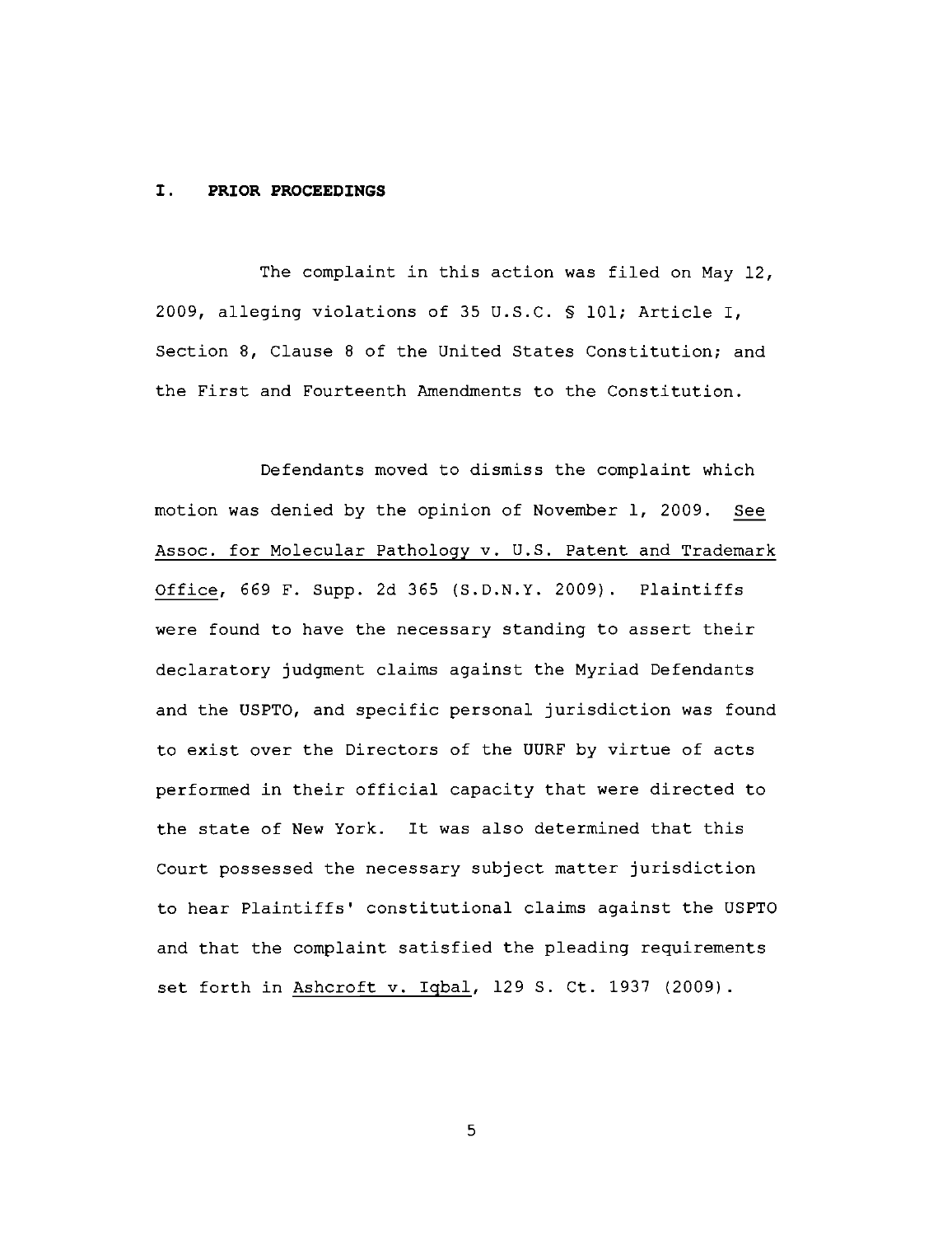## I. PRIOR PROCEEDINGS

The complaint in this action was filed on May 12, 2009, alleging violations of 35 U.S.C. § 101; Article I, Section 8, Clause 8 of the United States Constitution; and the First and Fourteenth Amendments to the Constitution.

Defendants moved to dismiss the complaint which motion was denied by the opinion of November 1, 2009. See Assoc. for Molecular Pathology v. U.S. Patent and Trademark Office, 669 F. Supp. 2d 365 (S.D.N.Y. 2009). Plaintiffs were found to have the necessary standing to assert their declaratory judgment claims against the Myriad Defendants and the USPTO, and specific personal jurisdiction was found to exist over the Directors of the UURF by virtue of acts performed in their official capacity that were directed to the state of New York. It was also determined that this Court possessed the necessary subject matter jurisdiction to hear Plaintiffs' constitutional claims against the USPTO and that the complaint satisfied the pleading requirements set forth in Ashcroft v. Iqbal, 129 S. Ct. 1937 (2009).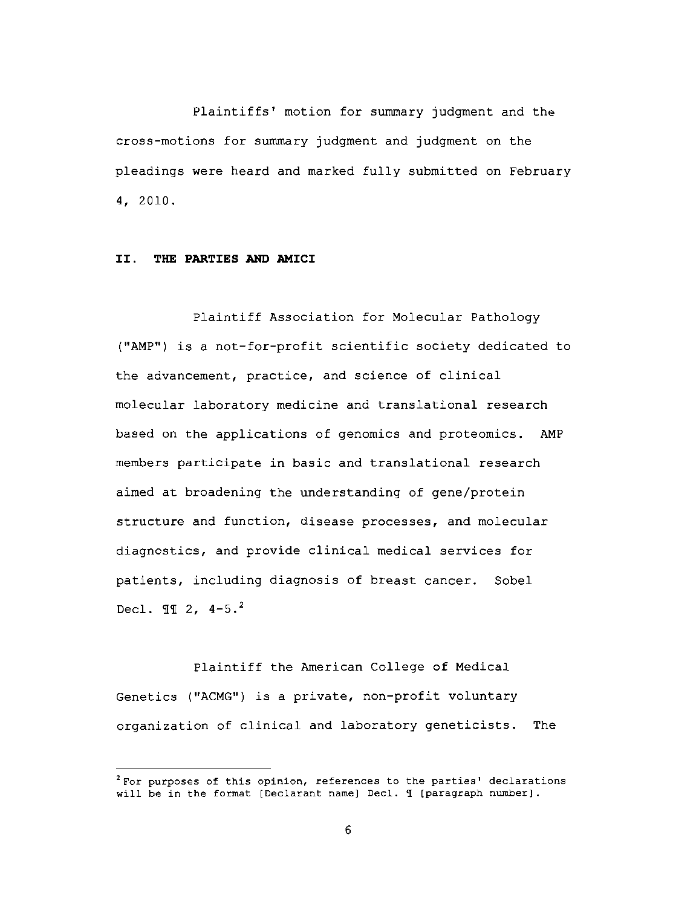Plaintiffs' motion for summary judgment and the cross-motions for summary judgment and judgment on the pleadings were heard and marked fully submitted on February 4, 2010.

## II. THE PARTIES AND AMICI

Plaintiff Association for Molecular Pathology ("AMP") is a not-for-profit scientific society dedicated to the advancement, practice, and science of clinical molecular laboratory medicine and translational research based on the applications of genomics and proteomics. AMP members participate in basic and translational research aimed at broadening the understanding of gene/protein structure and function, disease processes, and molecular diagnostics, and provide clinical medical services for patients, including diagnosis of breast cancer. Sobel Decl. ¶¶ 2, 4-5.[2]

Plaintiff the American College of Medical Genetics ("ACMG") is a private, non-profit voluntary organization of clinical and laboratory geneticists. The

---

[2] For purposes of this opinion, references to the parties' declarations will be in the format [Declarant name] Decl. ¶ [paragraph number].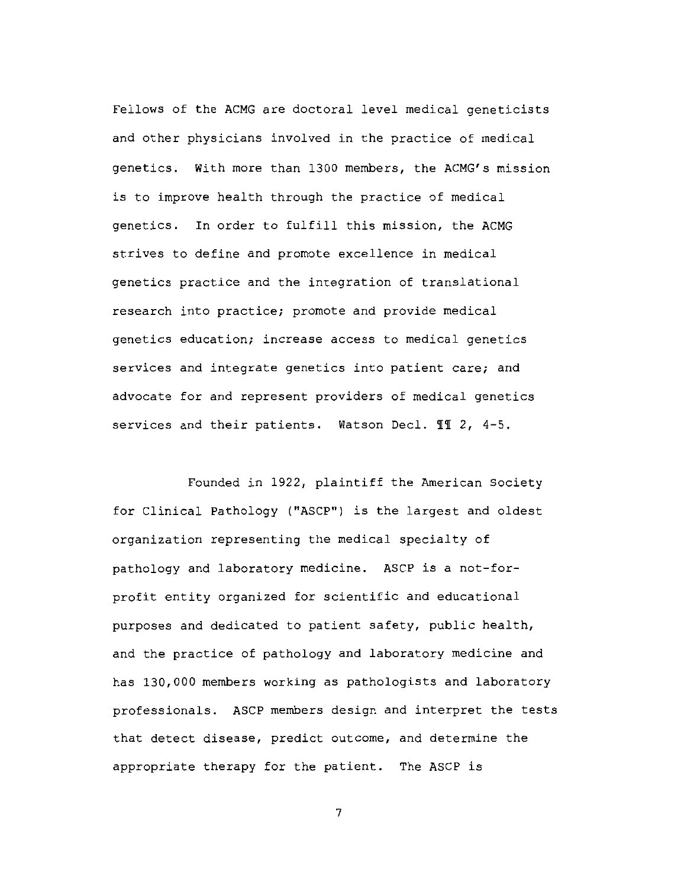Fellows of the ACMG are doctoral level medical geneticists and other physicians involved in the practice of medical genetics. With more than 1300 members, the ACMG's mission is to improve health through the practice of medical genetics. In order to fulfill this mission, the ACMG strives to define and promote excellence in medical genetics practice and the integration of translational research into practice; promote and provide medical genetics education; increase access to medical genetics services and integrate genetics into patient care; and advocate for and represent providers of medical genetics services and their patients. Watson Decl. ¶¶ 2, 4-5.

Founded in 1922, plaintiff the American Society for Clinical Pathology ("ASCP") is the largest and oldest organization representing the medical specialty of pathology and laboratory medicine. ASCP is a not-for-profit entity organized for scientific and educational purposes and dedicated to patient safety, public health, and the practice of pathology and laboratory medicine and has 130,000 members working as pathologists and laboratory professionals. ASCP members design and interpret the tests that detect disease, predict outcome, and determine the appropriate therapy for the patient. The ASCP is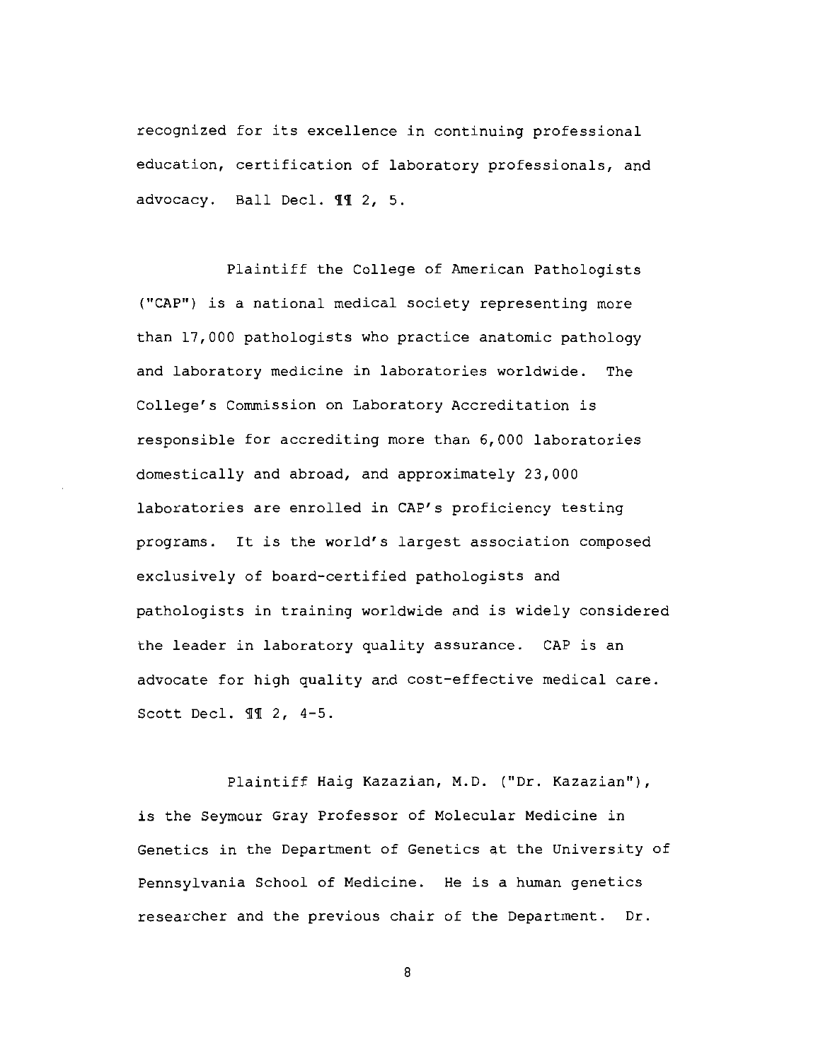recognized for its excellence in continuing professional education, certification of laboratory professionals, and advocacy. Ball Decl. ¶¶ 2, 5.

Plaintiff the College of American Pathologists ("CAP") is a national medical society representing more than 17,000 pathologists who practice anatomic pathology and laboratory medicine in laboratories worldwide. The College's Commission on Laboratory Accreditation is responsible for accrediting more than 6,000 laboratories domestically and abroad, and approximately 23,000 laboratories are enrolled in CAP's proficiency testing programs. It is the world's largest association composed exclusively of board-certified pathologists and pathologists in training worldwide and is widely considered the leader in laboratory quality assurance. CAP is an advocate for high quality and cost-effective medical care. Scott Decl. ¶¶ 2, 4-5.

Plaintiff Haig Kazazian, M.D. ("Dr. Kazazian"), is the Seymour Gray Professor of Molecular Medicine in Genetics in the Department of Genetics at the University of Pennsylvania School of Medicine. He is a human genetics researcher and the previous chair of the Department. Dr.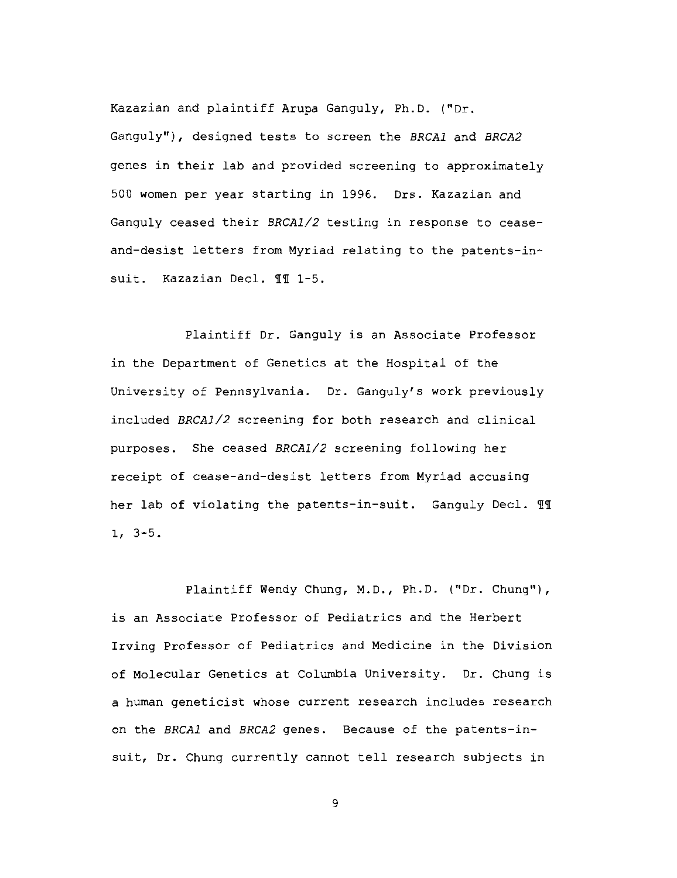Kazazian and plaintiff Arupa Ganguly, Ph.D. ("Dr. Ganguly"), designed tests to screen the *BRCA1* and *BRCA2* genes in their lab and provided screening to approximately 500 women per year starting in 1996. Drs. Kazazian and Ganguly ceased their *BRCA1/2* testing in response to cease-and-desist letters from Myriad relating to the patents-in-suit. Kazazian Decl. ¶¶ 1-5.

Plaintiff Dr. Ganguly is an Associate Professor in the Department of Genetics at the Hospital of the University of Pennsylvania. Dr. Ganguly's work previously included *BRCA1/2* screening for both research and clinical purposes. She ceased *BRCA1/2* screening following her receipt of cease-and-desist letters from Myriad accusing her lab of violating the patents-in-suit. Ganguly Decl. ¶¶ 1, 3-5.

Plaintiff Wendy Chung, M.D., Ph.D. ("Dr. Chung"), is an Associate Professor of Pediatrics and the Herbert Irving Professor of Pediatrics and Medicine in the Division of Molecular Genetics at Columbia University. Dr. Chung is a human geneticist whose current research includes research on the *BRCA1* and *BRCA2* genes. Because of the patents-in-suit, Dr. Chung currently cannot tell research subjects in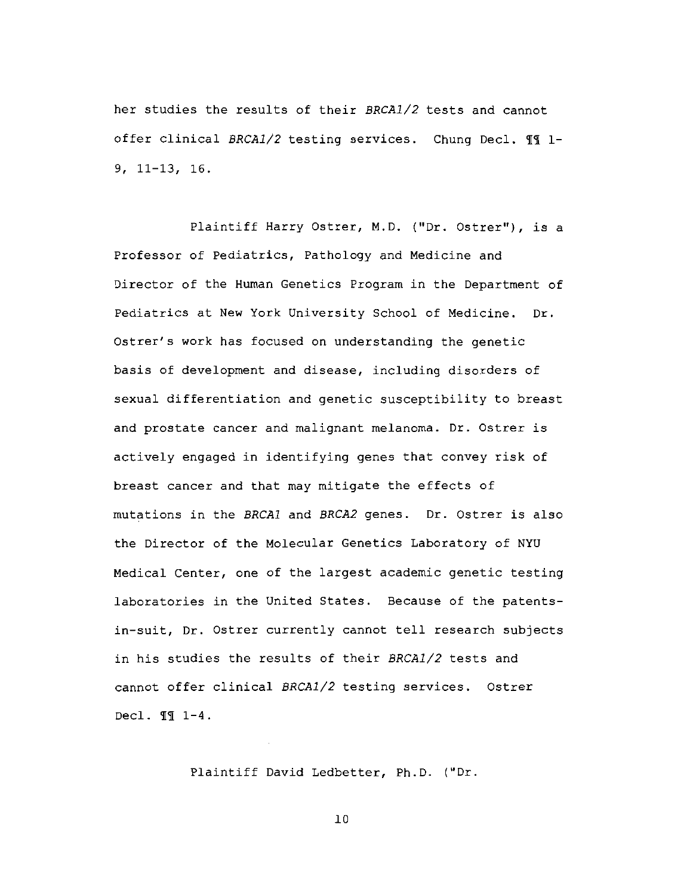her studies the results of their *BRCA1/2* tests and cannot offer clinical *BRCA1/2* testing services. Chung Decl. ¶¶ 1-9, 11-13, 16.

Plaintiff Harry Ostrer, M.D. ("Dr. Ostrer"), is a Professor of Pediatrics, Pathology and Medicine and Director of the Human Genetics Program in the Department of Pediatrics at New York University School of Medicine. Dr. Ostrer's work has focused on understanding the genetic basis of development and disease, including disorders of sexual differentiation and genetic susceptibility to breast and prostate cancer and malignant melanoma. Dr. Ostrer is actively engaged in identifying genes that convey risk of breast cancer and that may mitigate the effects of mutations in the *BRCA1* and *BRCA2* genes. Dr. Ostrer is also the Director of the Molecular Genetics Laboratory of NYU Medical Center, one of the largest academic genetic testing laboratories in the United States. Because of the patents-in-suit, Dr. Ostrer currently cannot tell research subjects in his studies the results of their *BRCA1/2* tests and cannot offer clinical *BRCA1/2* testing services. Ostrer Decl. ¶¶ 1-4.

Plaintiff David Ledbetter, Ph.D. ("Dr.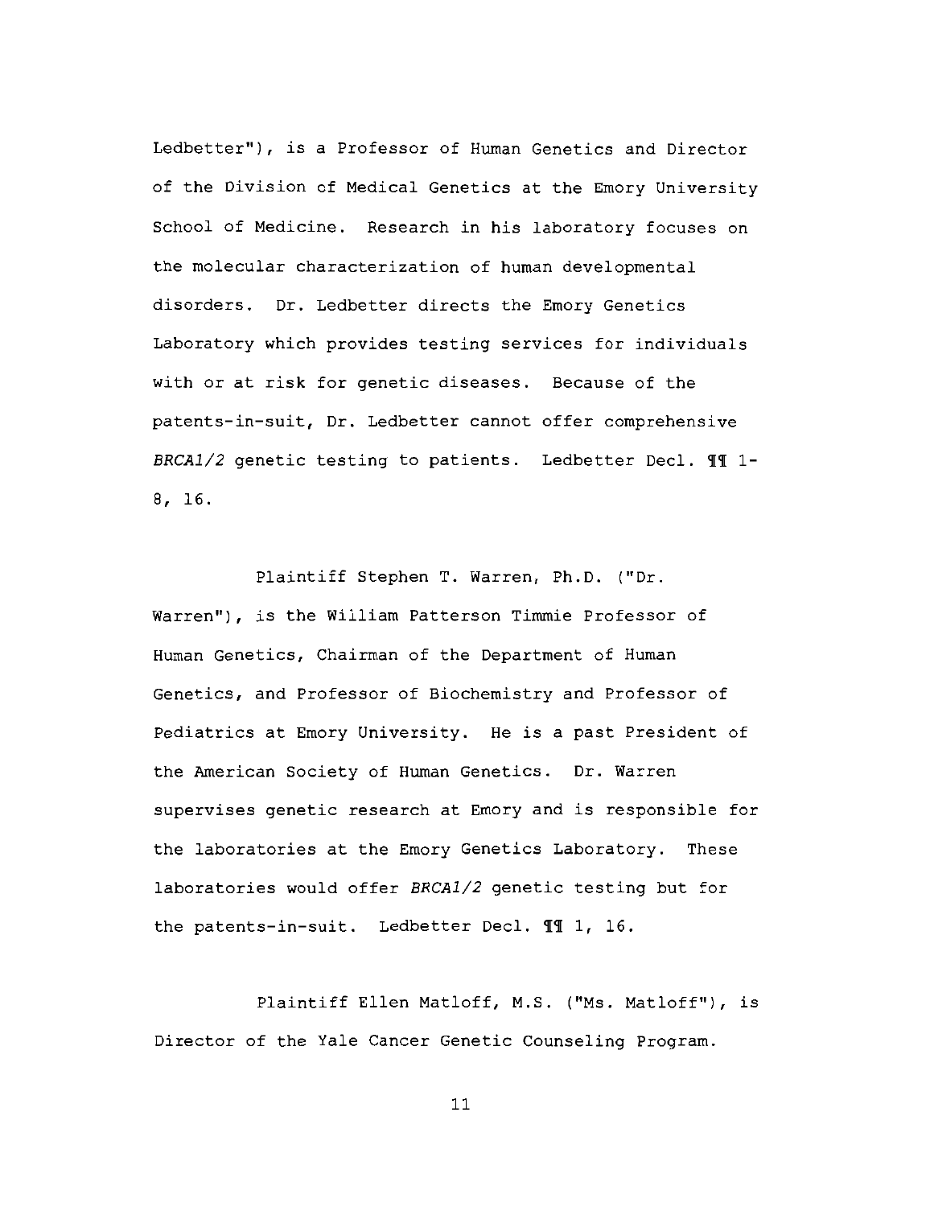Ledbetter"), is a Professor of Human Genetics and Director of the Division of Medical Genetics at the Emory University School of Medicine. Research in his laboratory focuses on the molecular characterization of human developmental disorders. Dr. Ledbetter directs the Emory Genetics Laboratory which provides testing services for individuals with or at risk for genetic diseases. Because of the patents-in-suit, Dr. Ledbetter cannot offer comprehensive *BRCA1/2* genetic testing to patients. Ledbetter Decl. ¶¶ 1-8, 16.

Plaintiff Stephen T. Warren, Ph.D. ("Dr. Warren"), is the William Patterson Timmie Professor of Human Genetics, Chairman of the Department of Human Genetics, and Professor of Biochemistry and Professor of Pediatrics at Emory University. He is a past President of the American Society of Human Genetics. Dr. Warren supervises genetic research at Emory and is responsible for the laboratories at the Emory Genetics Laboratory. These laboratories would offer *BRCA1/2* genetic testing but for the patents-in-suit. Ledbetter Decl. ¶¶ 1, 16.

Plaintiff Ellen Matloff, M.S. ("Ms. Matloff"), is Director of the Yale Cancer Genetic Counseling Program.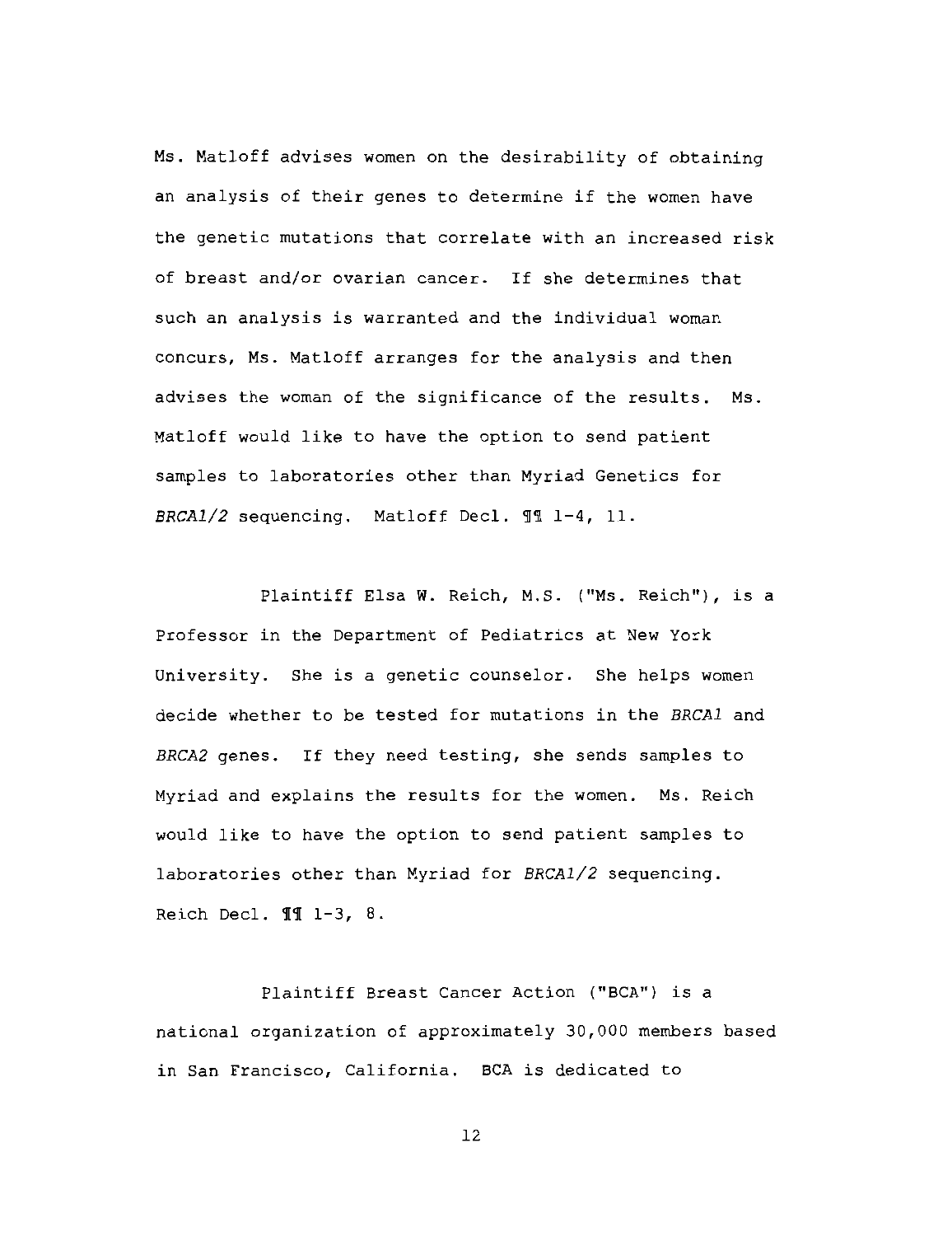Ms. Matloff advises women on the desirability of obtaining an analysis of their genes to determine if the women have the genetic mutations that correlate with an increased risk of breast and/or ovarian cancer. If she determines that such an analysis is warranted and the individual woman concurs, Ms. Matloff arranges for the analysis and then advises the woman of the significance of the results. Ms. Matloff would like to have the option to send patient samples to laboratories other than Myriad Genetics for *BRCA1/2* sequencing. Matloff Decl. ¶¶ 1-4, 11.

Plaintiff Elsa W. Reich, M.S. ("Ms. Reich"), is a Professor in the Department of Pediatrics at New York University. She is a genetic counselor. She helps women decide whether to be tested for mutations in the *BRCA1* and *BRCA2* genes. If they need testing, she sends samples to Myriad and explains the results for the women. Ms. Reich would like to have the option to send patient samples to laboratories other than Myriad for *BRCA1/2* sequencing. Reich Decl. ¶¶ 1-3, 8.

Plaintiff Breast Cancer Action ("BCA") is a national organization of approximately 30,000 members based in San Francisco, California. BCA is dedicated to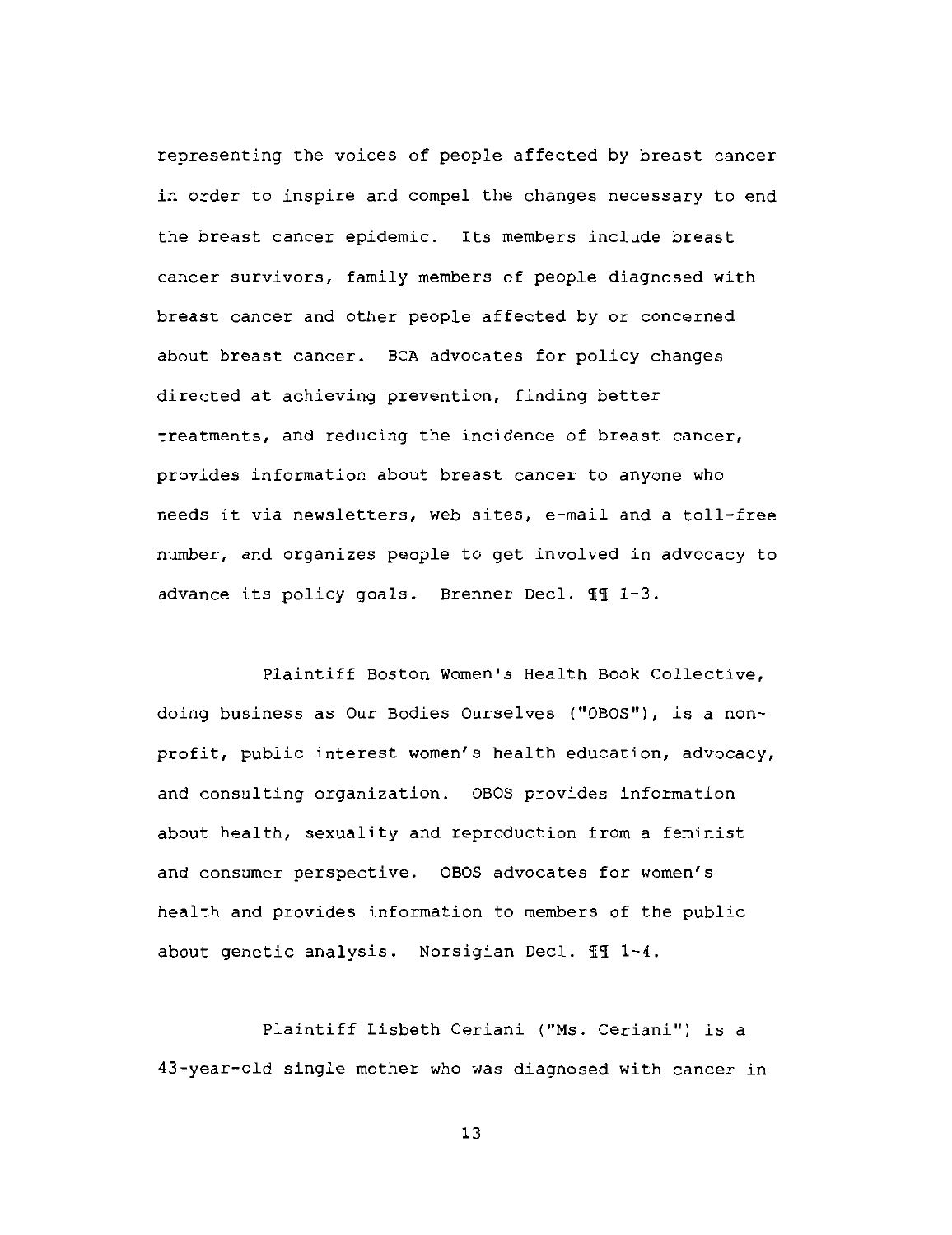representing the voices of people affected by breast cancer in order to inspire and compel the changes necessary to end the breast cancer epidemic. Its members include breast cancer survivors, family members of people diagnosed with breast cancer and other people affected by or concerned about breast cancer. BCA advocates for policy changes directed at achieving prevention, finding better treatments, and reducing the incidence of breast cancer, provides information about breast cancer to anyone who needs it via newsletters, web sites, e-mail and a toll-free number, and organizes people to get involved in advocacy to advance its policy goals. Brenner Decl. ¶¶ 1-3.

Plaintiff Boston Women's Health Book Collective, doing business as Our Bodies Ourselves ("OBOS"), is a non-profit, public interest women's health education, advocacy, and consulting organization. OBOS provides information about health, sexuality and reproduction from a feminist and consumer perspective. OBOS advocates for women's health and provides information to members of the public about genetic analysis. Norsigian Decl. ¶¶ 1-4.

Plaintiff Lisbeth Ceriani ("Ms. Ceriani") is a 43-year-old single mother who was diagnosed with cancer in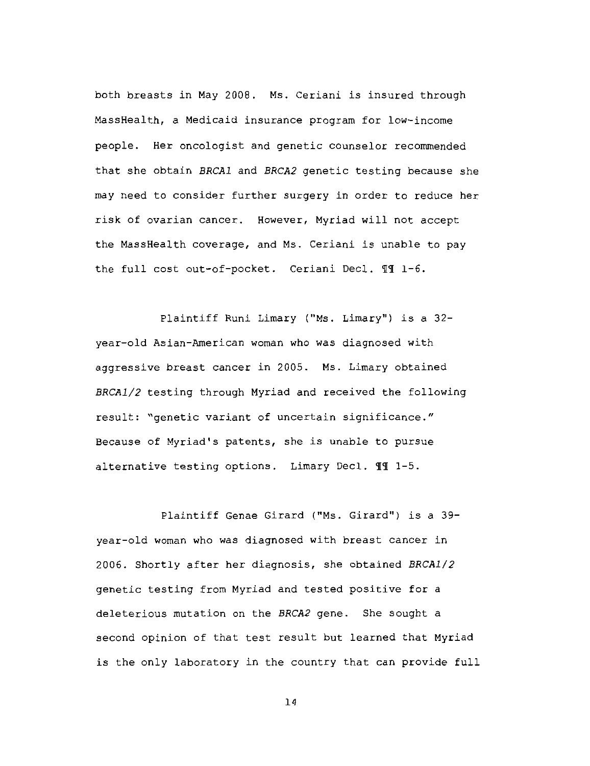both breasts in May 2008. Ms. Ceriani is insured through MassHealth, a Medicaid insurance program for low-income people. Her oncologist and genetic counselor recommended that she obtain *BRCA1* and *BRCA2* genetic testing because she may need to consider further surgery in order to reduce her risk of ovarian cancer. However, Myriad will not accept the MassHealth coverage, and Ms. Ceriani is unable to pay the full cost out-of-pocket. Ceriani Decl. ¶¶ 1-6.

Plaintiff Runi Limary ("Ms. Limary") is a 32-year-old Asian-American woman who was diagnosed with aggressive breast cancer in 2005. Ms. Limary obtained *BRCA1/2* testing through Myriad and received the following result: "genetic variant of uncertain significance." Because of Myriad's patents, she is unable to pursue alternative testing options. Limary Decl. ¶¶ 1-5.

Plaintiff Genae Girard ("Ms. Girard") is a 39-year-old woman who was diagnosed with breast cancer in 2006. Shortly after her diagnosis, she obtained *BRCA1/2* genetic testing from Myriad and tested positive for a deleterious mutation on the *BRCA2* gene. She sought a second opinion of that test result but learned that Myriad is the only laboratory in the country that can provide full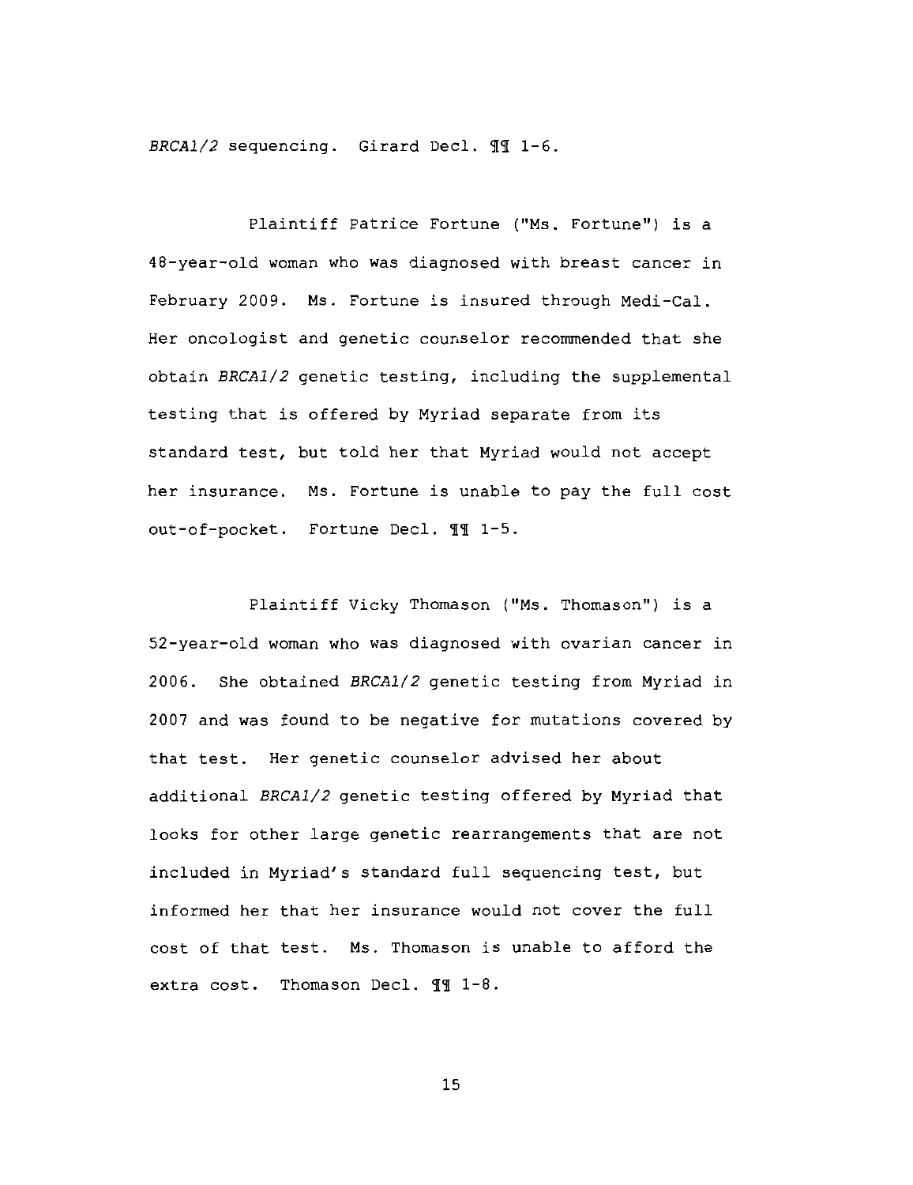*BRCA1/2* sequencing. Girard Decl. ¶¶ 1-6.

Plaintiff Patrice Fortune ("Ms. Fortune") is a 48-year-old woman who was diagnosed with breast cancer in February 2009. Ms. Fortune is insured through Medi-Cal. Her oncologist and genetic counselor recommended that she obtain *BRCA1/2* genetic testing, including the supplemental testing that is offered by Myriad separate from its standard test, but told her that Myriad would not accept her insurance. Ms. Fortune is unable to pay the full cost out-of-pocket. Fortune Decl. ¶¶ 1-5.

Plaintiff Vicky Thomason ("Ms. Thomason") is a 52-year-old woman who was diagnosed with ovarian cancer in 2006. She obtained *BRCA1/2* genetic testing from Myriad in 2007 and was found to be negative for mutations covered by that test. Her genetic counselor advised her about additional *BRCA1/2* genetic testing offered by Myriad that looks for other large genetic rearrangements that are not included in Myriad's standard full sequencing test, but informed her that her insurance would not cover the full cost of that test. Ms. Thomason is unable to afford the extra cost. Thomason Decl. ¶¶ 1-8.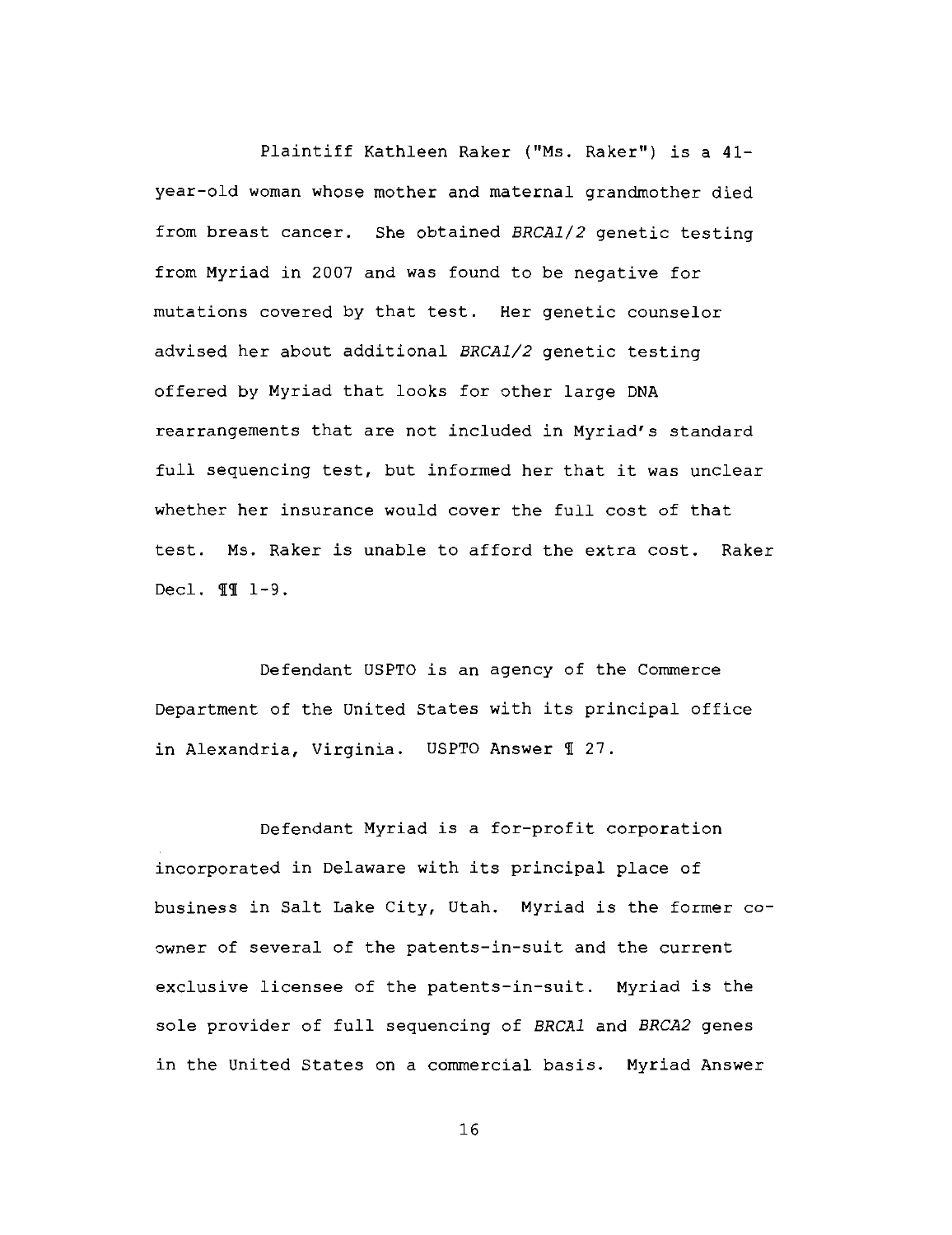Plaintiff Kathleen Raker ("Ms. Raker") is a 41-year-old woman whose mother and maternal grandmother died from breast cancer. She obtained *BRCA1/2* genetic testing from Myriad in 2007 and was found to be negative for mutations covered by that test. Her genetic counselor advised her about additional *BRCA1/2* genetic testing offered by Myriad that looks for other large DNA rearrangements that are not included in Myriad's standard full sequencing test, but informed her that it was unclear whether her insurance would cover the full cost of that test. Ms. Raker is unable to afford the extra cost. Raker Decl. ¶¶ 1-9.

Defendant USPTO is an agency of the Commerce Department of the United States with its principal office in Alexandria, Virginia. USPTO Answer ¶ 27.

Defendant Myriad is a for-profit corporation incorporated in Delaware with its principal place of business in Salt Lake City, Utah. Myriad is the former co-owner of several of the patents-in-suit and the current exclusive licensee of the patents-in-suit. Myriad is the sole provider of full sequencing of *BRCA1* and *BRCA2* genes in the United States on a commercial basis. Myriad Answer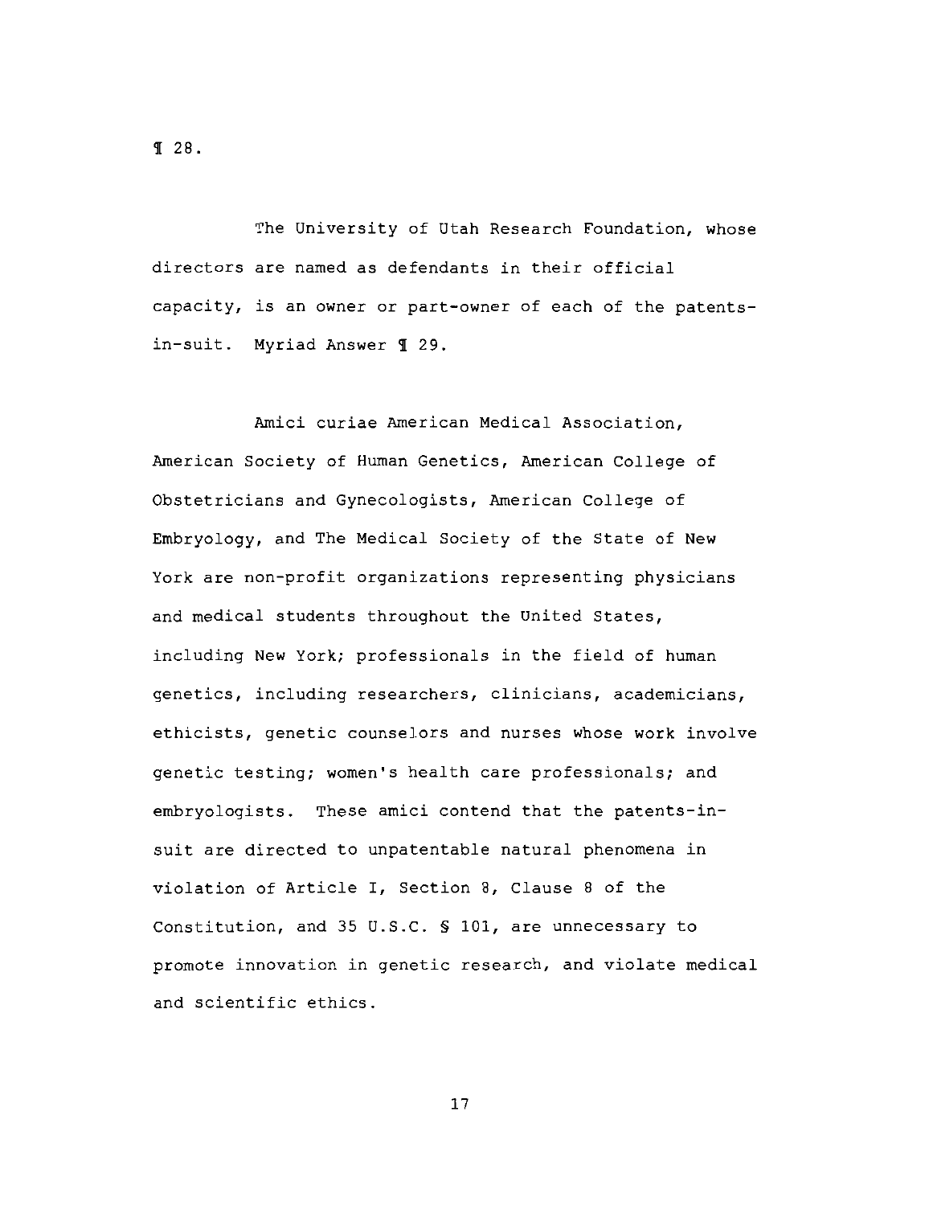¶ 28.

The University of Utah Research Foundation, whose directors are named as defendants in their official capacity, is an owner or part-owner of each of the patents-in-suit. Myriad Answer ¶ 29.

Amici curiae American Medical Association, American Society of Human Genetics, American College of Obstetricians and Gynecologists, American College of Embryology, and The Medical Society of the State of New York are non-profit organizations representing physicians and medical students throughout the United States, including New York; professionals in the field of human genetics, including researchers, clinicians, academicians, ethicists, genetic counselors and nurses whose work involve genetic testing; women's health care professionals; and embryologists. These amici contend that the patents-in-suit are directed to unpatentable natural phenomena in violation of Article I, Section 8, Clause 8 of the Constitution, and 35 U.S.C. § 101, are unnecessary to promote innovation in genetic research, and violate medical and scientific ethics.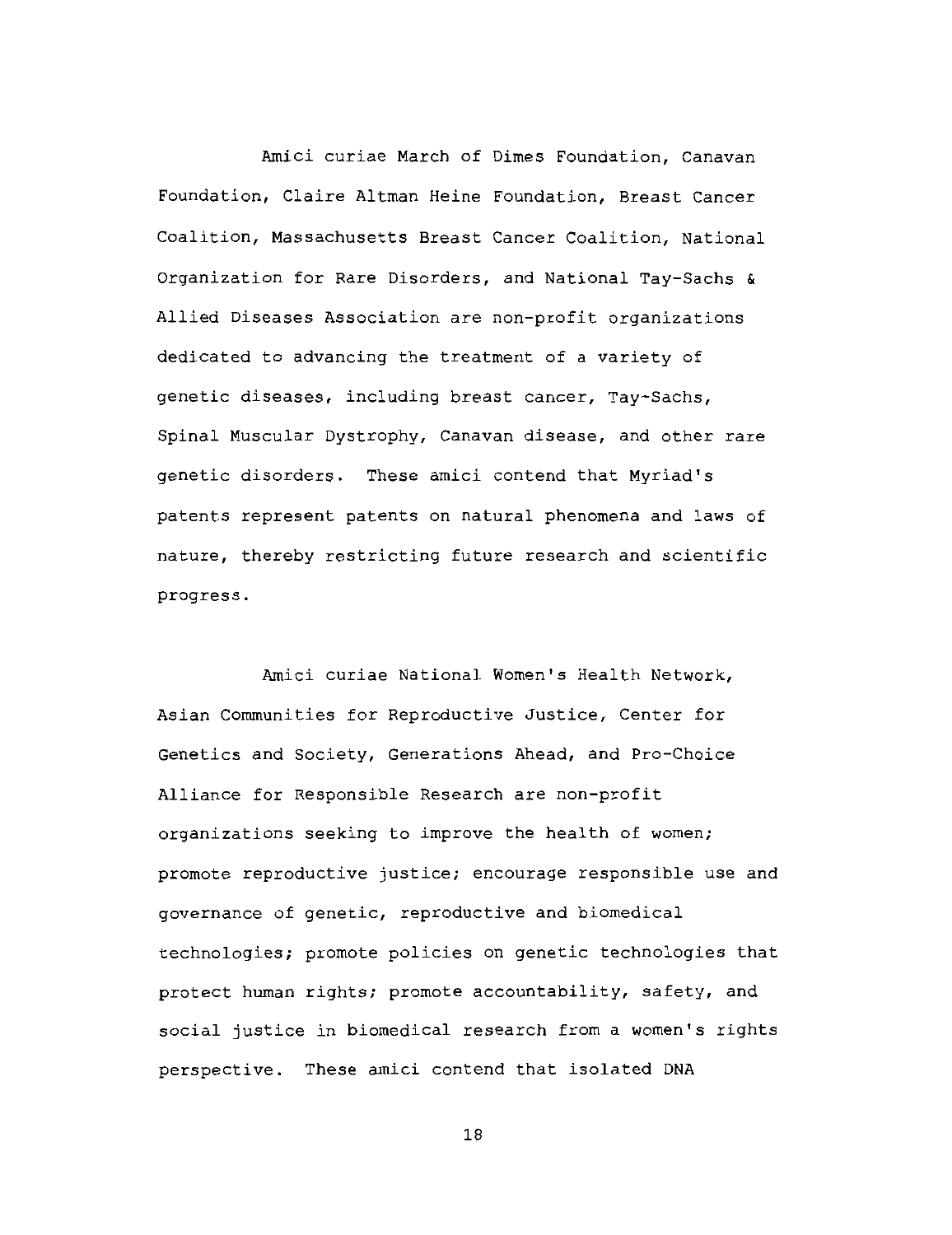Amici curiae March of Dimes Foundation, Canavan Foundation, Claire Altman Heine Foundation, Breast Cancer Coalition, Massachusetts Breast Cancer Coalition, National Organization for Rare Disorders, and National Tay-Sachs & Allied Diseases Association are non-profit organizations dedicated to advancing the treatment of a variety of genetic diseases, including breast cancer, Tay-Sachs, Spinal Muscular Dystrophy, Canavan disease, and other rare genetic disorders. These amici contend that Myriad's patents represent patents on natural phenomena and laws of nature, thereby restricting future research and scientific progress.

Amici curiae National Women's Health Network, Asian Communities for Reproductive Justice, Center for Genetics and Society, Generations Ahead, and Pro-Choice Alliance for Responsible Research are non-profit organizations seeking to improve the health of women; promote reproductive justice; encourage responsible use and governance of genetic, reproductive and biomedical technologies; promote policies on genetic technologies that protect human rights; promote accountability, safety, and social justice in biomedical research from a women's rights perspective. These amici contend that isolated DNA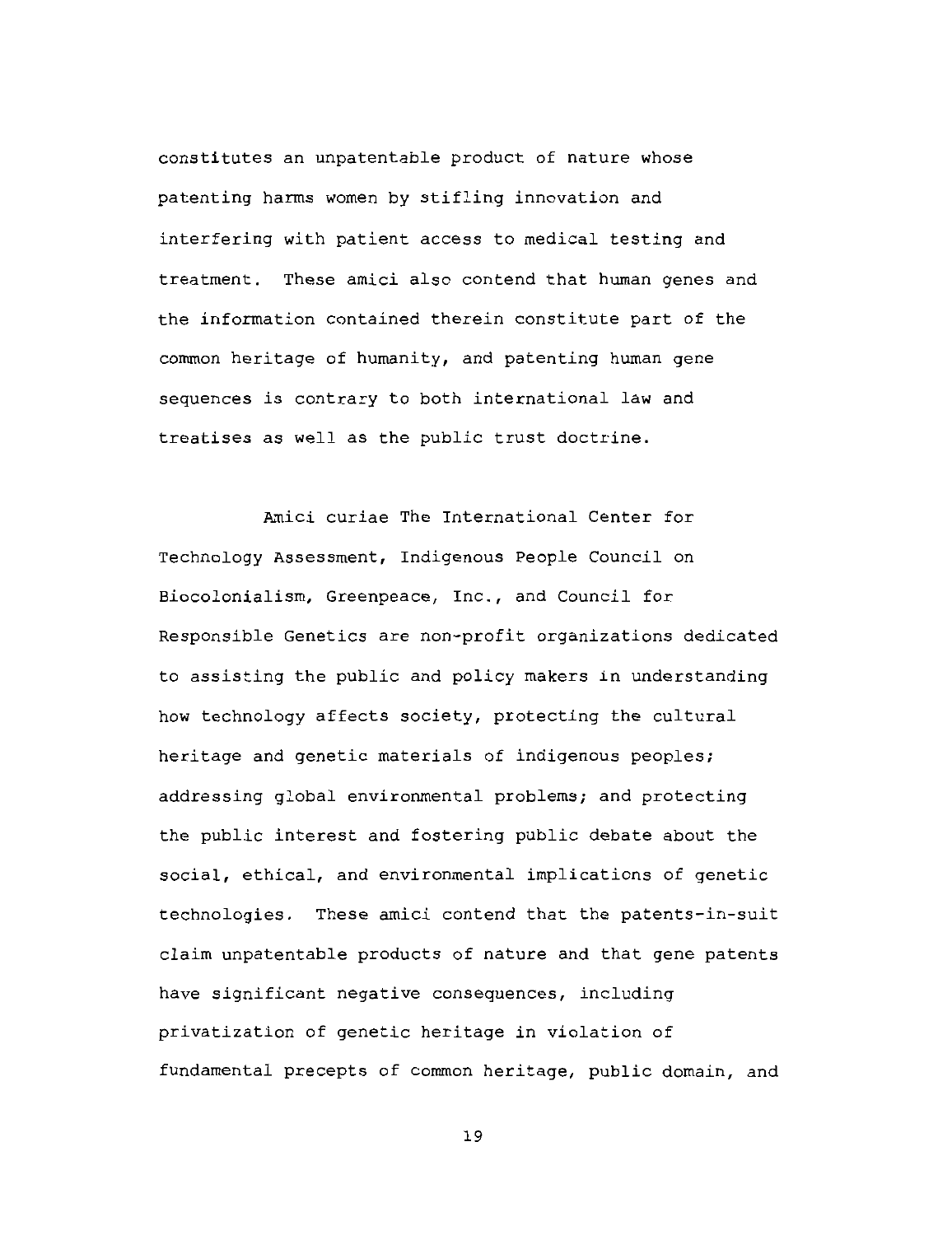constitutes an unpatentable product of nature whose patenting harms women by stifling innovation and interfering with patient access to medical testing and treatment. These amici also contend that human genes and the information contained therein constitute part of the common heritage of humanity, and patenting human gene sequences is contrary to both international law and treatises as well as the public trust doctrine.

Amici curiae The International Center for Technology Assessment, Indigenous People Council on Biocolonialism, Greenpeace, Inc., and Council for Responsible Genetics are non-profit organizations dedicated to assisting the public and policy makers in understanding how technology affects society, protecting the cultural heritage and genetic materials of indigenous peoples; addressing global environmental problems; and protecting the public interest and fostering public debate about the social, ethical, and environmental implications of genetic technologies. These amici contend that the patents-in-suit claim unpatentable products of nature and that gene patents have significant negative consequences, including privatization of genetic heritage in violation of fundamental precepts of common heritage, public domain, and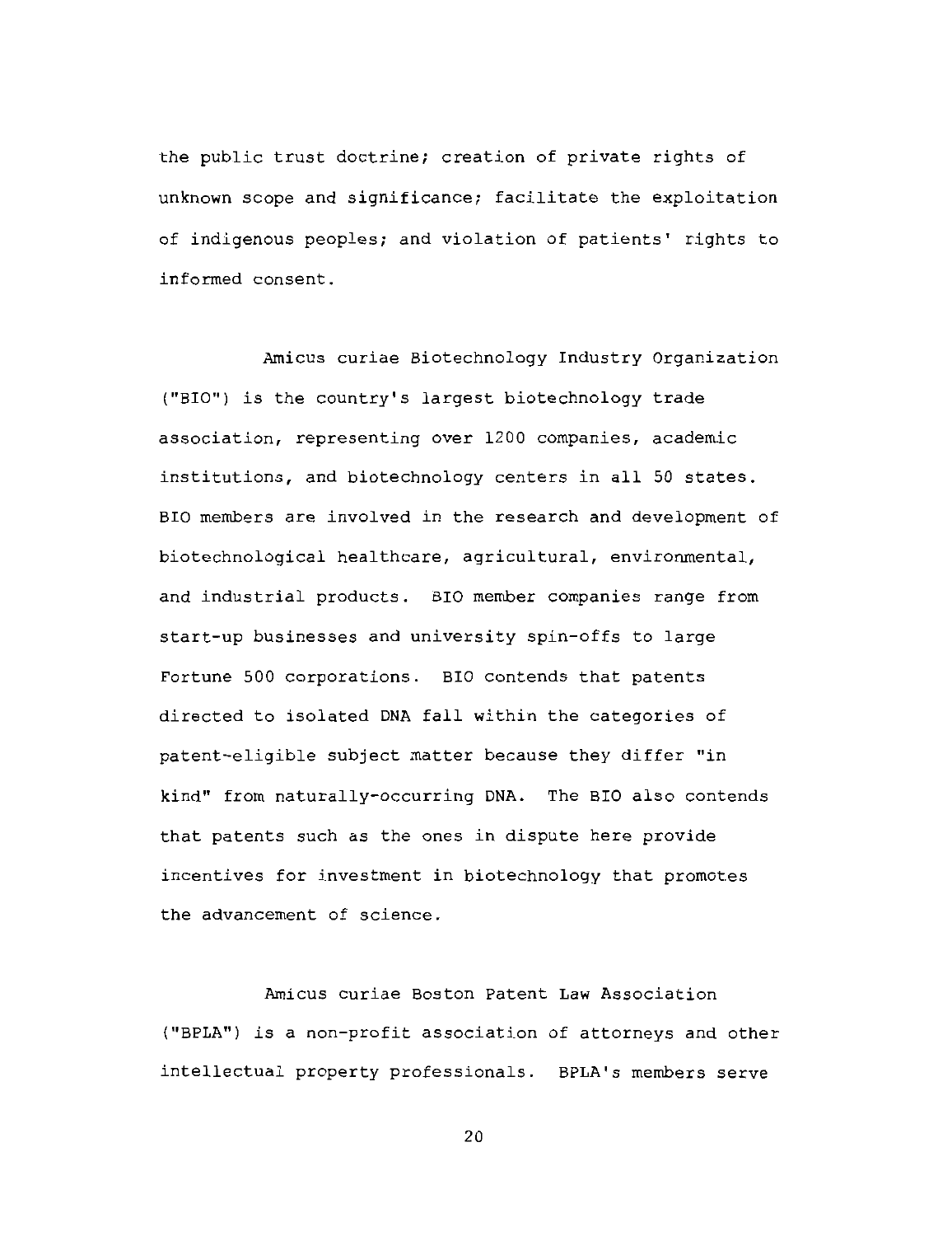the public trust doctrine; creation of private rights of unknown scope and significance; facilitate the exploitation of indigenous peoples; and violation of patients' rights to informed consent.

Amicus curiae Biotechnology Industry Organization ("BIO") is the country's largest biotechnology trade association, representing over 1200 companies, academic institutions, and biotechnology centers in all 50 states. BIO members are involved in the research and development of biotechnological healthcare, agricultural, environmental, and industrial products. BIO member companies range from start-up businesses and university spin-offs to large Fortune 500 corporations. BIO contends that patents directed to isolated DNA fall within the categories of patent-eligible subject matter because they differ "in kind" from naturally-occurring DNA. The BIO also contends that patents such as the ones in dispute here provide incentives for investment in biotechnology that promotes the advancement of science.

Amicus curiae Boston Patent Law Association ("BPLA") is a non-profit association of attorneys and other intellectual property professionals. BPLA's members serve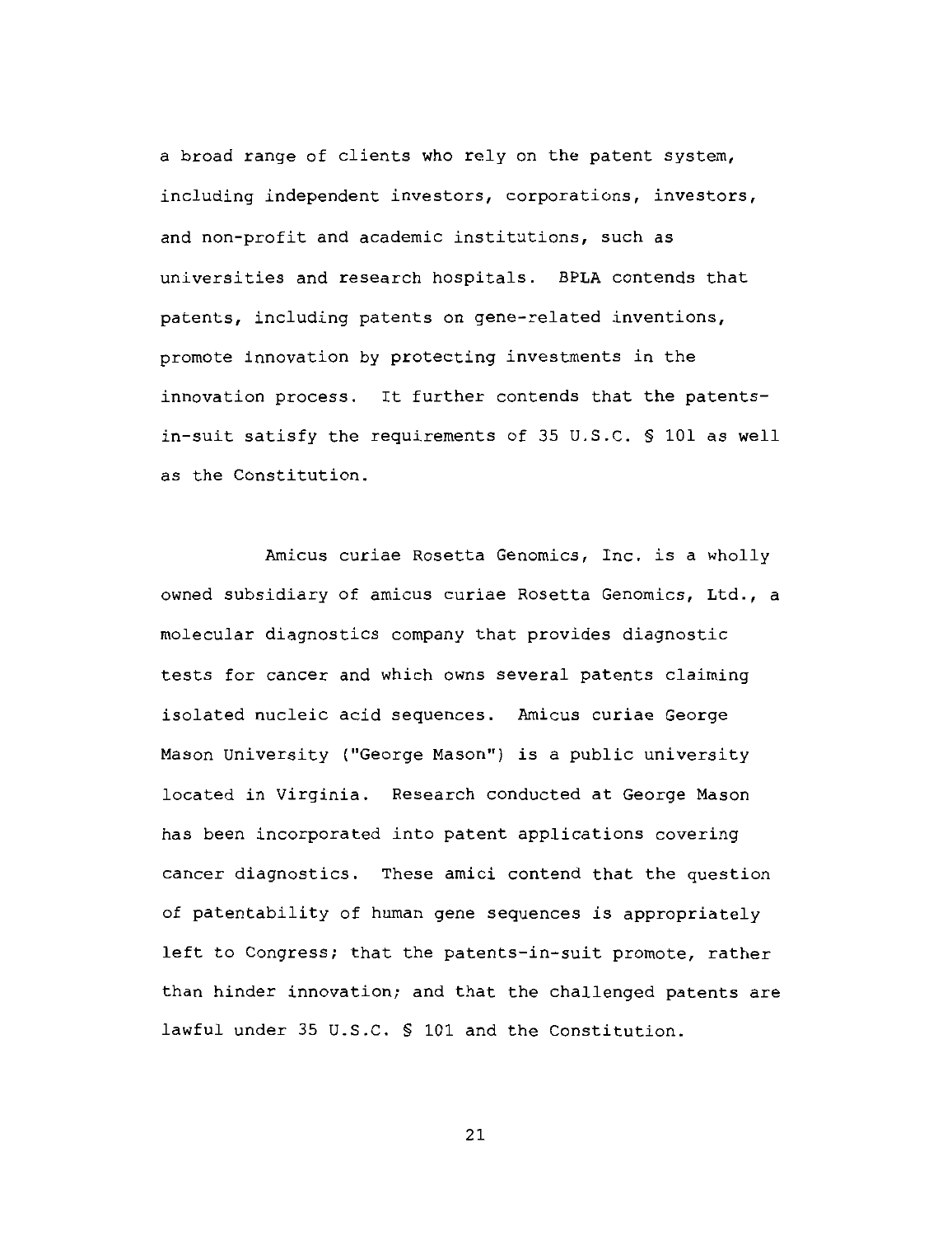a broad range of clients who rely on the patent system, including independent investors, corporations, investors, and non-profit and academic institutions, such as universities and research hospitals. BPLA contends that patents, including patents on gene-related inventions, promote innovation by protecting investments in the innovation process. It further contends that the patents-in-suit satisfy the requirements of 35 U.S.C. § 101 as well as the Constitution.

Amicus curiae Rosetta Genomics, Inc. is a wholly owned subsidiary of amicus curiae Rosetta Genomics, Ltd., a molecular diagnostics company that provides diagnostic tests for cancer and which owns several patents claiming isolated nucleic acid sequences. Amicus curiae George Mason University ("George Mason") is a public university located in Virginia. Research conducted at George Mason has been incorporated into patent applications covering cancer diagnostics. These amici contend that the question of patentability of human gene sequences is appropriately left to Congress; that the patents-in-suit promote, rather than hinder innovation; and that the challenged patents are lawful under 35 U.S.C. § 101 and the Constitution.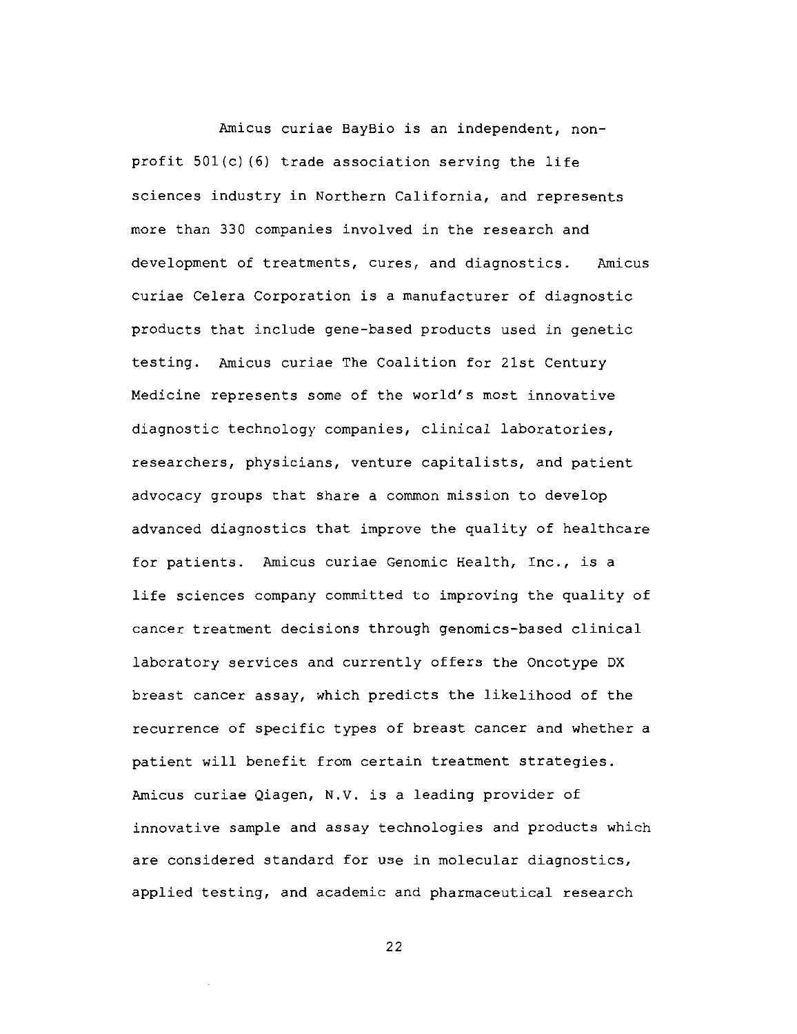Amicus curiae BayBio is an independent, non-profit 501(c)(6) trade association serving the life sciences industry in Northern California, and represents more than 330 companies involved in the research and development of treatments, cures, and diagnostics. Amicus curiae Celera Corporation is a manufacturer of diagnostic products that include gene-based products used in genetic testing. Amicus curiae The Coalition for 21st Century Medicine represents some of the world's most innovative diagnostic technology companies, clinical laboratories, researchers, physicians, venture capitalists, and patient advocacy groups that share a common mission to develop advanced diagnostics that improve the quality of healthcare for patients. Amicus curiae Genomic Health, Inc., is a life sciences company committed to improving the quality of cancer treatment decisions through genomics-based clinical laboratory services and currently offers the Oncotype DX breast cancer assay, which predicts the likelihood of the recurrence of specific types of breast cancer and whether a patient will benefit from certain treatment strategies. Amicus curiae Qiagen, N.V. is a leading provider of innovative sample and assay technologies and products which are considered standard for use in molecular diagnostics, applied testing, and academic and pharmaceutical research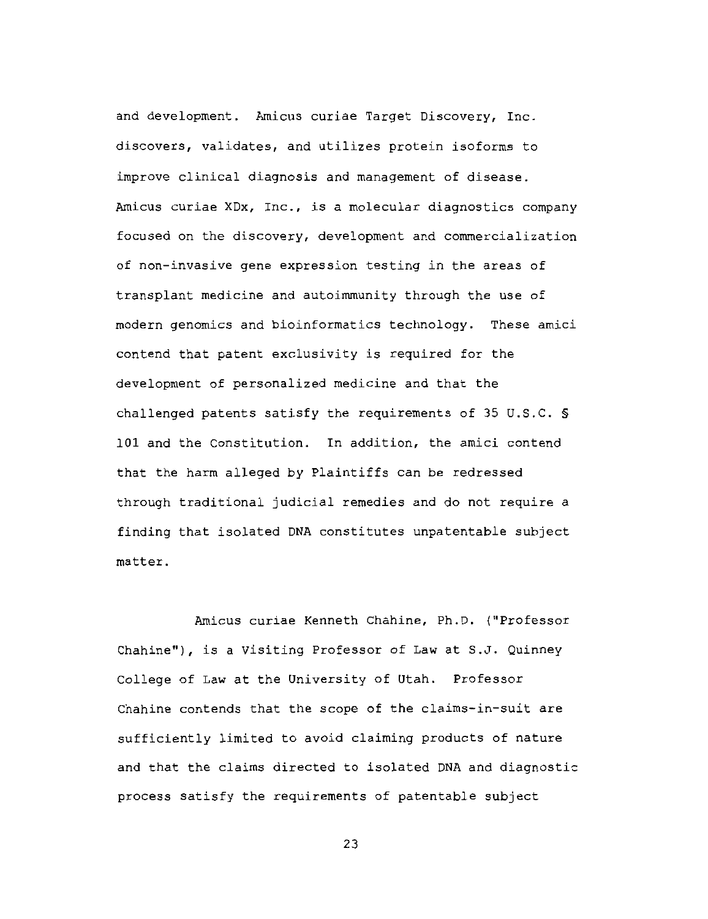and development. Amicus curiae Target Discovery, Inc. discovers, validates, and utilizes protein isoforms to improve clinical diagnosis and management of disease. Amicus curiae XDx, Inc., is a molecular diagnostics company focused on the discovery, development and commercialization of non-invasive gene expression testing in the areas of transplant medicine and autoimmunity through the use of modern genomics and bioinformatics technology. These amici contend that patent exclusivity is required for the development of personalized medicine and that the challenged patents satisfy the requirements of 35 U.S.C. § 101 and the Constitution. In addition, the amici contend that the harm alleged by Plaintiffs can be redressed through traditional judicial remedies and do not require a finding that isolated DNA constitutes unpatentable subject matter.

Amicus curiae Kenneth Chahine, Ph.D. ("Professor Chahine"), is a Visiting Professor of Law at S.J. Quinney College of Law at the University of Utah. Professor Chahine contends that the scope of the claims-in-suit are sufficiently limited to avoid claiming products of nature and that the claims directed to isolated DNA and diagnostic process satisfy the requirements of patentable subject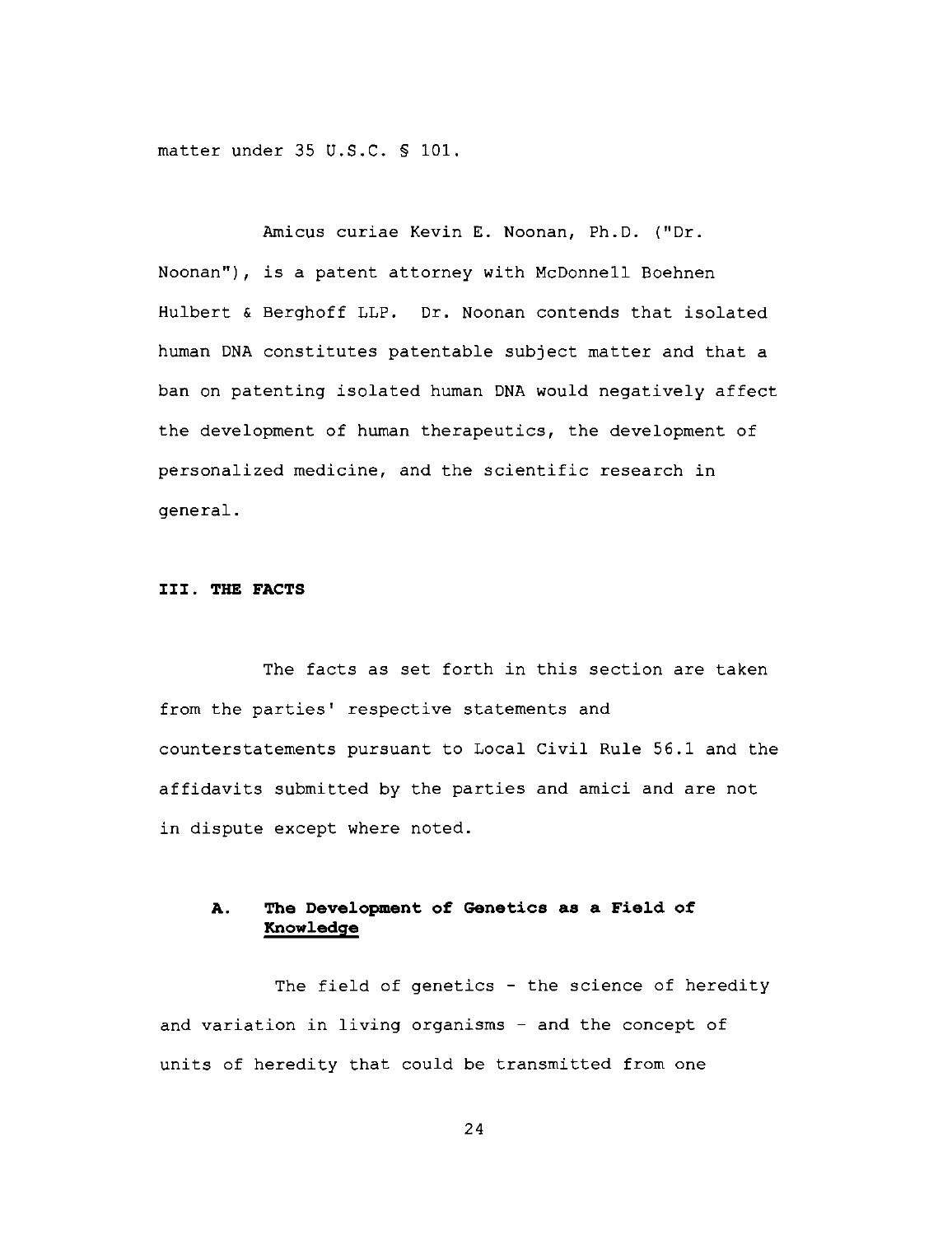matter under 35 U.S.C. § 101.

Amicus curiae Kevin E. Noonan, Ph.D. ("Dr. Noonan"), is a patent attorney with McDonnell Boehnen Hulbert & Berghoff LLP. Dr. Noonan contends that isolated human DNA constitutes patentable subject matter and that a ban on patenting isolated human DNA would negatively affect the development of human therapeutics, the development of personalized medicine, and the scientific research in general.

## III. THE FACTS

The facts as set forth in this section are taken from the parties' respective statements and counterstatements pursuant to Local Civil Rule 56.1 and the affidavits submitted by the parties and amici and are not in dispute except where noted.

### A. The Development of Genetics as a Field of Knowledge

The field of genetics - the science of heredity and variation in living organisms - and the concept of units of heredity that could be transmitted from one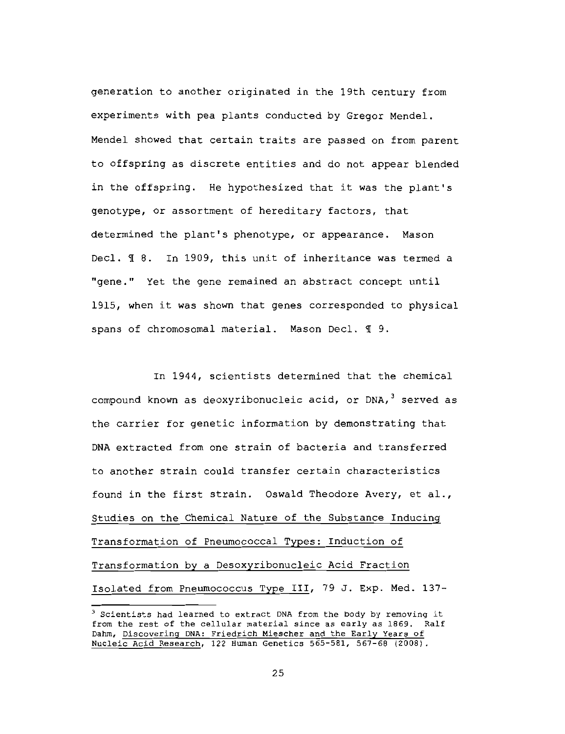generation to another originated in the 19th century from experiments with pea plants conducted by Gregor Mendel. Mendel showed that certain traits are passed on from parent to offspring as discrete entities and do not appear blended in the offspring. He hypothesized that it was the plant's genotype, or assortment of hereditary factors, that determined the plant's phenotype, or appearance. Mason Decl. ¶ 8. In 1909, this unit of inheritance was termed a "gene." Yet the gene remained an abstract concept until 1915, when it was shown that genes corresponded to physical spans of chromosomal material. Mason Decl. ¶ 9.

In 1944, scientists determined that the chemical compound known as deoxyribonucleic acid, or DNA,[3] served as the carrier for genetic information by demonstrating that DNA extracted from one strain of bacteria and transferred to another strain could transfer certain characteristics found in the first strain. Oswald Theodore Avery, et al., Studies on the Chemical Nature of the Substance Inducing Transformation of Pneumococcal Types: Induction of Transformation by a Desoxyribonucleic Acid Fraction Isolated from Pneumococcus Type III, 79 J. Exp. Med. 137-

---

[3] Scientists had learned to extract DNA from the body by removing it from the rest of the cellular material since as early as 1869. Ralf Dahm, Discovering DNA: Friedrich Miescher and the Early Years of Nucleic Acid Research, 122 Human Genetics 565-581, 567-68 (2008).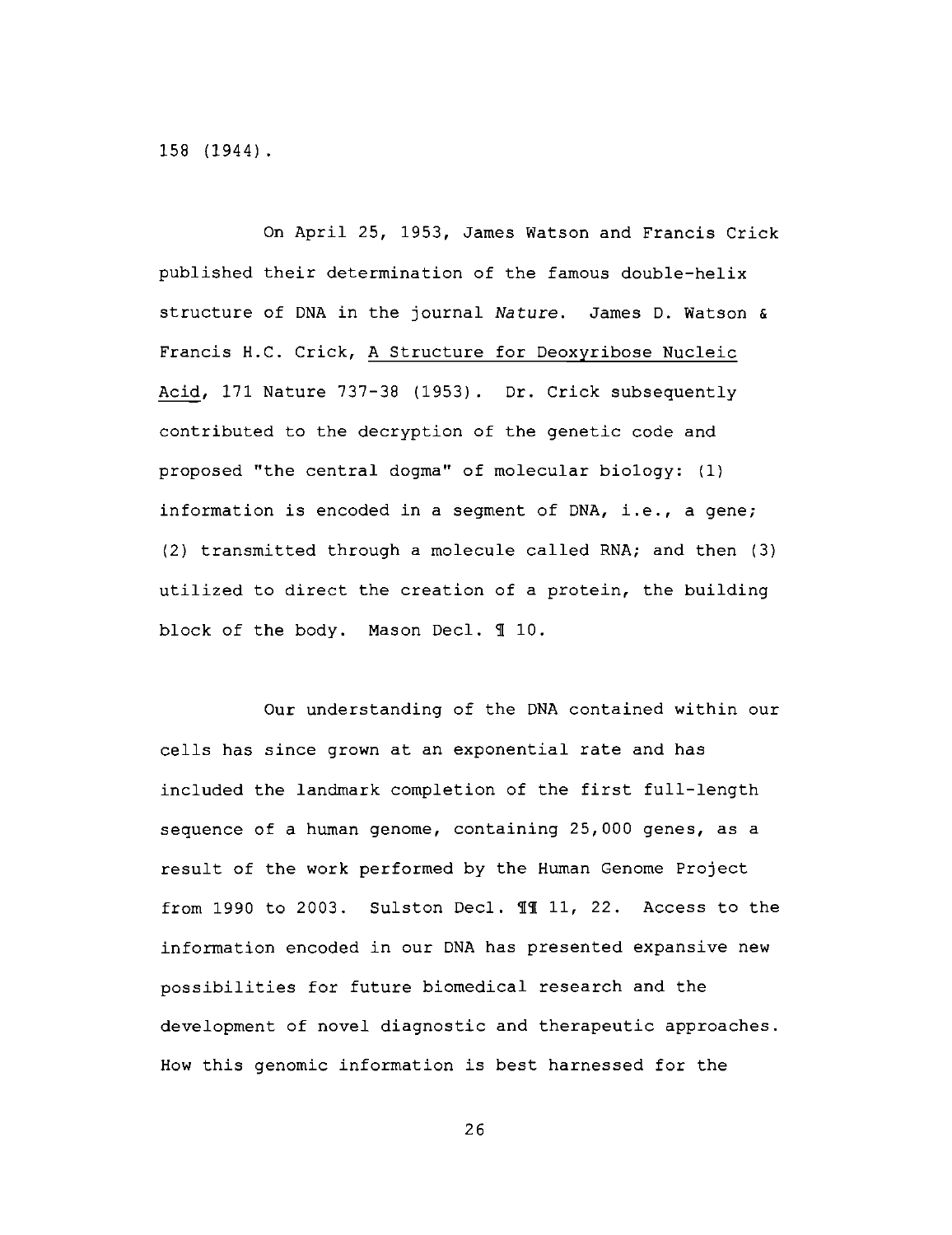158 (1944).

On April 25, 1953, James Watson and Francis Crick published their determination of the famous double-helix structure of DNA in the journal *Nature*. James D. Watson & Francis H.C. Crick, A Structure for Deoxyribose Nucleic Acid, 171 Nature 737-38 (1953). Dr. Crick subsequently contributed to the decryption of the genetic code and proposed "the central dogma" of molecular biology: (1) information is encoded in a segment of DNA, i.e., a gene; (2) transmitted through a molecule called RNA; and then (3) utilized to direct the creation of a protein, the building block of the body. Mason Decl. ¶ 10.

Our understanding of the DNA contained within our cells has since grown at an exponential rate and has included the landmark completion of the first full-length sequence of a human genome, containing 25,000 genes, as a result of the work performed by the Human Genome Project from 1990 to 2003. Sulston Decl. ¶¶ 11, 22. Access to the information encoded in our DNA has presented expansive new possibilities for future biomedical research and the development of novel diagnostic and therapeutic approaches. How this genomic information is best harnessed for the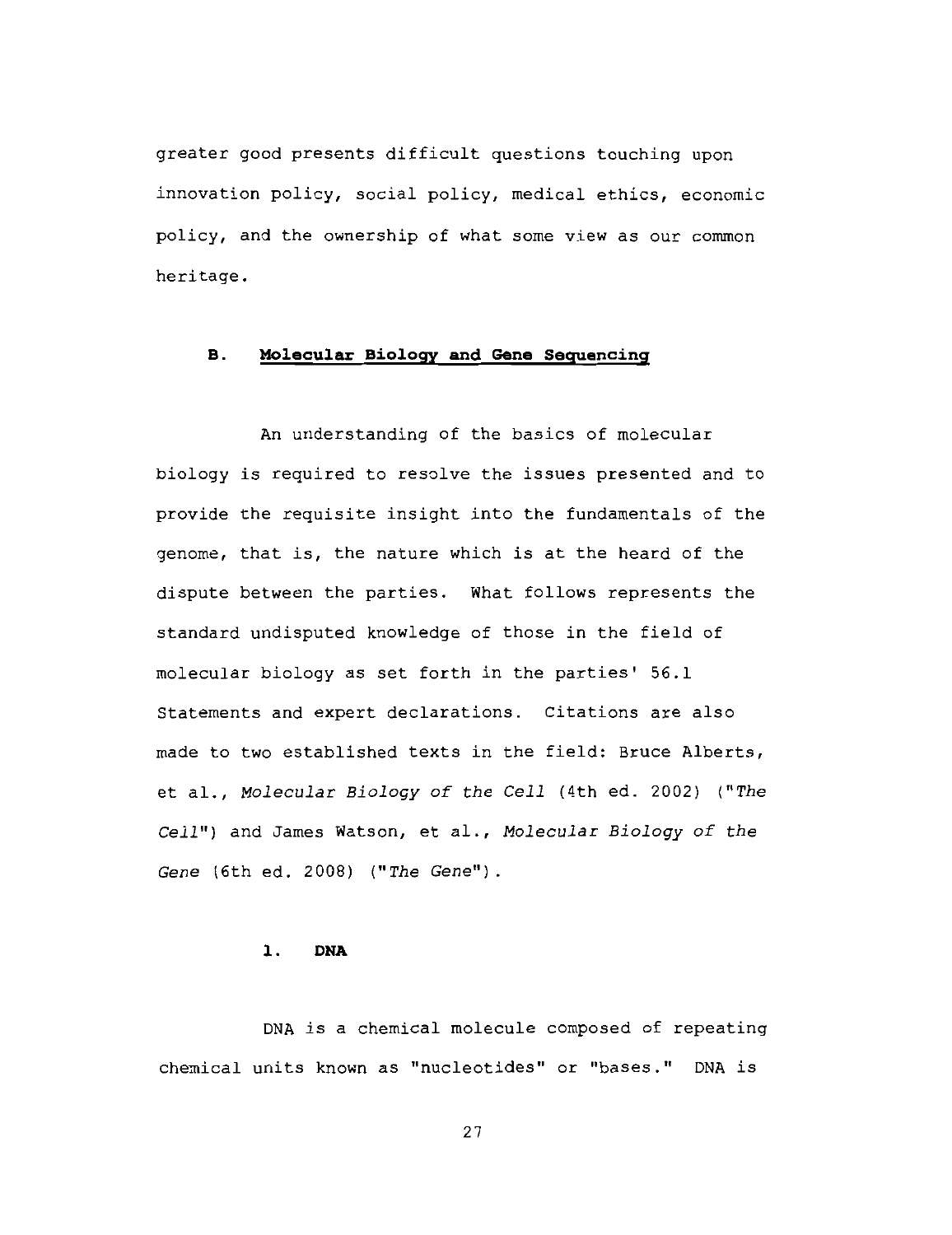greater good presents difficult questions touching upon innovation policy, social policy, medical ethics, economic policy, and the ownership of what some view as our common heritage.

### B. Molecular Biology and Gene Sequencing

An understanding of the basics of molecular biology is required to resolve the issues presented and to provide the requisite insight into the fundamentals of the genome, that is, the nature which is at the heard of the dispute between the parties. What follows represents the standard undisputed knowledge of those in the field of molecular biology as set forth in the parties' 56.1 Statements and expert declarations. Citations are also made to two established texts in the field: Bruce Alberts, et al., *Molecular Biology of the Cell* (4th ed. 2002) ("*The Cell*") and James Watson, et al., *Molecular Biology of the Gene* (6th ed. 2008) ("*The Gene*").

#### 1. DNA

DNA is a chemical molecule composed of repeating chemical units known as "nucleotides" or "bases." DNA is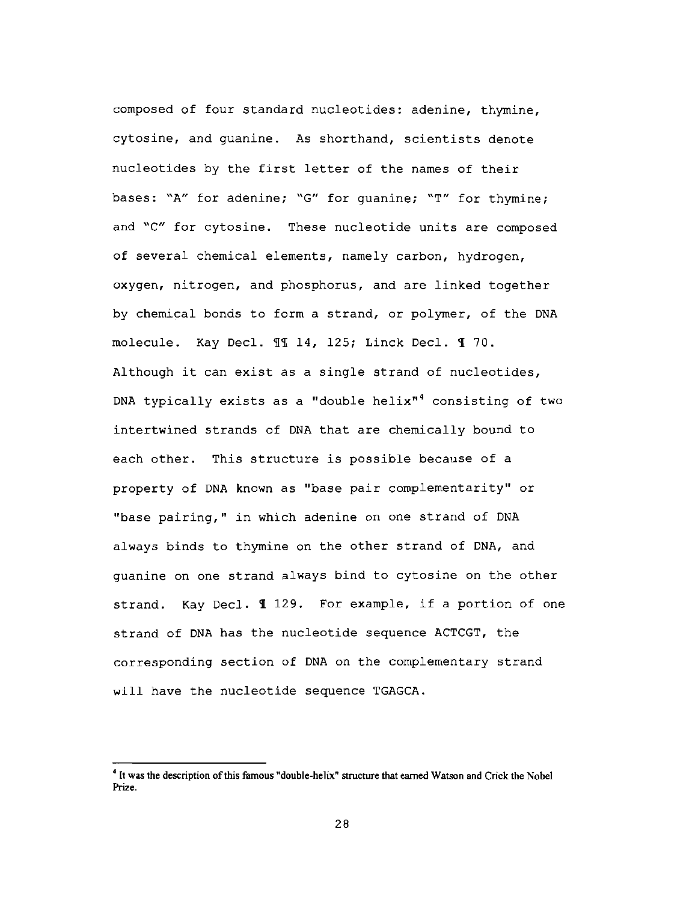composed of four standard nucleotides: adenine, thymine, cytosine, and guanine. As shorthand, scientists denote nucleotides by the first letter of the names of their bases: "A" for adenine; "G" for guanine; "T" for thymine; and "C" for cytosine. These nucleotide units are composed of several chemical elements, namely carbon, hydrogen, oxygen, nitrogen, and phosphorus, and are linked together by chemical bonds to form a strand, or polymer, of the DNA molecule. Kay Decl. ¶¶ 14, 125; Linck Decl. ¶ 70. Although it can exist as a single strand of nucleotides, DNA typically exists as a "double helix"[4] consisting of two intertwined strands of DNA that are chemically bound to each other. This structure is possible because of a property of DNA known as "base pair complementarity" or "base pairing," in which adenine on one strand of DNA always binds to thymine on the other strand of DNA, and guanine on one strand always bind to cytosine on the other strand. Kay Decl. ¶ 129. For example, if a portion of one strand of DNA has the nucleotide sequence ACTCGT, the corresponding section of DNA on the complementary strand will have the nucleotide sequence TGAGCA.

---

[4] It was the description of this famous "double-helix" structure that earned Watson and Crick the Nobel Prize.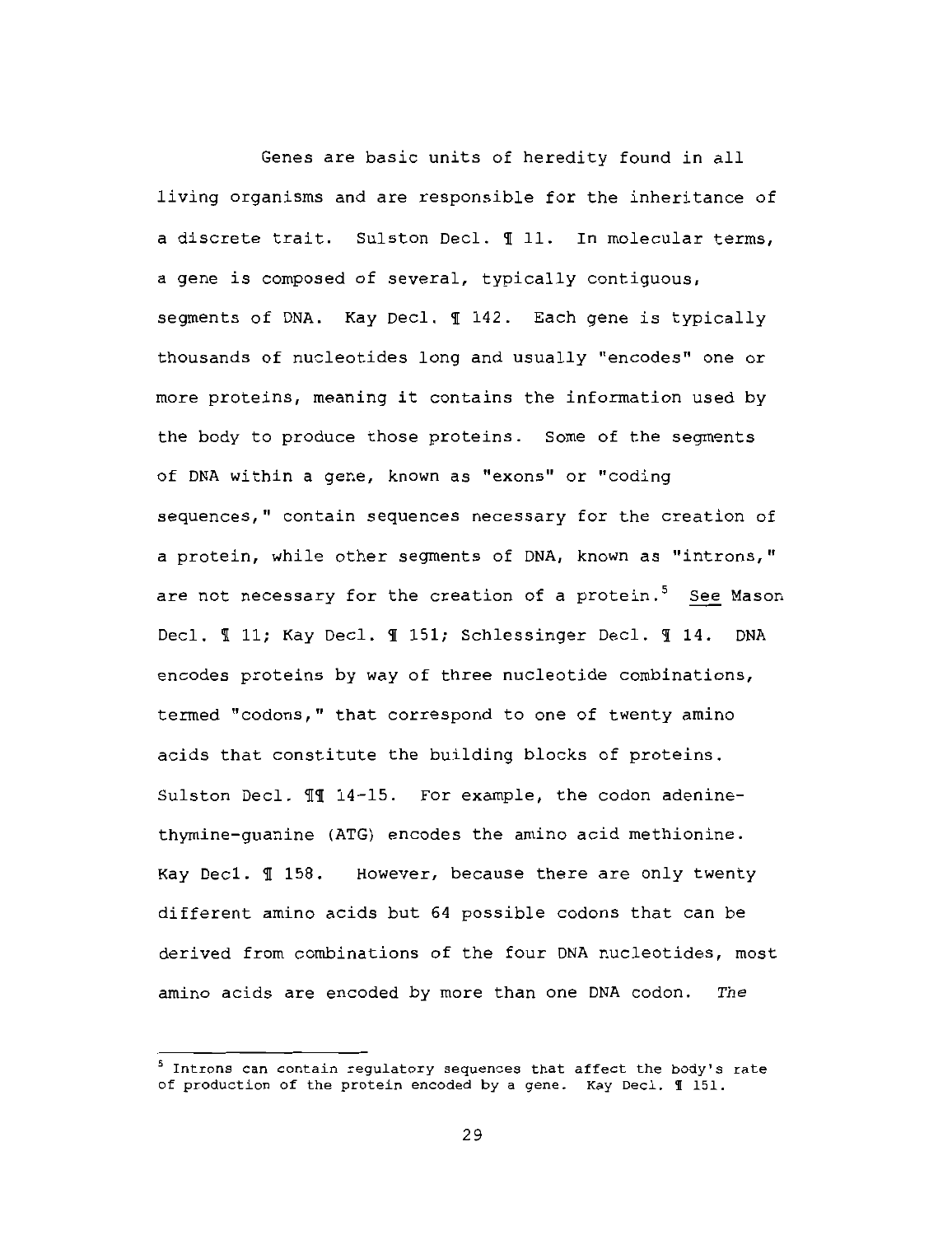Genes are basic units of heredity found in all living organisms and are responsible for the inheritance of a discrete trait. Sulston Decl. ¶ 11. In molecular terms, a gene is composed of several, typically contiguous, segments of DNA. Kay Decl. ¶ 142. Each gene is typically thousands of nucleotides long and usually "encodes" one or more proteins, meaning it contains the information used by the body to produce those proteins. Some of the segments of DNA within a gene, known as "exons" or "coding sequences," contain sequences necessary for the creation of a protein, while other segments of DNA, known as "introns," are not necessary for the creation of a protein.[5] See Mason Decl. ¶ 11; Kay Decl. ¶ 151; Schlessinger Decl. ¶ 14. DNA encodes proteins by way of three nucleotide combinations, termed "codons," that correspond to one of twenty amino acids that constitute the building blocks of proteins. Sulston Decl. ¶¶ 14-15. For example, the codon adenine-thymine-guanine (ATG) encodes the amino acid methionine. Kay Decl. ¶ 158. However, because there are only twenty different amino acids but 64 possible codons that can be derived from combinations of the four DNA nucleotides, most amino acids are encoded by more than one DNA codon. *The*

---

[5] Introns can contain regulatory sequences that affect the body's rate of production of the protein encoded by a gene. Kay Decl. ¶ 151.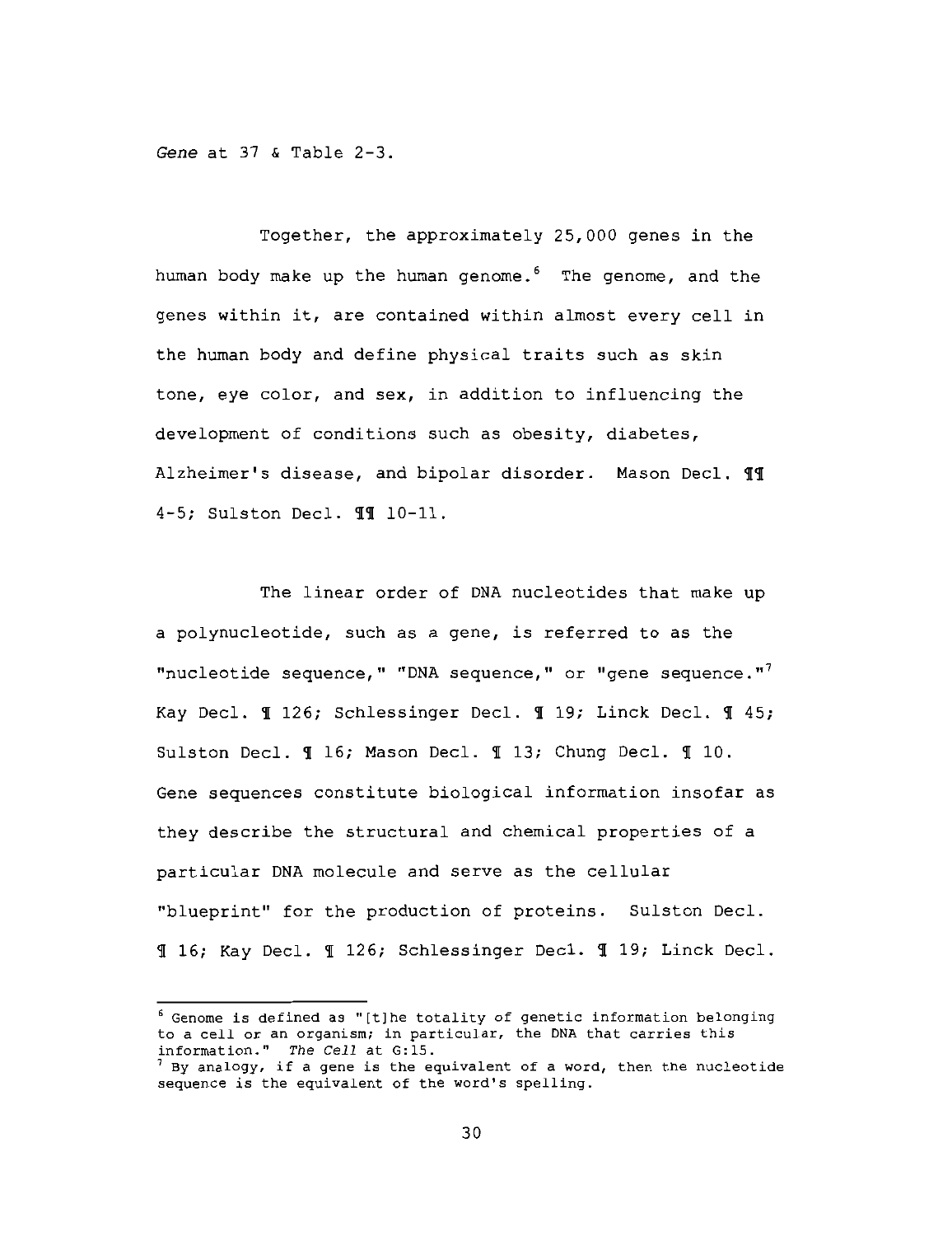*Gene* at 37 & Table 2-3.

Together, the approximately 25,000 genes in the human body make up the human genome.[6] The genome, and the genes within it, are contained within almost every cell in the human body and define physical traits such as skin tone, eye color, and sex, in addition to influencing the development of conditions such as obesity, diabetes, Alzheimer's disease, and bipolar disorder. Mason Decl. ¶¶ 4-5; Sulston Decl. ¶¶ 10-11.

The linear order of DNA nucleotides that make up a polynucleotide, such as a gene, is referred to as the "nucleotide sequence," "DNA sequence," or "gene sequence."[7] Kay Decl. ¶ 126; Schlessinger Decl. ¶ 19; Linck Decl. ¶ 45; Sulston Decl. ¶ 16; Mason Decl. ¶ 13; Chung Decl. ¶ 10. Gene sequences constitute biological information insofar as they describe the structural and chemical properties of a particular DNA molecule and serve as the cellular "blueprint" for the production of proteins. Sulston Decl. ¶ 16; Kay Decl. ¶ 126; Schlessinger Decl. ¶ 19; Linck Decl.

---

[6] Genome is defined as "[t]he totality of genetic information belonging to a cell or an organism; in particular, the DNA that carries this information." *The Cell* at G:15.

[7] By analogy, if a gene is the equivalent of a word, then the nucleotide sequence is the equivalent of the word's spelling.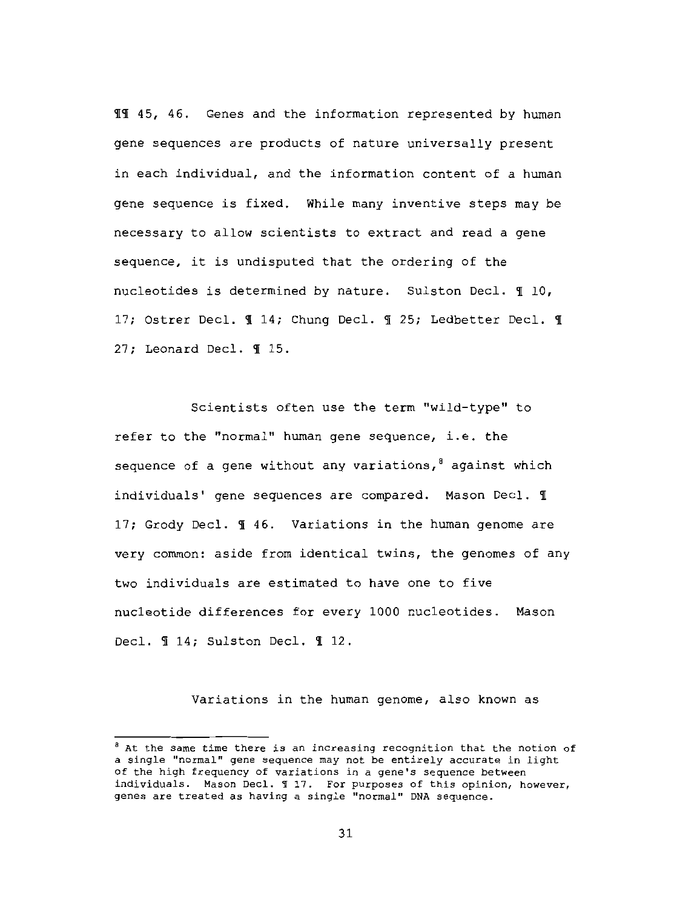¶¶ 45, 46. Genes and the information represented by human gene sequences are products of nature universally present in each individual, and the information content of a human gene sequence is fixed. While many inventive steps may be necessary to allow scientists to extract and read a gene sequence, it is undisputed that the ordering of the nucleotides is determined by nature. Sulston Decl. ¶ 10, 17; Ostrer Decl. ¶ 14; Chung Decl. ¶ 25; Ledbetter Decl. ¶ 27; Leonard Decl. ¶ 15.

Scientists often use the term "wild-type" to refer to the "normal" human gene sequence, i.e. the sequence of a gene without any variations,[8] against which individuals' gene sequences are compared. Mason Decl. ¶ 17; Grody Decl. ¶ 46. Variations in the human genome are very common: aside from identical twins, the genomes of any two individuals are estimated to have one to five nucleotide differences for every 1000 nucleotides. Mason Decl. ¶ 14; Sulston Decl. ¶ 12.

Variations in the human genome, also known as

---

[8] At the same time there is an increasing recognition that the notion of a single "normal" gene sequence may not be entirely accurate in light of the high frequency of variations in a gene's sequence between individuals. Mason Decl. ¶ 17. For purposes of this opinion, however, genes are treated as having a single "normal" DNA sequence.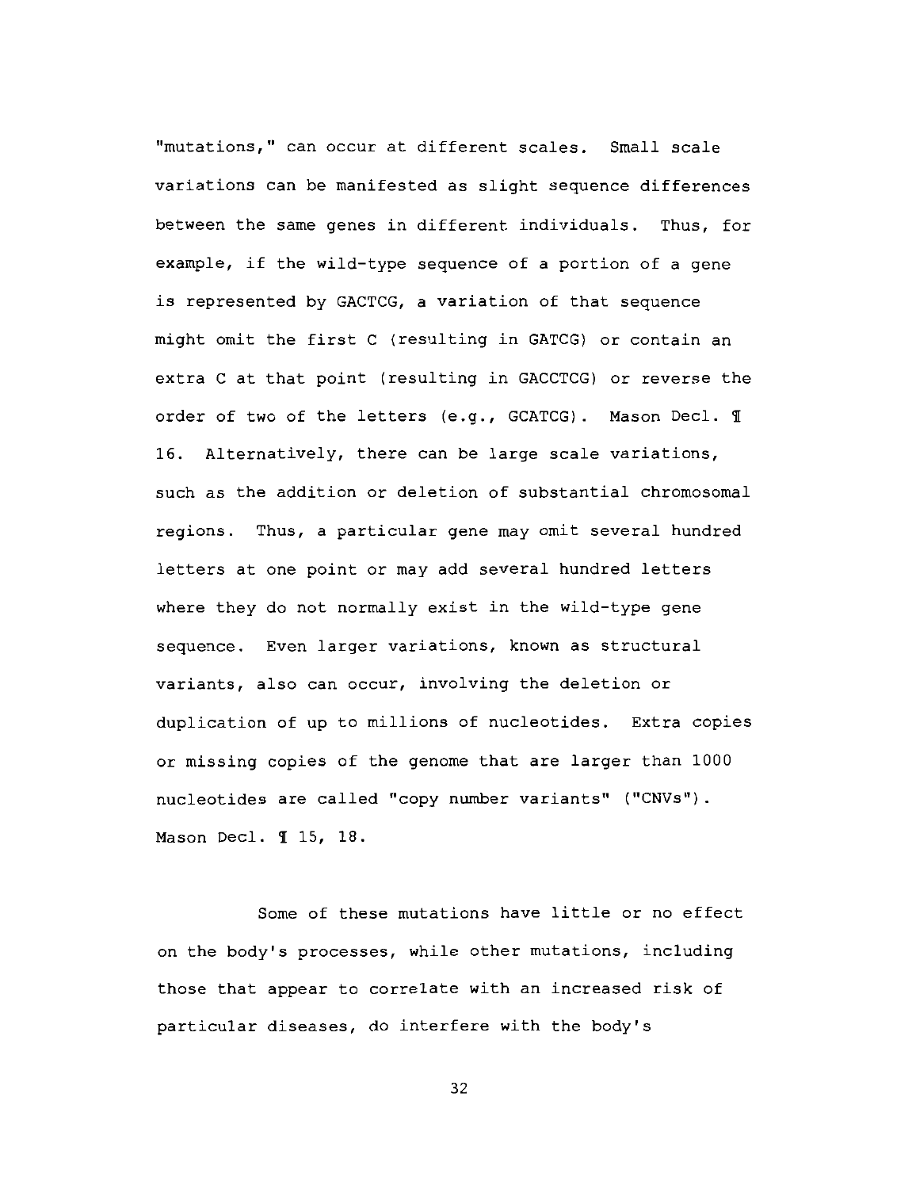"mutations," can occur at different scales. Small scale variations can be manifested as slight sequence differences between the same genes in different individuals. Thus, for example, if the wild-type sequence of a portion of a gene is represented by GACTCG, a variation of that sequence might omit the first C (resulting in GATCG) or contain an extra C at that point (resulting in GACCTCG) or reverse the order of two of the letters (e.g., GCATCG). Mason Decl. ¶ 16. Alternatively, there can be large scale variations, such as the addition or deletion of substantial chromosomal regions. Thus, a particular gene may omit several hundred letters at one point or may add several hundred letters where they do not normally exist in the wild-type gene sequence. Even larger variations, known as structural variants, also can occur, involving the deletion or duplication of up to millions of nucleotides. Extra copies or missing copies of the genome that are larger than 1000 nucleotides are called "copy number variants" ("CNVs"). Mason Decl. ¶ 15, 18.

Some of these mutations have little or no effect on the body's processes, while other mutations, including those that appear to correlate with an increased risk of particular diseases, do interfere with the body's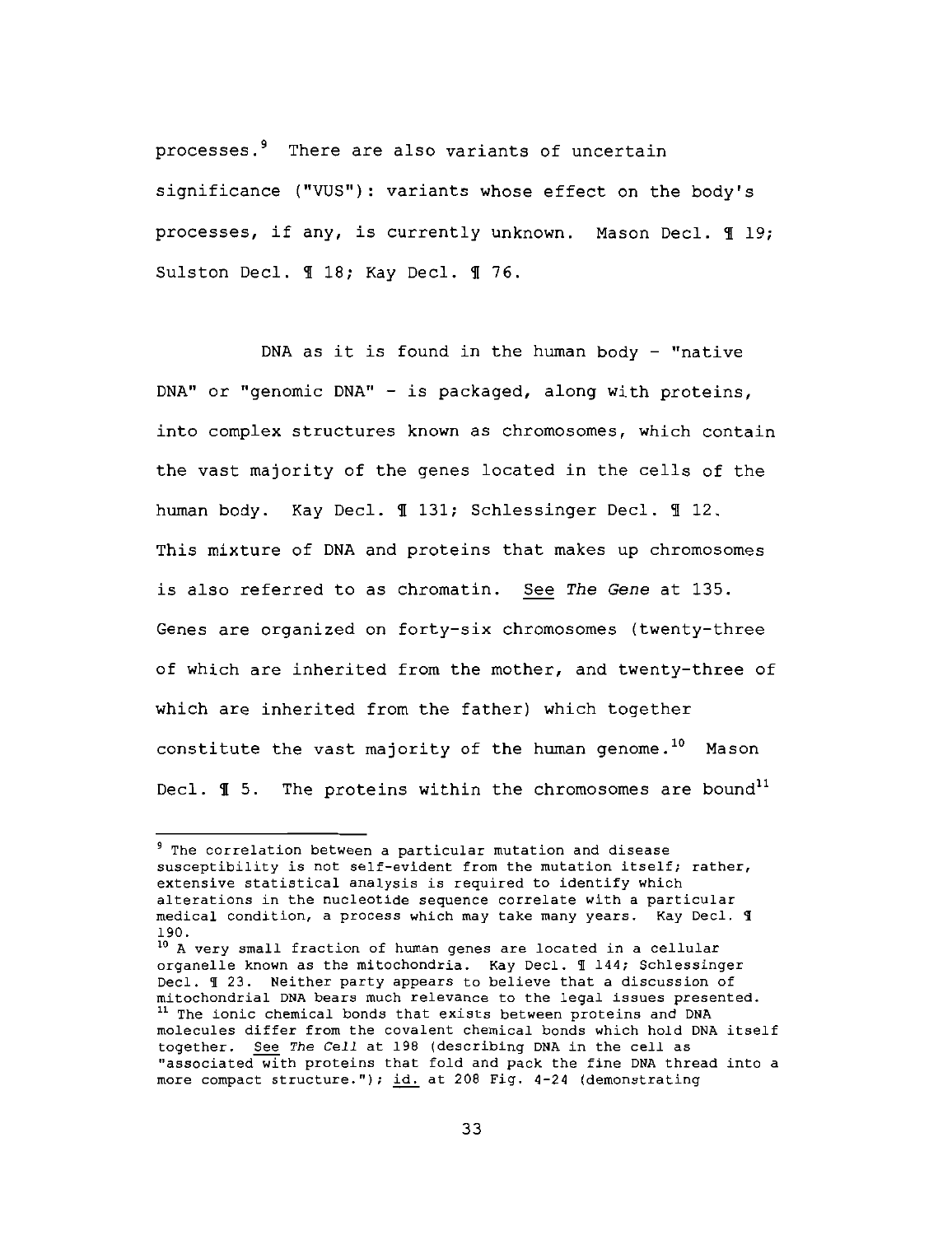processes.[9] There are also variants of uncertain significance ("VUS"): variants whose effect on the body's processes, if any, is currently unknown. Mason Decl. ¶ 19; Sulston Decl. ¶ 18; Kay Decl. ¶ 76.

DNA as it is found in the human body - "native DNA" or "genomic DNA" - is packaged, along with proteins, into complex structures known as chromosomes, which contain the vast majority of the genes located in the cells of the human body. Kay Decl. ¶ 131; Schlessinger Decl. ¶ 12. This mixture of DNA and proteins that makes up chromosomes is also referred to as chromatin. See *The Gene* at 135. Genes are organized on forty-six chromosomes (twenty-three of which are inherited from the mother, and twenty-three of which are inherited from the father) which together constitute the vast majority of the human genome.[10] Mason Decl. ¶ 5. The proteins within the chromosomes are bound[11]

---

[9] The correlation between a particular mutation and disease susceptibility is not self-evident from the mutation itself; rather, extensive statistical analysis is required to identify which alterations in the nucleotide sequence correlate with a particular medical condition, a process which may take many years. Kay Decl. ¶ 190.

[10] A very small fraction of human genes are located in a cellular organelle known as the mitochondria. Kay Decl. ¶ 144; Schlessinger Decl. ¶ 23. Neither party appears to believe that a discussion of mitochondrial DNA bears much relevance to the legal issues presented.

[11] The ionic chemical bonds that exists between proteins and DNA molecules differ from the covalent chemical bonds which hold DNA itself together. See *The Cell* at 198 (describing DNA in the cell as "associated with proteins that fold and pack the fine DNA thread into a more compact structure."); id. at 208 Fig. 4-24 (demonstrating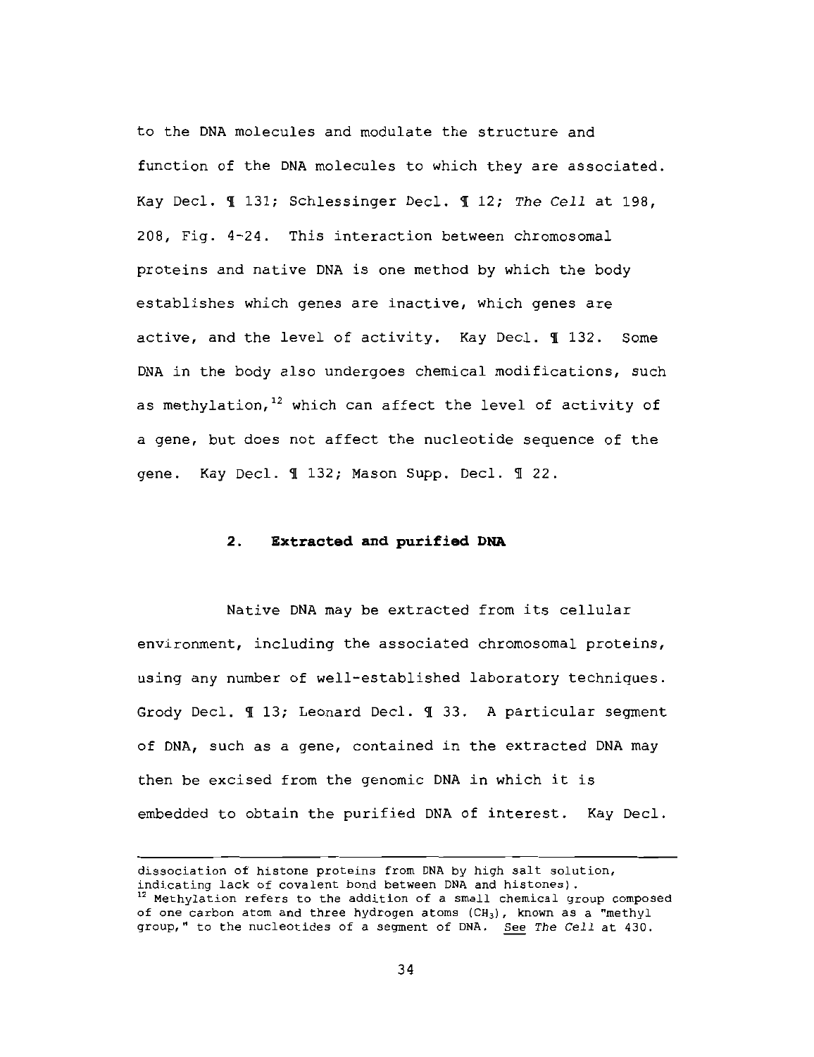to the DNA molecules and modulate the structure and function of the DNA molecules to which they are associated. Kay Decl. ¶ 131; Schlessinger Decl. ¶ 12; *The Cell* at 198, 208, Fig. 4-24. This interaction between chromosomal proteins and native DNA is one method by which the body establishes which genes are inactive, which genes are active, and the level of activity. Kay Decl. ¶ 132. Some DNA in the body also undergoes chemical modifications, such as methylation,[12] which can affect the level of activity of a gene, but does not affect the nucleotide sequence of the gene. Kay Decl. ¶ 132; Mason Supp. Decl. ¶ 22.

### 2. Extracted and purified DNA

Native DNA may be extracted from its cellular environment, including the associated chromosomal proteins, using any number of well-established laboratory techniques. Grody Decl. ¶ 13; Leonard Decl. ¶ 33. A particular segment of DNA, such as a gene, contained in the extracted DNA may then be excised from the genomic DNA in which it is embedded to obtain the purified DNA of interest. Kay Decl.

---

dissociation of histone proteins from DNA by high salt solution, indicating lack of covalent bond between DNA and histones).

[12] Methylation refers to the addition of a small chemical group composed of one carbon atom and three hydrogen atoms ($CH_3$), known as a "methyl group," to the nucleotides of a segment of DNA. See *The Cell* at 430.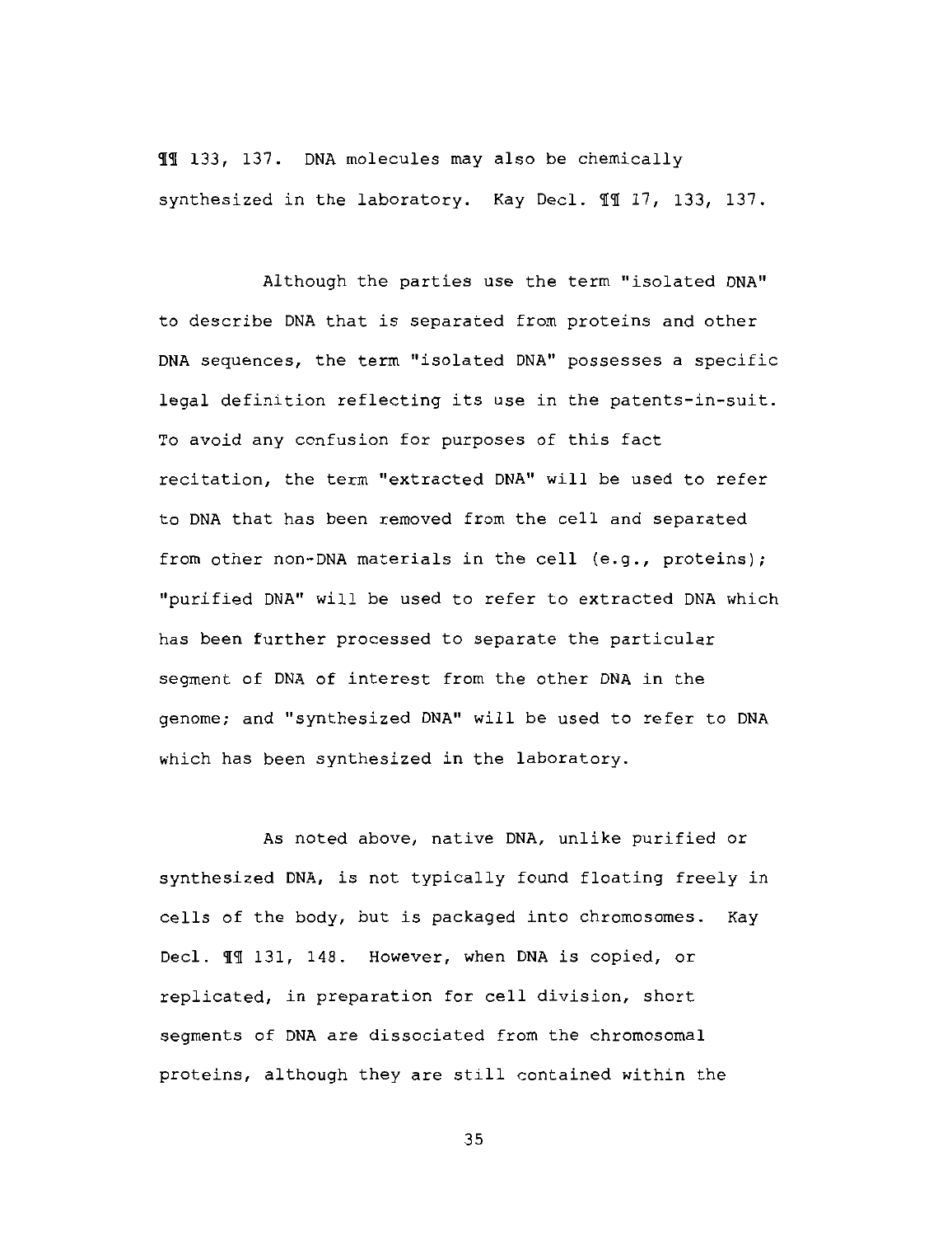¶¶ 133, 137. DNA molecules may also be chemically synthesized in the laboratory. Kay Decl. ¶¶ 17, 133, 137.

Although the parties use the term "isolated DNA" to describe DNA that is separated from proteins and other DNA sequences, the term "isolated DNA" possesses a specific legal definition reflecting its use in the patents-in-suit. To avoid any confusion for purposes of this fact recitation, the term "extracted DNA" will be used to refer to DNA that has been removed from the cell and separated from other non-DNA materials in the cell (e.g., proteins); "purified DNA" will be used to refer to extracted DNA which has been further processed to separate the particular segment of DNA of interest from the other DNA in the genome; and "synthesized DNA" will be used to refer to DNA which has been synthesized in the laboratory.

As noted above, native DNA, unlike purified or synthesized DNA, is not typically found floating freely in cells of the body, but is packaged into chromosomes. Kay Decl. ¶¶ 131, 148. However, when DNA is copied, or replicated, in preparation for cell division, short segments of DNA are dissociated from the chromosomal proteins, although they are still contained within the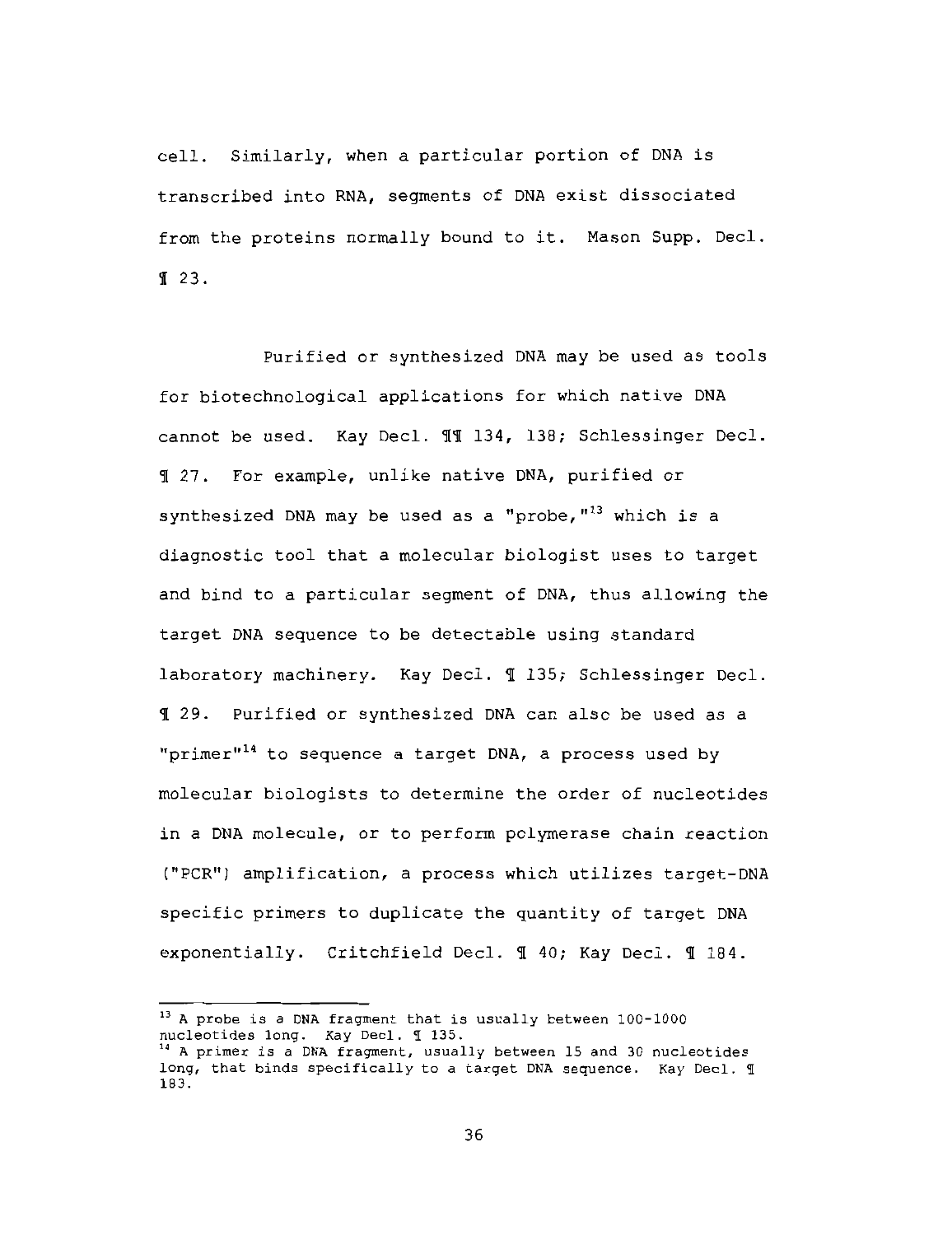cell. Similarly, when a particular portion of DNA is transcribed into RNA, segments of DNA exist dissociated from the proteins normally bound to it. Mason Supp. Decl. ¶ 23.

Purified or synthesized DNA may be used as tools for biotechnological applications for which native DNA cannot be used. Kay Decl. ¶¶ 134, 138; Schlessinger Decl. ¶ 27. For example, unlike native DNA, purified or synthesized DNA may be used as a "probe,"[13] which is a diagnostic tool that a molecular biologist uses to target and bind to a particular segment of DNA, thus allowing the target DNA sequence to be detectable using standard laboratory machinery. Kay Decl. ¶ 135; Schlessinger Decl. ¶ 29. Purified or synthesized DNA can also be used as a "primer"[14] to sequence a target DNA, a process used by molecular biologists to determine the order of nucleotides in a DNA molecule, or to perform polymerase chain reaction ("PCR") amplification, a process which utilizes target-DNA specific primers to duplicate the quantity of target DNA exponentially. Critchfield Decl. ¶ 40; Kay Decl. ¶ 184.

---

[13] A probe is a DNA fragment that is usually between 100-1000 nucleotides long. Kay Decl. ¶ 135.

[14] A primer is a DNA fragment, usually between 15 and 30 nucleotides long, that binds specifically to a target DNA sequence. Kay Decl. ¶ 183.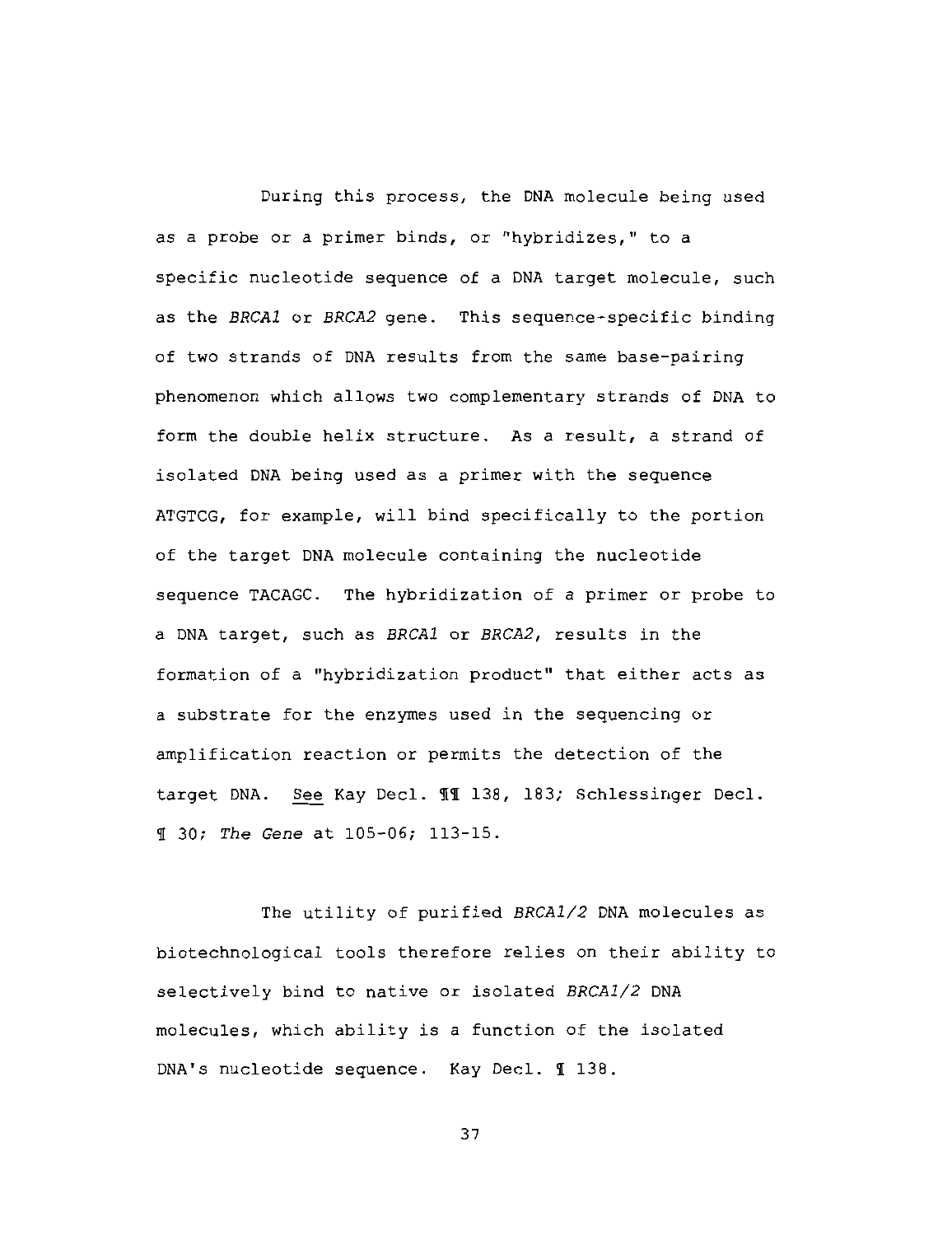During this process, the DNA molecule being used as a probe or a primer binds, or "hybridizes," to a specific nucleotide sequence of a DNA target molecule, such as the *BRCA1* or *BRCA2* gene. This sequence-specific binding of two strands of DNA results from the same base-pairing phenomenon which allows two complementary strands of DNA to form the double helix structure. As a result, a strand of isolated DNA being used as a primer with the sequence ATGTCG, for example, will bind specifically to the portion of the target DNA molecule containing the nucleotide sequence TACAGC. The hybridization of a primer or probe to a DNA target, such as *BRCA1* or *BRCA2*, results in the formation of a "hybridization product" that either acts as a substrate for the enzymes used in the sequencing or amplification reaction or permits the detection of the target DNA. See Kay Decl. ¶¶ 138, 183; Schlessinger Decl. ¶ 30; *The Gene* at 105-06; 113-15.

The utility of purified *BRCA1/2* DNA molecules as biotechnological tools therefore relies on their ability to selectively bind to native or isolated *BRCA1/2* DNA molecules, which ability is a function of the isolated DNA's nucleotide sequence. Kay Decl. ¶ 138.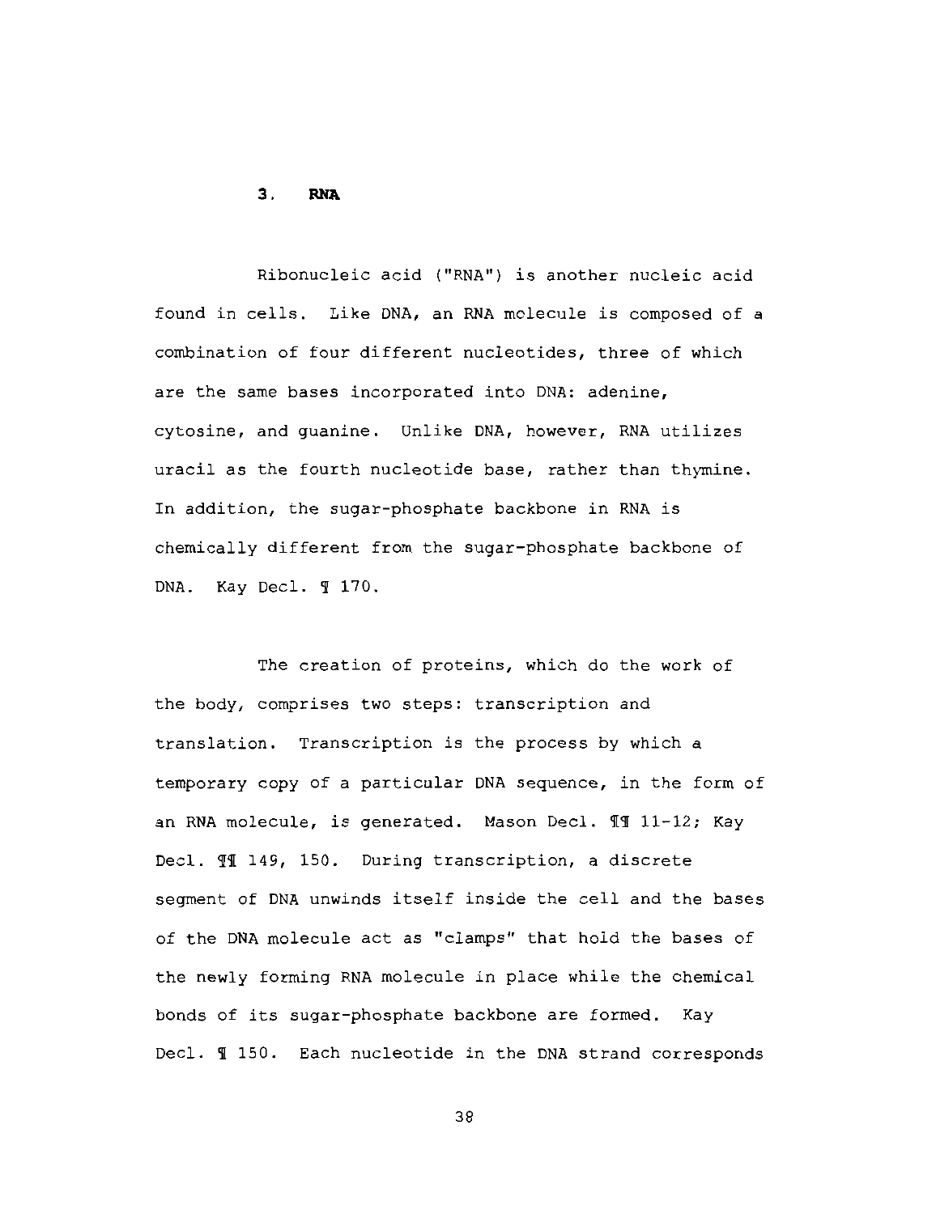### 3. RNA

Ribonucleic acid ("RNA") is another nucleic acid found in cells. Like DNA, an RNA molecule is composed of a combination of four different nucleotides, three of which are the same bases incorporated into DNA: adenine, cytosine, and guanine. Unlike DNA, however, RNA utilizes uracil as the fourth nucleotide base, rather than thymine. In addition, the sugar-phosphate backbone in RNA is chemically different from the sugar-phosphate backbone of DNA. Kay Decl. ¶ 170.

The creation of proteins, which do the work of the body, comprises two steps: transcription and translation. Transcription is the process by which a temporary copy of a particular DNA sequence, in the form of an RNA molecule, is generated. Mason Decl. ¶¶ 11-12; Kay Decl. ¶¶ 149, 150. During transcription, a discrete segment of DNA unwinds itself inside the cell and the bases of the DNA molecule act as "clamps" that hold the bases of the newly forming RNA molecule in place while the chemical bonds of its sugar-phosphate backbone are formed. Kay Decl. ¶ 150. Each nucleotide in the DNA strand corresponds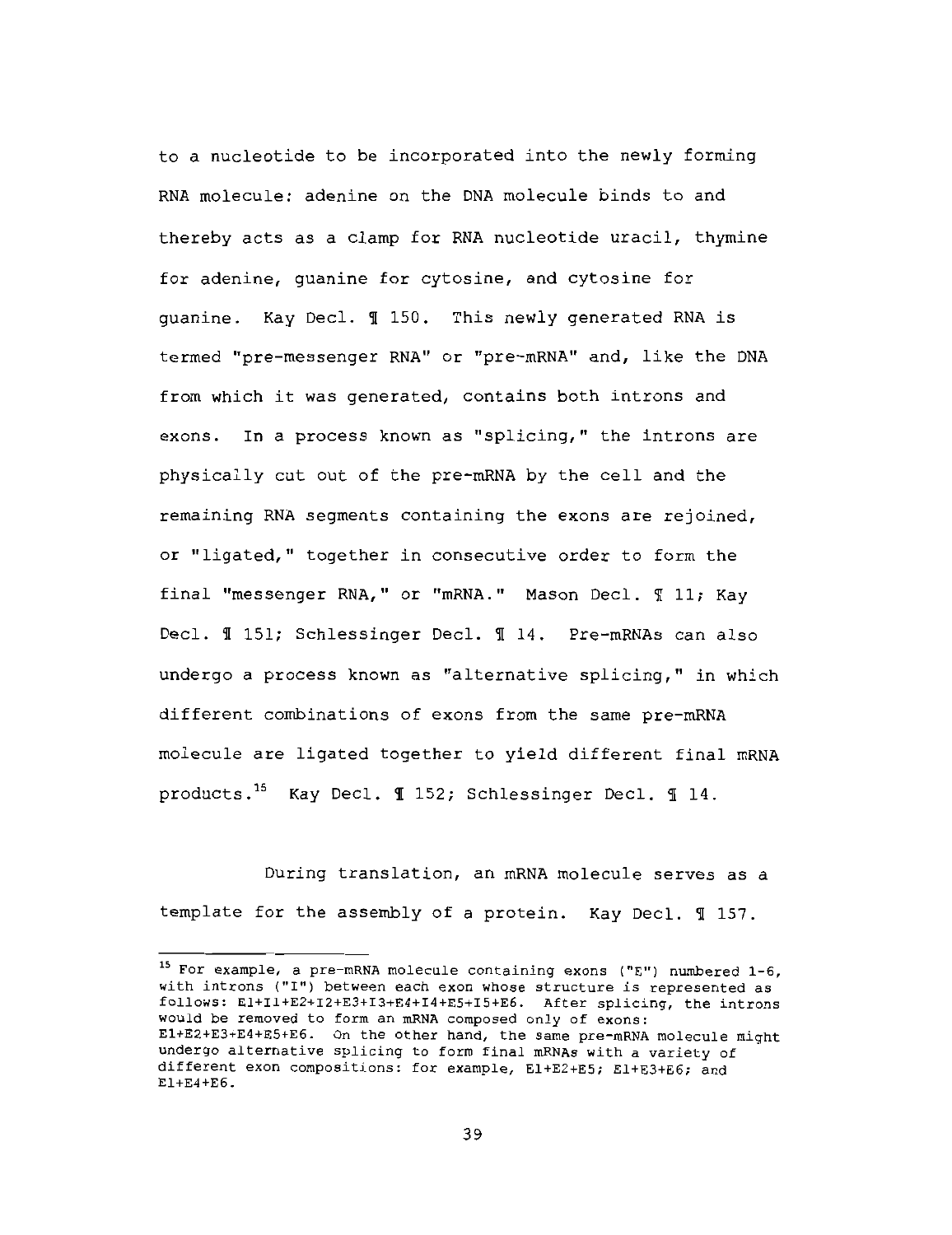to a nucleotide to be incorporated into the newly forming RNA molecule: adenine on the DNA molecule binds to and thereby acts as a clamp for RNA nucleotide uracil, thymine for adenine, guanine for cytosine, and cytosine for guanine. Kay Decl. ¶ 150. This newly generated RNA is termed "pre-messenger RNA" or "pre-mRNA" and, like the DNA from which it was generated, contains both introns and exons. In a process known as "splicing," the introns are physically cut out of the pre-mRNA by the cell and the remaining RNA segments containing the exons are rejoined, or "ligated," together in consecutive order to form the final "messenger RNA," or "mRNA." Mason Decl. ¶ 11; Kay Decl. ¶ 151; Schlessinger Decl. ¶ 14. Pre-mRNAs can also undergo a process known as "alternative splicing," in which different combinations of exons from the same pre-mRNA molecule are ligated together to yield different final mRNA products.[15] Kay Decl. ¶ 152; Schlessinger Decl. ¶ 14.

During translation, an mRNA molecule serves as a template for the assembly of a protein. Kay Decl. ¶ 157.

---

[15] For example, a pre-mRNA molecule containing exons ("E") numbered 1-6, with introns ("I") between each exon whose structure is represented as follows: E1+I1+E2+I2+E3+I3+E4+I4+E5+I5+E6. After splicing, the introns would be removed to form an mRNA composed only of exons: E1+E2+E3+E4+E5+E6. On the other hand, the same pre-mRNA molecule might undergo alternative splicing to form final mRNAs with a variety of different exon compositions: for example, E1+E2+E5; E1+E3+E6; and E1+E4+E6.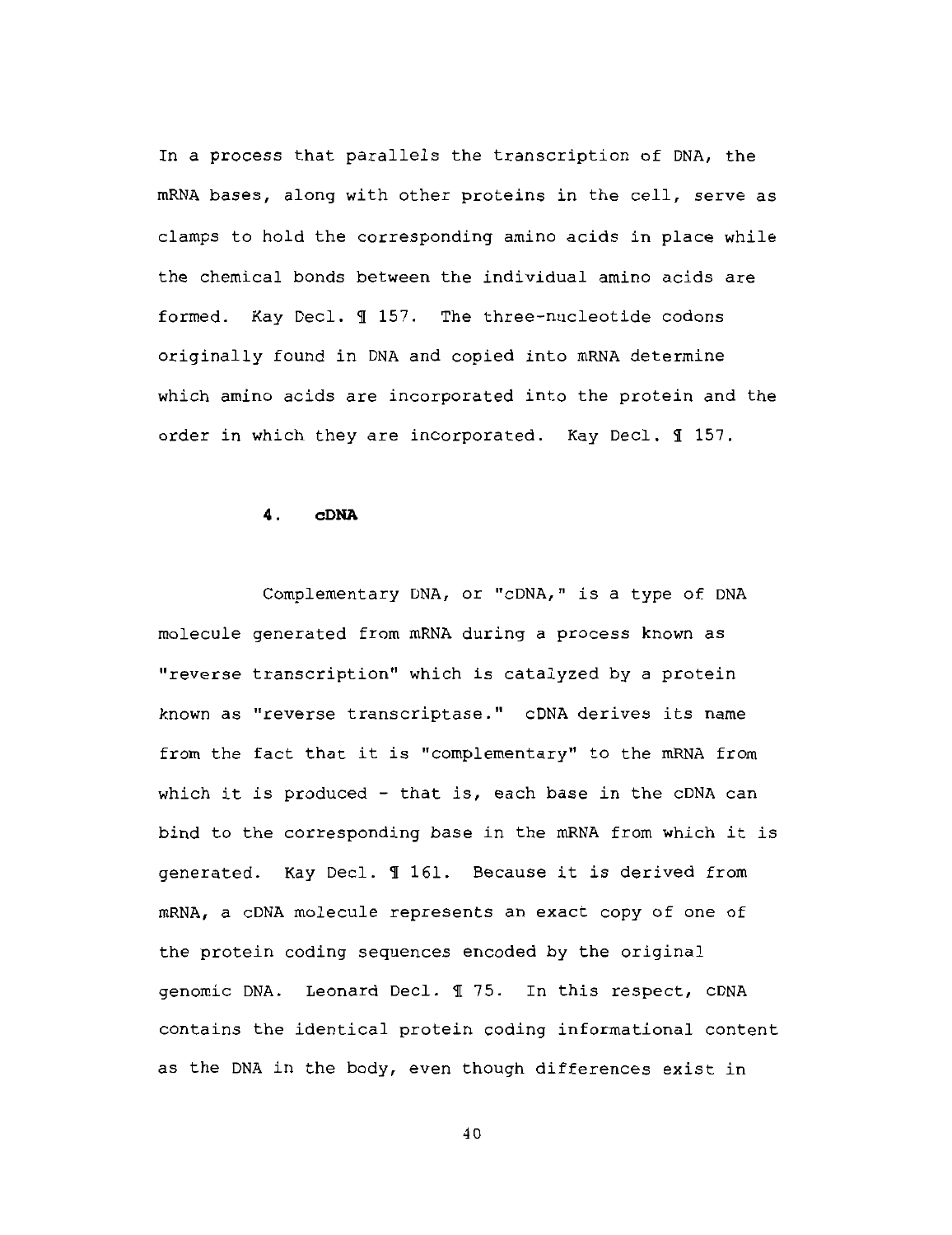In a process that parallels the transcription of DNA, the mRNA bases, along with other proteins in the cell, serve as clamps to hold the corresponding amino acids in place while the chemical bonds between the individual amino acids are formed. Kay Decl. ¶ 157. The three-nucleotide codons originally found in DNA and copied into mRNA determine which amino acids are incorporated into the protein and the order in which they are incorporated. Kay Decl. ¶ 157.

### 4. cDNA

Complementary DNA, or "cDNA," is a type of DNA molecule generated from mRNA during a process known as "reverse transcription" which is catalyzed by a protein known as "reverse transcriptase." cDNA derives its name from the fact that it is "complementary" to the mRNA from which it is produced - that is, each base in the cDNA can bind to the corresponding base in the mRNA from which it is generated. Kay Decl. ¶ 161. Because it is derived from mRNA, a cDNA molecule represents an exact copy of one of the protein coding sequences encoded by the original genomic DNA. Leonard Decl. ¶ 75. In this respect, cDNA contains the identical protein coding informational content as the DNA in the body, even though differences exist in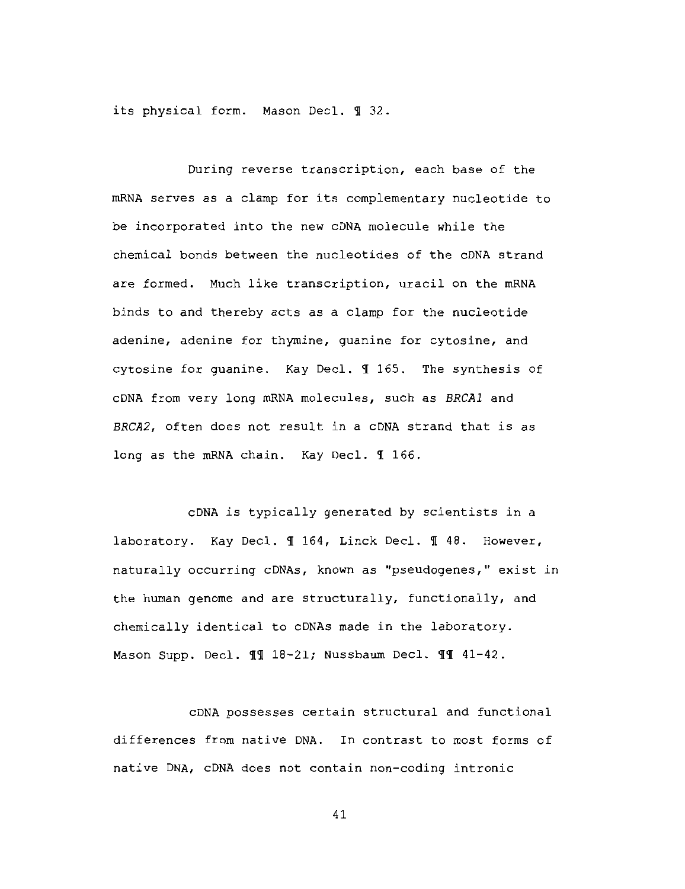its physical form. Mason Decl. ¶ 32.

During reverse transcription, each base of the mRNA serves as a clamp for its complementary nucleotide to be incorporated into the new cDNA molecule while the chemical bonds between the nucleotides of the cDNA strand are formed. Much like transcription, uracil on the mRNA binds to and thereby acts as a clamp for the nucleotide adenine, adenine for thymine, guanine for cytosine, and cytosine for guanine. Kay Decl. ¶ 165. The synthesis of cDNA from very long mRNA molecules, such as *BRCA1* and *BRCA2*, often does not result in a cDNA strand that is as long as the mRNA chain. Kay Decl. ¶ 166.

cDNA is typically generated by scientists in a laboratory. Kay Decl. ¶ 164, Linck Decl. ¶ 48. However, naturally occurring cDNAs, known as "pseudogenes," exist in the human genome and are structurally, functionally, and chemically identical to cDNAs made in the laboratory. Mason Supp. Decl. ¶¶ 18-21; Nussbaum Decl. ¶¶ 41-42.

cDNA possesses certain structural and functional differences from native DNA. In contrast to most forms of native DNA, cDNA does not contain non-coding intronic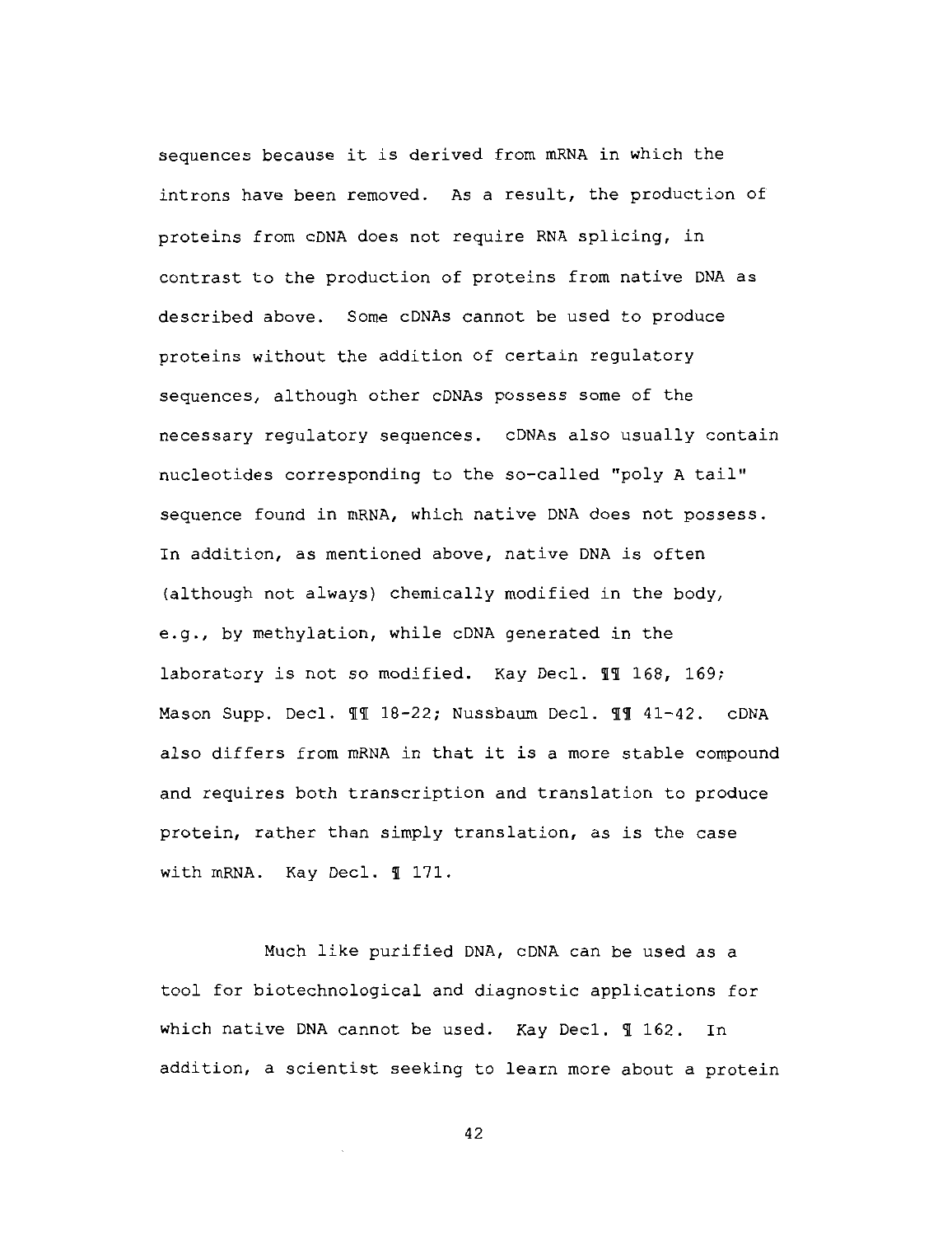sequences because it is derived from mRNA in which the introns have been removed. As a result, the production of proteins from cDNA does not require RNA splicing, in contrast to the production of proteins from native DNA as described above. Some cDNAs cannot be used to produce proteins without the addition of certain regulatory sequences, although other cDNAs possess some of the necessary regulatory sequences. cDNAs also usually contain nucleotides corresponding to the so-called "poly A tail" sequence found in mRNA, which native DNA does not possess. In addition, as mentioned above, native DNA is often (although not always) chemically modified in the body, e.g., by methylation, while cDNA generated in the laboratory is not so modified. Kay Decl. ¶¶ 168, 169; Mason Supp. Decl. ¶¶ 18-22; Nussbaum Decl. ¶¶ 41-42. cDNA also differs from mRNA in that it is a more stable compound and requires both transcription and translation to produce protein, rather than simply translation, as is the case with mRNA. Kay Decl. ¶ 171.

Much like purified DNA, cDNA can be used as a tool for biotechnological and diagnostic applications for which native DNA cannot be used. Kay Decl. ¶ 162. In addition, a scientist seeking to learn more about a protein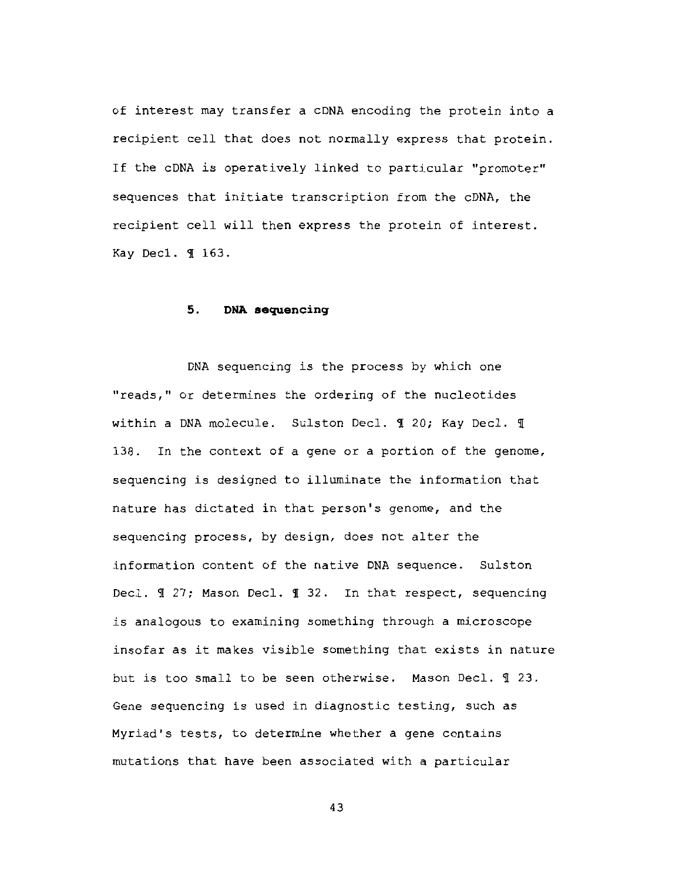of interest may transfer a cDNA encoding the protein into a recipient cell that does not normally express that protein. If the cDNA is operatively linked to particular "promoter" sequences that initiate transcription from the cDNA, the recipient cell will then express the protein of interest. Kay Decl. ¶ 163.

### 5. DNA sequencing

DNA sequencing is the process by which one "reads," or determines the ordering of the nucleotides within a DNA molecule. Sulston Decl. ¶ 20; Kay Decl. ¶ 138. In the context of a gene or a portion of the genome, sequencing is designed to illuminate the information that nature has dictated in that person's genome, and the sequencing process, by design, does not alter the information content of the native DNA sequence. Sulston Decl. ¶ 27; Mason Decl. ¶ 32. In that respect, sequencing is analogous to examining something through a microscope insofar as it makes visible something that exists in nature but is too small to be seen otherwise. Mason Decl. ¶ 23. Gene sequencing is used in diagnostic testing, such as Myriad's tests, to determine whether a gene contains mutations that have been associated with a particular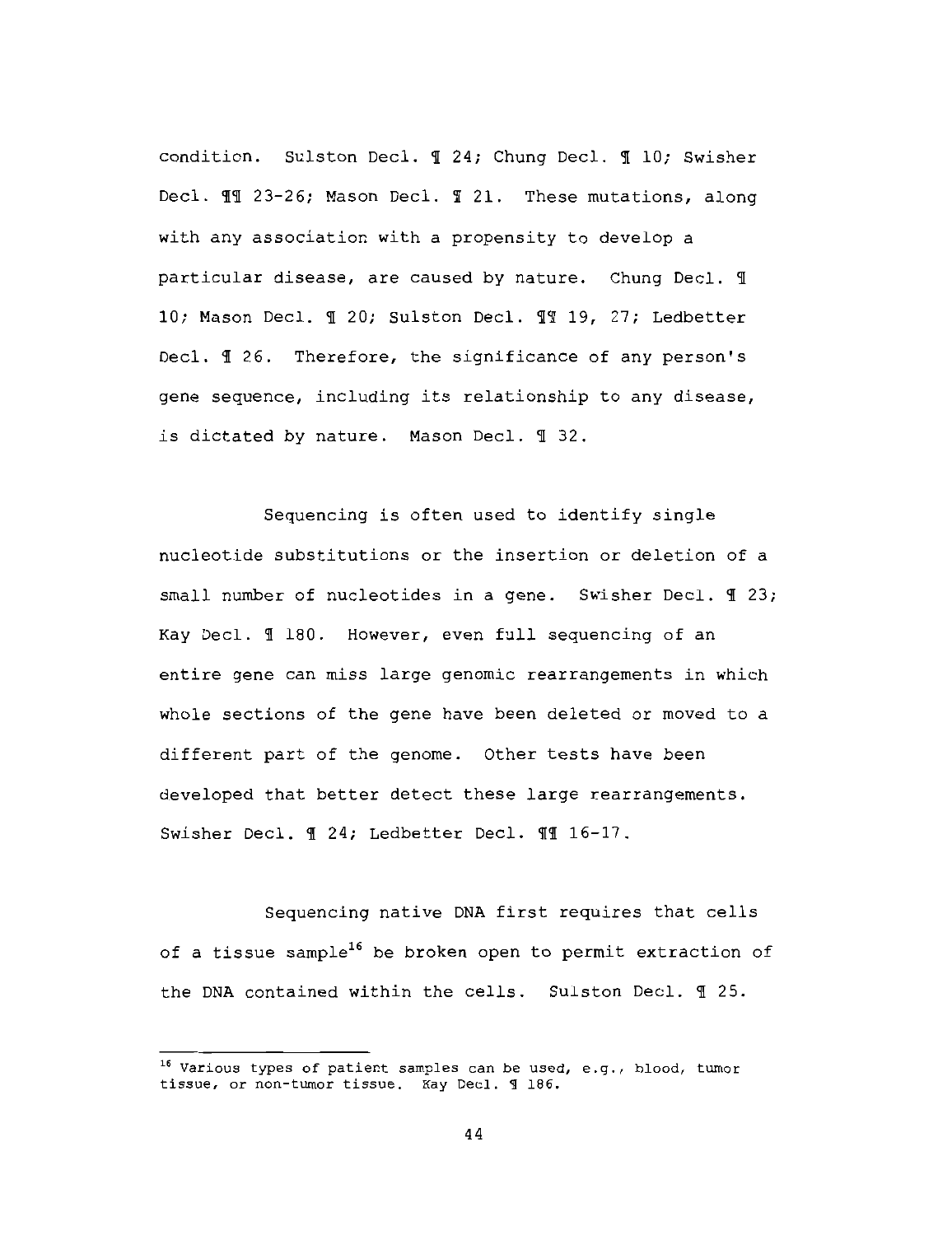condition. Sulston Decl. ¶ 24; Chung Decl. ¶ 10; Swisher Decl. ¶¶ 23-26; Mason Decl. ¶ 21. These mutations, along with any association with a propensity to develop a particular disease, are caused by nature. Chung Decl. ¶ 10; Mason Decl. ¶ 20; Sulston Decl. ¶¶ 19, 27; Ledbetter Decl. ¶ 26. Therefore, the significance of any person's gene sequence, including its relationship to any disease, is dictated by nature. Mason Decl. ¶ 32.

Sequencing is often used to identify single nucleotide substitutions or the insertion or deletion of a small number of nucleotides in a gene. Swisher Decl. ¶ 23; Kay Decl. ¶ 180. However, even full sequencing of an entire gene can miss large genomic rearrangements in which whole sections of the gene have been deleted or moved to a different part of the genome. Other tests have been developed that better detect these large rearrangements. Swisher Decl. ¶ 24; Ledbetter Decl. ¶¶ 16-17.

Sequencing native DNA first requires that cells of a tissue sample[16] be broken open to permit extraction of the DNA contained within the cells. Sulston Decl. ¶ 25.

---

[16] Various types of patient samples can be used, e.g., blood, tumor tissue, or non-tumor tissue. Kay Decl. ¶ 186.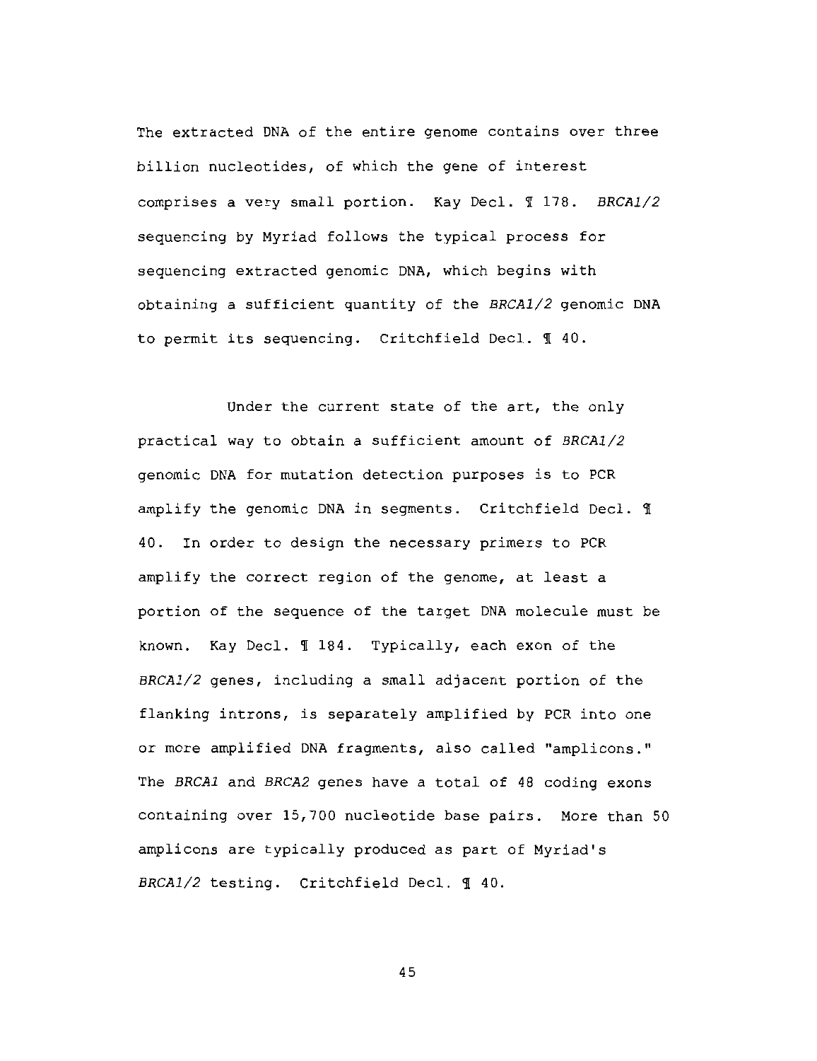The extracted DNA of the entire genome contains over three billion nucleotides, of which the gene of interest comprises a very small portion. Kay Decl. ¶ 178. *BRCA1/2* sequencing by Myriad follows the typical process for sequencing extracted genomic DNA, which begins with obtaining a sufficient quantity of the *BRCA1/2* genomic DNA to permit its sequencing. Critchfield Decl. ¶ 40.

Under the current state of the art, the only practical way to obtain a sufficient amount of *BRCA1/2* genomic DNA for mutation detection purposes is to PCR amplify the genomic DNA in segments. Critchfield Decl. ¶ 40. In order to design the necessary primers to PCR amplify the correct region of the genome, at least a portion of the sequence of the target DNA molecule must be known. Kay Decl. ¶ 184. Typically, each exon of the *BRCA1/2* genes, including a small adjacent portion of the flanking introns, is separately amplified by PCR into one or more amplified DNA fragments, also called "amplicons." The *BRCA1* and *BRCA2* genes have a total of 48 coding exons containing over 15,700 nucleotide base pairs. More than 50 amplicons are typically produced as part of Myriad's *BRCA1/2* testing. Critchfield Decl. ¶ 40.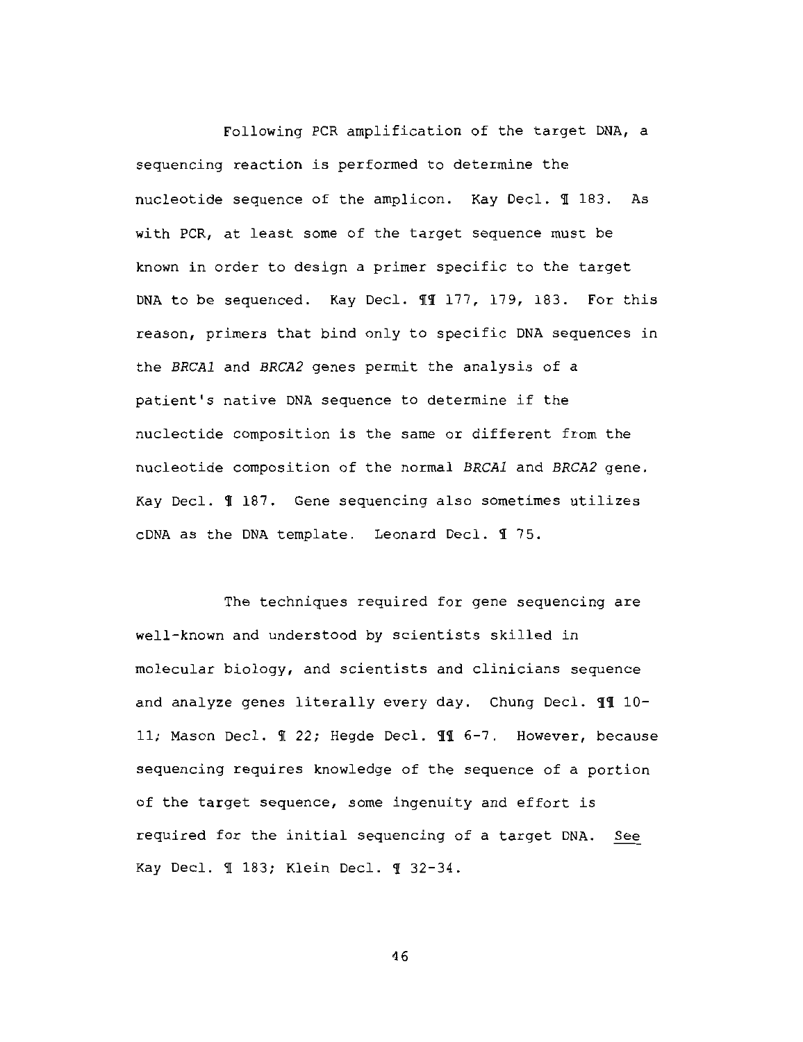Following PCR amplification of the target DNA, a sequencing reaction is performed to determine the nucleotide sequence of the amplicon. Kay Decl. ¶ 183. As with PCR, at least some of the target sequence must be known in order to design a primer specific to the target DNA to be sequenced. Kay Decl. ¶¶ 177, 179, 183. For this reason, primers that bind only to specific DNA sequences in the *BRCA1* and *BRCA2* genes permit the analysis of a patient's native DNA sequence to determine if the nucleotide composition is the same or different from the nucleotide composition of the normal *BRCA1* and *BRCA2* gene. Kay Decl. ¶ 187. Gene sequencing also sometimes utilizes cDNA as the DNA template. Leonard Decl. ¶ 75.

The techniques required for gene sequencing are well-known and understood by scientists skilled in molecular biology, and scientists and clinicians sequence and analyze genes literally every day. Chung Decl. ¶¶ 10-11; Mason Decl. ¶ 22; Hegde Decl. ¶¶ 6-7. However, because sequencing requires knowledge of the sequence of a portion of the target sequence, some ingenuity and effort is required for the initial sequencing of a target DNA. See Kay Decl. ¶ 183; Klein Decl. ¶ 32-34.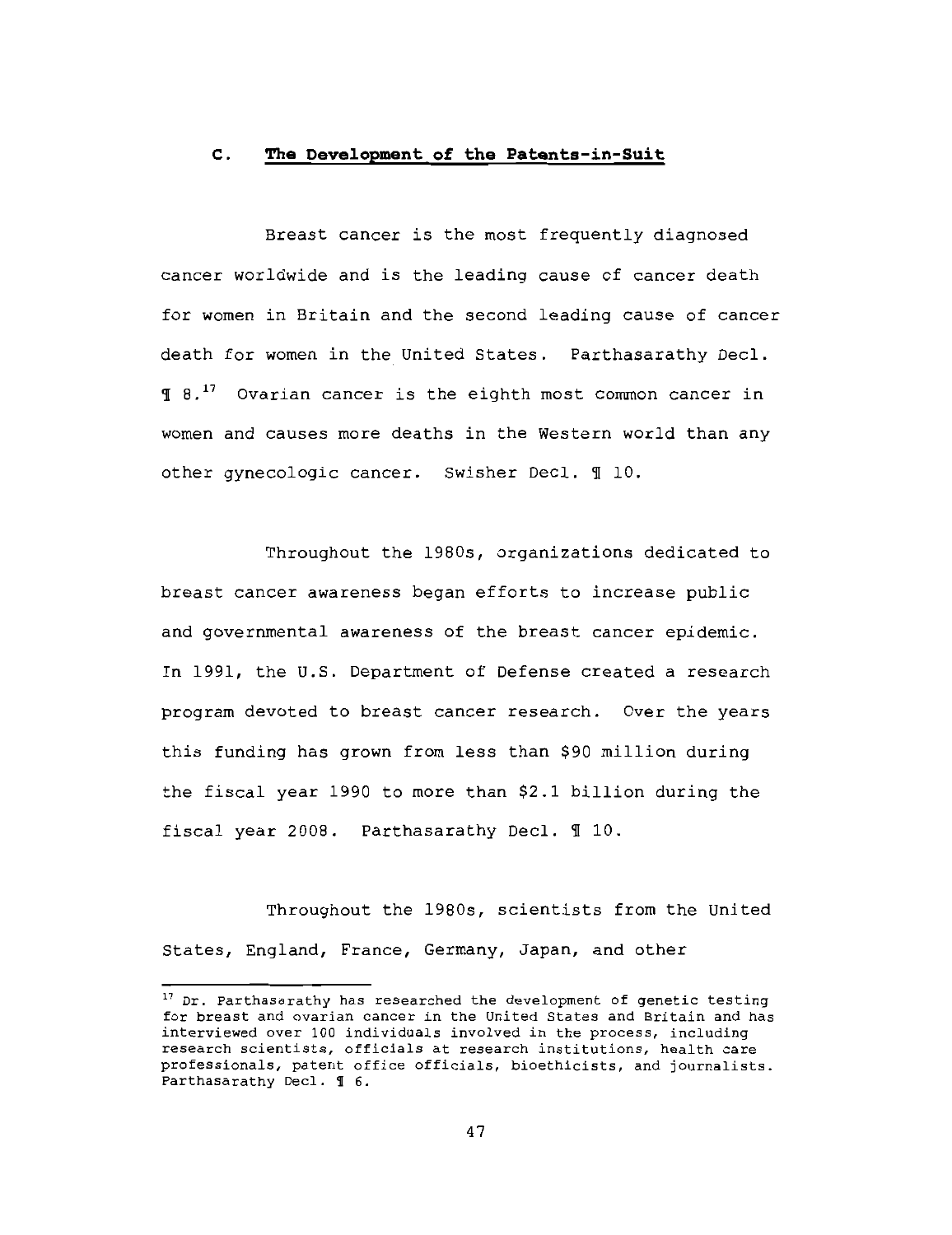### C. **The Development of the Patents-in-Suit**

Breast cancer is the most frequently diagnosed cancer worldwide and is the leading cause of cancer death for women in Britain and the second leading cause of cancer death for women in the United States. Parthasarathy Decl. ¶ 8.[17] Ovarian cancer is the eighth most common cancer in women and causes more deaths in the Western world than any other gynecologic cancer. Swisher Decl. ¶ 10.

Throughout the 1980s, organizations dedicated to breast cancer awareness began efforts to increase public and governmental awareness of the breast cancer epidemic. In 1991, the U.S. Department of Defense created a research program devoted to breast cancer research. Over the years this funding has grown from less than $90 million during the fiscal year 1990 to more than $2.1 billion during the fiscal year 2008. Parthasarathy Decl. ¶ 10.

Throughout the 1980s, scientists from the United States, England, France, Germany, Japan, and other

---

[17] Dr. Parthasarathy has researched the development of genetic testing for breast and ovarian cancer in the United States and Britain and has interviewed over 100 individuals involved in the process, including research scientists, officials at research institutions, health care professionals, patent office officials, bioethicists, and journalists. Parthasarathy Decl. ¶ 6.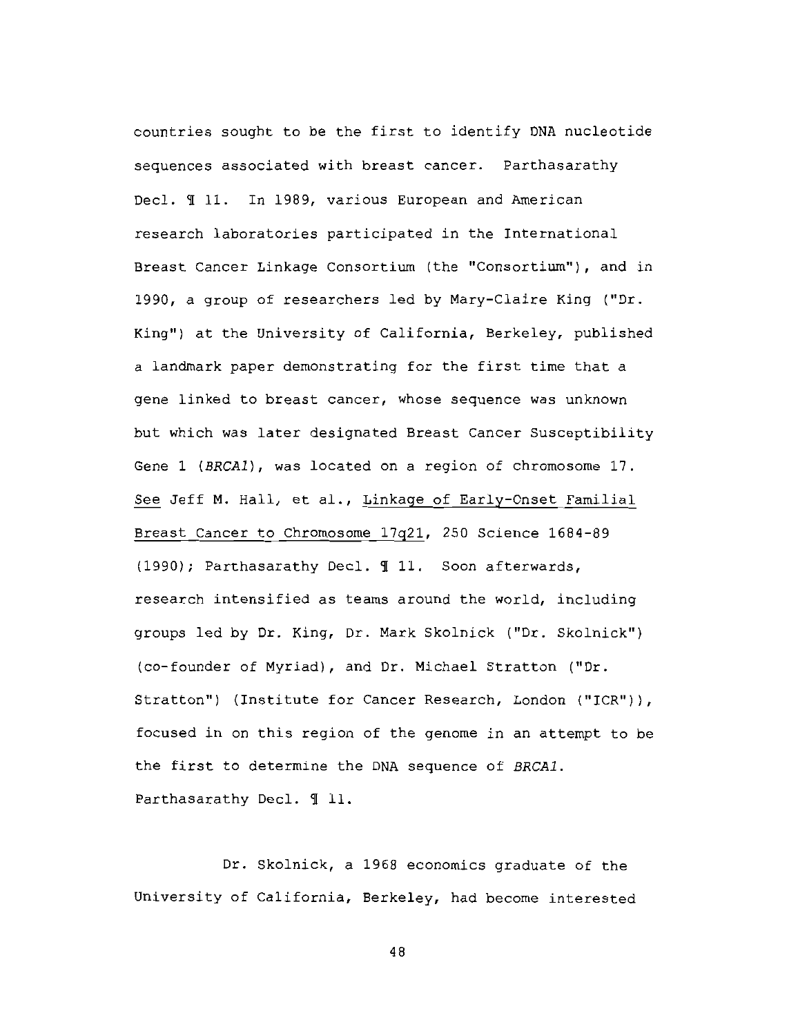countries sought to be the first to identify DNA nucleotide sequences associated with breast cancer. Parthasarathy Decl. ¶ 11. In 1989, various European and American research laboratories participated in the International Breast Cancer Linkage Consortium (the "Consortium"), and in 1990, a group of researchers led by Mary-Claire King ("Dr. King") at the University of California, Berkeley, published a landmark paper demonstrating for the first time that a gene linked to breast cancer, whose sequence was unknown but which was later designated Breast Cancer Susceptibility Gene 1 (*BRCA1*), was located on a region of chromosome 17. See Jeff M. Hall, et al., Linkage of Early-Onset Familial Breast Cancer to Chromosome 17q21, 250 Science 1684-89 (1990); Parthasarathy Decl. ¶ 11. Soon afterwards, research intensified as teams around the world, including groups led by Dr. King, Dr. Mark Skolnick ("Dr. Skolnick") (co-founder of Myriad), and Dr. Michael Stratton ("Dr. Stratton") (Institute for Cancer Research, London ("ICR")), focused in on this region of the genome in an attempt to be the first to determine the DNA sequence of *BRCA1*. Parthasarathy Decl. ¶ 11.

Dr. Skolnick, a 1968 economics graduate of the University of California, Berkeley, had become interested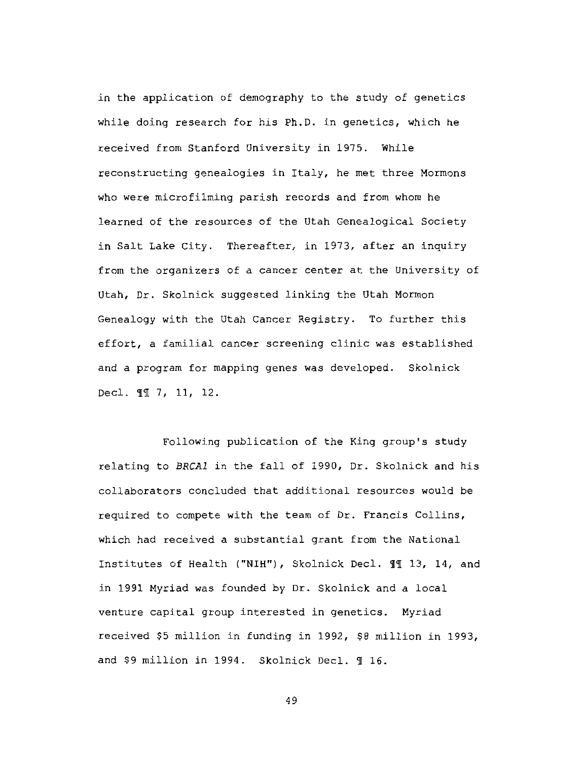in the application of demography to the study of genetics while doing research for his Ph.D. in genetics, which he received from Stanford University in 1975. While reconstructing genealogies in Italy, he met three Mormons who were microfilming parish records and from whom he learned of the resources of the Utah Genealogical Society in Salt Lake City. Thereafter, in 1973, after an inquiry from the organizers of a cancer center at the University of Utah, Dr. Skolnick suggested linking the Utah Mormon Genealogy with the Utah Cancer Registry. To further this effort, a familial cancer screening clinic was established and a program for mapping genes was developed. Skolnick Decl. ¶¶ 7, 11, 12.

Following publication of the King group's study relating to *BRCA1* in the fall of 1990, Dr. Skolnick and his collaborators concluded that additional resources would be required to compete with the team of Dr. Francis Collins, which had received a substantial grant from the National Institutes of Health ("NIH"), Skolnick Decl. ¶¶ 13, 14, and in 1991 Myriad was founded by Dr. Skolnick and a local venture capital group interested in genetics. Myriad received $5 million in funding in 1992, $8 million in 1993, and $9 million in 1994. Skolnick Decl. ¶ 16.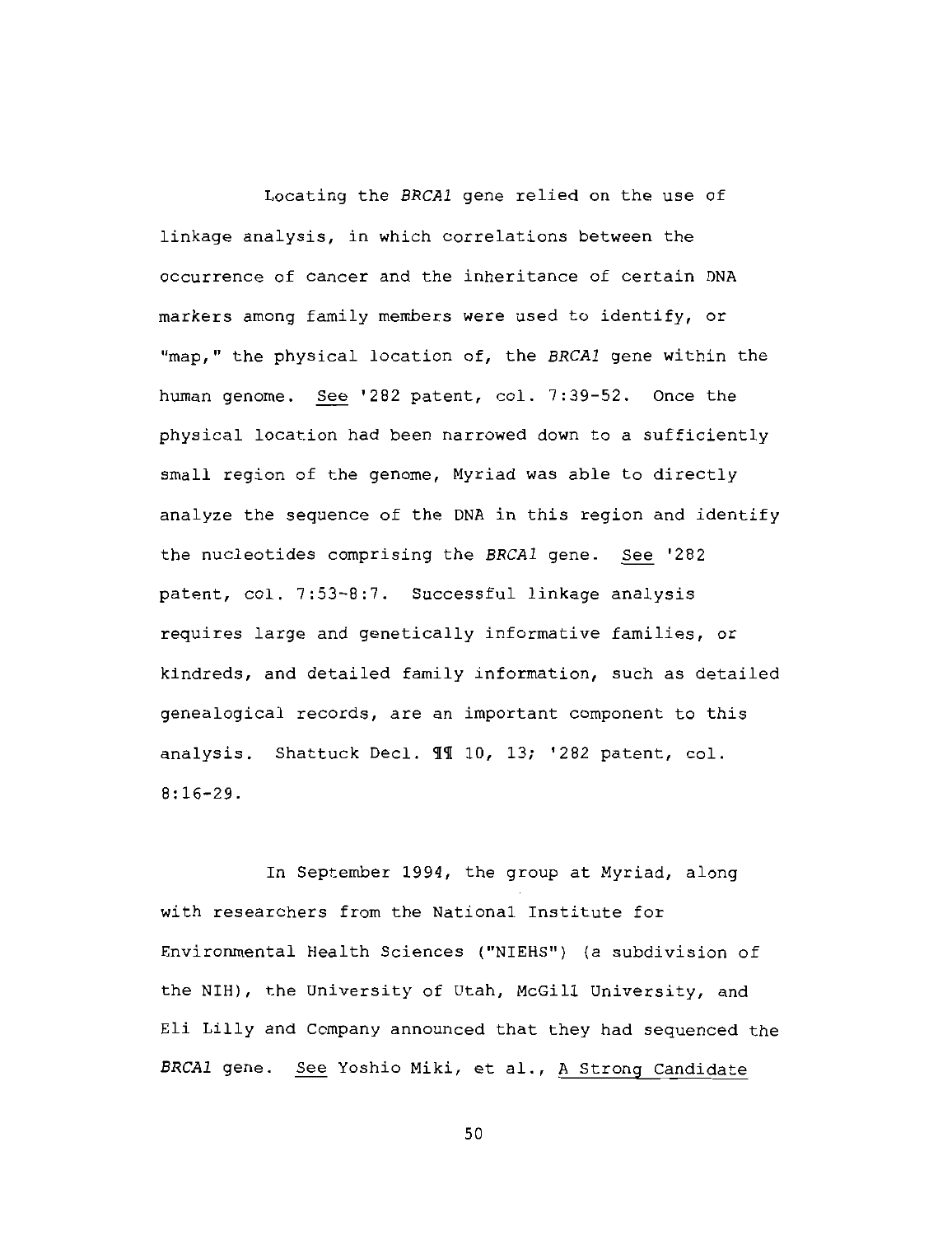Locating the *BRCA1* gene relied on the use of linkage analysis, in which correlations between the occurrence of cancer and the inheritance of certain DNA markers among family members were used to identify, or "map," the physical location of, the *BRCA1* gene within the human genome. See '282 patent, col. 7:39-52. Once the physical location had been narrowed down to a sufficiently small region of the genome, Myriad was able to directly analyze the sequence of the DNA in this region and identify the nucleotides comprising the *BRCA1* gene. See '282 patent, col. 7:53-8:7. Successful linkage analysis requires large and genetically informative families, or kindreds, and detailed family information, such as detailed genealogical records, are an important component to this analysis. Shattuck Decl. ¶¶ 10, 13; '282 patent, col. 8:16-29.

In September 1994, the group at Myriad, along with researchers from the National Institute for Environmental Health Sciences ("NIEHS") (a subdivision of the NIH), the University of Utah, McGill University, and Eli Lilly and Company announced that they had sequenced the *BRCA1* gene. See Yoshio Miki, et al., A Strong Candidate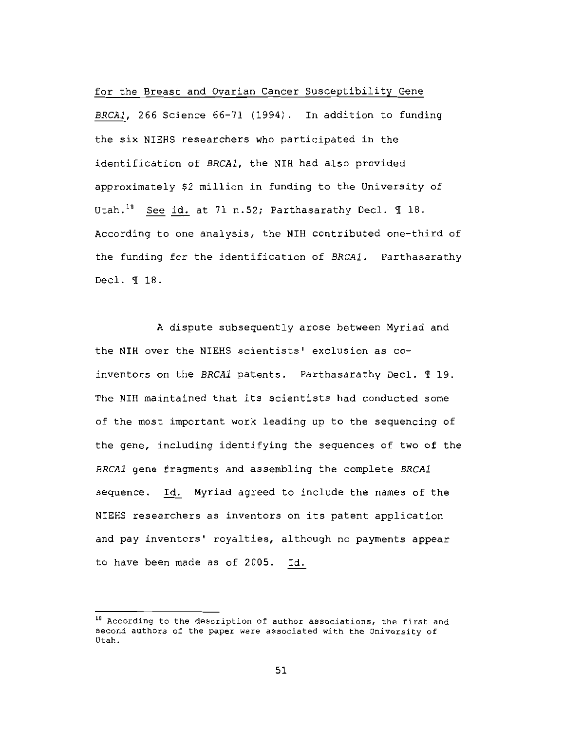for the Breast and Ovarian Cancer Susceptibility Gene *BRCA1*, 266 Science 66-71 (1994). In addition to funding the six NIEHS researchers who participated in the identification of *BRCA1*, the NIH had also provided approximately $2 million in funding to the University of Utah.[18] See id. at 71 n.52; Parthasarathy Decl. ¶ 18. According to one analysis, the NIH contributed one-third of the funding for the identification of *BRCA1*. Parthasarathy Decl. ¶ 18.

A dispute subsequently arose between Myriad and the NIH over the NIEHS scientists' exclusion as co-inventors on the *BRCA1* patents. Parthasarathy Decl. ¶ 19. The NIH maintained that its scientists had conducted some of the most important work leading up to the sequencing of the gene, including identifying the sequences of two of the *BRCA1* gene fragments and assembling the complete *BRCA1* sequence. Id. Myriad agreed to include the names of the NIEHS researchers as inventors on its patent application and pay inventors' royalties, although no payments appear to have been made as of 2005. Id.

---

[18] According to the description of author associations, the first and second authors of the paper were associated with the University of Utah.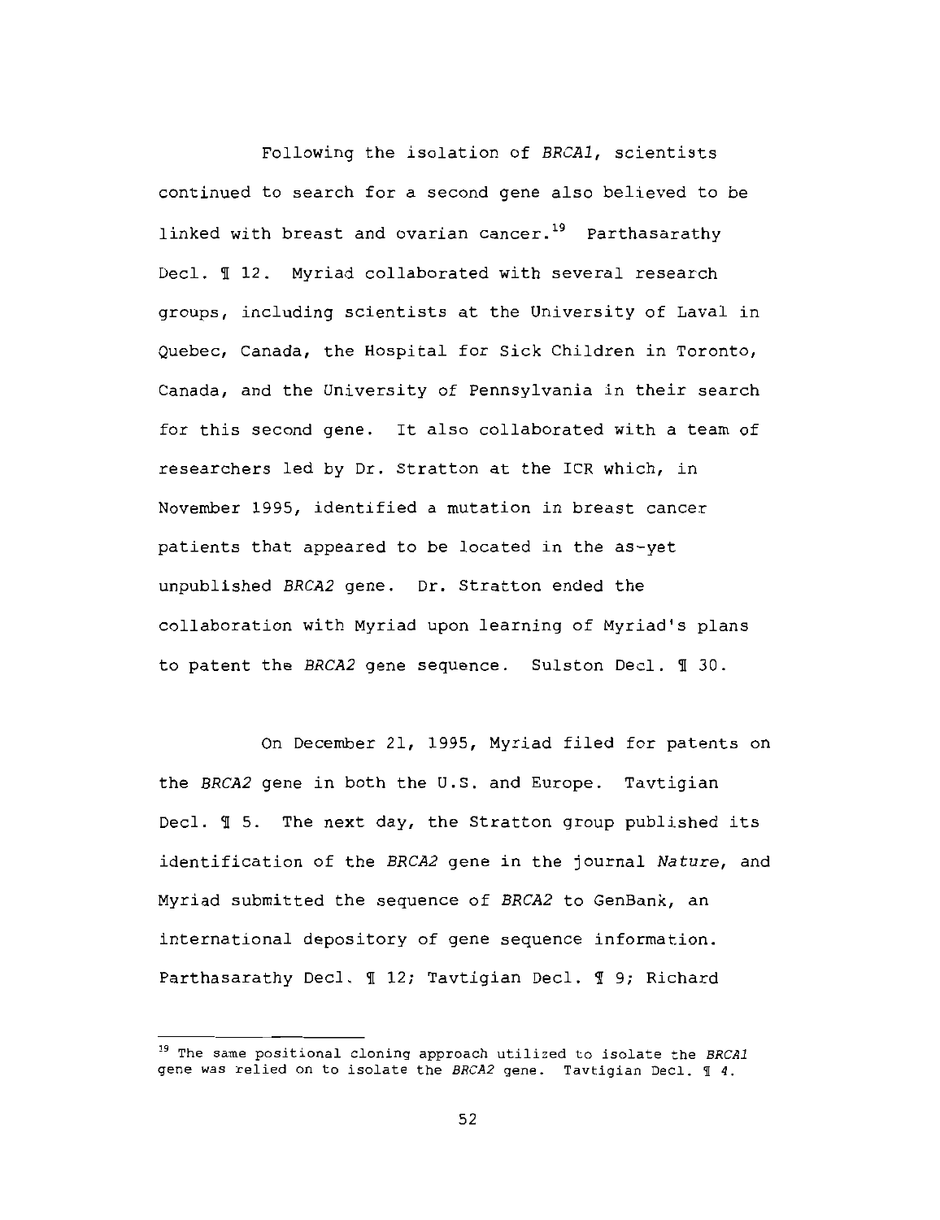Following the isolation of *BRCA1*, scientists continued to search for a second gene also believed to be linked with breast and ovarian cancer.[19] Parthasarathy Decl. ¶ 12. Myriad collaborated with several research groups, including scientists at the University of Laval in Quebec, Canada, the Hospital for Sick Children in Toronto, Canada, and the University of Pennsylvania in their search for this second gene. It also collaborated with a team of researchers led by Dr. Stratton at the ICR which, in November 1995, identified a mutation in breast cancer patients that appeared to be located in the as-yet unpublished *BRCA2* gene. Dr. Stratton ended the collaboration with Myriad upon learning of Myriad's plans to patent the *BRCA2* gene sequence. Sulston Decl. ¶ 30.

On December 21, 1995, Myriad filed for patents on the *BRCA2* gene in both the U.S. and Europe. Tavtigian Decl. ¶ 5. The next day, the Stratton group published its identification of the *BRCA2* gene in the journal *Nature*, and Myriad submitted the sequence of *BRCA2* to GenBank, an international depository of gene sequence information. Parthasarathy Decl. ¶ 12; Tavtigian Decl. ¶ 9; Richard

---

[19] The same positional cloning approach utilized to isolate the *BRCA1* gene was relied on to isolate the *BRCA2* gene. Tavtigian Decl. ¶ 4.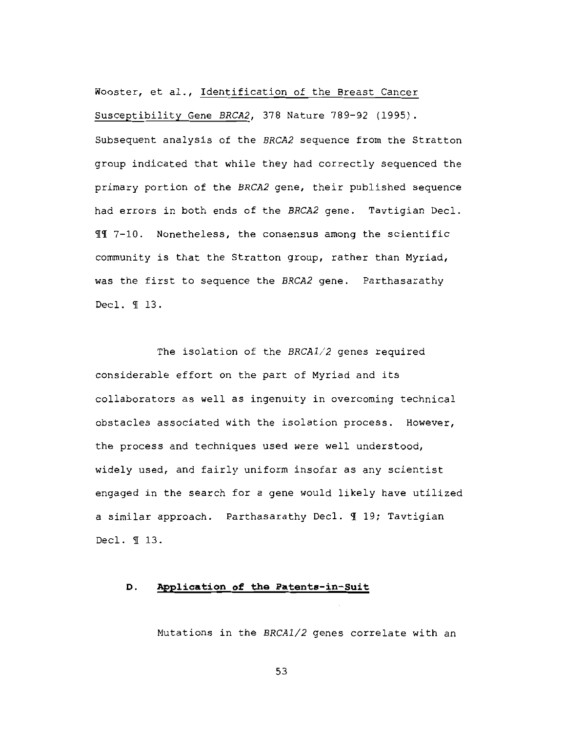Wooster, et al., Identification of the Breast Cancer Susceptibility Gene *BRCA2*, 378 Nature 789-92 (1995). Subsequent analysis of the *BRCA2* sequence from the Stratton group indicated that while they had correctly sequenced the primary portion of the *BRCA2* gene, their published sequence had errors in both ends of the *BRCA2* gene. Tavtigian Decl. ¶¶ 7-10. Nonetheless, the consensus among the scientific community is that the Stratton group, rather than Myriad, was the first to sequence the *BRCA2* gene. Parthasarathy Decl. ¶ 13.

The isolation of the *BRCA1/2* genes required considerable effort on the part of Myriad and its collaborators as well as ingenuity in overcoming technical obstacles associated with the isolation process. However, the process and techniques used were well understood, widely used, and fairly uniform insofar as any scientist engaged in the search for a gene would likely have utilized a similar approach. Parthasarathy Decl. ¶ 19; Tavtigian Decl. ¶ 13.

### D. Application of the Patents-in-Suit

Mutations in the *BRCA1/2* genes correlate with an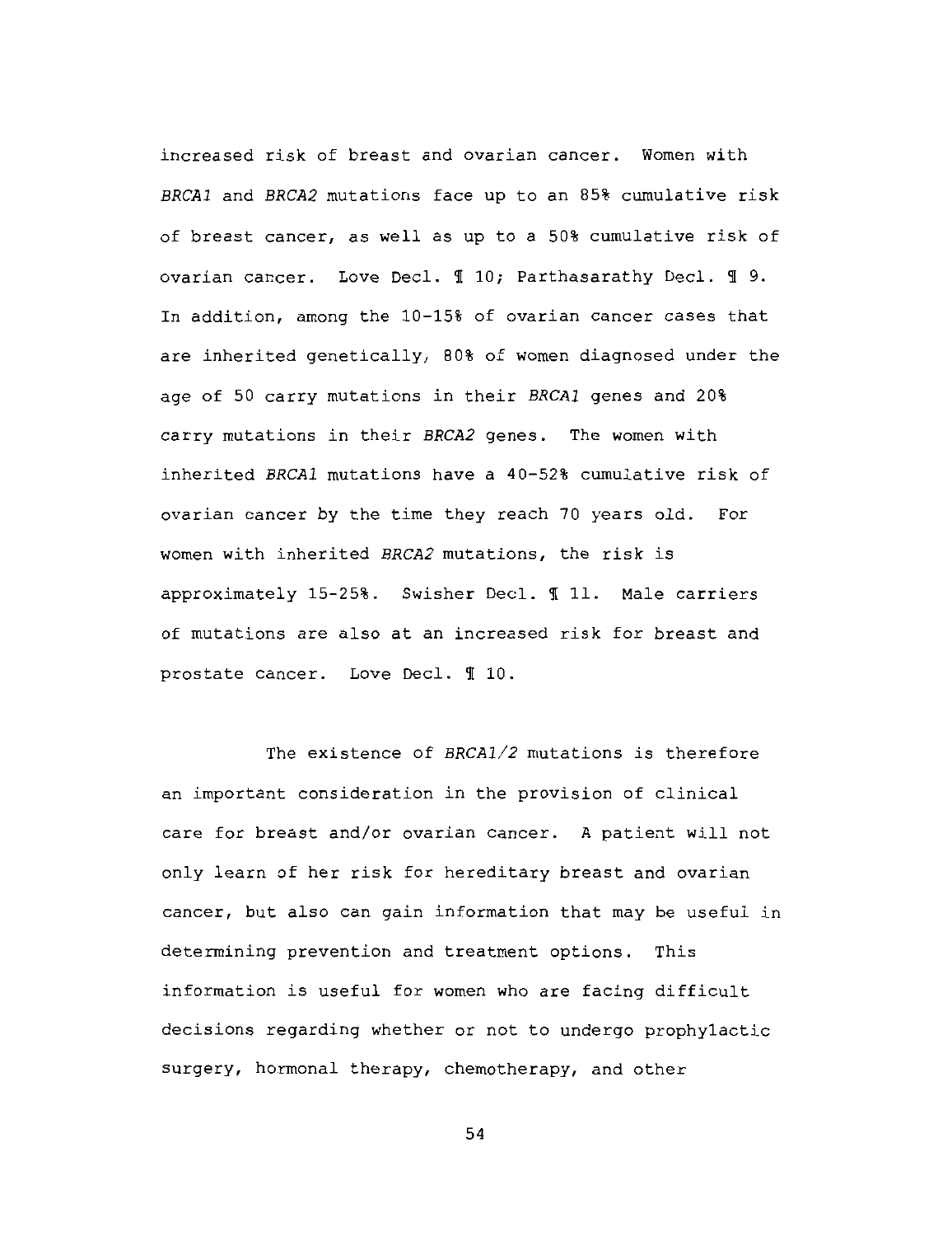increased risk of breast and ovarian cancer. Women with *BRCA1* and *BRCA2* mutations face up to an 85% cumulative risk of breast cancer, as well as up to a 50% cumulative risk of ovarian cancer. Love Decl. ¶ 10; Parthasarathy Decl. ¶ 9. In addition, among the 10-15% of ovarian cancer cases that are inherited genetically, 80% of women diagnosed under the age of 50 carry mutations in their *BRCA1* genes and 20% carry mutations in their *BRCA2* genes. The women with inherited *BRCA1* mutations have a 40-52% cumulative risk of ovarian cancer by the time they reach 70 years old. For women with inherited *BRCA2* mutations, the risk is approximately 15-25%. Swisher Decl. ¶ 11. Male carriers of mutations are also at an increased risk for breast and prostate cancer. Love Decl. ¶ 10.

The existence of *BRCA1/2* mutations is therefore an important consideration in the provision of clinical care for breast and/or ovarian cancer. A patient will not only learn of her risk for hereditary breast and ovarian cancer, but also can gain information that may be useful in determining prevention and treatment options. This information is useful for women who are facing difficult decisions regarding whether or not to undergo prophylactic surgery, hormonal therapy, chemotherapy, and other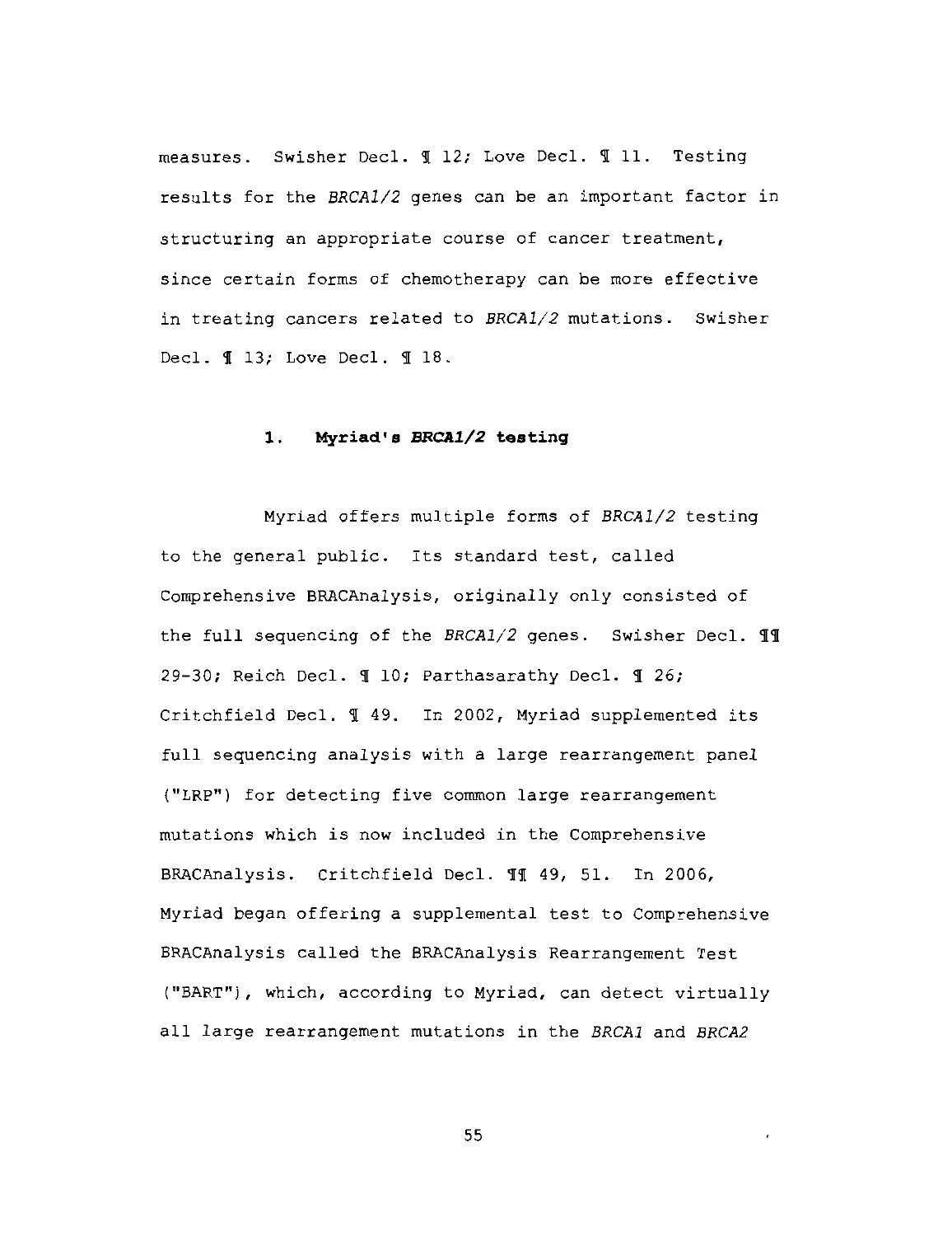measures. Swisher Decl. ¶ 12; Love Decl. ¶ 11. Testing results for the *BRCA1/2* genes can be an important factor in structuring an appropriate course of cancer treatment, since certain forms of chemotherapy can be more effective in treating cancers related to *BRCA1/2* mutations. Swisher Decl. ¶ 13; Love Decl. ¶ 18.

### 1. Myriad's *BRCA1/2* testing

Myriad offers multiple forms of *BRCA1/2* testing to the general public. Its standard test, called Comprehensive BRACAnalysis, originally only consisted of the full sequencing of the *BRCA1/2* genes. Swisher Decl. ¶¶ 29-30; Reich Decl. ¶ 10; Parthasarathy Decl. ¶ 26; Critchfield Decl. ¶ 49. In 2002, Myriad supplemented its full sequencing analysis with a large rearrangement panel ("LRP") for detecting five common large rearrangement mutations which is now included in the Comprehensive BRACAnalysis. Critchfield Decl. ¶¶ 49, 51. In 2006, Myriad began offering a supplemental test to Comprehensive BRACAnalysis called the BRACAnalysis Rearrangement Test ("BART"), which, according to Myriad, can detect virtually all large rearrangement mutations in the *BRCA1* and *BRCA2*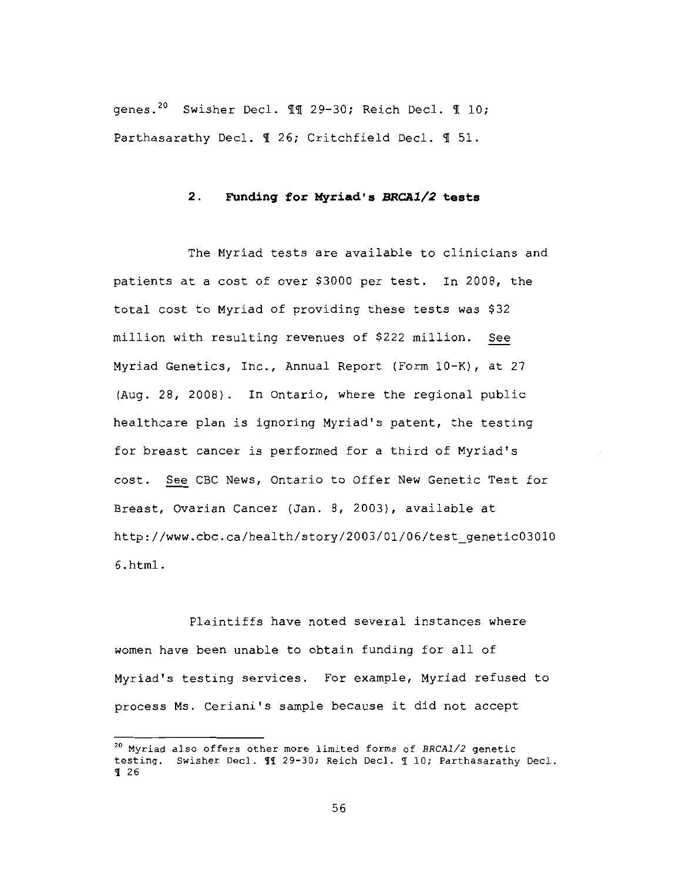genes.[20] Swisher Decl. ¶¶ 29-30; Reich Decl. ¶ 10; Parthasarathy Decl. ¶ 26; Critchfield Decl. ¶ 51.

### 2. Funding for Myriad's *BRCA1/2* tests

The Myriad tests are available to clinicians and patients at a cost of over $3000 per test. In 2008, the total cost to Myriad of providing these tests was $32 million with resulting revenues of $222 million. See Myriad Genetics, Inc., Annual Report (Form 10-K), at 27 (Aug. 28, 2008). In Ontario, where the regional public healthcare plan is ignoring Myriad's patent, the testing for breast cancer is performed for a third of Myriad's cost. See CBC News, Ontario to Offer New Genetic Test for Breast, Ovarian Cancer (Jan. 8, 2003), available at http://www.cbc.ca/health/story/2003/01/06/test_genetic030106.html.

Plaintiffs have noted several instances where women have been unable to obtain funding for all of Myriad's testing services. For example, Myriad refused to process Ms. Ceriani's sample because it did not accept

[20] Myriad also offers other more limited forms of *BRCA1/2* genetic testing. Swisher Decl. ¶¶ 29-30; Reich Decl. ¶ 10; Parthasarathy Decl. ¶ 26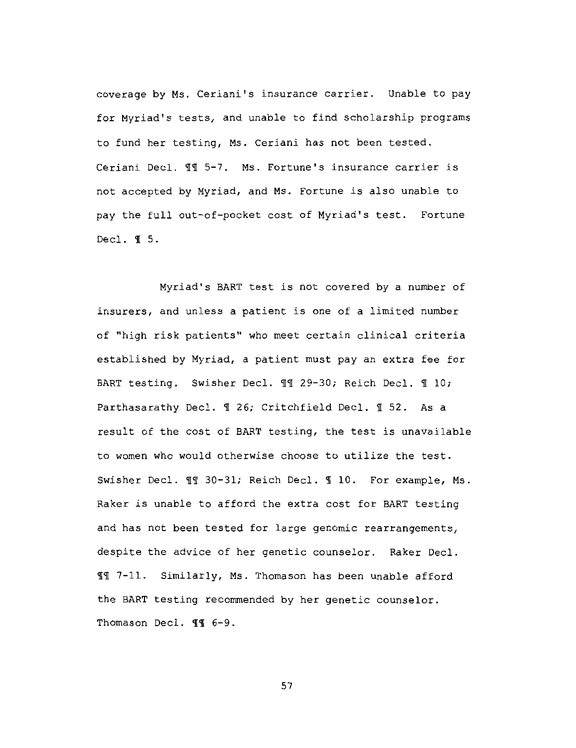coverage by Ms. Ceriani's insurance carrier. Unable to pay for Myriad's tests, and unable to find scholarship programs to fund her testing, Ms. Ceriani has not been tested. Ceriani Decl. ¶¶ 5-7. Ms. Fortune's insurance carrier is not accepted by Myriad, and Ms. Fortune is also unable to pay the full out-of-pocket cost of Myriad's test. Fortune Decl. ¶ 5.

Myriad's BART test is not covered by a number of insurers, and unless a patient is one of a limited number of "high risk patients" who meet certain clinical criteria established by Myriad, a patient must pay an extra fee for BART testing. Swisher Decl. ¶¶ 29-30; Reich Decl. ¶ 10; Parthasarathy Decl. ¶ 26; Critchfield Decl. ¶ 52. As a result of the cost of BART testing, the test is unavailable to women who would otherwise choose to utilize the test. Swisher Decl. ¶¶ 30-31; Reich Decl. ¶ 10. For example, Ms. Raker is unable to afford the extra cost for BART testing and has not been tested for large genomic rearrangements, despite the advice of her genetic counselor. Raker Decl. ¶¶ 7-11. Similarly, Ms. Thomason has been unable afford the BART testing recommended by her genetic counselor. Thomason Decl. ¶¶ 6-9.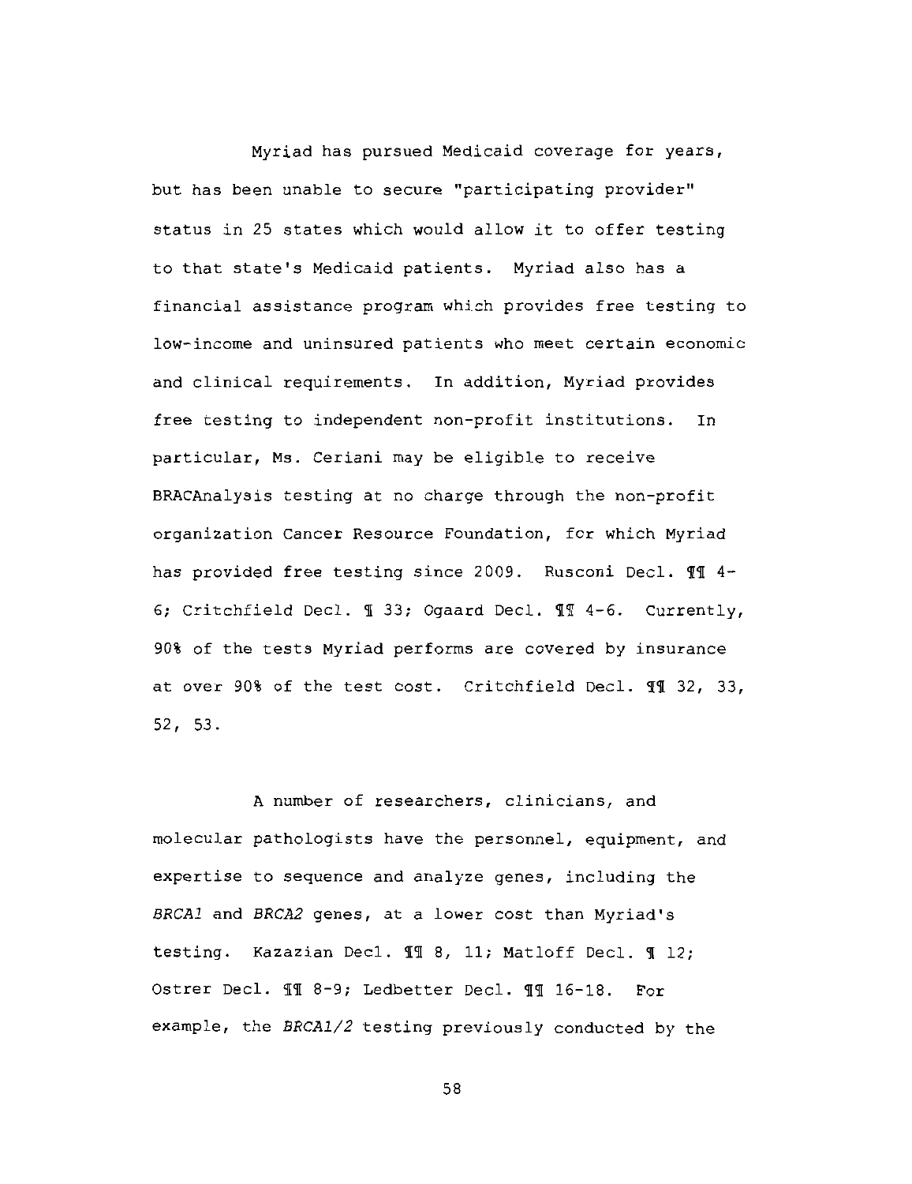Myriad has pursued Medicaid coverage for years, but has been unable to secure "participating provider" status in 25 states which would allow it to offer testing to that state's Medicaid patients. Myriad also has a financial assistance program which provides free testing to low-income and uninsured patients who meet certain economic and clinical requirements. In addition, Myriad provides free testing to independent non-profit institutions. In particular, Ms. Ceriani may be eligible to receive BRACAnalysis testing at no charge through the non-profit organization Cancer Resource Foundation, for which Myriad has provided free testing since 2009. Rusconi Decl. ¶¶ 4-6; Critchfield Decl. ¶ 33; Ogaard Decl. ¶¶ 4-6. Currently, 90% of the tests Myriad performs are covered by insurance at over 90% of the test cost. Critchfield Decl. ¶¶ 32, 33, 52, 53.

A number of researchers, clinicians, and molecular pathologists have the personnel, equipment, and expertise to sequence and analyze genes, including the *BRCA1* and *BRCA2* genes, at a lower cost than Myriad's testing. Kazazian Decl. ¶¶ 8, 11; Matloff Decl. ¶ 12; Ostrer Decl. ¶¶ 8-9; Ledbetter Decl. ¶¶ 16-18. For example, the *BRCA1/2* testing previously conducted by the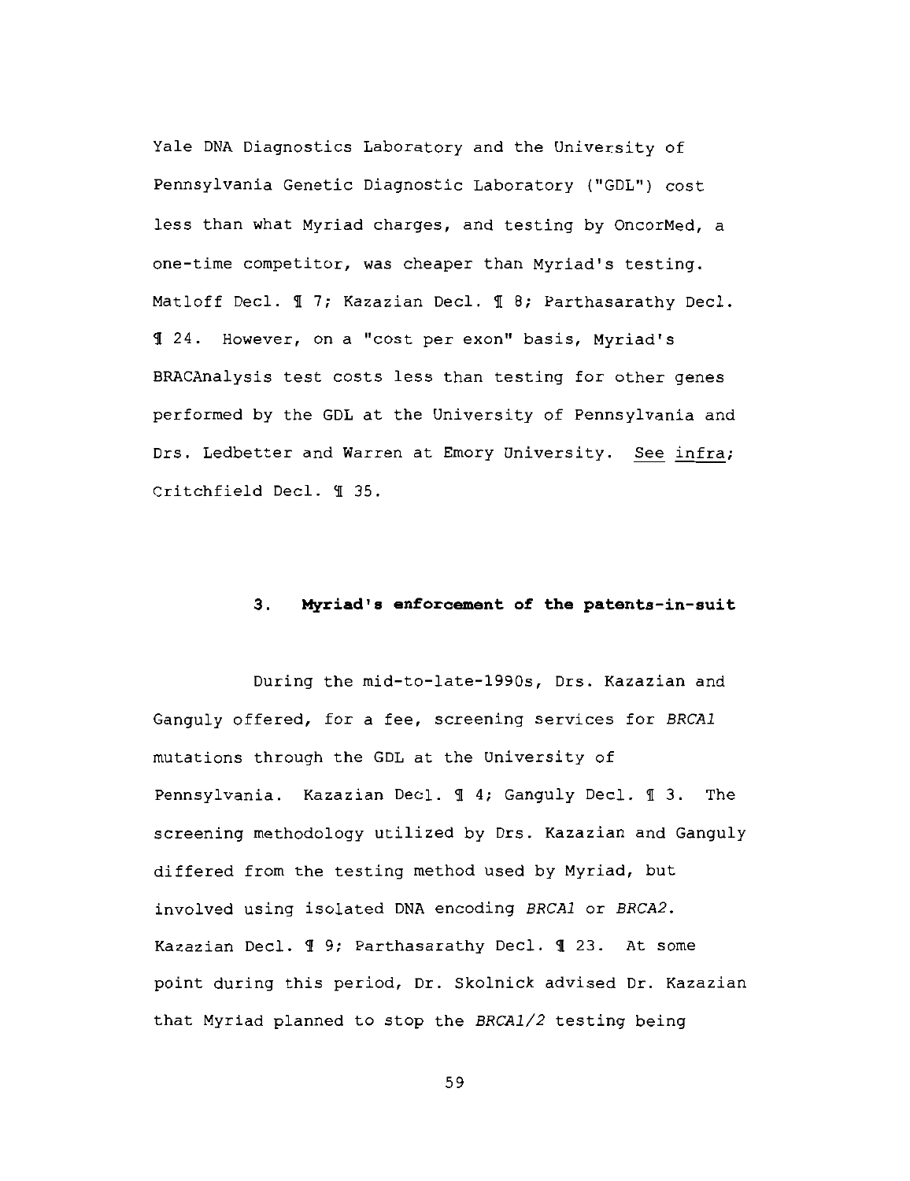Yale DNA Diagnostics Laboratory and the University of Pennsylvania Genetic Diagnostic Laboratory ("GDL") cost less than what Myriad charges, and testing by OncorMed, a one-time competitor, was cheaper than Myriad's testing. Matloff Decl. ¶ 7; Kazazian Decl. ¶ 8; Parthasarathy Decl. ¶ 24. However, on a "cost per exon" basis, Myriad's BRACAnalysis test costs less than testing for other genes performed by the GDL at the University of Pennsylvania and Drs. Ledbetter and Warren at Emory University. See infra; Critchfield Decl. ¶ 35.

### 3. **Myriad's enforcement of the patents-in-suit**

During the mid-to-late-1990s, Drs. Kazazian and Ganguly offered, for a fee, screening services for *BRCA1* mutations through the GDL at the University of Pennsylvania. Kazazian Decl. ¶ 4; Ganguly Decl. ¶ 3. The screening methodology utilized by Drs. Kazazian and Ganguly differed from the testing method used by Myriad, but involved using isolated DNA encoding *BRCA1* or *BRCA2*. Kazazian Decl. ¶ 9; Parthasarathy Decl. ¶ 23. At some point during this period, Dr. Skolnick advised Dr. Kazazian that Myriad planned to stop the *BRCA1/2* testing being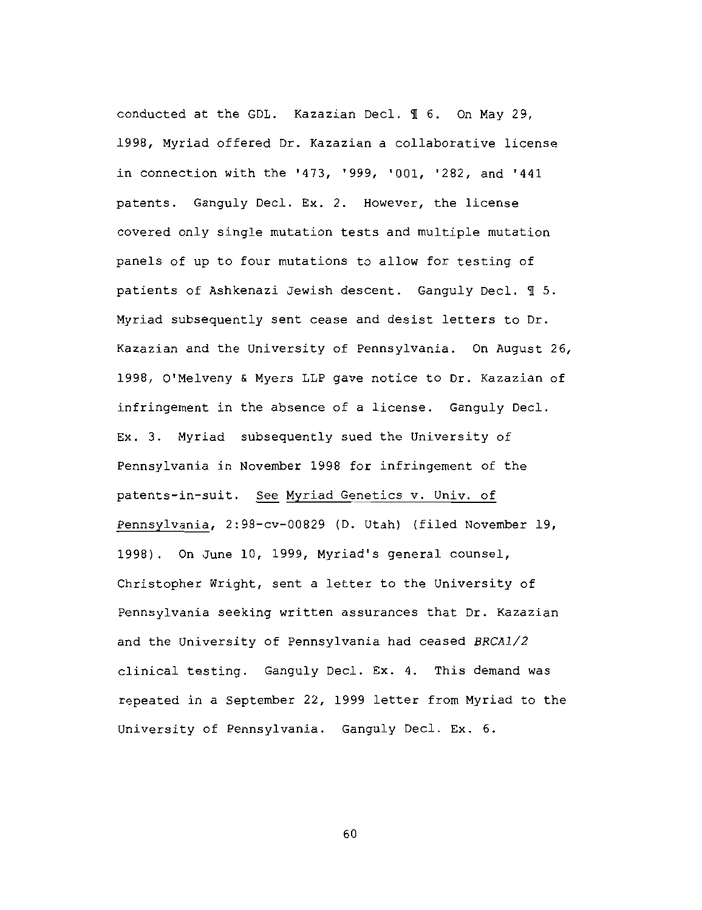conducted at the GDL. Kazazian Decl. ¶ 6. On May 29, 1998, Myriad offered Dr. Kazazian a collaborative license in connection with the '473, '999, '001, '282, and '441 patents. Ganguly Decl. Ex. 2. However, the license covered only single mutation tests and multiple mutation panels of up to four mutations to allow for testing of patients of Ashkenazi Jewish descent. Ganguly Decl. ¶ 5. Myriad subsequently sent cease and desist letters to Dr. Kazazian and the University of Pennsylvania. On August 26, 1998, O'Melveny & Myers LLP gave notice to Dr. Kazazian of infringement in the absence of a license. Ganguly Decl. Ex. 3. Myriad subsequently sued the University of Pennsylvania in November 1998 for infringement of the patents-in-suit. See Myriad Genetics v. Univ. of Pennsylvania, 2:98-cv-00829 (D. Utah) (filed November 19, 1998). On June 10, 1999, Myriad's general counsel, Christopher Wright, sent a letter to the University of Pennsylvania seeking written assurances that Dr. Kazazian and the University of Pennsylvania had ceased *BRCA1/2* clinical testing. Ganguly Decl. Ex. 4. This demand was repeated in a September 22, 1999 letter from Myriad to the University of Pennsylvania. Ganguly Decl. Ex. 6.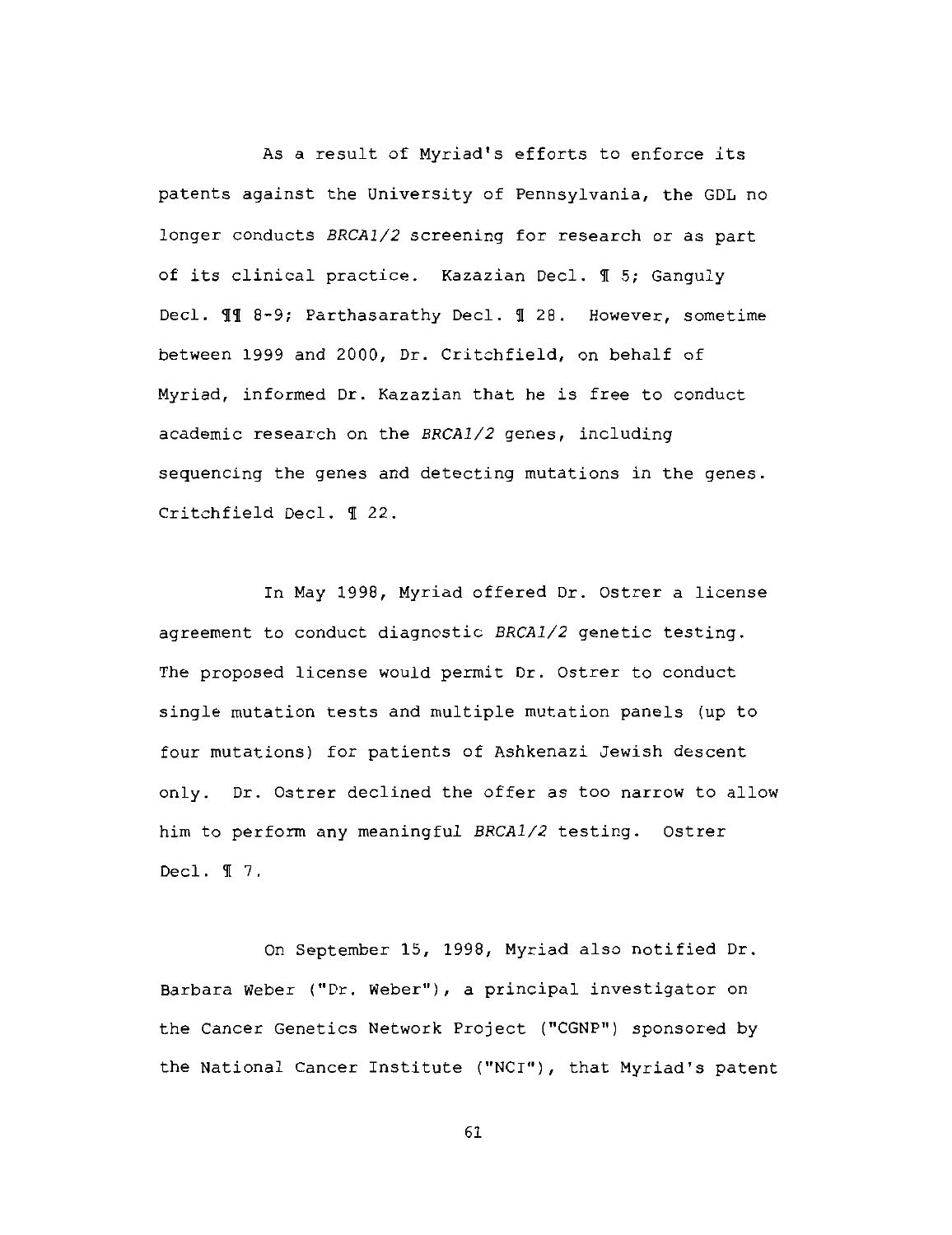As a result of Myriad's efforts to enforce its patents against the University of Pennsylvania, the GDL no longer conducts *BRCA1/2* screening for research or as part of its clinical practice. Kazazian Decl. ¶ 5; Ganguly Decl. ¶¶ 8-9; Parthasarathy Decl. ¶ 28. However, sometime between 1999 and 2000, Dr. Critchfield, on behalf of Myriad, informed Dr. Kazazian that he is free to conduct academic research on the *BRCA1/2* genes, including sequencing the genes and detecting mutations in the genes. Critchfield Decl. ¶ 22.

In May 1998, Myriad offered Dr. Ostrer a license agreement to conduct diagnostic *BRCA1/2* genetic testing. The proposed license would permit Dr. Ostrer to conduct single mutation tests and multiple mutation panels (up to four mutations) for patients of Ashkenazi Jewish descent only. Dr. Ostrer declined the offer as too narrow to allow him to perform any meaningful *BRCA1/2* testing. Ostrer Decl. ¶ 7.

On September 15, 1998, Myriad also notified Dr. Barbara Weber ("Dr. Weber"), a principal investigator on the Cancer Genetics Network Project ("CGNP") sponsored by the National Cancer Institute ("NCI"), that Myriad's patent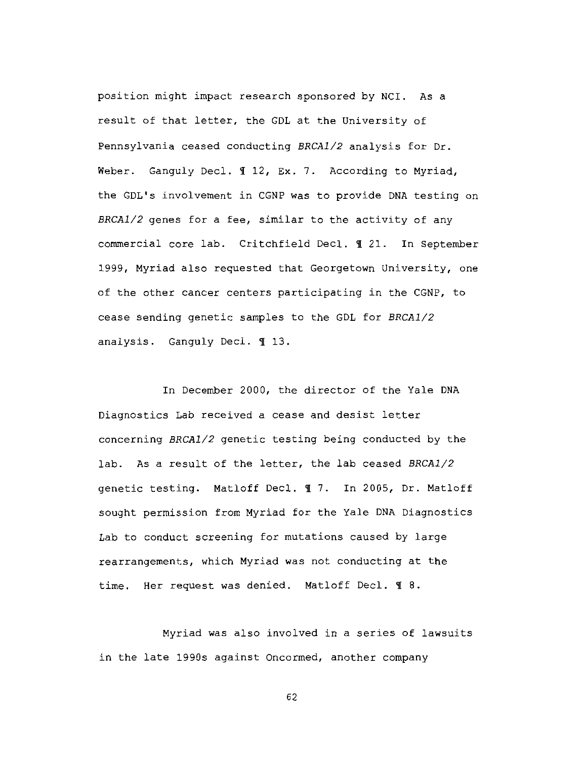position might impact research sponsored by NCI. As a result of that letter, the GDL at the University of Pennsylvania ceased conducting *BRCA1/2* analysis for Dr. Weber. Ganguly Decl. ¶ 12, Ex. 7. According to Myriad, the GDL's involvement in CGNP was to provide DNA testing on *BRCA1/2* genes for a fee, similar to the activity of any commercial core lab. Critchfield Decl. ¶ 21. In September 1999, Myriad also requested that Georgetown University, one of the other cancer centers participating in the CGNP, to cease sending genetic samples to the GDL for *BRCA1/2* analysis. Ganguly Decl. ¶ 13.

In December 2000, the director of the Yale DNA Diagnostics Lab received a cease and desist letter concerning *BRCA1/2* genetic testing being conducted by the lab. As a result of the letter, the lab ceased *BRCA1/2* genetic testing. Matloff Decl. ¶ 7. In 2005, Dr. Matloff sought permission from Myriad for the Yale DNA Diagnostics Lab to conduct screening for mutations caused by large rearrangements, which Myriad was not conducting at the time. Her request was denied. Matloff Decl. ¶ 8.

Myriad was also involved in a series of lawsuits in the late 1990s against Oncormed, another company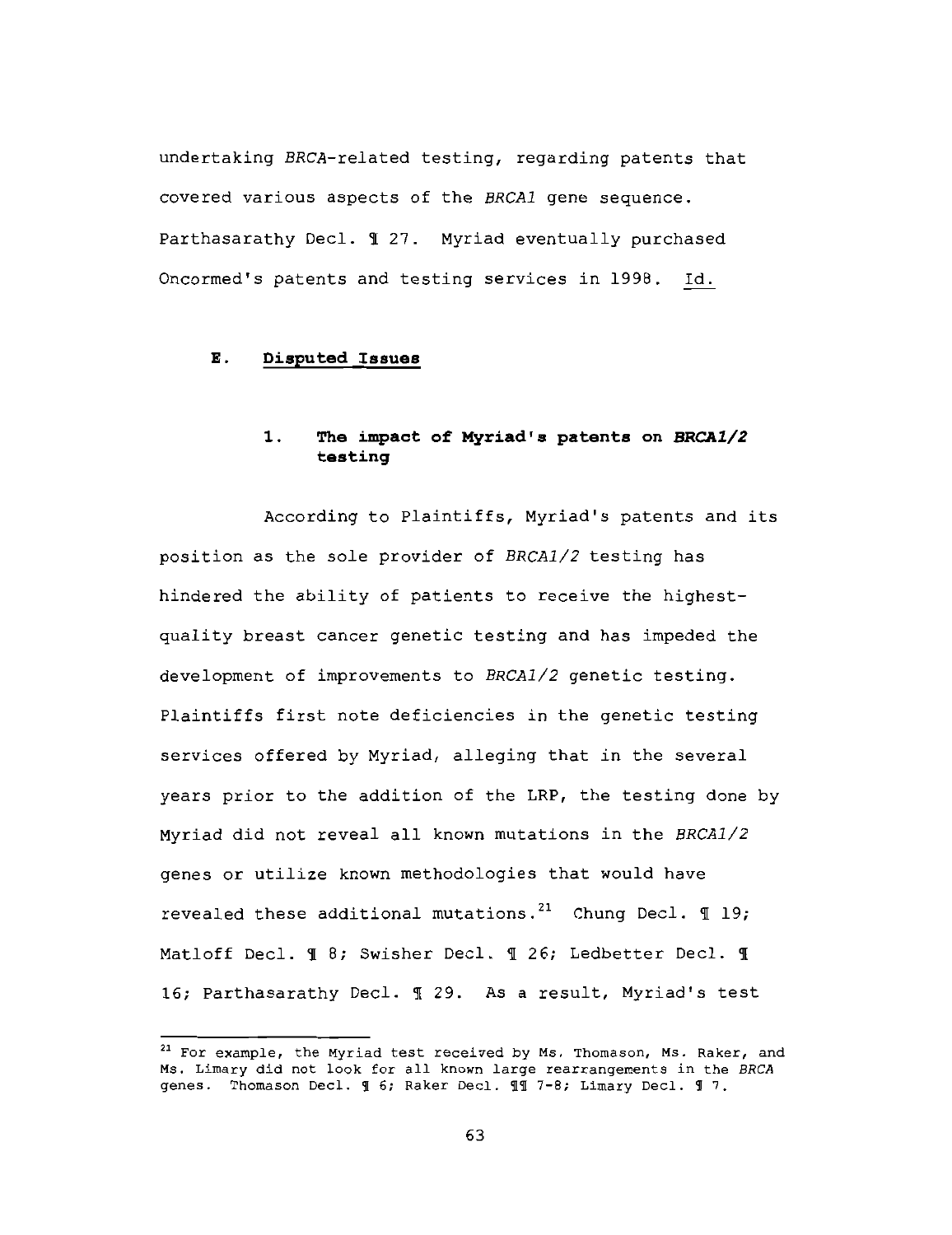undertaking *BRCA*-related testing, regarding patents that covered various aspects of the *BRCA1* gene sequence. Parthasarathy Decl. ¶ 27. Myriad eventually purchased Oncormed's patents and testing services in 1998. Id.

### E. Disputed Issues

#### 1. The impact of Myriad's patents on *BRCA1/2* testing

According to Plaintiffs, Myriad's patents and its position as the sole provider of *BRCA1/2* testing has hindered the ability of patients to receive the highest-quality breast cancer genetic testing and has impeded the development of improvements to *BRCA1/2* genetic testing. Plaintiffs first note deficiencies in the genetic testing services offered by Myriad, alleging that in the several years prior to the addition of the LRP, the testing done by Myriad did not reveal all known mutations in the *BRCA1/2* genes or utilize known methodologies that would have revealed these additional mutations.[21] Chung Decl. ¶ 19; Matloff Decl. ¶ 8; Swisher Decl. ¶ 26; Ledbetter Decl. ¶ 16; Parthasarathy Decl. ¶ 29. As a result, Myriad's test

---

[21] For example, the Myriad test received by Ms. Thomason, Ms. Raker, and Ms. Limary did not look for all known large rearrangements in the *BRCA* genes. Thomason Decl. ¶ 6; Raker Decl. ¶¶ 7-8; Limary Decl. ¶ 7.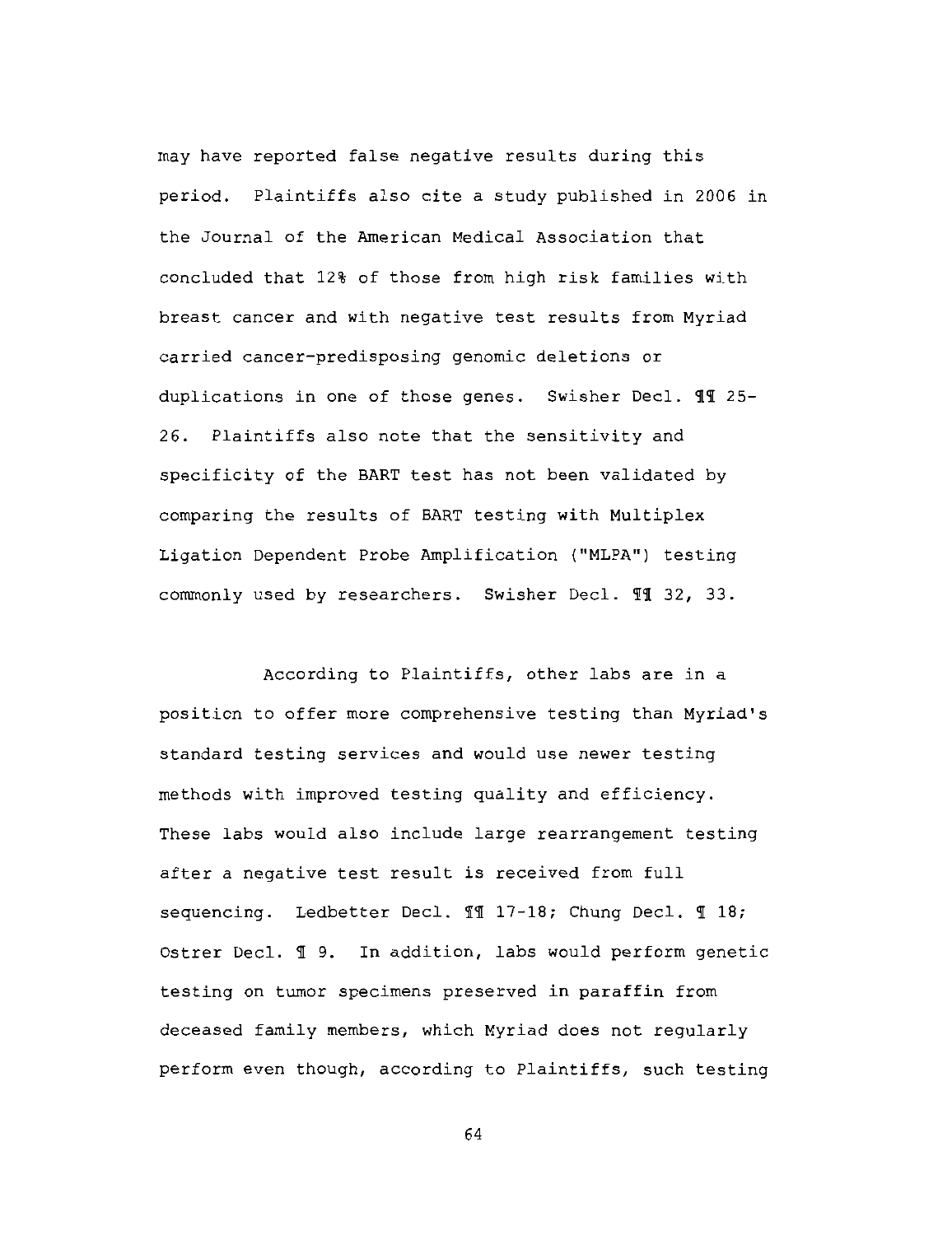may have reported false negative results during this period. Plaintiffs also cite a study published in 2006 in the Journal of the American Medical Association that concluded that 12% of those from high risk families with breast cancer and with negative test results from Myriad carried cancer-predisposing genomic deletions or duplications in one of those genes. Swisher Decl. ¶¶ 25-26. Plaintiffs also note that the sensitivity and specificity of the BART test has not been validated by comparing the results of BART testing with Multiplex Ligation Dependent Probe Amplification ("MLPA") testing commonly used by researchers. Swisher Decl. ¶¶ 32, 33.

According to Plaintiffs, other labs are in a position to offer more comprehensive testing than Myriad's standard testing services and would use newer testing methods with improved testing quality and efficiency. These labs would also include large rearrangement testing after a negative test result is received from full sequencing. Ledbetter Decl. ¶¶ 17-18; Chung Decl. ¶ 18; Ostrer Decl. ¶ 9. In addition, labs would perform genetic testing on tumor specimens preserved in paraffin from deceased family members, which Myriad does not regularly perform even though, according to Plaintiffs, such testing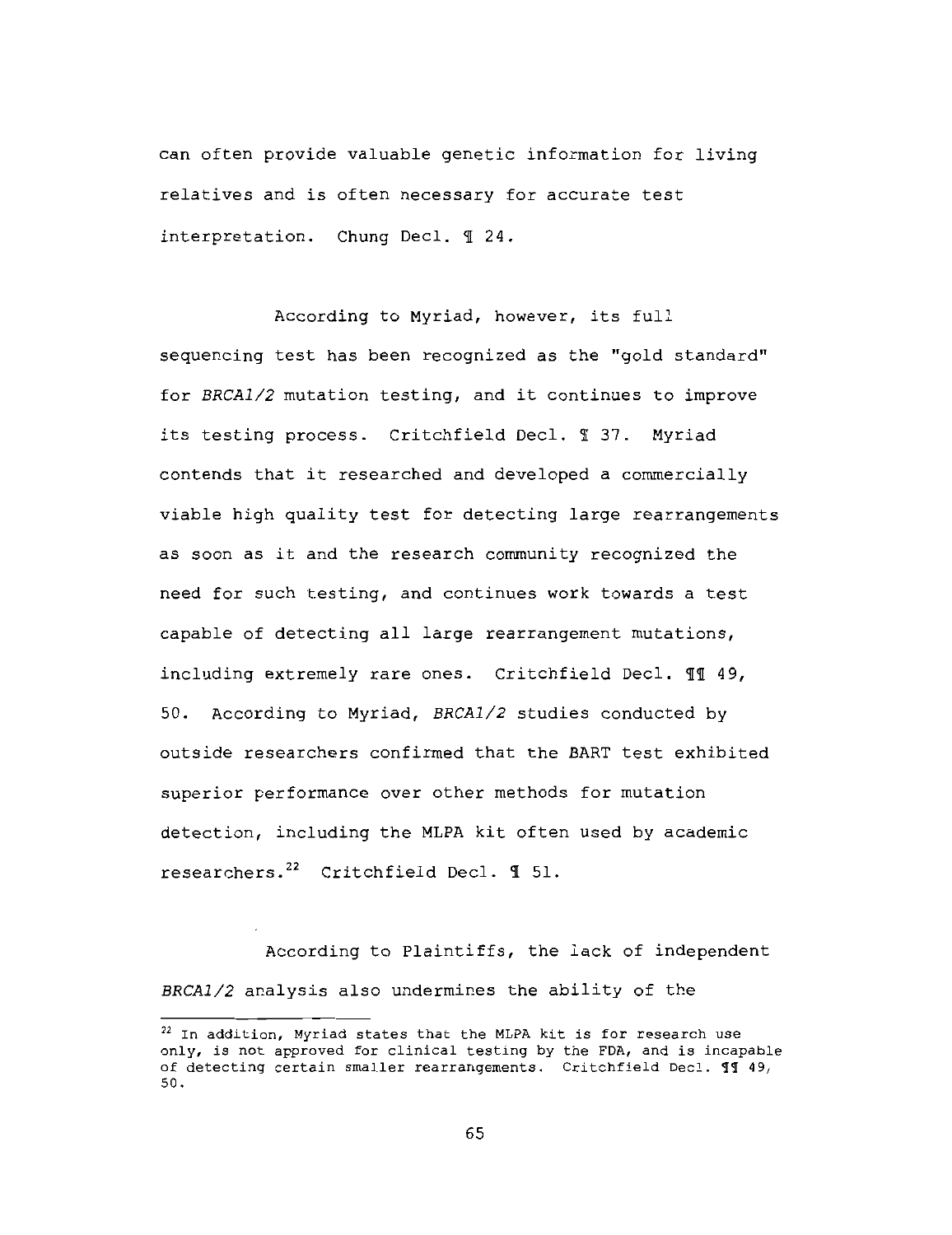can often provide valuable genetic information for living relatives and is often necessary for accurate test interpretation. Chung Decl. ¶ 24.

According to Myriad, however, its full sequencing test has been recognized as the "gold standard" for *BRCA1/2* mutation testing, and it continues to improve its testing process. Critchfield Decl. ¶ 37. Myriad contends that it researched and developed a commercially viable high quality test for detecting large rearrangements as soon as it and the research community recognized the need for such testing, and continues work towards a test capable of detecting all large rearrangement mutations, including extremely rare ones. Critchfield Decl. ¶¶ 49, 50. According to Myriad, *BRCA1/2* studies conducted by outside researchers confirmed that the BART test exhibited superior performance over other methods for mutation detection, including the MLPA kit often used by academic researchers.[22] Critchfield Decl. ¶ 51.

According to Plaintiffs, the lack of independent *BRCA1/2* analysis also undermines the ability of the

---

[22] In addition, Myriad states that the MLPA kit is for research use only, is not approved for clinical testing by the FDA, and is incapable of detecting certain smaller rearrangements. Critchfield Decl. ¶¶ 49, 50.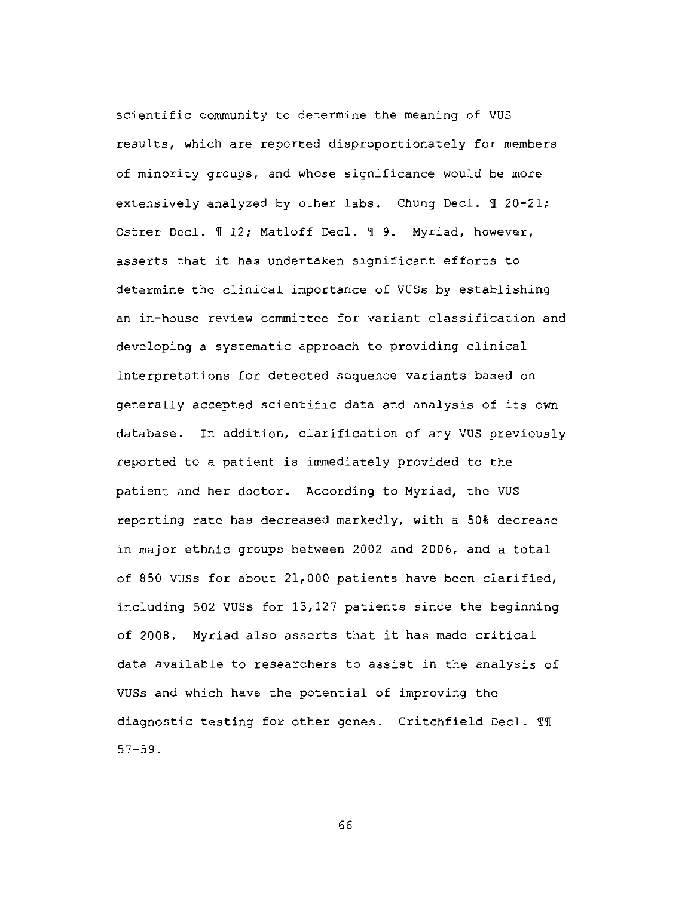scientific community to determine the meaning of VUS results, which are reported disproportionately for members of minority groups, and whose significance would be more extensively analyzed by other labs. Chung Decl. ¶ 20-21; Ostrer Decl. ¶ 12; Matloff Decl. ¶ 9. Myriad, however, asserts that it has undertaken significant efforts to determine the clinical importance of VUSs by establishing an in-house review committee for variant classification and developing a systematic approach to providing clinical interpretations for detected sequence variants based on generally accepted scientific data and analysis of its own database. In addition, clarification of any VUS previously reported to a patient is immediately provided to the patient and her doctor. According to Myriad, the VUS reporting rate has decreased markedly, with a 50% decrease in major ethnic groups between 2002 and 2006, and a total of 850 VUSs for about 21,000 patients have been clarified, including 502 VUSs for 13,127 patients since the beginning of 2008. Myriad also asserts that it has made critical data available to researchers to assist in the analysis of VUSs and which have the potential of improving the diagnostic testing for other genes. Critchfield Decl. ¶¶ 57-59.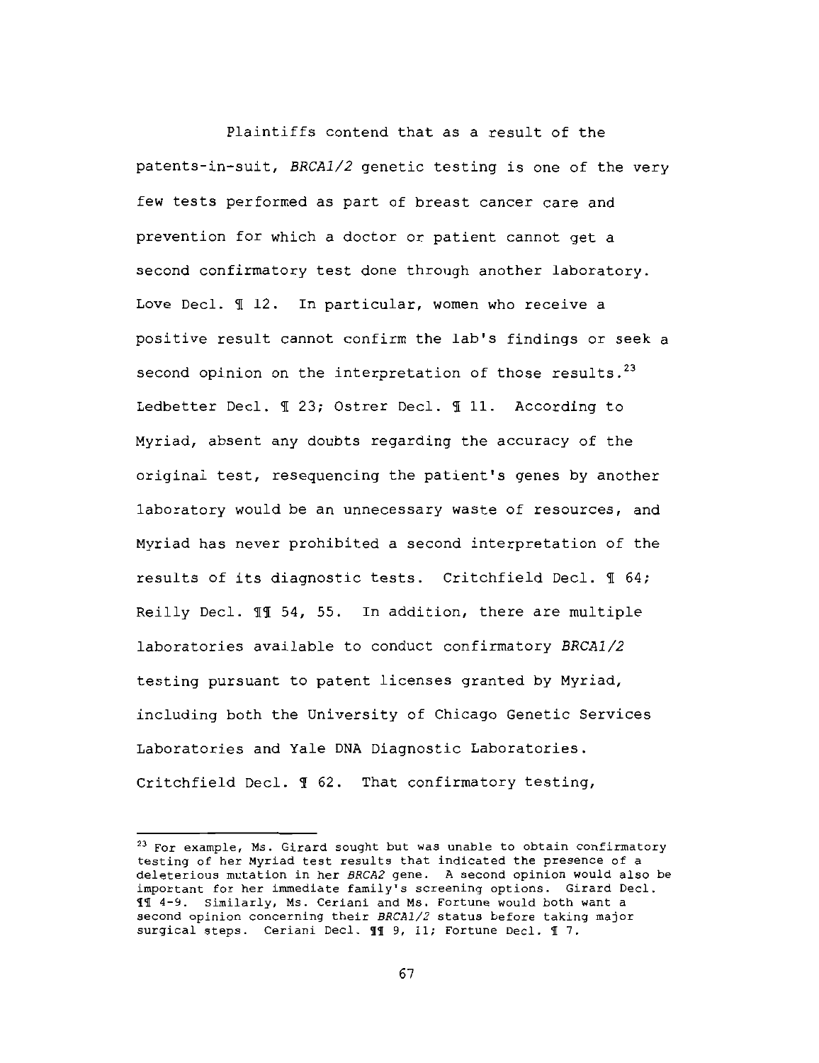Plaintiffs contend that as a result of the patents-in-suit, *BRCA1/2* genetic testing is one of the very few tests performed as part of breast cancer care and prevention for which a doctor or patient cannot get a second confirmatory test done through another laboratory. Love Decl. ¶ 12. In particular, women who receive a positive result cannot confirm the lab's findings or seek a second opinion on the interpretation of those results.[23] Ledbetter Decl. ¶ 23; Ostrer Decl. ¶ 11. According to Myriad, absent any doubts regarding the accuracy of the original test, resequencing the patient's genes by another laboratory would be an unnecessary waste of resources, and Myriad has never prohibited a second interpretation of the results of its diagnostic tests. Critchfield Decl. ¶ 64; Reilly Decl. ¶¶ 54, 55. In addition, there are multiple laboratories available to conduct confirmatory *BRCA1/2* testing pursuant to patent licenses granted by Myriad, including both the University of Chicago Genetic Services Laboratories and Yale DNA Diagnostic Laboratories. Critchfield Decl. ¶ 62. That confirmatory testing,

---

[23] For example, Ms. Girard sought but was unable to obtain confirmatory testing of her Myriad test results that indicated the presence of a deleterious mutation in her *BRCA2* gene. A second opinion would also be important for her immediate family's screening options. Girard Decl. ¶¶ 4-9. Similarly, Ms. Ceriani and Ms. Fortune would both want a second opinion concerning their *BRCA1/2* status before taking major surgical steps. Ceriani Decl. ¶¶ 9, 11; Fortune Decl. ¶ 7.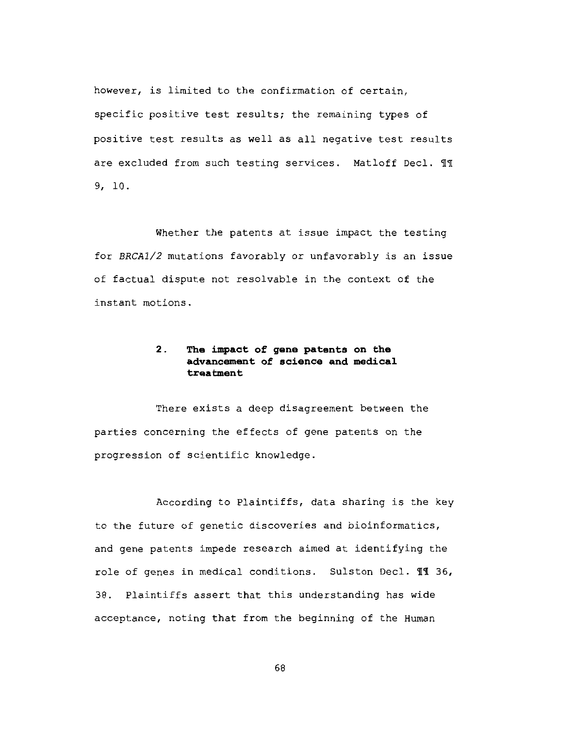however, is limited to the confirmation of certain, specific positive test results; the remaining types of positive test results as well as all negative test results are excluded from such testing services. Matloff Decl. ¶¶ 9, 10.

Whether the patents at issue impact the testing for *BRCA1/2* mutations favorably or unfavorably is an issue of factual dispute not resolvable in the context of the instant motions.

### 2. The impact of gene patents on the advancement of science and medical treatment

There exists a deep disagreement between the parties concerning the effects of gene patents on the progression of scientific knowledge.

According to Plaintiffs, data sharing is the key to the future of genetic discoveries and bioinformatics, and gene patents impede research aimed at identifying the role of genes in medical conditions. Sulston Decl. ¶¶ 36, 38. Plaintiffs assert that this understanding has wide acceptance, noting that from the beginning of the Human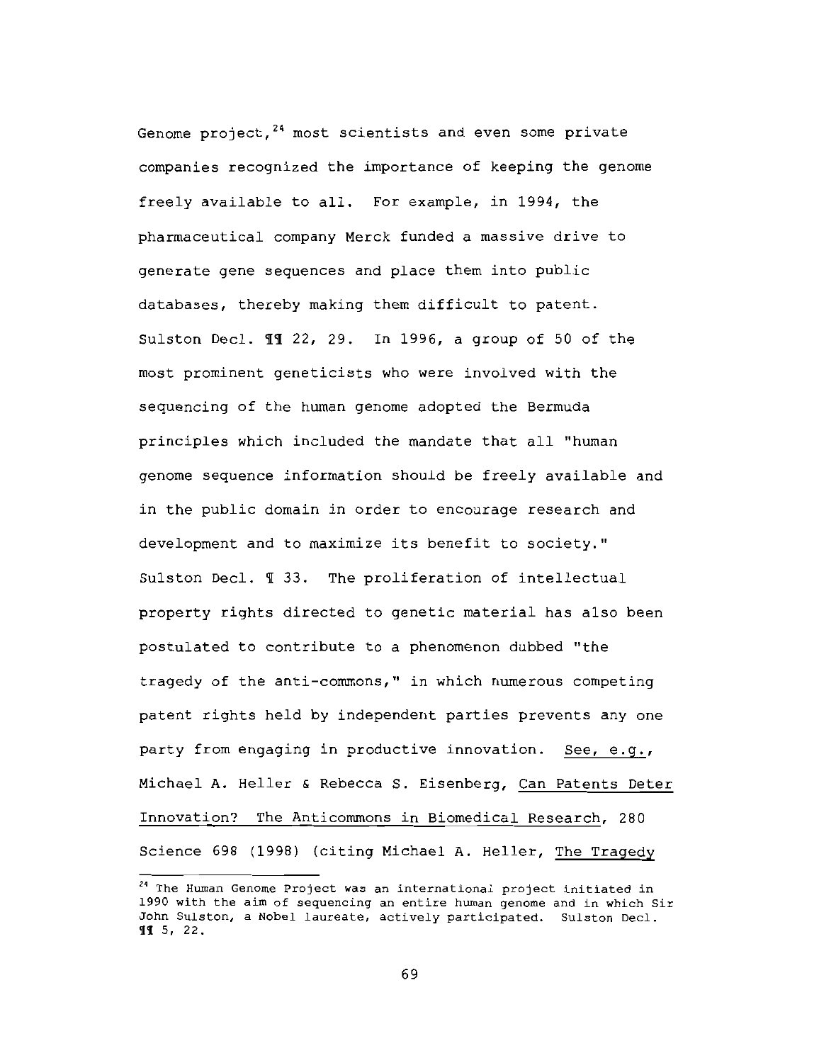Genome project,[24] most scientists and even some private companies recognized the importance of keeping the genome freely available to all. For example, in 1994, the pharmaceutical company Merck funded a massive drive to generate gene sequences and place them into public databases, thereby making them difficult to patent. Sulston Decl. ¶¶ 22, 29. In 1996, a group of 50 of the most prominent geneticists who were involved with the sequencing of the human genome adopted the Bermuda principles which included the mandate that all "human genome sequence information should be freely available and in the public domain in order to encourage research and development and to maximize its benefit to society." Sulston Decl. ¶ 33. The proliferation of intellectual property rights directed to genetic material has also been postulated to contribute to a phenomenon dubbed "the tragedy of the anti-commons," in which numerous competing patent rights held by independent parties prevents any one party from engaging in productive innovation. See, e.g., Michael A. Heller & Rebecca S. Eisenberg, Can Patents Deter Innovation? The Anticommons in Biomedical Research, 280 Science 698 (1998) (citing Michael A. Heller, The Tragedy

---

[24] The Human Genome Project was an international project initiated in 1990 with the aim of sequencing an entire human genome and in which Sir John Sulston, a Nobel laureate, actively participated. Sulston Decl. ¶¶ 5, 22.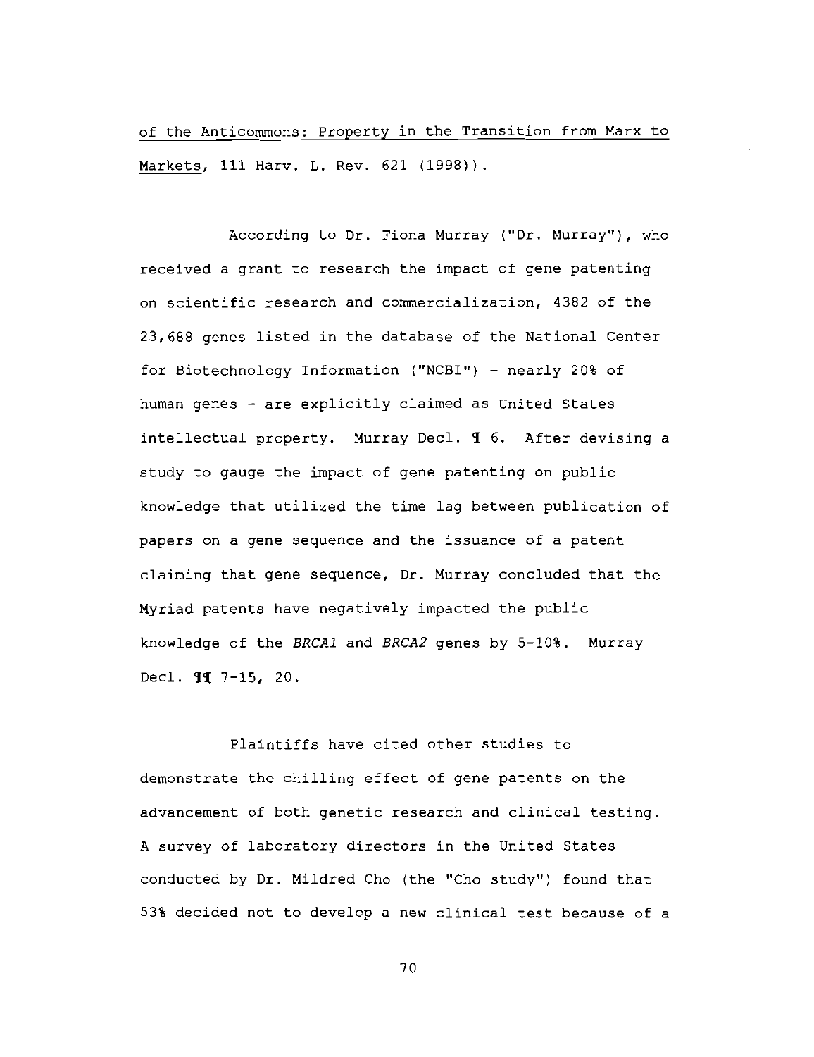of the Anticommons: Property in the Transition from Marx to Markets, 111 Harv. L. Rev. 621 (1998)).

According to Dr. Fiona Murray ("Dr. Murray"), who received a grant to research the impact of gene patenting on scientific research and commercialization, 4382 of the 23,688 genes listed in the database of the National Center for Biotechnology Information ("NCBI") - nearly 20% of human genes - are explicitly claimed as United States intellectual property. Murray Decl. ¶ 6. After devising a study to gauge the impact of gene patenting on public knowledge that utilized the time lag between publication of papers on a gene sequence and the issuance of a patent claiming that gene sequence, Dr. Murray concluded that the Myriad patents have negatively impacted the public knowledge of the *BRCA1* and *BRCA2* genes by 5-10%. Murray Decl. ¶¶ 7-15, 20.

Plaintiffs have cited other studies to demonstrate the chilling effect of gene patents on the advancement of both genetic research and clinical testing. A survey of laboratory directors in the United States conducted by Dr. Mildred Cho (the "Cho study") found that 53% decided not to develop a new clinical test because of a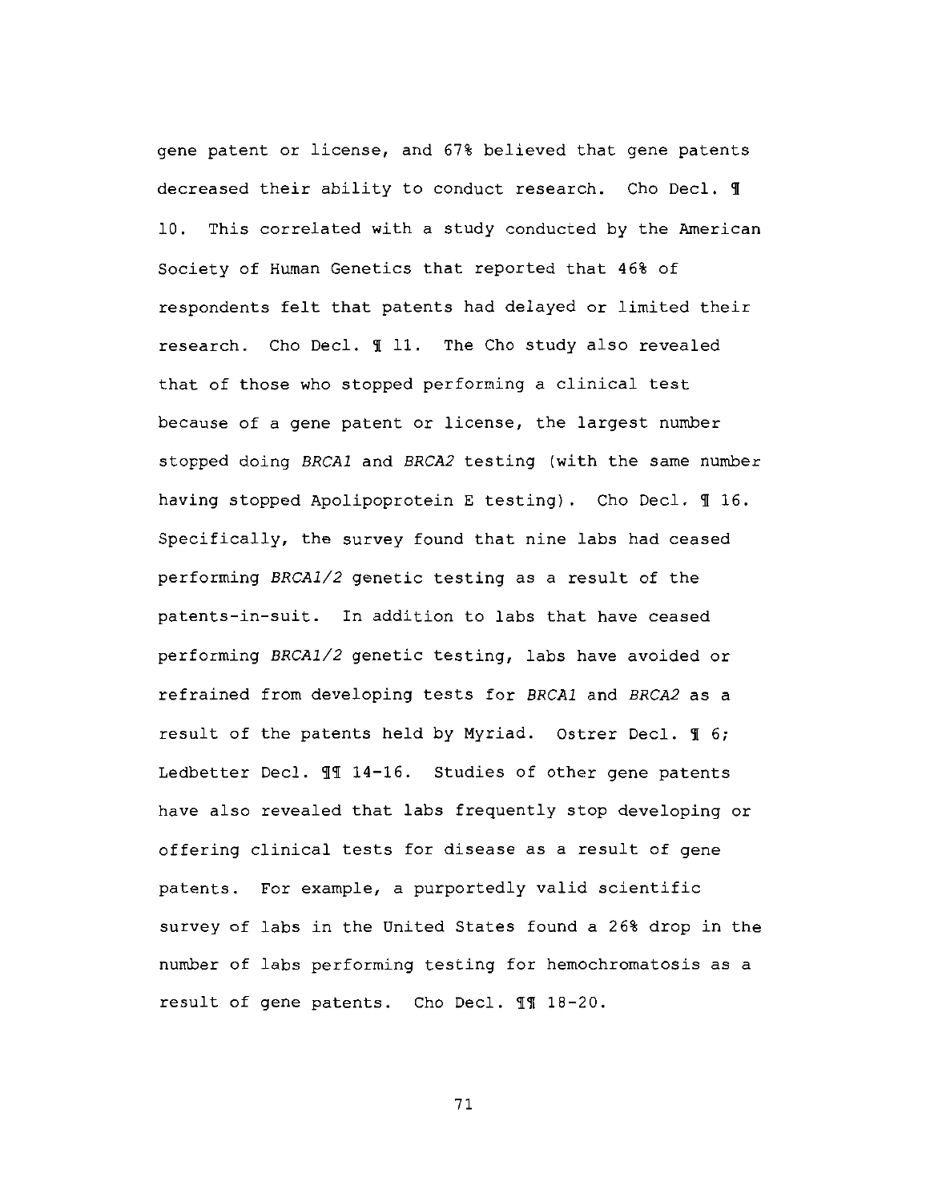gene patent or license, and 67% believed that gene patents decreased their ability to conduct research. Cho Decl. ¶ 10. This correlated with a study conducted by the American Society of Human Genetics that reported that 46% of respondents felt that patents had delayed or limited their research. Cho Decl. ¶ 11. The Cho study also revealed that of those who stopped performing a clinical test because of a gene patent or license, the largest number stopped doing *BRCA1* and *BRCA2* testing (with the same number having stopped Apolipoprotein E testing). Cho Decl. ¶ 16. Specifically, the survey found that nine labs had ceased performing *BRCA1/2* genetic testing as a result of the patents-in-suit. In addition to labs that have ceased performing *BRCA1/2* genetic testing, labs have avoided or refrained from developing tests for *BRCA1* and *BRCA2* as a result of the patents held by Myriad. Ostrer Decl. ¶ 6; Ledbetter Decl. ¶¶ 14-16. Studies of other gene patents have also revealed that labs frequently stop developing or offering clinical tests for disease as a result of gene patents. For example, a purportedly valid scientific survey of labs in the United States found a 26% drop in the number of labs performing testing for hemochromatosis as a result of gene patents. Cho Decl. ¶¶ 18-20.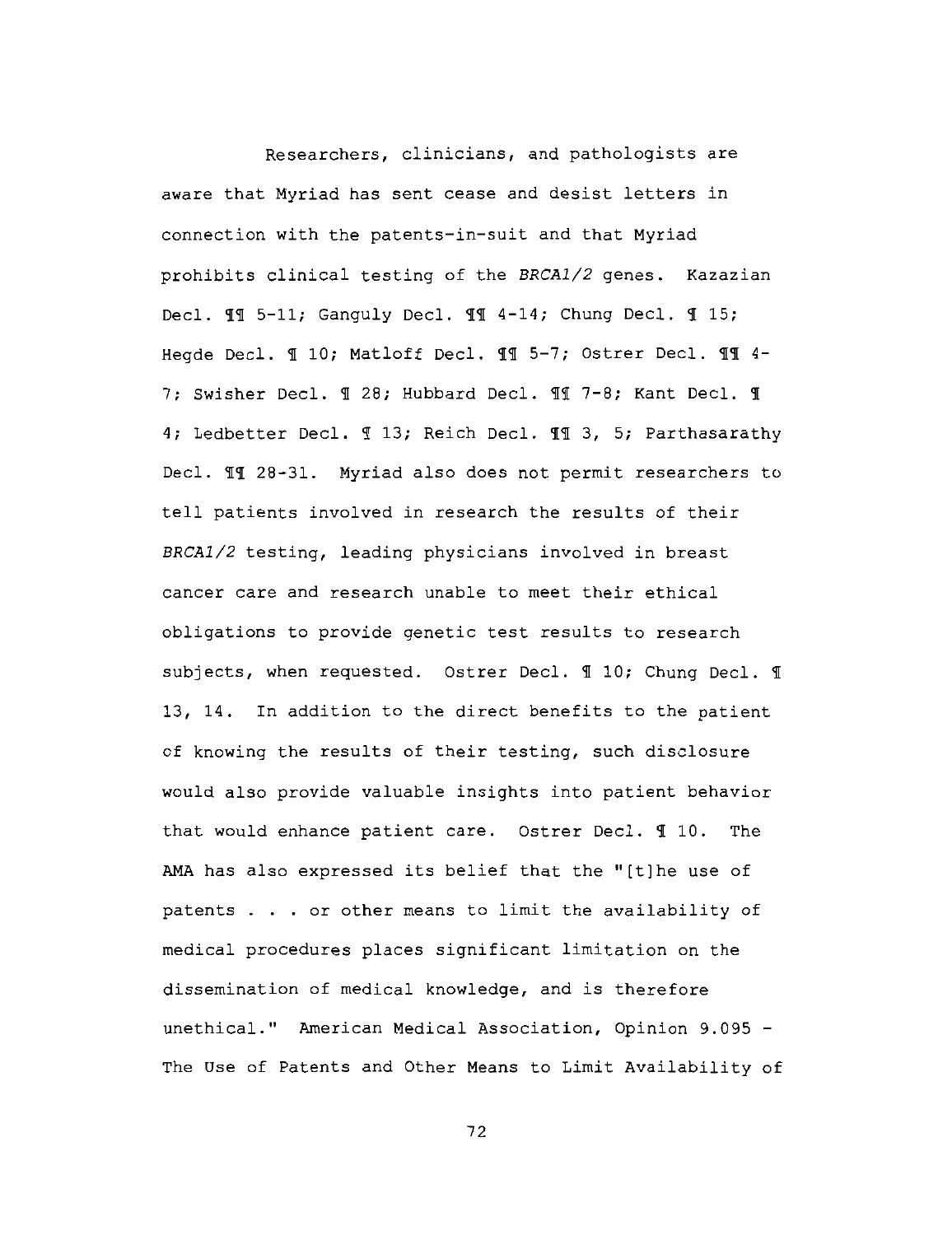Researchers, clinicians, and pathologists are aware that Myriad has sent cease and desist letters in connection with the patents-in-suit and that Myriad prohibits clinical testing of the *BRCA1/2* genes. Kazazian Decl. ¶¶ 5-11; Ganguly Decl. ¶¶ 4-14; Chung Decl. ¶ 15; Hegde Decl. ¶ 10; Matloff Decl. ¶¶ 5-7; Ostrer Decl. ¶¶ 4-7; Swisher Decl. ¶ 28; Hubbard Decl. ¶¶ 7-8; Kant Decl. ¶ 4; Ledbetter Decl. ¶ 13; Reich Decl. ¶¶ 3, 5; Parthasarathy Decl. ¶¶ 28-31. Myriad also does not permit researchers to tell patients involved in research the results of their *BRCA1/2* testing, leading physicians involved in breast cancer care and research unable to meet their ethical obligations to provide genetic test results to research subjects, when requested. Ostrer Decl. ¶ 10; Chung Decl. ¶ 13, 14. In addition to the direct benefits to the patient of knowing the results of their testing, such disclosure would also provide valuable insights into patient behavior that would enhance patient care. Ostrer Decl. ¶ 10. The AMA has also expressed its belief that the "[t]he use of patents . . . or other means to limit the availability of medical procedures places significant limitation on the dissemination of medical knowledge, and is therefore unethical." American Medical Association, Opinion 9.095 - The Use of Patents and Other Means to Limit Availability of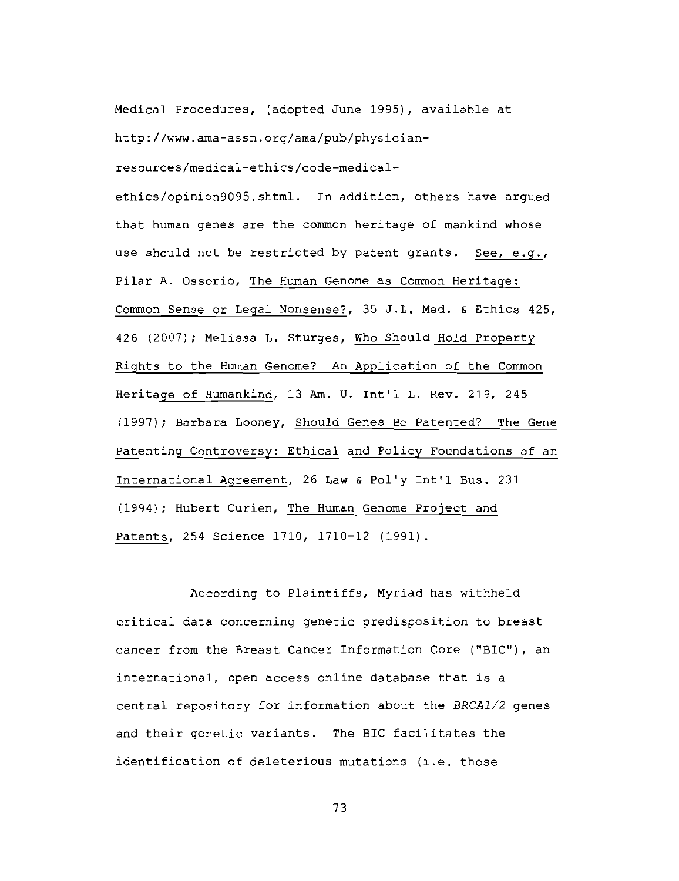Medical Procedures, (adopted June 1995), available at http://www.ama-assn.org/ama/pub/physician-resources/medical-ethics/code-medical-ethics/opinion9095.shtml. In addition, others have argued that human genes are the common heritage of mankind whose use should not be restricted by patent grants. See, e.g., Pilar A. Ossorio, The Human Genome as Common Heritage: Common Sense or Legal Nonsense?, 35 J.L. Med. & Ethics 425, 426 (2007); Melissa L. Sturges, Who Should Hold Property Rights to the Human Genome? An Application of the Common Heritage of Humankind, 13 Am. U. Int'l L. Rev. 219, 245 (1997); Barbara Looney, Should Genes Be Patented? The Gene Patenting Controversy: Ethical and Policy Foundations of an International Agreement, 26 Law & Pol'y Int'l Bus. 231 (1994); Hubert Curien, The Human Genome Project and Patents, 254 Science 1710, 1710-12 (1991).

According to Plaintiffs, Myriad has withheld critical data concerning genetic predisposition to breast cancer from the Breast Cancer Information Core ("BIC"), an international, open access online database that is a central repository for information about the *BRCA1/2* genes and their genetic variants. The BIC facilitates the identification of deleterious mutations (i.e. those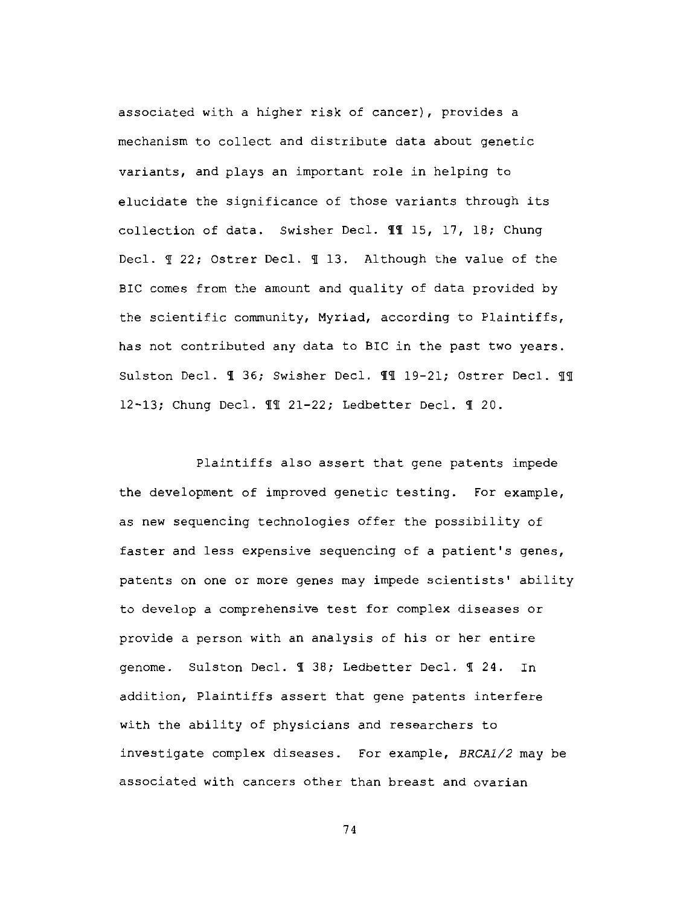associated with a higher risk of cancer), provides a mechanism to collect and distribute data about genetic variants, and plays an important role in helping to elucidate the significance of those variants through its collection of data. Swisher Decl. ¶¶ 15, 17, 18; Chung Decl. ¶ 22; Ostrer Decl. ¶ 13. Although the value of the BIC comes from the amount and quality of data provided by the scientific community, Myriad, according to Plaintiffs, has not contributed any data to BIC in the past two years. Sulston Decl. ¶ 36; Swisher Decl. ¶¶ 19-21; Ostrer Decl. ¶¶ 12-13; Chung Decl. ¶¶ 21-22; Ledbetter Decl. ¶ 20.

Plaintiffs also assert that gene patents impede the development of improved genetic testing. For example, as new sequencing technologies offer the possibility of faster and less expensive sequencing of a patient's genes, patents on one or more genes may impede scientists' ability to develop a comprehensive test for complex diseases or provide a person with an analysis of his or her entire genome. Sulston Decl. ¶ 38; Ledbetter Decl. ¶ 24. In addition, Plaintiffs assert that gene patents interfere with the ability of physicians and researchers to investigate complex diseases. For example, *BRCA1/2* may be associated with cancers other than breast and ovarian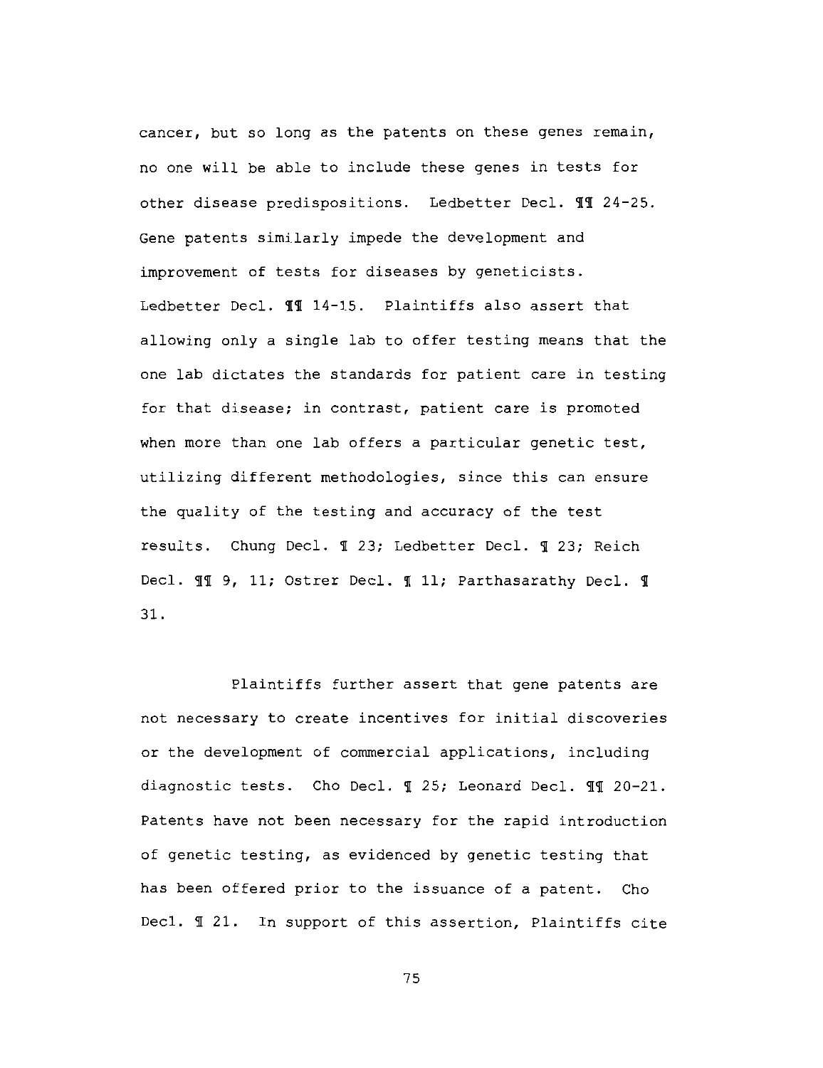cancer, but so long as the patents on these genes remain, no one will be able to include these genes in tests for other disease predispositions. Ledbetter Decl. ¶¶ 24-25. Gene patents similarly impede the development and improvement of tests for diseases by geneticists. Ledbetter Decl. ¶¶ 14-15. Plaintiffs also assert that allowing only a single lab to offer testing means that the one lab dictates the standards for patient care in testing for that disease; in contrast, patient care is promoted when more than one lab offers a particular genetic test, utilizing different methodologies, since this can ensure the quality of the testing and accuracy of the test results. Chung Decl. ¶ 23; Ledbetter Decl. ¶ 23; Reich Decl. ¶¶ 9, 11; Ostrer Decl. ¶ 11; Parthasarathy Decl. ¶ 31.

Plaintiffs further assert that gene patents are not necessary to create incentives for initial discoveries or the development of commercial applications, including diagnostic tests. Cho Decl. ¶ 25; Leonard Decl. ¶¶ 20-21. Patents have not been necessary for the rapid introduction of genetic testing, as evidenced by genetic testing that has been offered prior to the issuance of a patent. Cho Decl. ¶ 21. In support of this assertion, Plaintiffs cite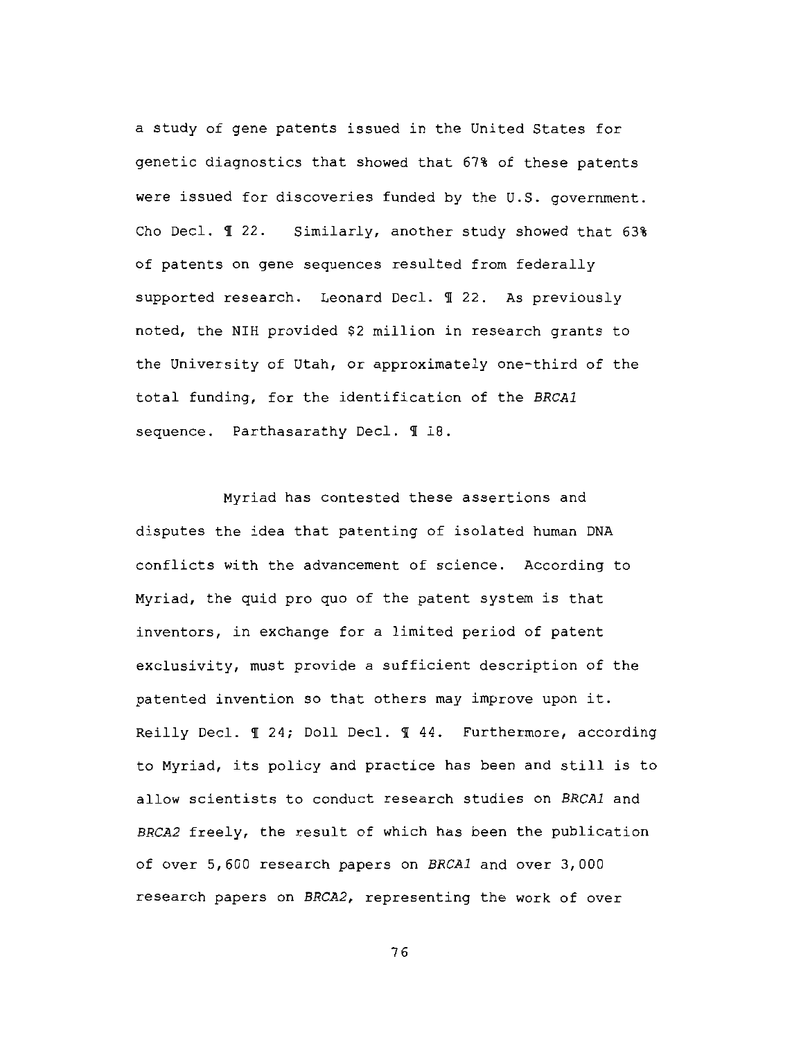a study of gene patents issued in the United States for genetic diagnostics that showed that 67% of these patents were issued for discoveries funded by the U.S. government. Cho Decl. ¶ 22. Similarly, another study showed that 63% of patents on gene sequences resulted from federally supported research. Leonard Decl. ¶ 22. As previously noted, the NIH provided $2 million in research grants to the University of Utah, or approximately one-third of the total funding, for the identification of the *BRCA1* sequence. Parthasarathy Decl. ¶ 18.

Myriad has contested these assertions and disputes the idea that patenting of isolated human DNA conflicts with the advancement of science. According to Myriad, the quid pro quo of the patent system is that inventors, in exchange for a limited period of patent exclusivity, must provide a sufficient description of the patented invention so that others may improve upon it. Reilly Decl. ¶ 24; Doll Decl. ¶ 44. Furthermore, according to Myriad, its policy and practice has been and still is to allow scientists to conduct research studies on *BRCA1* and *BRCA2* freely, the result of which has been the publication of over 5,600 research papers on *BRCA1* and over 3,000 research papers on *BRCA2*, representing the work of over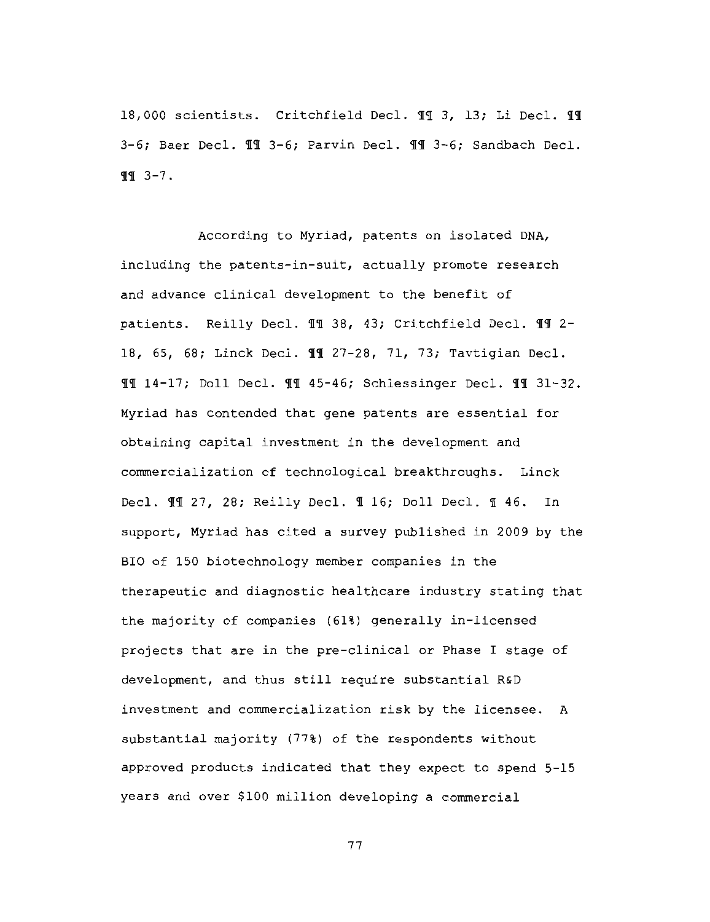18,000 scientists. Critchfield Decl. ¶¶ 3, 13; Li Decl. ¶¶ 3-6; Baer Decl. ¶¶ 3-6; Parvin Decl. ¶¶ 3-6; Sandbach Decl. ¶¶ 3-7.

According to Myriad, patents on isolated DNA, including the patents-in-suit, actually promote research and advance clinical development to the benefit of patients. Reilly Decl. ¶¶ 38, 43; Critchfield Decl. ¶¶ 2-18, 65, 68; Linck Decl. ¶¶ 27-28, 71, 73; Tavtigian Decl. ¶¶ 14-17; Doll Decl. ¶¶ 45-46; Schlessinger Decl. ¶¶ 31-32. Myriad has contended that gene patents are essential for obtaining capital investment in the development and commercialization of technological breakthroughs. Linck Decl. ¶¶ 27, 28; Reilly Decl. ¶ 16; Doll Decl. ¶ 46. In support, Myriad has cited a survey published in 2009 by the BIO of 150 biotechnology member companies in the therapeutic and diagnostic healthcare industry stating that the majority of companies (61%) generally in-licensed projects that are in the pre-clinical or Phase I stage of development, and thus still require substantial R&D investment and commercialization risk by the licensee. A substantial majority (77%) of the respondents without approved products indicated that they expect to spend 5-15 years and over $100 million developing a commercial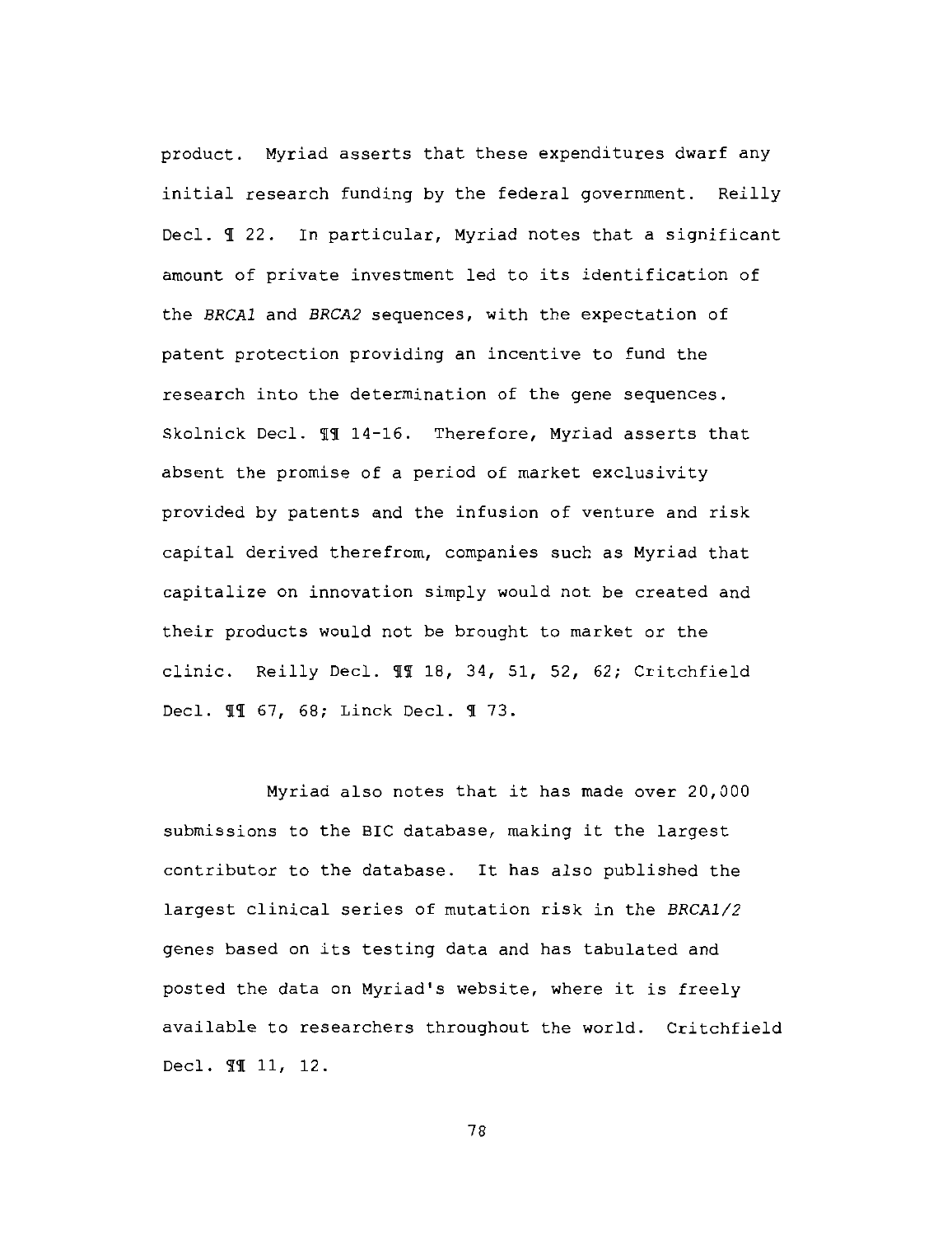product. Myriad asserts that these expenditures dwarf any initial research funding by the federal government. Reilly Decl. ¶ 22. In particular, Myriad notes that a significant amount of private investment led to its identification of the *BRCA1* and *BRCA2* sequences, with the expectation of patent protection providing an incentive to fund the research into the determination of the gene sequences. Skolnick Decl. ¶¶ 14-16. Therefore, Myriad asserts that absent the promise of a period of market exclusivity provided by patents and the infusion of venture and risk capital derived therefrom, companies such as Myriad that capitalize on innovation simply would not be created and their products would not be brought to market or the clinic. Reilly Decl. ¶¶ 18, 34, 51, 52, 62; Critchfield Decl. ¶¶ 67, 68; Linck Decl. ¶ 73.

Myriad also notes that it has made over 20,000 submissions to the BIC database, making it the largest contributor to the database. It has also published the largest clinical series of mutation risk in the *BRCA1/2* genes based on its testing data and has tabulated and posted the data on Myriad's website, where it is freely available to researchers throughout the world. Critchfield Decl. ¶¶ 11, 12.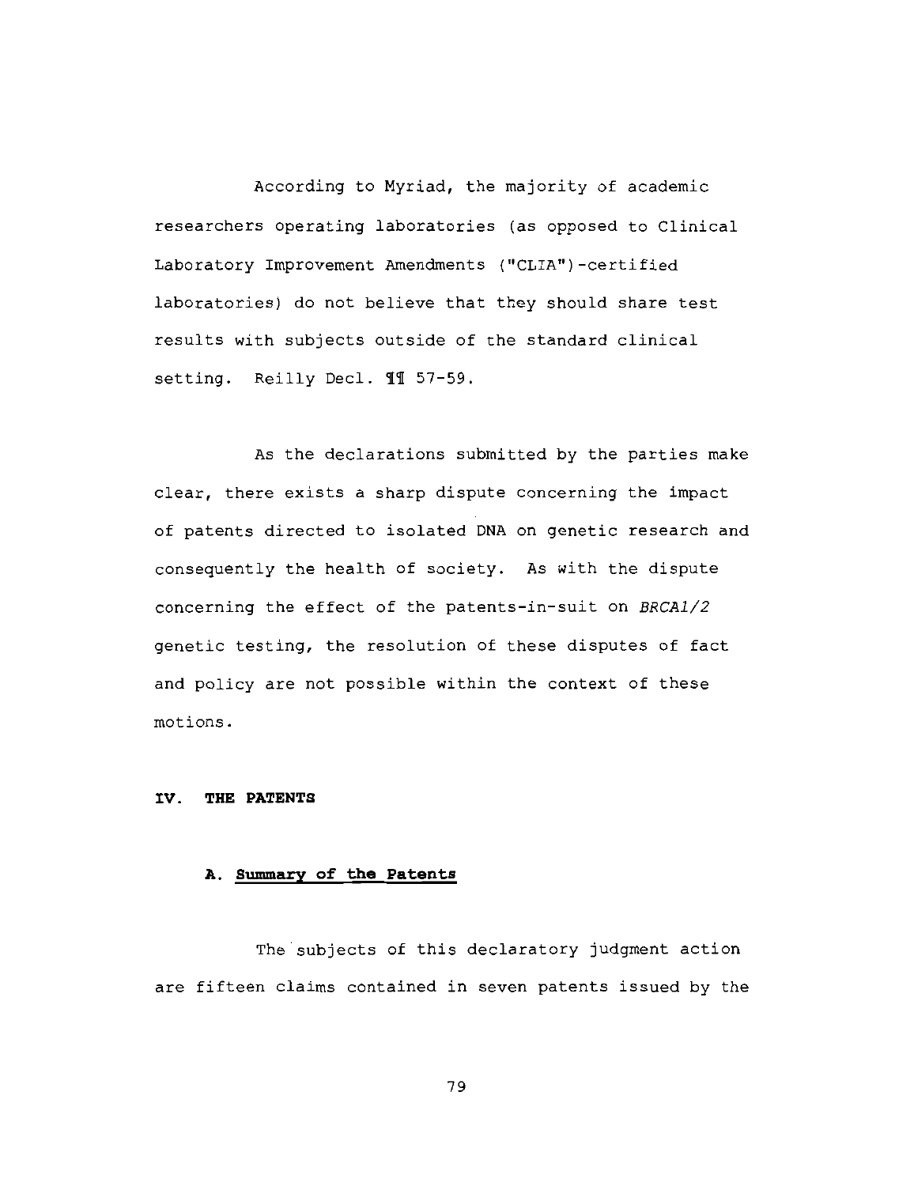According to Myriad, the majority of academic researchers operating laboratories (as opposed to Clinical Laboratory Improvement Amendments ("CLIA")-certified laboratories) do not believe that they should share test results with subjects outside of the standard clinical setting. Reilly Decl. ¶¶ 57-59.

As the declarations submitted by the parties make clear, there exists a sharp dispute concerning the impact of patents directed to isolated DNA on genetic research and consequently the health of society. As with the dispute concerning the effect of the patents-in-suit on *BRCA1/2* genetic testing, the resolution of these disputes of fact and policy are not possible within the context of these motions.

## IV. THE PATENTS

### A. Summary of the Patents

The subjects of this declaratory judgment action are fifteen claims contained in seven patents issued by the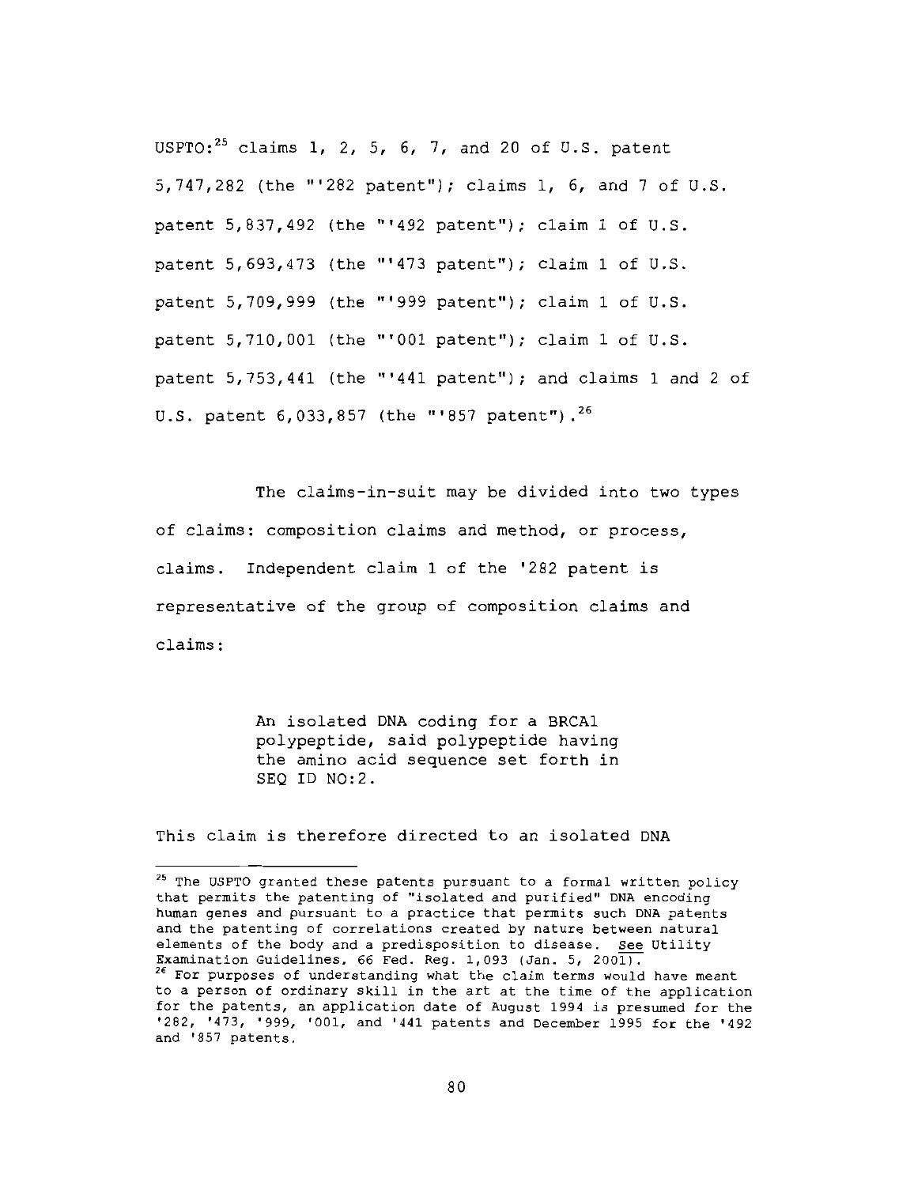USPTO:[25] claims 1, 2, 5, 6, 7, and 20 of U.S. patent 5,747,282 (the "'282 patent"); claims 1, 6, and 7 of U.S. patent 5,837,492 (the "'492 patent"); claim 1 of U.S. patent 5,693,473 (the "'473 patent"); claim 1 of U.S. patent 5,709,999 (the "'999 patent"); claim 1 of U.S. patent 5,710,001 (the "'001 patent"); claim 1 of U.S. patent 5,753,441 (the "'441 patent"); and claims 1 and 2 of U.S. patent 6,033,857 (the "'857 patent").[26]

The claims-in-suit may be divided into two types of claims: composition claims and method, or process, claims. Independent claim 1 of the '282 patent is representative of the group of composition claims and claims:

> An isolated DNA coding for a BRCA1 polypeptide, said polypeptide having the amino acid sequence set forth in SEQ ID NO:2.

This claim is therefore directed to an isolated DNA

---

[25] The USPTO granted these patents pursuant to a formal written policy that permits the patenting of "isolated and purified" DNA encoding human genes and pursuant to a practice that permits such DNA patents and the patenting of correlations created by nature between natural elements of the body and a predisposition to disease. See Utility Examination Guidelines, 66 Fed. Reg. 1,093 (Jan. 5, 2001).

[26] For purposes of understanding what the claim terms would have meant to a person of ordinary skill in the art at the time of the application for the patents, an application date of August 1994 is presumed for the '282, '473, '999, '001, and '441 patents and December 1995 for the '492 and '857 patents.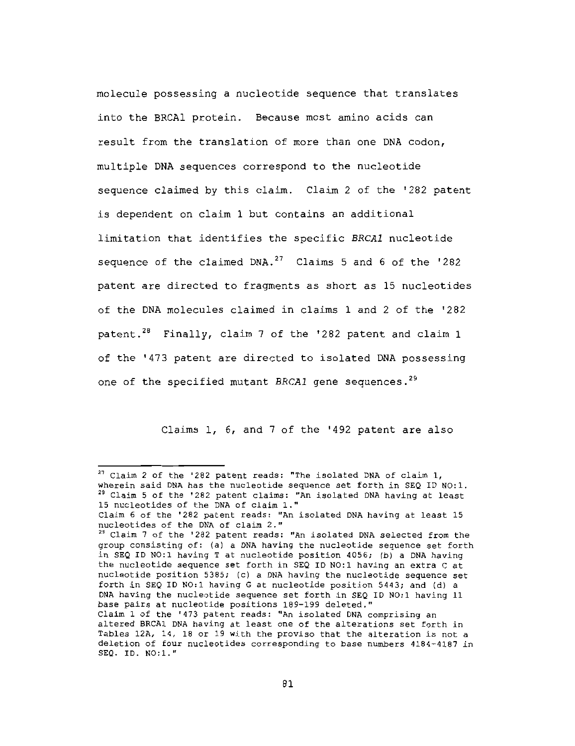molecule possessing a nucleotide sequence that translates into the BRCA1 protein. Because most amino acids can result from the translation of more than one DNA codon, multiple DNA sequences correspond to the nucleotide sequence claimed by this claim. Claim 2 of the '282 patent is dependent on claim 1 but contains an additional limitation that identifies the specific *BRCA1* nucleotide sequence of the claimed DNA.[27] Claims 5 and 6 of the '282 patent are directed to fragments as short as 15 nucleotides of the DNA molecules claimed in claims 1 and 2 of the '282 patent.[28] Finally, claim 7 of the '282 patent and claim 1 of the '473 patent are directed to isolated DNA possessing one of the specified mutant *BRCA1* gene sequences.[29]

Claims 1, 6, and 7 of the '492 patent are also

---

[27] Claim 2 of the '282 patent reads: "The isolated DNA of claim 1, wherein said DNA has the nucleotide sequence set forth in SEQ ID NO:1.

[28] Claim 5 of the '282 patent claims: "An isolated DNA having at least 15 nucleotides of the DNA of claim 1."
Claim 6 of the '282 patent reads: "An isolated DNA having at least 15 nucleotides of the DNA of claim 2."

[29] Claim 7 of the '282 patent reads: "An isolated DNA selected from the group consisting of: (a) a DNA having the nucleotide sequence set forth in SEQ ID NO:1 having T at nucleotide position 4056; (b) a DNA having the nucleotide sequence set forth in SEQ ID NO:1 having an extra C at nucleotide position 5385; (c) a DNA having the nucleotide sequence set forth in SEQ ID NO:1 having G at nucleotide position 5443; and (d) a DNA having the nucleotide sequence set forth in SEQ ID NO:1 having 11 base pairs at nucleotide positions 189-199 deleted."
Claim 1 of the '473 patent reads: "An isolated DNA comprising an altered BRCA1 DNA having at least one of the alterations set forth in Tables 12A, 14, 18 or 19 with the proviso that the alteration is not a deletion of four nucleotides corresponding to base numbers 4184-4187 in SEQ. ID. NO:1."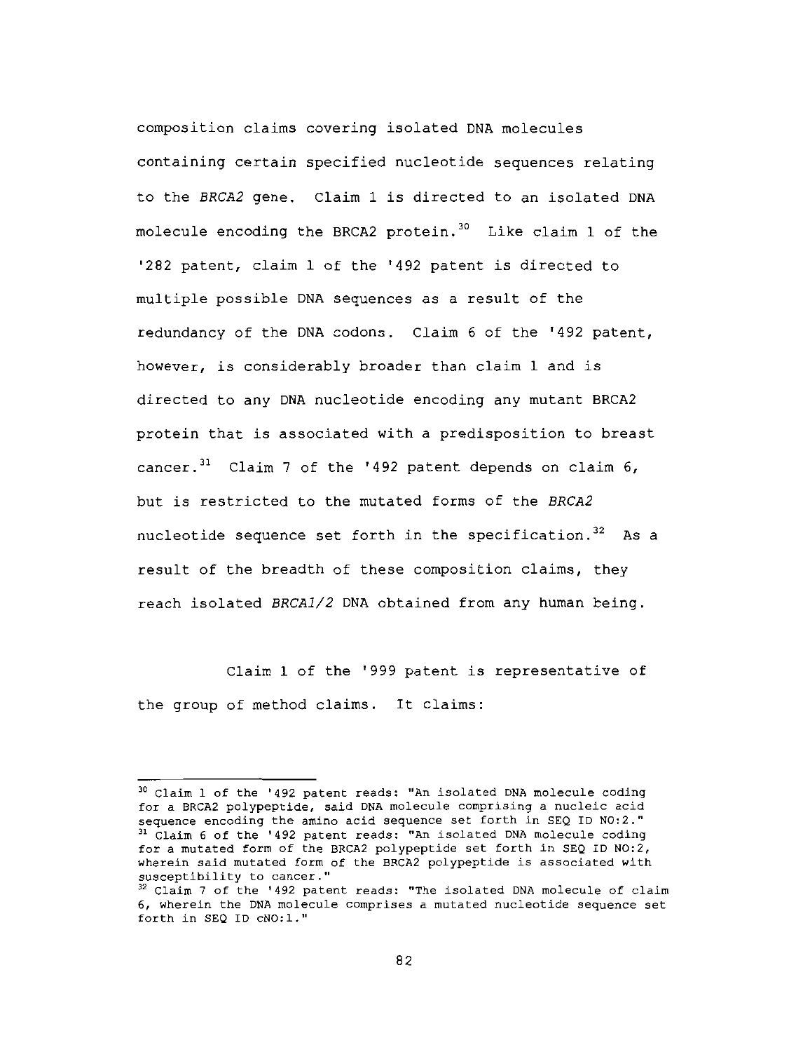composition claims covering isolated DNA molecules containing certain specified nucleotide sequences relating to the *BRCA2* gene. Claim 1 is directed to an isolated DNA molecule encoding the BRCA2 protein.[30] Like claim 1 of the '282 patent, claim 1 of the '492 patent is directed to multiple possible DNA sequences as a result of the redundancy of the DNA codons. Claim 6 of the '492 patent, however, is considerably broader than claim 1 and is directed to any DNA nucleotide encoding any mutant BRCA2 protein that is associated with a predisposition to breast cancer.[31] Claim 7 of the '492 patent depends on claim 6, but is restricted to the mutated forms of the *BRCA2* nucleotide sequence set forth in the specification.[32] As a result of the breadth of these composition claims, they reach isolated *BRCA1/2* DNA obtained from any human being.

Claim 1 of the '999 patent is representative of the group of method claims. It claims:

---

[30] Claim 1 of the '492 patent reads: "An isolated DNA molecule coding for a BRCA2 polypeptide, said DNA molecule comprising a nucleic acid sequence encoding the amino acid sequence set forth in SEQ ID NO:2."

[31] Claim 6 of the '492 patent reads: "An isolated DNA molecule coding for a mutated form of the BRCA2 polypeptide set forth in SEQ ID NO:2, wherein said mutated form of the BRCA2 polypeptide is associated with susceptibility to cancer."

[32] Claim 7 of the '492 patent reads: "The isolated DNA molecule of claim 6, wherein the DNA molecule comprises a mutated nucleotide sequence set forth in SEQ ID cNO:1."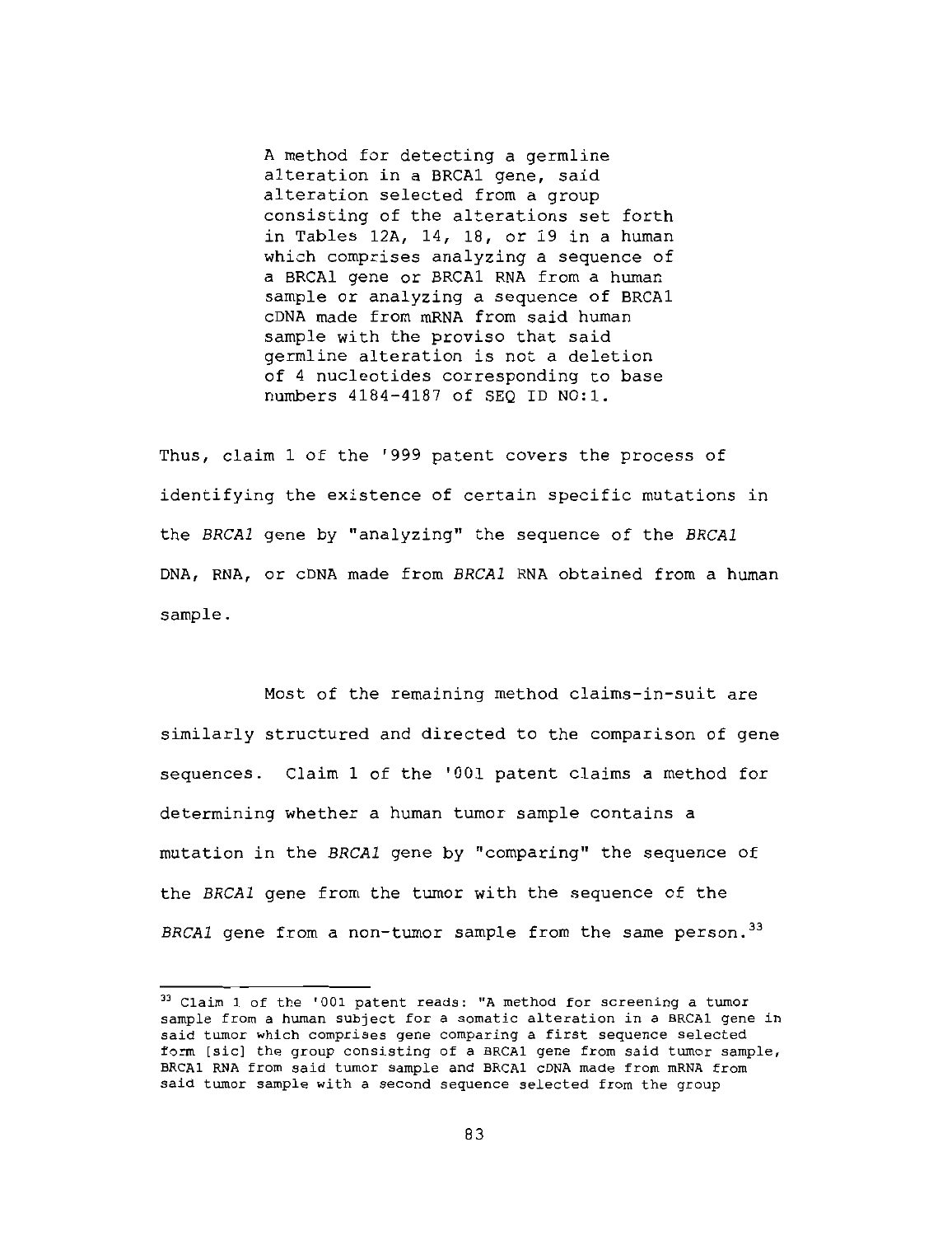> A method for detecting a germline alteration in a BRCA1 gene, said alteration selected from a group consisting of the alterations set forth in Tables 12A, 14, 18, or 19 in a human which comprises analyzing a sequence of a BRCA1 gene or BRCA1 RNA from a human sample or analyzing a sequence of BRCA1 cDNA made from mRNA from said human sample with the proviso that said germline alteration is not a deletion of 4 nucleotides corresponding to base numbers 4184-4187 of SEQ ID NO:1.

Thus, claim 1 of the '999 patent covers the process of identifying the existence of certain specific mutations in the *BRCA1* gene by "analyzing" the sequence of the *BRCA1* DNA, RNA, or cDNA made from *BRCA1* RNA obtained from a human sample.

Most of the remaining method claims-in-suit are similarly structured and directed to the comparison of gene sequences. Claim 1 of the '001 patent claims a method for determining whether a human tumor sample contains a mutation in the *BRCA1* gene by "comparing" the sequence of the *BRCA1* gene from the tumor with the sequence of the *BRCA1* gene from a non-tumor sample from the same person.[33]

[33] Claim 1 of the '001 patent reads: "A method for screening a tumor sample from a human subject for a somatic alteration in a BRCA1 gene in said tumor which comprises gene comparing a first sequence selected form [sic] the group consisting of a BRCA1 gene from said tumor sample, BRCA1 RNA from said tumor sample and BRCA1 cDNA made from mRNA from said tumor sample with a second sequence selected from the group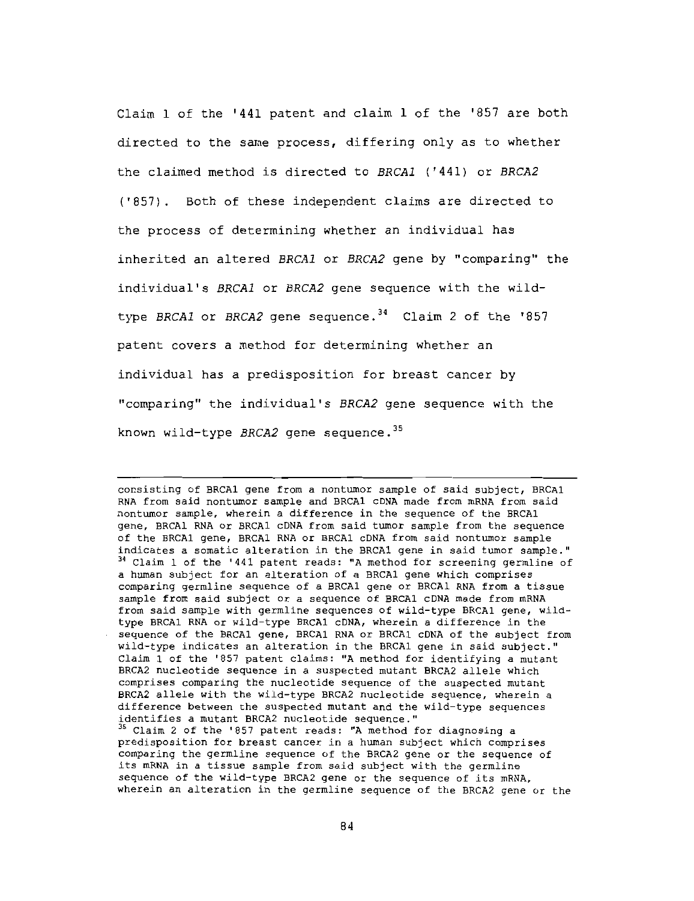Claim 1 of the '441 patent and claim 1 of the '857 are both directed to the same process, differing only as to whether the claimed method is directed to *BRCA1* ('441) or *BRCA2* ('857). Both of these independent claims are directed to the process of determining whether an individual has inherited an altered *BRCA1* or *BRCA2* gene by "comparing" the individual's *BRCA1* or *BRCA2* gene sequence with the wild-type *BRCA1* or *BRCA2* gene sequence.[34] Claim 2 of the '857 patent covers a method for determining whether an individual has a predisposition for breast cancer by "comparing" the individual's *BRCA2* gene sequence with the known wild-type *BRCA2* gene sequence.[35]

---

consisting of BRCA1 gene from a nontumor sample of said subject, BRCA1 RNA from said nontumor sample and BRCA1 cDNA made from mRNA from said nontumor sample, wherein a difference in the sequence of the BRCA1 gene, BRCA1 RNA or BRCA1 cDNA from said tumor sample from the sequence of the BRCA1 gene, BRCA1 RNA or BRCA1 cDNA from said nontumor sample indicates a somatic alteration in the BRCA1 gene in said tumor sample."

[34] Claim 1 of the '441 patent reads: "A method for screening germline of a human subject for an alteration of a BRCA1 gene which comprises comparing germline sequence of a BRCA1 gene or BRCA1 RNA from a tissue sample from said subject or a sequence of BRCA1 cDNA made from mRNA from said sample with germline sequences of wild-type BRCA1 gene, wild-type BRCA1 RNA or wild-type BRCA1 cDNA, wherein a difference in the sequence of the BRCA1 gene, BRCA1 RNA or BRCA1 cDNA of the subject from wild-type indicates an alteration in the BRCA1 gene in said subject." Claim 1 of the '857 patent claims: "A method for identifying a mutant BRCA2 nucleotide sequence in a suspected mutant BRCA2 allele which comprises comparing the nucleotide sequence of the suspected mutant BRCA2 allele with the wild-type BRCA2 nucleotide sequence, wherein a difference between the suspected mutant and the wild-type sequences identifies a mutant BRCA2 nucleotide sequence."

[35] Claim 2 of the '857 patent reads: "A method for diagnosing a predisposition for breast cancer in a human subject which comprises comparing the germline sequence of the BRCA2 gene or the sequence of its mRNA in a tissue sample from said subject with the germline sequence of the wild-type BRCA2 gene or the sequence of its mRNA, wherein an alteration in the germline sequence of the BRCA2 gene or the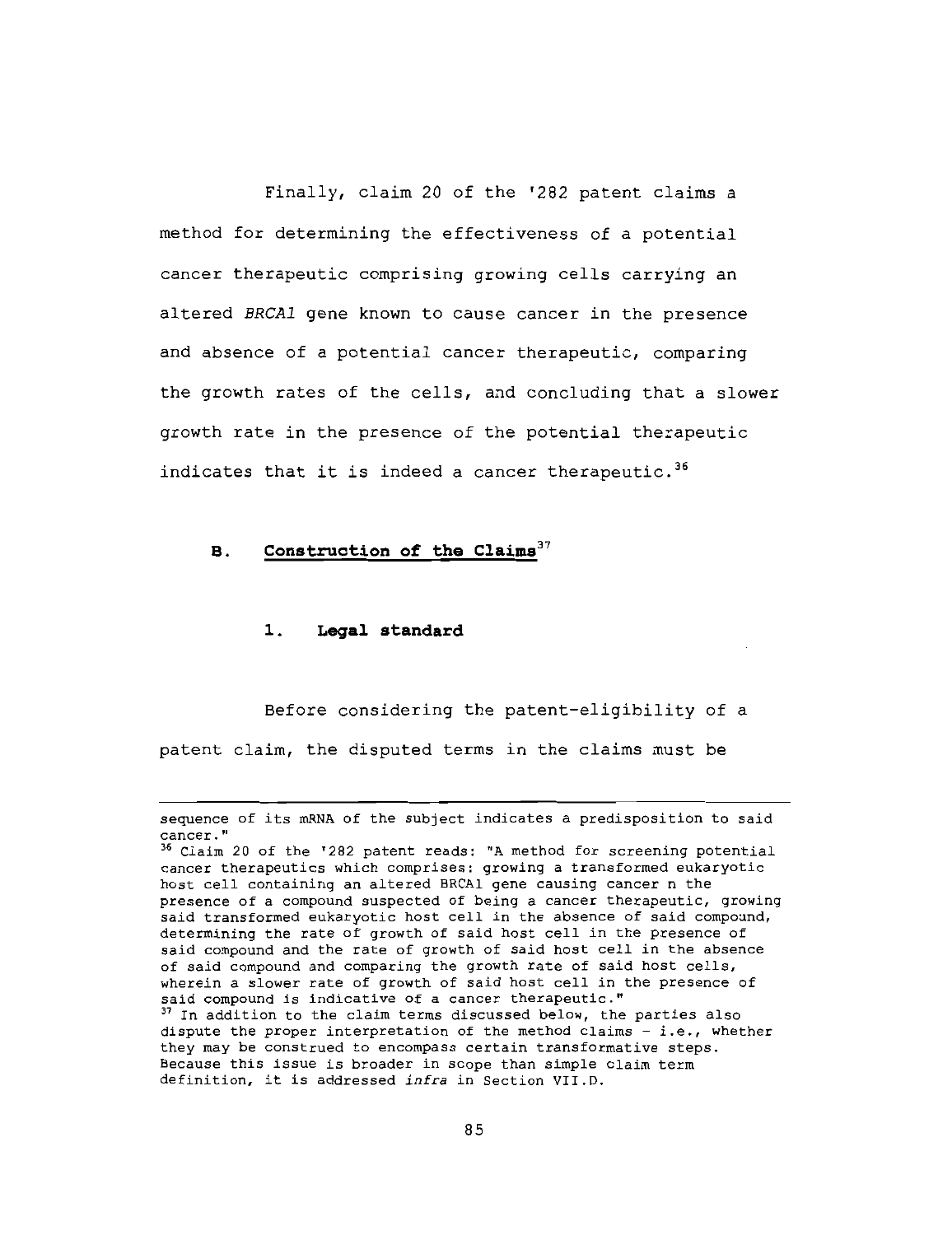Finally, claim 20 of the '282 patent claims a method for determining the effectiveness of a potential cancer therapeutic comprising growing cells carrying an altered *BRCA1* gene known to cause cancer in the presence and absence of a potential cancer therapeutic, comparing the growth rates of the cells, and concluding that a slower growth rate in the presence of the potential therapeutic indicates that it is indeed a cancer therapeutic.[36]

### B. Construction of the Claims[37]

#### 1. Legal standard

Before considering the patent-eligibility of a patent claim, the disputed terms in the claims must be

---

sequence of its mRNA of the subject indicates a predisposition to said cancer."

[36] Claim 20 of the '282 patent reads: "A method for screening potential cancer therapeutics which comprises: growing a transformed eukaryotic host cell containing an altered BRCA1 gene causing cancer n the presence of a compound suspected of being a cancer therapeutic, growing said transformed eukaryotic host cell in the absence of said compound, determining the rate of growth of said host cell in the presence of said compound and the rate of growth of said host cell in the absence of said compound and comparing the growth rate of said host cells, wherein a slower rate of growth of said host cell in the presence of said compound is indicative of a cancer therapeutic."

[37] In addition to the claim terms discussed below, the parties also dispute the proper interpretation of the method claims - i.e., whether they may be construed to encompass certain transformative steps. Because this issue is broader in scope than simple claim term definition, it is addressed *infra* in Section VII.D.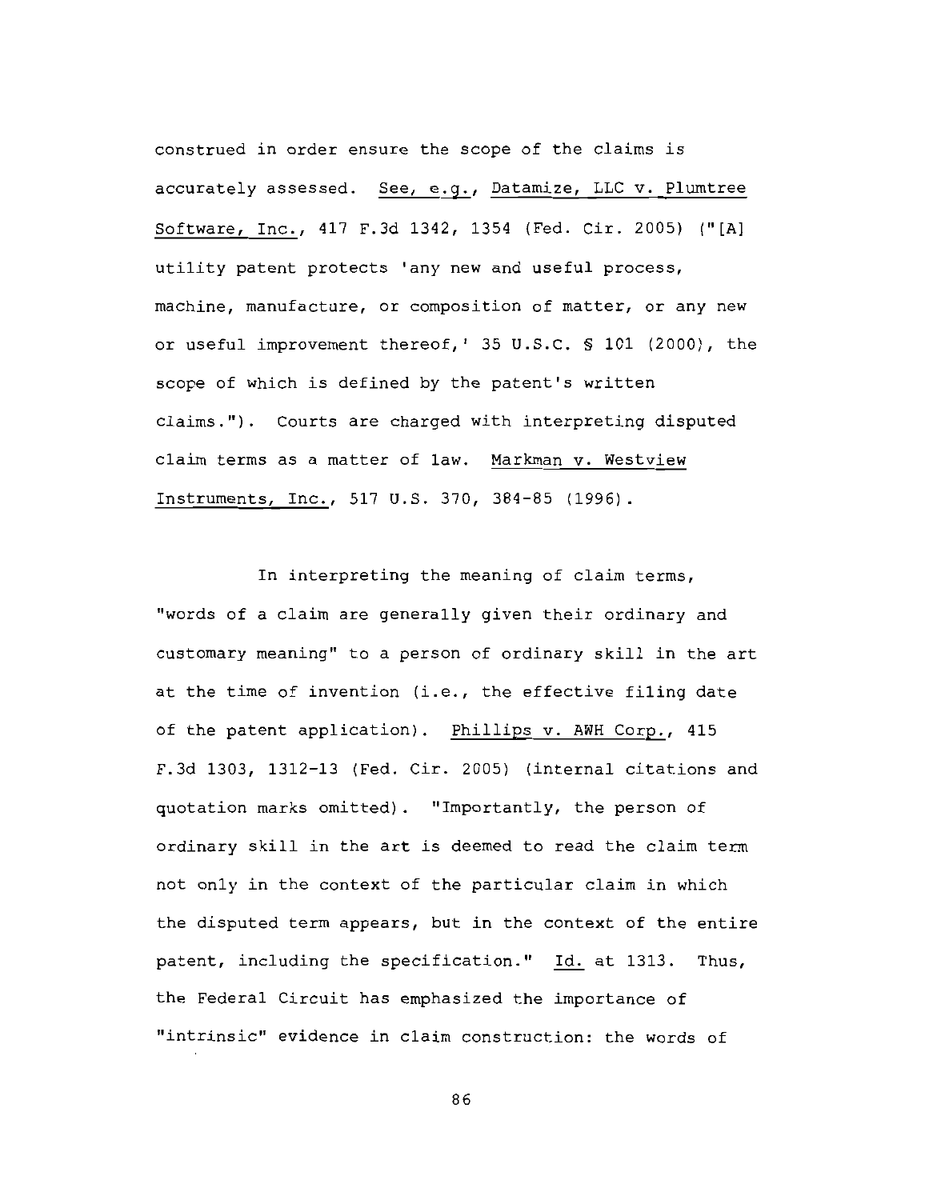construed in order ensure the scope of the claims is accurately assessed. See, e.g., Datamize, LLC v. Plumtree Software, Inc., 417 F.3d 1342, 1354 (Fed. Cir. 2005) ("[A] utility patent protects 'any new and useful process, machine, manufacture, or composition of matter, or any new or useful improvement thereof,' 35 U.S.C. § 101 (2000), the scope of which is defined by the patent's written claims."). Courts are charged with interpreting disputed claim terms as a matter of law. Markman v. Westview Instruments, Inc., 517 U.S. 370, 384-85 (1996).

In interpreting the meaning of claim terms, "words of a claim are generally given their ordinary and customary meaning" to a person of ordinary skill in the art at the time of invention (i.e., the effective filing date of the patent application). Phillips v. AWH Corp., 415 F.3d 1303, 1312-13 (Fed. Cir. 2005) (internal citations and quotation marks omitted). "Importantly, the person of ordinary skill in the art is deemed to read the claim term not only in the context of the particular claim in which the disputed term appears, but in the context of the entire patent, including the specification." Id. at 1313. Thus, the Federal Circuit has emphasized the importance of "intrinsic" evidence in claim construction: the words of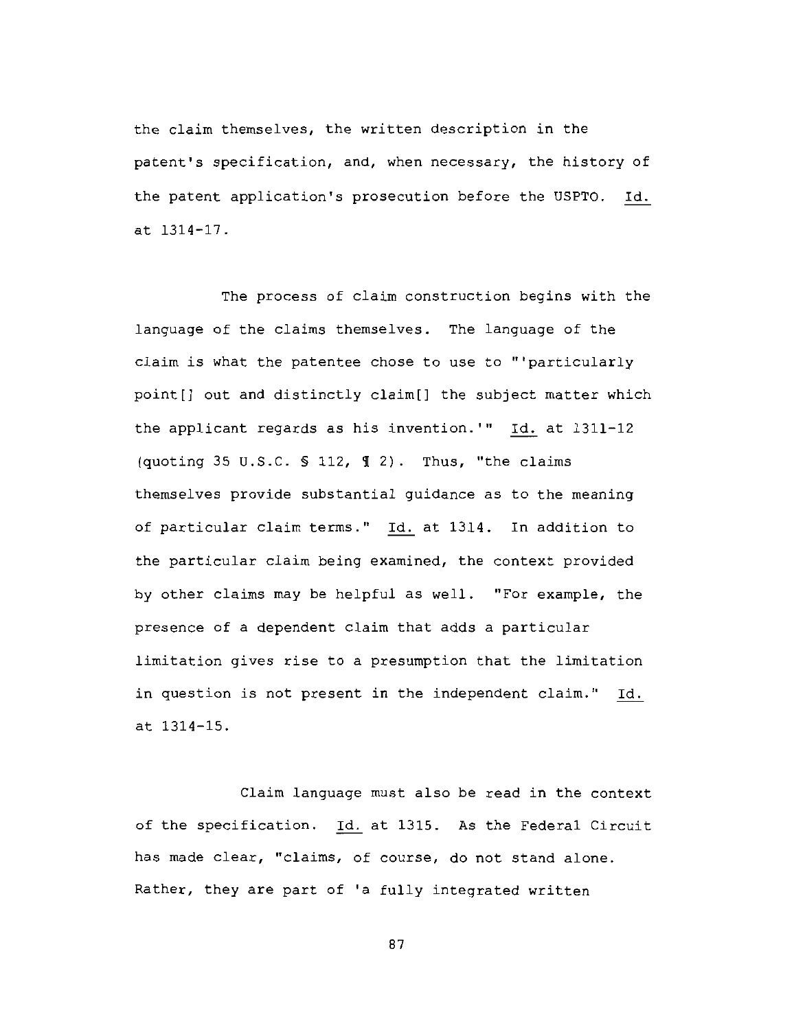the claim themselves, the written description in the patent's specification, and, when necessary, the history of the patent application's prosecution before the USPTO. Id. at 1314-17.

The process of claim construction begins with the language of the claims themselves. The language of the claim is what the patentee chose to use to "'particularly point[] out and distinctly claim[] the subject matter which the applicant regards as his invention.'" Id. at 1311-12 (quoting 35 U.S.C. § 112, ¶ 2). Thus, "the claims themselves provide substantial guidance as to the meaning of particular claim terms." Id. at 1314. In addition to the particular claim being examined, the context provided by other claims may be helpful as well. "For example, the presence of a dependent claim that adds a particular limitation gives rise to a presumption that the limitation in question is not present in the independent claim." Id. at 1314-15.

Claim language must also be read in the context of the specification. Id. at 1315. As the Federal Circuit has made clear, "claims, of course, do not stand alone. Rather, they are part of 'a fully integrated written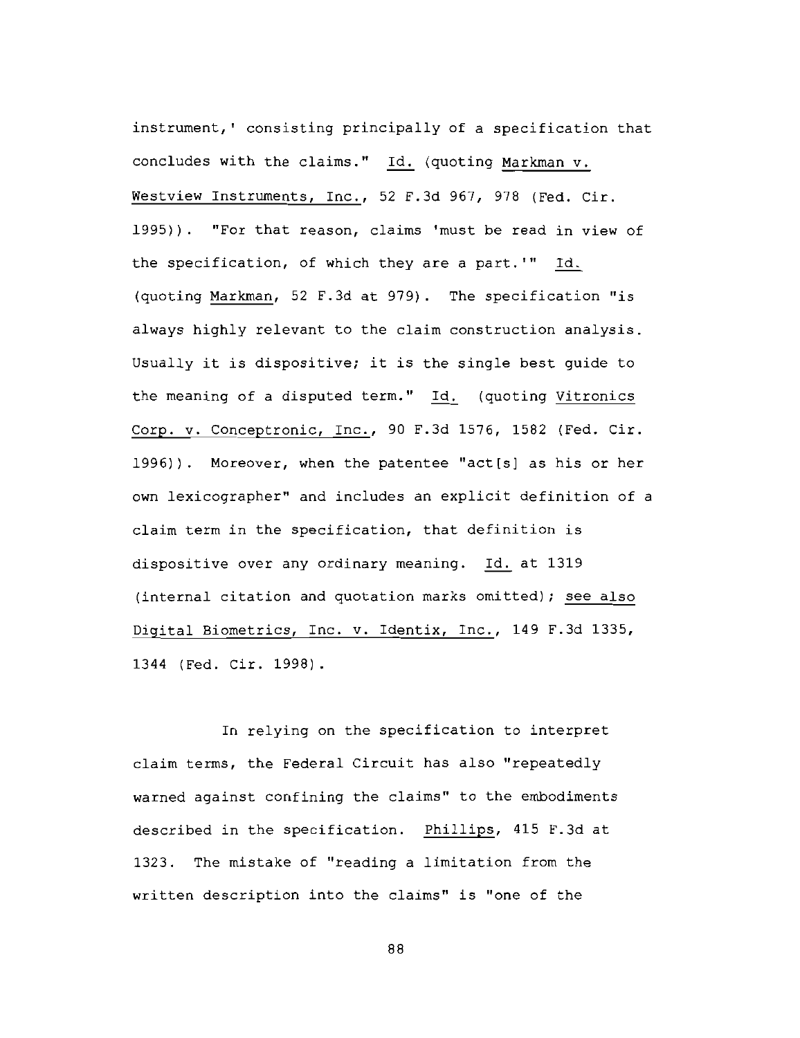instrument,' consisting principally of a specification that concludes with the claims." Id. (quoting Markman v. Westview Instruments, Inc., 52 F.3d 967, 978 (Fed. Cir. 1995)). "For that reason, claims 'must be read in view of the specification, of which they are a part.'" Id. (quoting Markman, 52 F.3d at 979). The specification "is always highly relevant to the claim construction analysis. Usually it is dispositive; it is the single best guide to the meaning of a disputed term." Id. (quoting Vitronics Corp. v. Conceptronic, Inc., 90 F.3d 1576, 1582 (Fed. Cir. 1996)). Moreover, when the patentee "act[s] as his or her own lexicographer" and includes an explicit definition of a claim term in the specification, that definition is dispositive over any ordinary meaning. Id. at 1319 (internal citation and quotation marks omitted); see also Digital Biometrics, Inc. v. Identix, Inc., 149 F.3d 1335, 1344 (Fed. Cir. 1998).

In relying on the specification to interpret claim terms, the Federal Circuit has also "repeatedly warned against confining the claims" to the embodiments described in the specification. Phillips, 415 F.3d at 1323. The mistake of "reading a limitation from the written description into the claims" is "one of the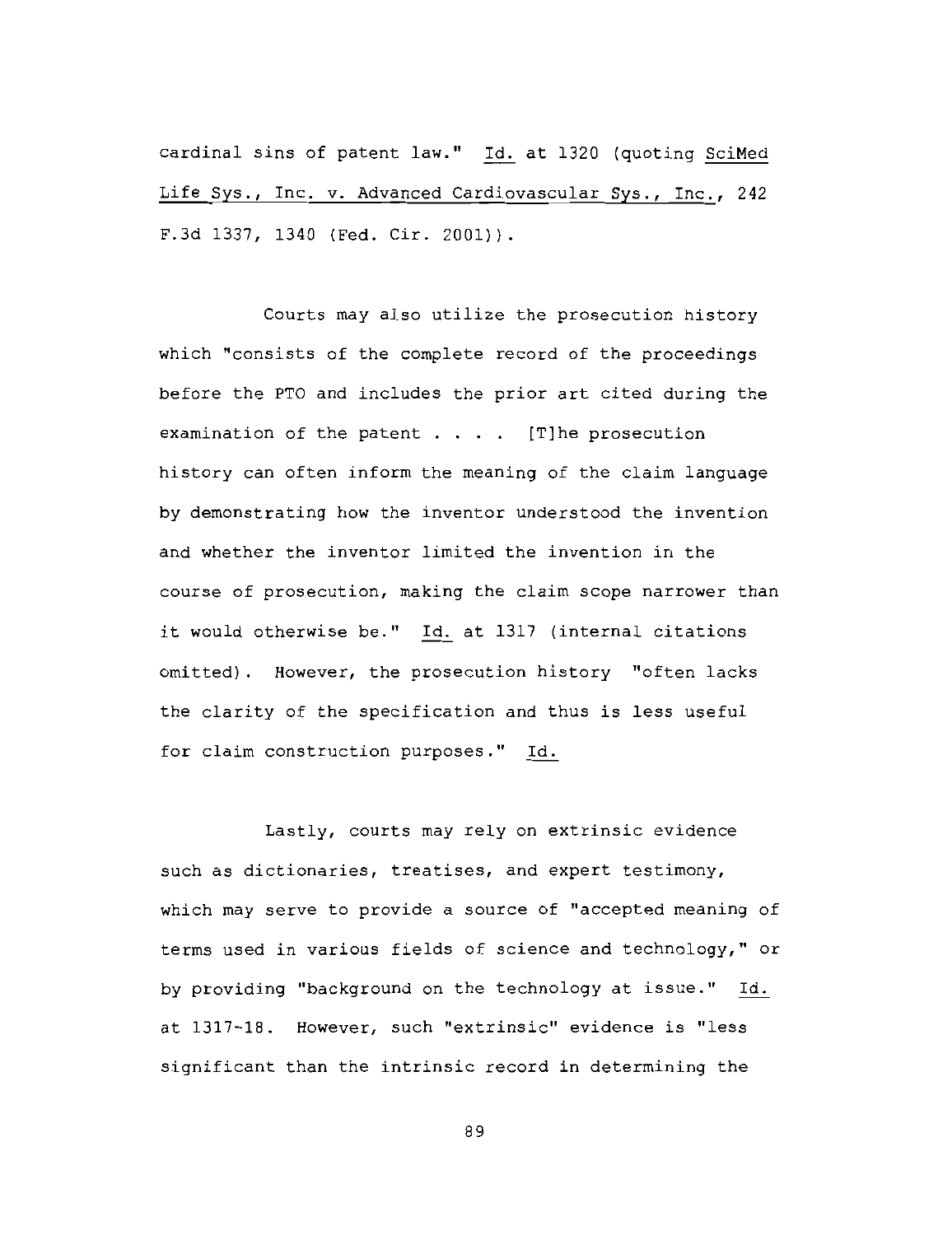cardinal sins of patent law." Id. at 1320 (quoting SciMed Life Sys., Inc. v. Advanced Cardiovascular Sys., Inc., 242 F.3d 1337, 1340 (Fed. Cir. 2001)).

Courts may also utilize the prosecution history which "consists of the complete record of the proceedings before the PTO and includes the prior art cited during the examination of the patent . . . . [T]he prosecution history can often inform the meaning of the claim language by demonstrating how the inventor understood the invention and whether the inventor limited the invention in the course of prosecution, making the claim scope narrower than it would otherwise be." Id. at 1317 (internal citations omitted). However, the prosecution history "often lacks the clarity of the specification and thus is less useful for claim construction purposes." Id.

Lastly, courts may rely on extrinsic evidence such as dictionaries, treatises, and expert testimony, which may serve to provide a source of "accepted meaning of terms used in various fields of science and technology," or by providing "background on the technology at issue." Id. at 1317-18. However, such "extrinsic" evidence is "less significant than the intrinsic record in determining the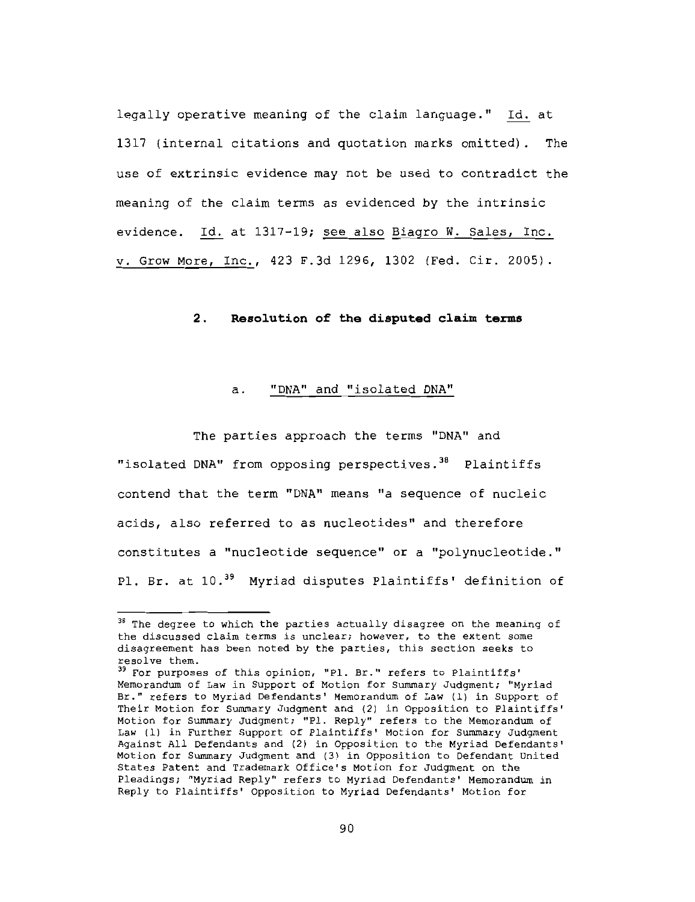legally operative meaning of the claim language." Id. at 1317 (internal citations and quotation marks omitted). The use of extrinsic evidence may not be used to contradict the meaning of the claim terms as evidenced by the intrinsic evidence. Id. at 1317-19; see also Biagro W. Sales, Inc. v. Grow More, Inc., 423 F.3d 1296, 1302 (Fed. Cir. 2005).

### 2. Resolution of the disputed claim terms

#### a. "DNA" and "isolated DNA"

The parties approach the terms "DNA" and "isolated DNA" from opposing perspectives.[38] Plaintiffs contend that the term "DNA" means "a sequence of nucleic acids, also referred to as nucleotides" and therefore constitutes a "nucleotide sequence" or a "polynucleotide." Pl. Br. at 10.[39] Myriad disputes Plaintiffs' definition of

---

[38] The degree to which the parties actually disagree on the meaning of the discussed claim terms is unclear; however, to the extent some disagreement has been noted by the parties, this section seeks to resolve them.

[39] For purposes of this opinion, "Pl. Br." refers to Plaintiffs' Memorandum of Law in Support of Motion for Summary Judgment; "Myriad Br." refers to Myriad Defendants' Memorandum of Law (1) in Support of Their Motion for Summary Judgment and (2) in Opposition to Plaintiffs' Motion for Summary Judgment; "Pl. Reply" refers to the Memorandum of Law (1) in Further Support of Plaintiffs' Motion for Summary Judgment Against All Defendants and (2) in Opposition to the Myriad Defendants' Motion for Summary Judgment and (3) in Opposition to Defendant United States Patent and Trademark Office's Motion for Judgment on the Pleadings; "Myriad Reply" refers to Myriad Defendants' Memorandum in Reply to Plaintiffs' Opposition to Myriad Defendants' Motion for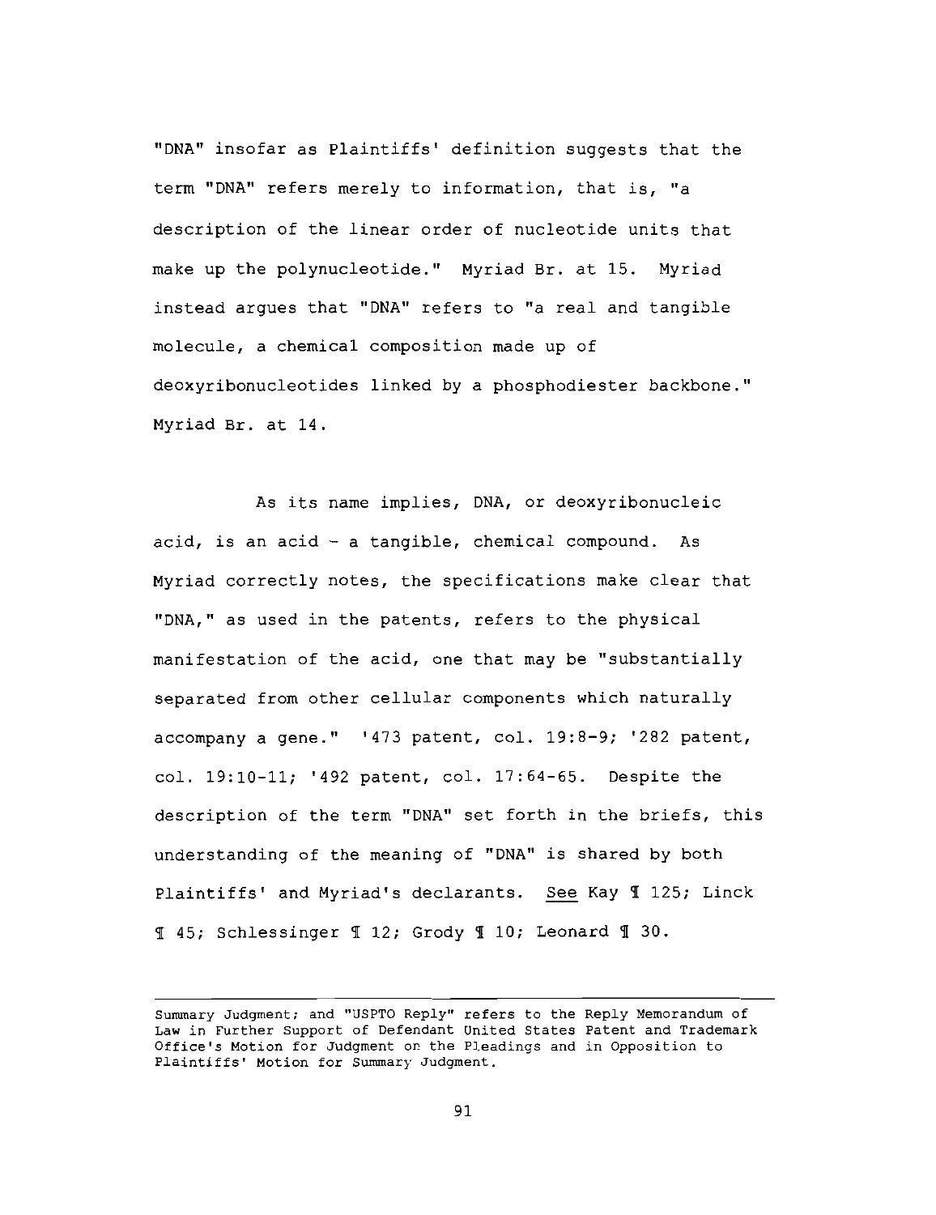"DNA" insofar as Plaintiffs' definition suggests that the term "DNA" refers merely to information, that is, "a description of the linear order of nucleotide units that make up the polynucleotide." Myriad Br. at 15. Myriad instead argues that "DNA" refers to "a real and tangible molecule, a chemical composition made up of deoxyribonucleotides linked by a phosphodiester backbone." Myriad Br. at 14.

As its name implies, DNA, or deoxyribonucleic acid, is an acid - a tangible, chemical compound. As Myriad correctly notes, the specifications make clear that "DNA," as used in the patents, refers to the physical manifestation of the acid, one that may be "substantially separated from other cellular components which naturally accompany a gene." '473 patent, col. 19:8-9; '282 patent, col. 19:10-11; '492 patent, col. 17:64-65. Despite the description of the term "DNA" set forth in the briefs, this understanding of the meaning of "DNA" is shared by both Plaintiffs' and Myriad's declarants. <u>See</u> Kay ¶ 125; Linck ¶ 45; Schlessinger ¶ 12; Grody ¶ 10; Leonard ¶ 30.

---

Summary Judgment; and "USPTO Reply" refers to the Reply Memorandum of Law in Further Support of Defendant United States Patent and Trademark Office's Motion for Judgment on the Pleadings and in Opposition to Plaintiffs' Motion for Summary Judgment.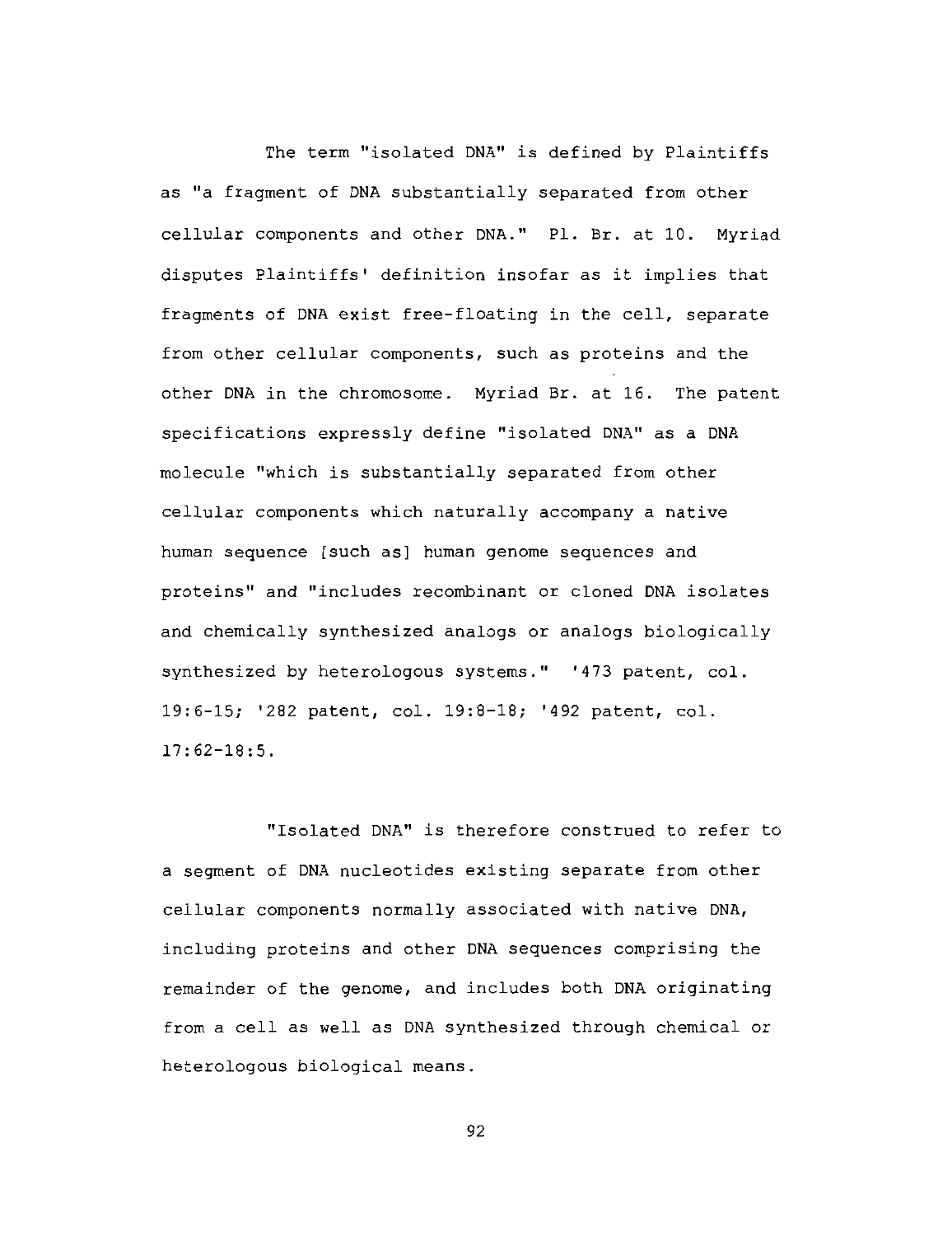The term "isolated DNA" is defined by Plaintiffs as "a fragment of DNA substantially separated from other cellular components and other DNA." Pl. Br. at 10. Myriad disputes Plaintiffs' definition insofar as it implies that fragments of DNA exist free-floating in the cell, separate from other cellular components, such as proteins and the other DNA in the chromosome. Myriad Br. at 16. The patent specifications expressly define "isolated DNA" as a DNA molecule "which is substantially separated from other cellular components which naturally accompany a native human sequence [such as] human genome sequences and proteins" and "includes recombinant or cloned DNA isolates and chemically synthesized analogs or analogs biologically synthesized by heterologous systems." '473 patent, col. 19:6-15; '282 patent, col. 19:8-18; '492 patent, col. 17:62-18:5.

"Isolated DNA" is therefore construed to refer to a segment of DNA nucleotides existing separate from other cellular components normally associated with native DNA, including proteins and other DNA sequences comprising the remainder of the genome, and includes both DNA originating from a cell as well as DNA synthesized through chemical or heterologous biological means.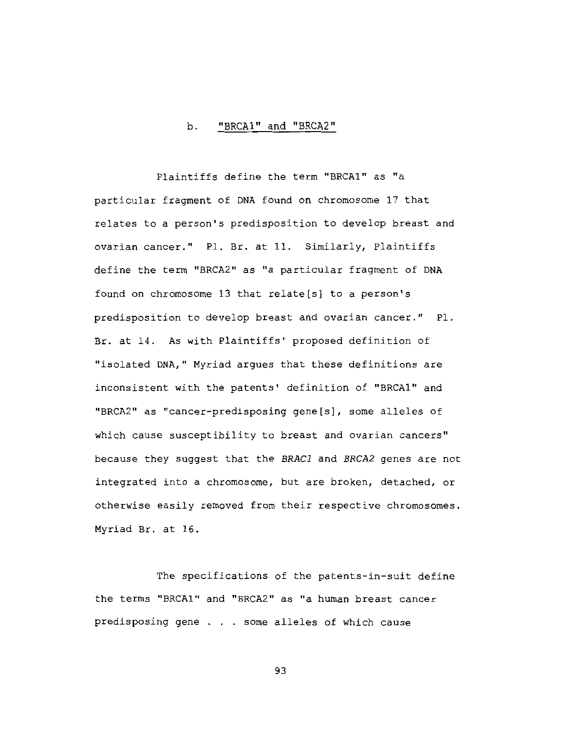### b. "BRCA1" and "BRCA2"

Plaintiffs define the term "BRCA1" as "a particular fragment of DNA found on chromosome 17 that relates to a person's predisposition to develop breast and ovarian cancer." Pl. Br. at 11. Similarly, Plaintiffs define the term "BRCA2" as "a particular fragment of DNA found on chromosome 13 that relate[s] to a person's predisposition to develop breast and ovarian cancer." Pl. Br. at 14. As with Plaintiffs' proposed definition of "isolated DNA," Myriad argues that these definitions are inconsistent with the patents' definition of "BRCA1" and "BRCA2" as "cancer-predisposing gene[s], some alleles of which cause susceptibility to breast and ovarian cancers" because they suggest that the *BRAC1* and *BRCA2* genes are not integrated into a chromosome, but are broken, detached, or otherwise easily removed from their respective chromosomes. Myriad Br. at 16.

The specifications of the patents-in-suit define the terms "BRCA1" and "BRCA2" as "a human breast cancer predisposing gene . . . some alleles of which cause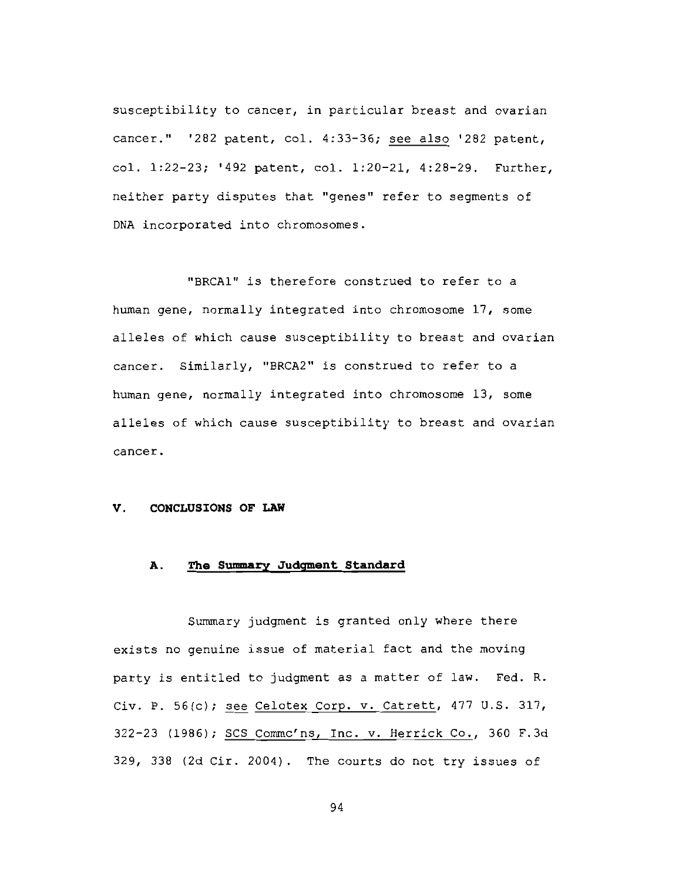susceptibility to cancer, in particular breast and ovarian cancer." '282 patent, col. 4:33-36; see also '282 patent, col. 1:22-23; '492 patent, col. 1:20-21, 4:28-29. Further, neither party disputes that "genes" refer to segments of DNA incorporated into chromosomes.

"BRCA1" is therefore construed to refer to a human gene, normally integrated into chromosome 17, some alleles of which cause susceptibility to breast and ovarian cancer. Similarly, "BRCA2" is construed to refer to a human gene, normally integrated into chromosome 13, some alleles of which cause susceptibility to breast and ovarian cancer.

## V. CONCLUSIONS OF LAW

### A. The Summary Judgment Standard

Summary judgment is granted only where there exists no genuine issue of material fact and the moving party is entitled to judgment as a matter of law. Fed. R. Civ. P. 56(c); see Celotex Corp. v. Catrett, 477 U.S. 317, 322-23 (1986); SCS Commc'ns, Inc. v. Herrick Co., 360 F.3d 329, 338 (2d Cir. 2004). The courts do not try issues of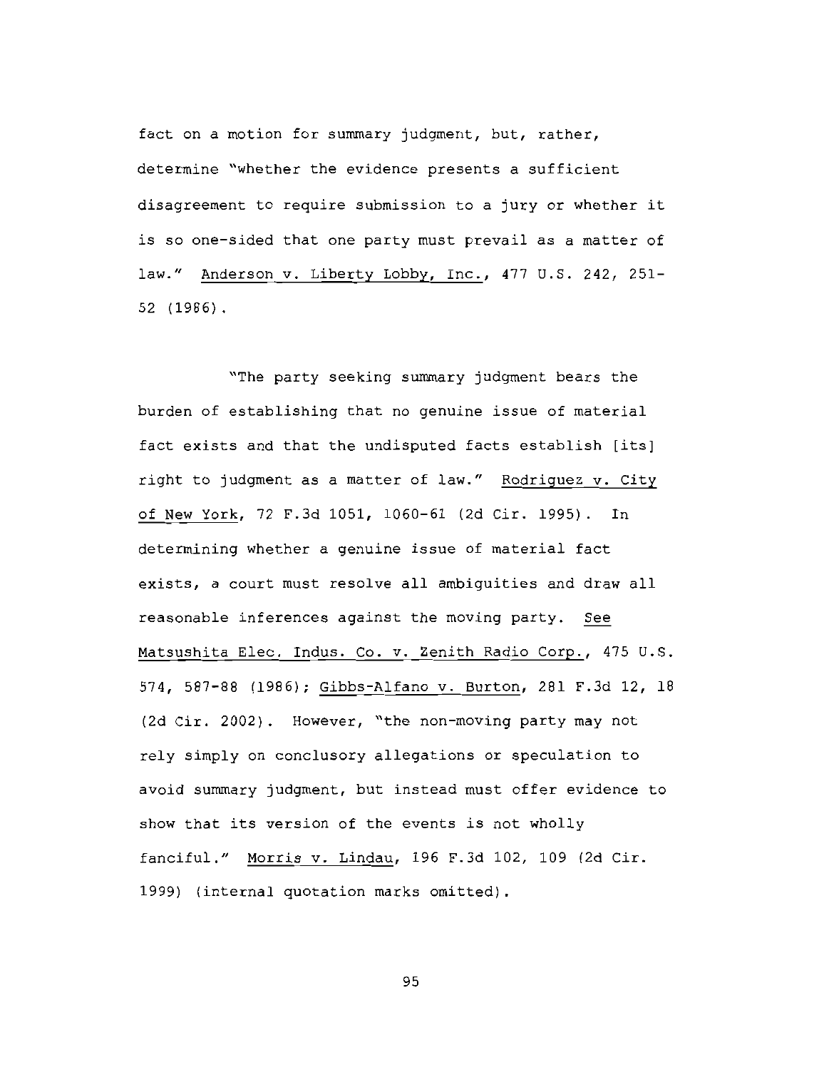fact on a motion for summary judgment, but, rather, determine "whether the evidence presents a sufficient disagreement to require submission to a jury or whether it is so one-sided that one party must prevail as a matter of law." Anderson v. Liberty Lobby, Inc., 477 U.S. 242, 251-52 (1986).

"The party seeking summary judgment bears the burden of establishing that no genuine issue of material fact exists and that the undisputed facts establish [its] right to judgment as a matter of law." Rodriguez v. City of New York, 72 F.3d 1051, 1060-61 (2d Cir. 1995). In determining whether a genuine issue of material fact exists, a court must resolve all ambiguities and draw all reasonable inferences against the moving party. See Matsushita Elec. Indus. Co. v. Zenith Radio Corp., 475 U.S. 574, 587-88 (1986); Gibbs-Alfano v. Burton, 281 F.3d 12, 18 (2d Cir. 2002). However, "the non-moving party may not rely simply on conclusory allegations or speculation to avoid summary judgment, but instead must offer evidence to show that its version of the events is not wholly fanciful." Morris v. Lindau, 196 F.3d 102, 109 (2d Cir. 1999) (internal quotation marks omitted).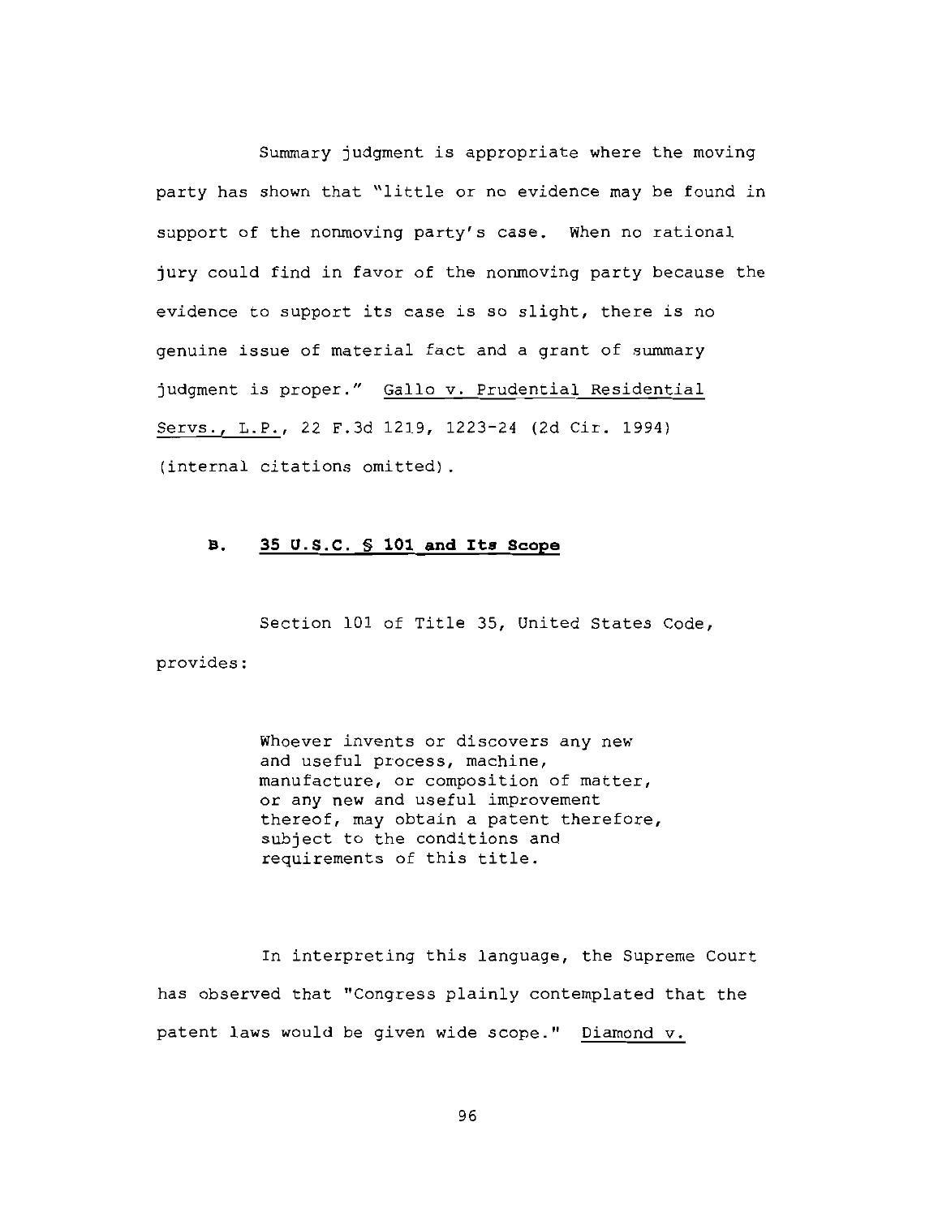Summary judgment is appropriate where the moving party has shown that "little or no evidence may be found in support of the nonmoving party's case. When no rational jury could find in favor of the nonmoving party because the evidence to support its case is so slight, there is no genuine issue of material fact and a grant of summary judgment is proper." Gallo v. Prudential Residential Servs., L.P., 22 F.3d 1219, 1223-24 (2d Cir. 1994) (internal citations omitted).

### B. 35 U.S.C. § 101 and Its Scope

Section 101 of Title 35, United States Code, provides:

> Whoever invents or discovers any new and useful process, machine, manufacture, or composition of matter, or any new and useful improvement thereof, may obtain a patent therefore, subject to the conditions and requirements of this title.

In interpreting this language, the Supreme Court has observed that "Congress plainly contemplated that the patent laws would be given wide scope." Diamond v.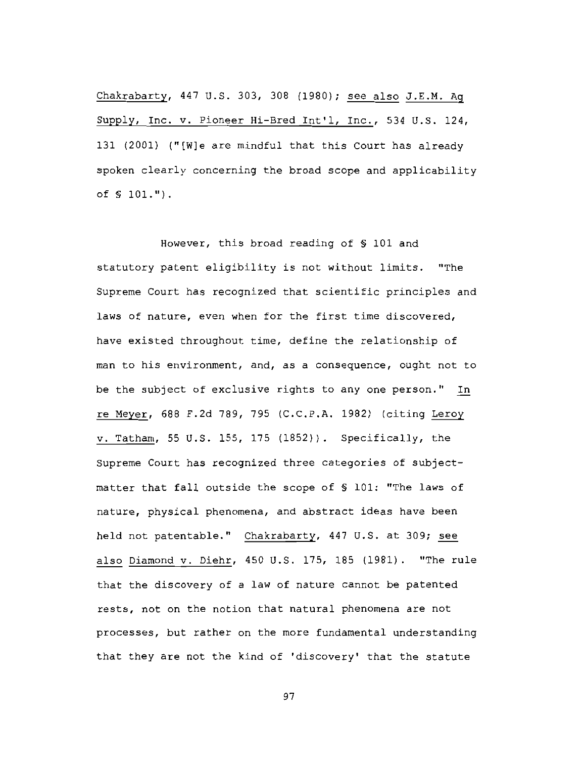Chakrabarty, 447 U.S. 303, 308 (1980); see also J.E.M. Ag Supply, Inc. v. Pioneer Hi-Bred Int'l, Inc., 534 U.S. 124, 131 (2001) ("[W]e are mindful that this Court has already spoken clearly concerning the broad scope and applicability of § 101.").

However, this broad reading of § 101 and statutory patent eligibility is not without limits. "The Supreme Court has recognized that scientific principles and laws of nature, even when for the first time discovered, have existed throughout time, define the relationship of man to his environment, and, as a consequence, ought not to be the subject of exclusive rights to any one person." In re Meyer, 688 F.2d 789, 795 (C.C.P.A. 1982) (citing Leroy v. Tatham, 55 U.S. 155, 175 (1852)). Specifically, the Supreme Court has recognized three categories of subject-matter that fall outside the scope of § 101: "The laws of nature, physical phenomena, and abstract ideas have been held not patentable." Chakrabarty, 447 U.S. at 309; see also Diamond v. Diehr, 450 U.S. 175, 185 (1981). "The rule that the discovery of a law of nature cannot be patented rests, not on the notion that natural phenomena are not processes, but rather on the more fundamental understanding that they are not the kind of 'discovery' that the statute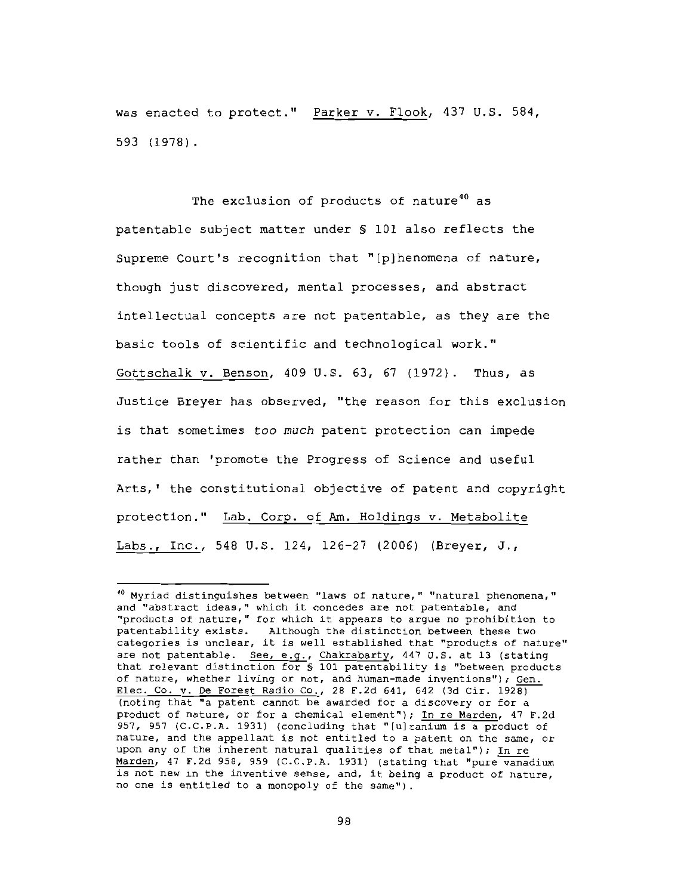was enacted to protect." Parker v. Flook, 437 U.S. 584, 593 (1978).

The exclusion of products of nature[40] as patentable subject matter under § 101 also reflects the Supreme Court's recognition that "[p]henomena of nature, though just discovered, mental processes, and abstract intellectual concepts are not patentable, as they are the basic tools of scientific and technological work." Gottschalk v. Benson, 409 U.S. 63, 67 (1972). Thus, as Justice Breyer has observed, "the reason for this exclusion is that sometimes *too much* patent protection can impede rather than 'promote the Progress of Science and useful Arts,' the constitutional objective of patent and copyright protection." Lab. Corp. of Am. Holdings v. Metabolite Labs., Inc., 548 U.S. 124, 126-27 (2006) (Breyer, J.,

---

[40] Myriad distinguishes between "laws of nature," "natural phenomena," and "abstract ideas," which it concedes are not patentable, and "products of nature," for which it appears to argue no prohibition to patentability exists. Although the distinction between these two categories is unclear, it is well established that "products of nature" are not patentable. See, e.g., Chakrabarty, 447 U.S. at 13 (stating that relevant distinction for § 101 patentability is "between products of nature, whether living or not, and human-made inventions"); Gen. Elec. Co. v. De Forest Radio Co., 28 F.2d 641, 642 (3d Cir. 1928) (noting that "a patent cannot be awarded for a discovery or for a product of nature, or for a chemical element"); In re Marden, 47 F.2d 957, 957 (C.C.P.A. 1931) (concluding that "[u]ranium is a product of nature, and the appellant is not entitled to a patent on the same, or upon any of the inherent natural qualities of that metal"); In re Marden, 47 F.2d 958, 959 (C.C.P.A. 1931) (stating that "pure vanadium is not new in the inventive sense, and, it being a product of nature, no one is entitled to a monopoly of the same").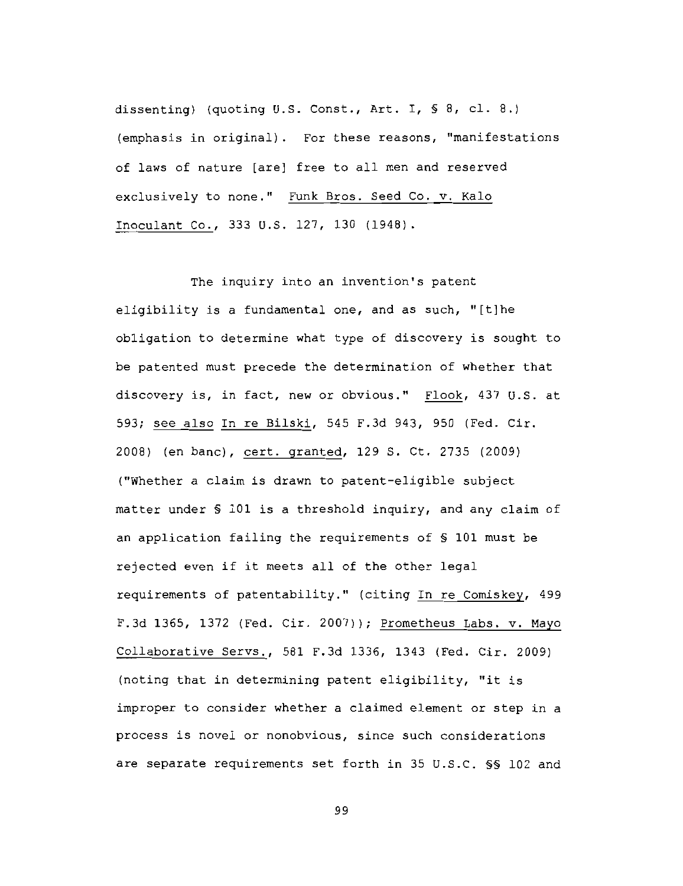dissenting) (quoting U.S. Const., Art. I, § 8, cl. 8.) (emphasis in original). For these reasons, "manifestations of laws of nature [are] free to all men and reserved exclusively to none." Funk Bros. Seed Co. v. Kalo Inoculant Co., 333 U.S. 127, 130 (1948).

The inquiry into an invention's patent eligibility is a fundamental one, and as such, "[t]he obligation to determine what type of discovery is sought to be patented must precede the determination of whether that discovery is, in fact, new or obvious." Flook, 437 U.S. at 593; see also In re Bilski, 545 F.3d 943, 950 (Fed. Cir. 2008) (en banc), cert. granted, 129 S. Ct. 2735 (2009) ("Whether a claim is drawn to patent-eligible subject matter under § 101 is a threshold inquiry, and any claim of an application failing the requirements of § 101 must be rejected even if it meets all of the other legal requirements of patentability." (citing In re Comiskey, 499 F.3d 1365, 1372 (Fed. Cir. 2007)); Prometheus Labs. v. Mayo Collaborative Servs., 581 F.3d 1336, 1343 (Fed. Cir. 2009) (noting that in determining patent eligibility, "it is improper to consider whether a claimed element or step in a process is novel or nonobvious, since such considerations are separate requirements set forth in 35 U.S.C. §§ 102 and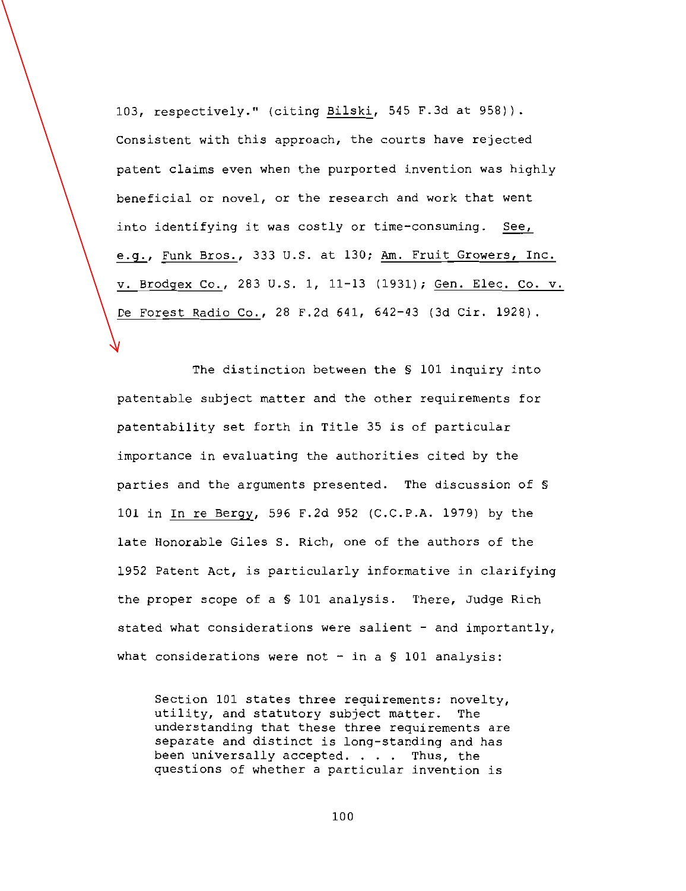103, respectively." (citing _Bilski_, 545 F.3d at 958)). Consistent with this approach, the courts have rejected patent claims even when the purported invention was highly beneficial or novel, or the research and work that went into identifying it was costly or time-consuming. _See, e.g._, _Funk Bros._, 333 U.S. at 130; _Am. Fruit Growers, Inc. v. Brodgex Co._, 283 U.S. 1, 11-13 (1931); _Gen. Elec. Co. v. De Forest Radio Co._, 28 F.2d 641, 642-43 (3d Cir. 1928).

The distinction between the § 101 inquiry into patentable subject matter and the other requirements for patentability set forth in Title 35 is of particular importance in evaluating the authorities cited by the parties and the arguments presented. The discussion of § 101 in _In re Bergy_, 596 F.2d 952 (C.C.P.A. 1979) by the late Honorable Giles S. Rich, one of the authors of the 1952 Patent Act, is particularly informative in clarifying the proper scope of a § 101 analysis. There, Judge Rich stated what considerations were salient - and importantly, what considerations were not - in a § 101 analysis:

> Section 101 states three requirements: novelty, utility, and statutory subject matter. The understanding that these three requirements are separate and distinct is long-standing and has been universally accepted. . . . Thus, the questions of whether a particular invention is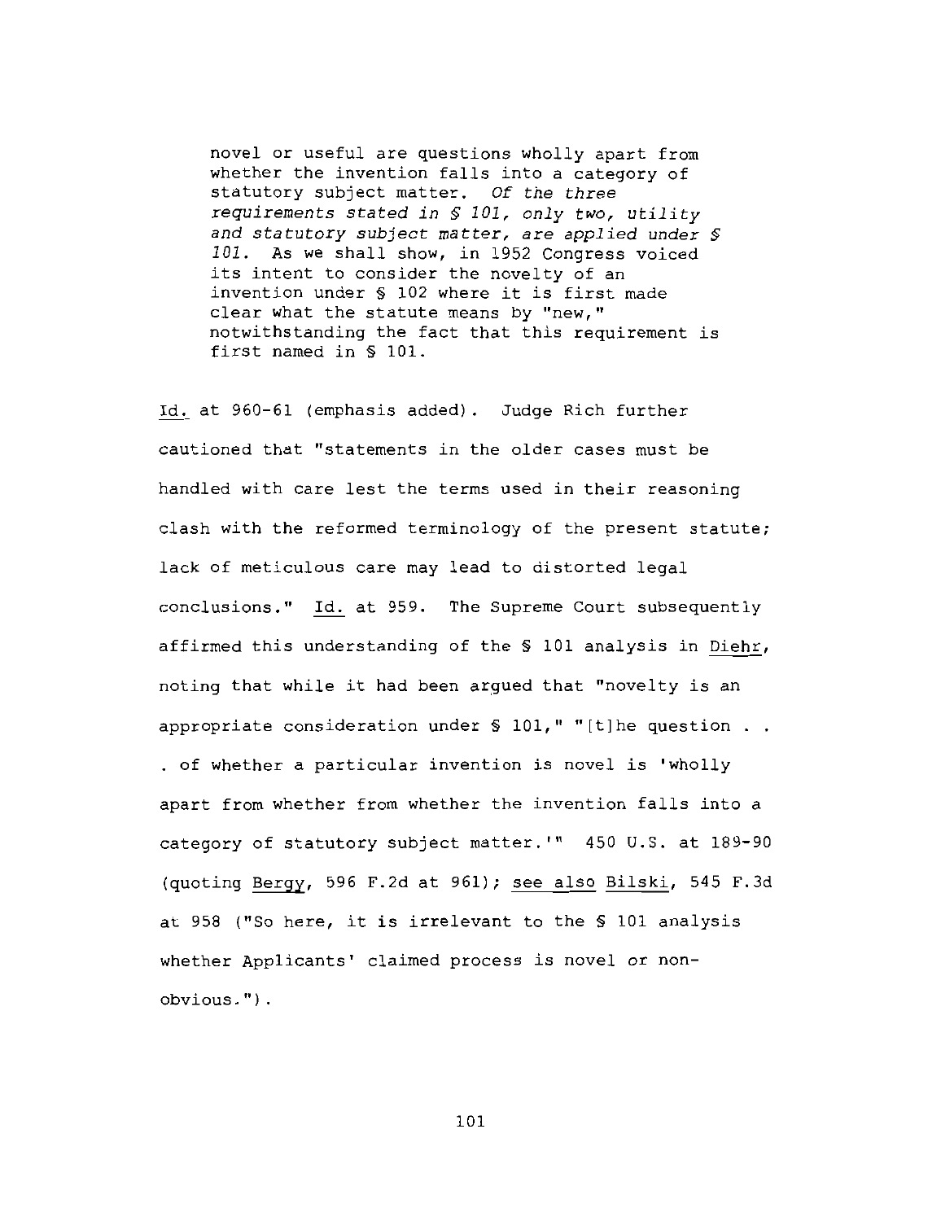> novel or useful are questions wholly apart from whether the invention falls into a category of statutory subject matter. *Of the three requirements stated in § 101, only two, utility and statutory subject matter, are applied under § 101.* As we shall show, in 1952 Congress voiced its intent to consider the novelty of an invention under § 102 where it is first made clear what the statute means by "new," notwithstanding the fact that this requirement is first named in § 101.

Id. at 960-61 (emphasis added). Judge Rich further cautioned that "statements in the older cases must be handled with care lest the terms used in their reasoning clash with the reformed terminology of the present statute; lack of meticulous care may lead to distorted legal conclusions." Id. at 959. The Supreme Court subsequently affirmed this understanding of the § 101 analysis in Diehr, noting that while it had been argued that "novelty is an appropriate consideration under § 101," "[t]he question . . . of whether a particular invention is novel is 'wholly apart from whether from whether the invention falls into a category of statutory subject matter.'" 450 U.S. at 189-90 (quoting Bergy, 596 F.2d at 961); see also Bilski, 545 F.3d at 958 ("So here, it is irrelevant to the § 101 analysis whether Applicants' claimed process is novel or non-obvious.").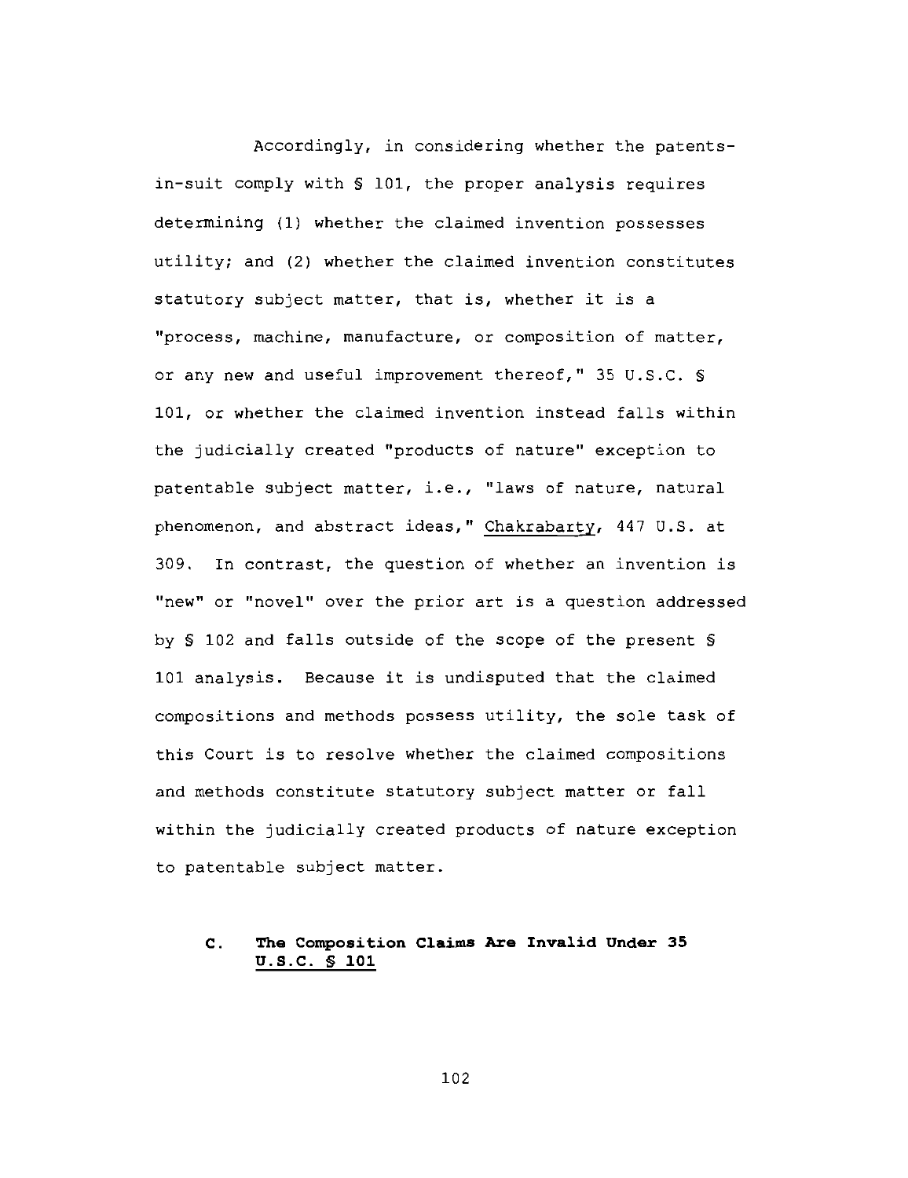Accordingly, in considering whether the patents-in-suit comply with § 101, the proper analysis requires determining (1) whether the claimed invention possesses utility; and (2) whether the claimed invention constitutes statutory subject matter, that is, whether it is a "process, machine, manufacture, or composition of matter, or any new and useful improvement thereof," 35 U.S.C. § 101, or whether the claimed invention instead falls within the judicially created "products of nature" exception to patentable subject matter, i.e., "laws of nature, natural phenomenon, and abstract ideas," Chakrabarty, 447 U.S. at 309. In contrast, the question of whether an invention is "new" or "novel" over the prior art is a question addressed by § 102 and falls outside of the scope of the present § 101 analysis. Because it is undisputed that the claimed compositions and methods possess utility, the sole task of this Court is to resolve whether the claimed compositions and methods constitute statutory subject matter or fall within the judicially created products of nature exception to patentable subject matter.

### C. The Composition Claims Are Invalid Under 35 U.S.C. § 101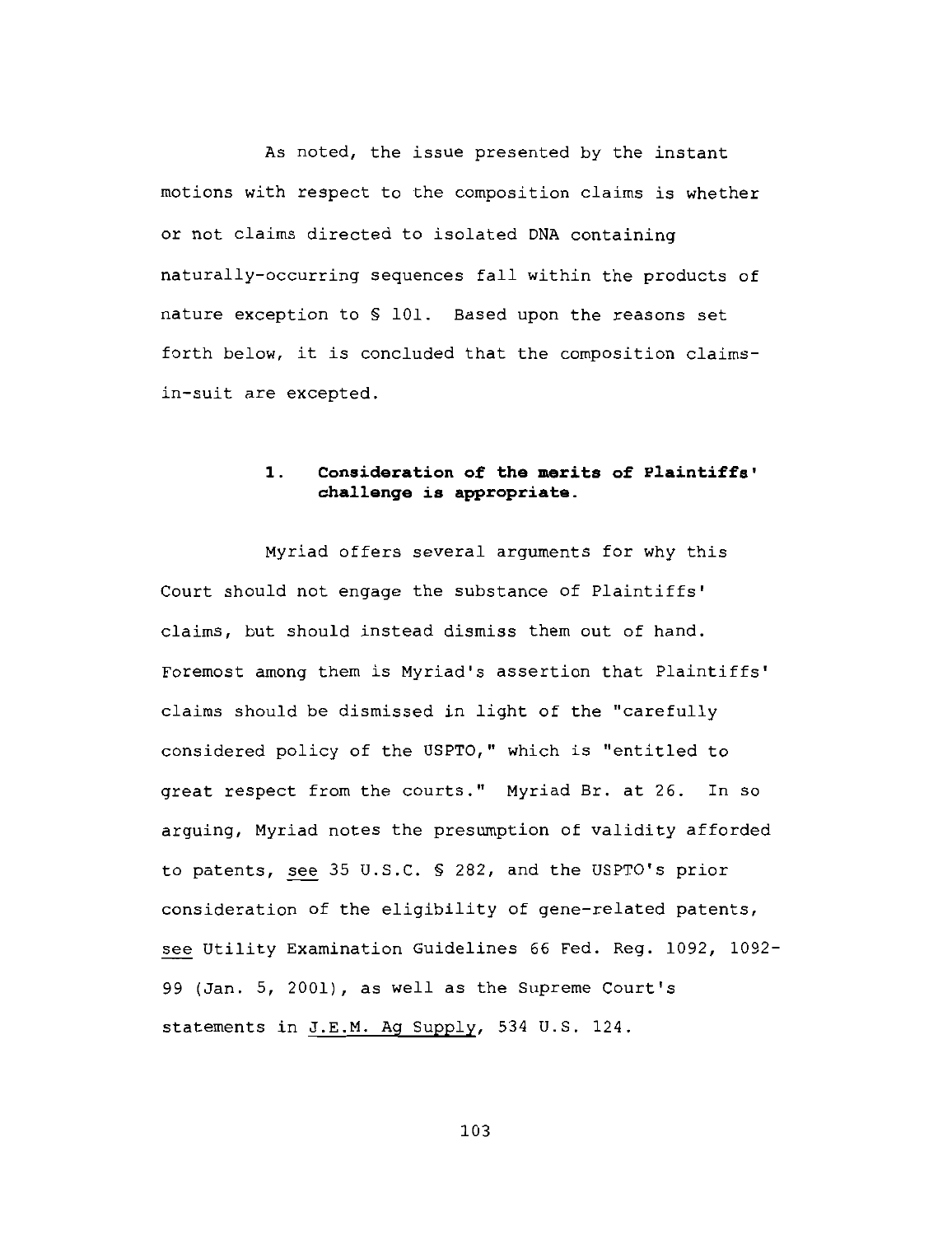As noted, the issue presented by the instant motions with respect to the composition claims is whether or not claims directed to isolated DNA containing naturally-occurring sequences fall within the products of nature exception to § 101. Based upon the reasons set forth below, it is concluded that the composition claims-in-suit are excepted.

### 1. Consideration of the merits of Plaintiffs' challenge is appropriate.

Myriad offers several arguments for why this Court should not engage the substance of Plaintiffs' claims, but should instead dismiss them out of hand. Foremost among them is Myriad's assertion that Plaintiffs' claims should be dismissed in light of the "carefully considered policy of the USPTO," which is "entitled to great respect from the courts." Myriad Br. at 26. In so arguing, Myriad notes the presumption of validity afforded to patents, see 35 U.S.C. § 282, and the USPTO's prior consideration of the eligibility of gene-related patents, see Utility Examination Guidelines 66 Fed. Reg. 1092, 1092-99 (Jan. 5, 2001), as well as the Supreme Court's statements in J.E.M. Ag Supply, 534 U.S. 124.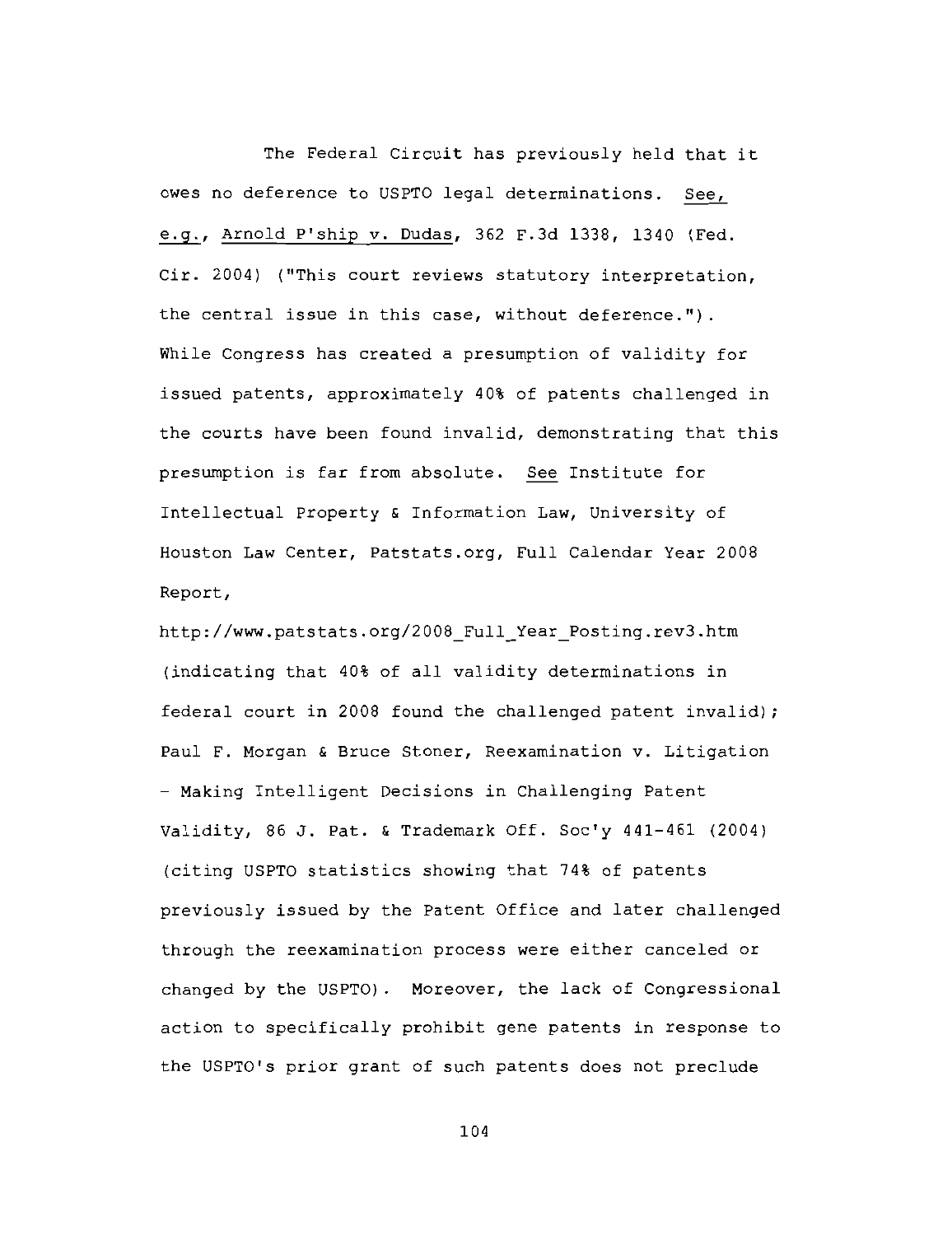The Federal Circuit has previously held that it owes no deference to USPTO legal determinations. See, e.g., Arnold P'ship v. Dudas, 362 F.3d 1338, 1340 (Fed. Cir. 2004) ("This court reviews statutory interpretation, the central issue in this case, without deference."). While Congress has created a presumption of validity for issued patents, approximately 40% of patents challenged in the courts have been found invalid, demonstrating that this presumption is far from absolute. See Institute for Intellectual Property & Information Law, University of Houston Law Center, Patstats.org, Full Calendar Year 2008 Report, http://www.patstats.org/2008_Full_Year_Posting.rev3.htm (indicating that 40% of all validity determinations in federal court in 2008 found the challenged patent invalid); Paul F. Morgan & Bruce Stoner, Reexamination v. Litigation - Making Intelligent Decisions in Challenging Patent Validity, 86 J. Pat. & Trademark Off. Soc'y 441-461 (2004) (citing USPTO statistics showing that 74% of patents previously issued by the Patent Office and later challenged through the reexamination process were either canceled or changed by the USPTO). Moreover, the lack of Congressional action to specifically prohibit gene patents in response to the USPTO's prior grant of such patents does not preclude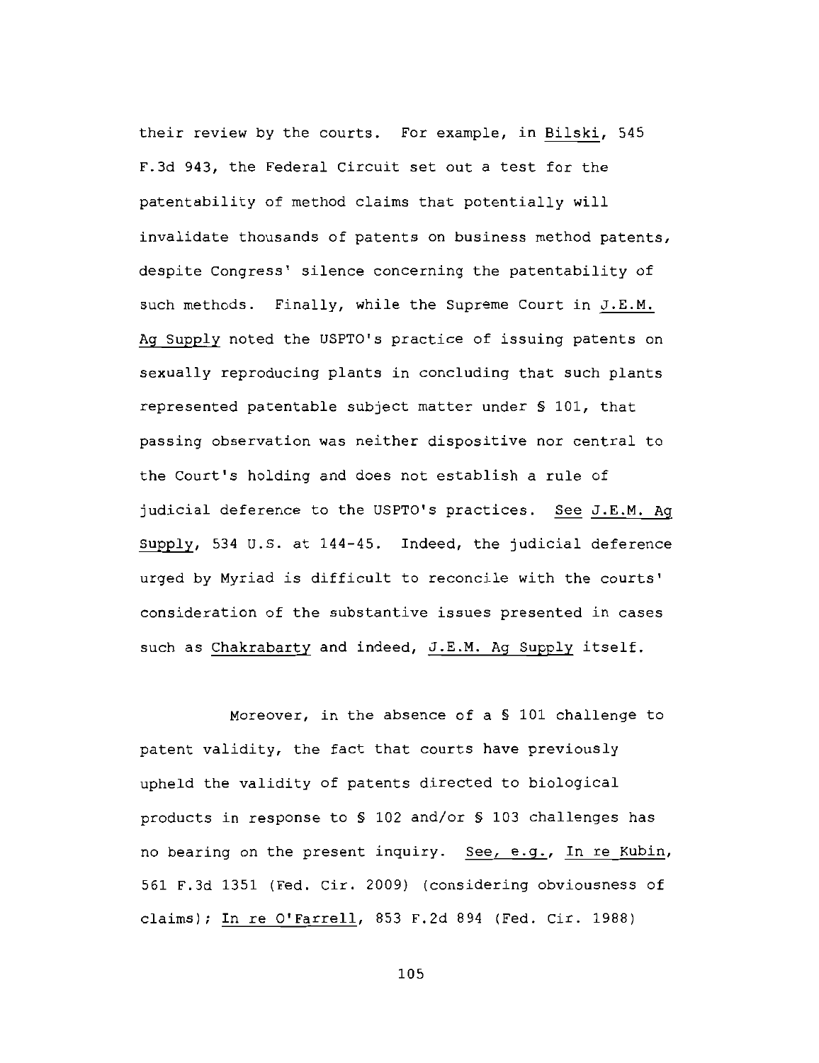their review by the courts. For example, in Bilski, 545 F.3d 943, the Federal Circuit set out a test for the patentability of method claims that potentially will invalidate thousands of patents on business method patents, despite Congress' silence concerning the patentability of such methods. Finally, while the Supreme Court in J.E.M. Ag Supply noted the USPTO's practice of issuing patents on sexually reproducing plants in concluding that such plants represented patentable subject matter under § 101, that passing observation was neither dispositive nor central to the Court's holding and does not establish a rule of judicial deference to the USPTO's practices. See J.E.M. Ag Supply, 534 U.S. at 144-45. Indeed, the judicial deference urged by Myriad is difficult to reconcile with the courts' consideration of the substantive issues presented in cases such as Chakrabarty and indeed, J.E.M. Ag Supply itself.

Moreover, in the absence of a § 101 challenge to patent validity, the fact that courts have previously upheld the validity of patents directed to biological products in response to § 102 and/or § 103 challenges has no bearing on the present inquiry. See, e.g., In re Kubin, 561 F.3d 1351 (Fed. Cir. 2009) (considering obviousness of claims); In re O'Farrell, 853 F.2d 894 (Fed. Cir. 1988)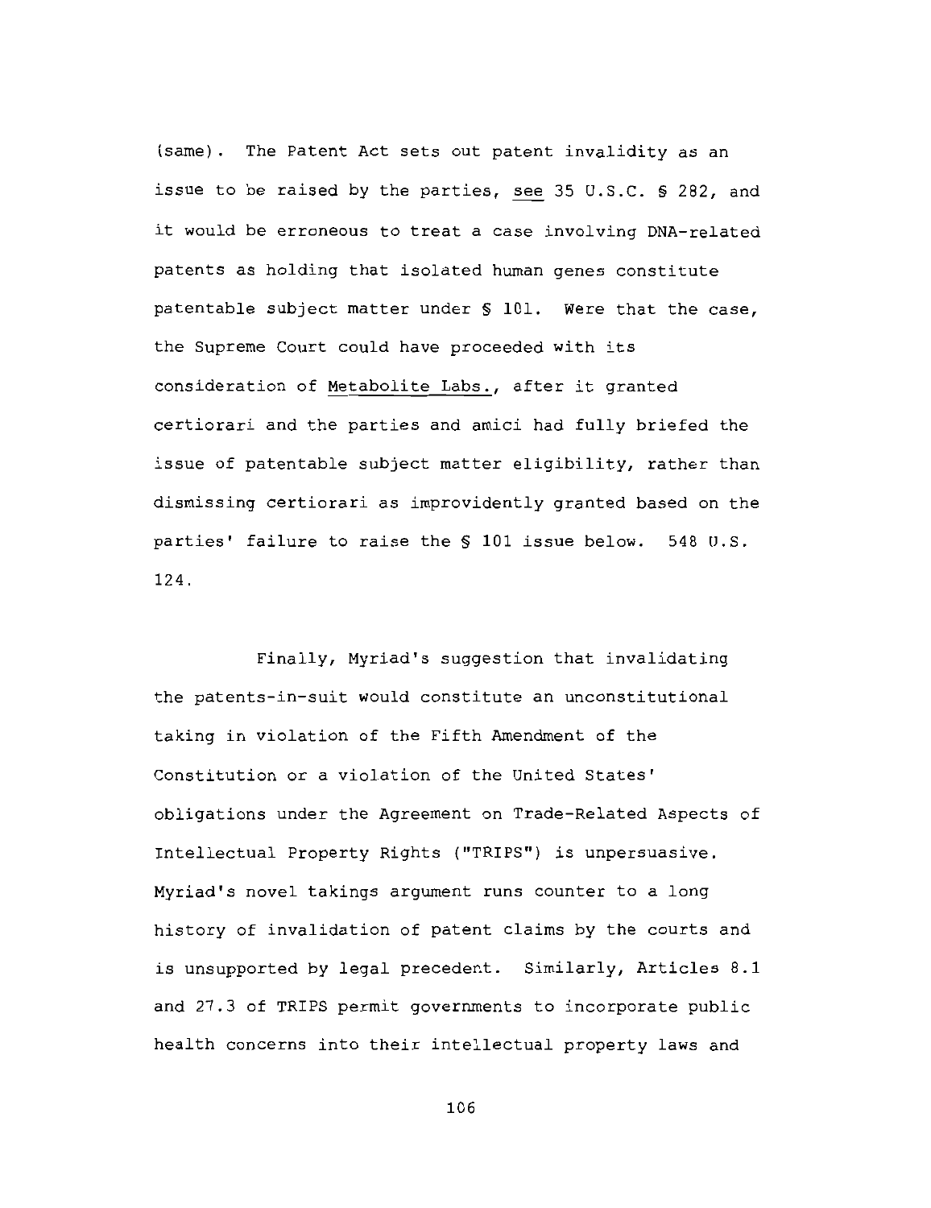(same). The Patent Act sets out patent invalidity as an issue to be raised by the parties, see 35 U.S.C. § 282, and it would be erroneous to treat a case involving DNA-related patents as holding that isolated human genes constitute patentable subject matter under § 101. Were that the case, the Supreme Court could have proceeded with its consideration of Metabolite Labs., after it granted certiorari and the parties and amici had fully briefed the issue of patentable subject matter eligibility, rather than dismissing certiorari as improvidently granted based on the parties' failure to raise the § 101 issue below. 548 U.S. 124.

Finally, Myriad's suggestion that invalidating the patents-in-suit would constitute an unconstitutional taking in violation of the Fifth Amendment of the Constitution or a violation of the United States' obligations under the Agreement on Trade-Related Aspects of Intellectual Property Rights ("TRIPS") is unpersuasive. Myriad's novel takings argument runs counter to a long history of invalidation of patent claims by the courts and is unsupported by legal precedent. Similarly, Articles 8.1 and 27.3 of TRIPS permit governments to incorporate public health concerns into their intellectual property laws and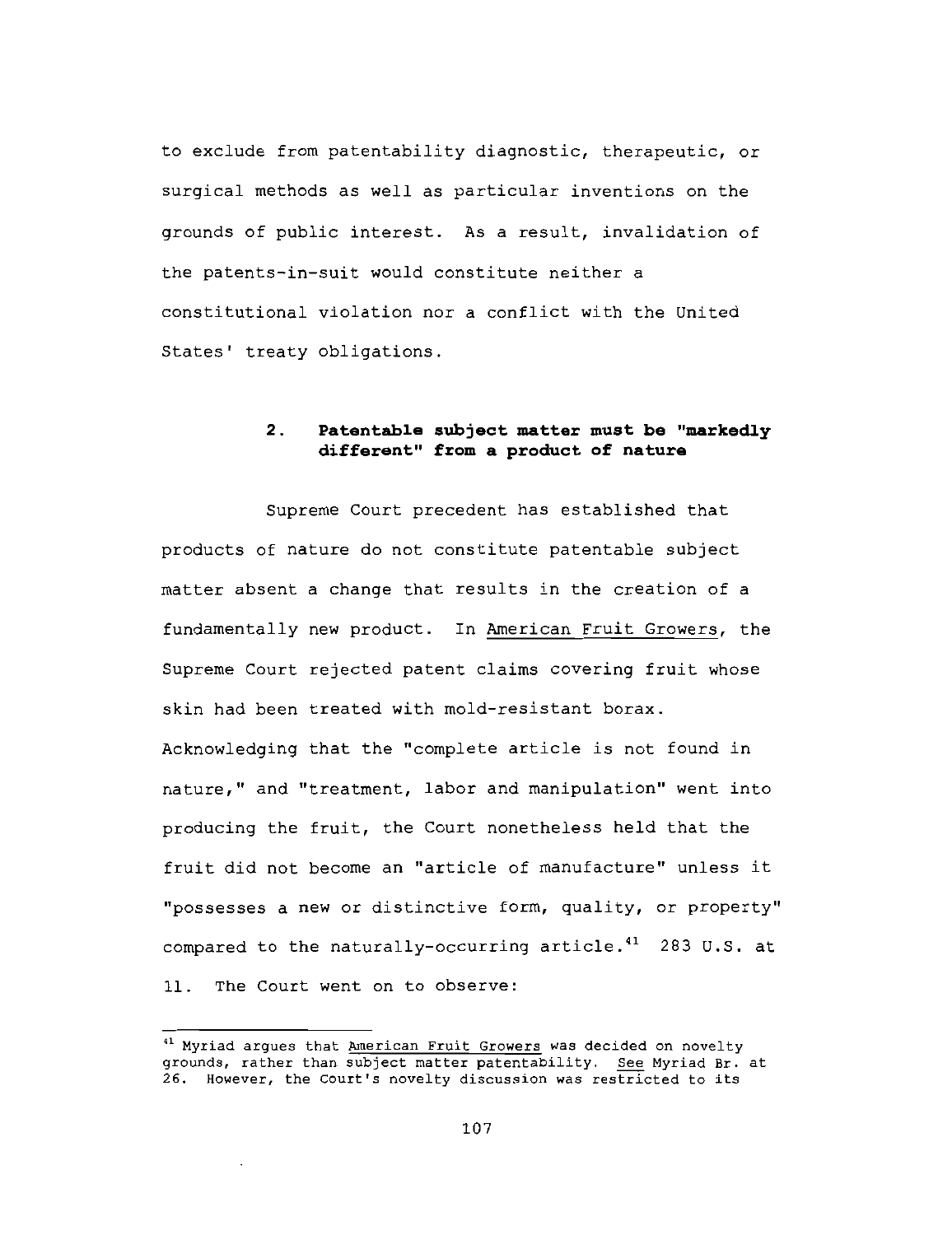to exclude from patentability diagnostic, therapeutic, or surgical methods as well as particular inventions on the grounds of public interest. As a result, invalidation of the patents-in-suit would constitute neither a constitutional violation nor a conflict with the United States' treaty obligations.

### 2. Patentable subject matter must be "markedly different" from a product of nature

Supreme Court precedent has established that products of nature do not constitute patentable subject matter absent a change that results in the creation of a fundamentally new product. In American Fruit Growers, the Supreme Court rejected patent claims covering fruit whose skin had been treated with mold-resistant borax. Acknowledging that the "complete article is not found in nature," and "treatment, labor and manipulation" went into producing the fruit, the Court nonetheless held that the fruit did not become an "article of manufacture" unless it "possesses a new or distinctive form, quality, or property" compared to the naturally-occurring article.[41] 283 U.S. at 11. The Court went on to observe:

---

[41] Myriad argues that American Fruit Growers was decided on novelty grounds, rather than subject matter patentability. See Myriad Br. at 26. However, the Court's novelty discussion was restricted to its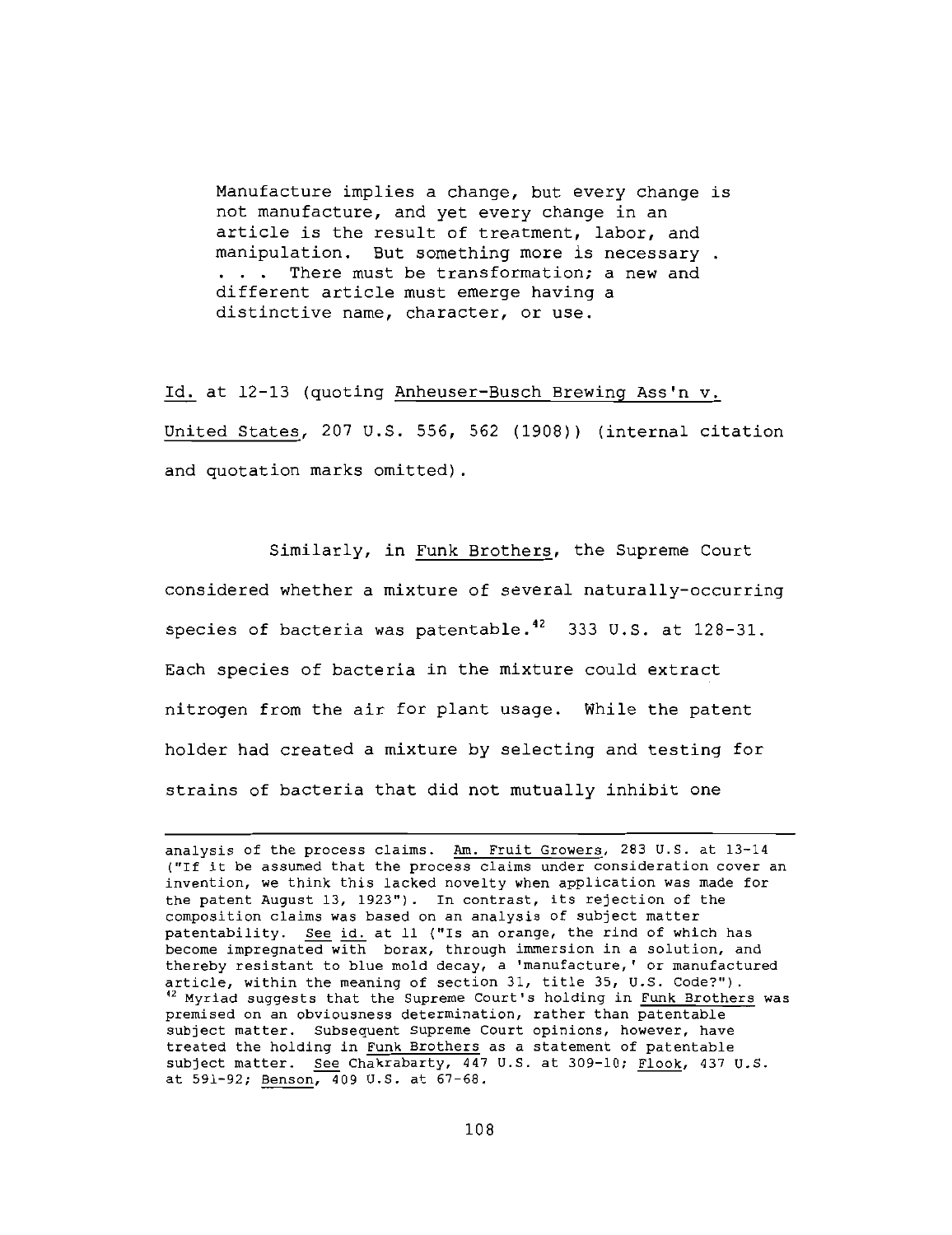> Manufacture implies a change, but every change is not manufacture, and yet every change in an article is the result of treatment, labor, and manipulation. But something more is necessary . . . . There must be transformation; a new and different article must emerge having a distinctive name, character, or use.

Id. at 12-13 (quoting Anheuser-Busch Brewing Ass'n v. United States, 207 U.S. 556, 562 (1908)) (internal citation and quotation marks omitted).

Similarly, in Funk Brothers, the Supreme Court considered whether a mixture of several naturally-occurring species of bacteria was patentable.[42] 333 U.S. at 128-31. Each species of bacteria in the mixture could extract nitrogen from the air for plant usage. While the patent holder had created a mixture by selecting and testing for strains of bacteria that did not mutually inhibit one

---

analysis of the process claims. Am. Fruit Growers, 283 U.S. at 13-14 ("If it be assumed that the process claims under consideration cover an invention, we think this lacked novelty when application was made for the patent August 13, 1923"). In contrast, its rejection of the composition claims was based on an analysis of subject matter patentability. See id. at 11 ("Is an orange, the rind of which has become impregnated with borax, through immersion in a solution, and thereby resistant to blue mold decay, a 'manufacture,' or manufactured article, within the meaning of section 31, title 35, U.S. Code?").

[42] Myriad suggests that the Supreme Court's holding in Funk Brothers was premised on an obviousness determination, rather than patentable subject matter. Subsequent Supreme Court opinions, however, have treated the holding in Funk Brothers as a statement of patentable subject matter. See Chakrabarty, 447 U.S. at 309-10; Flook, 437 U.S. at 591-92; Benson, 409 U.S. at 67-68.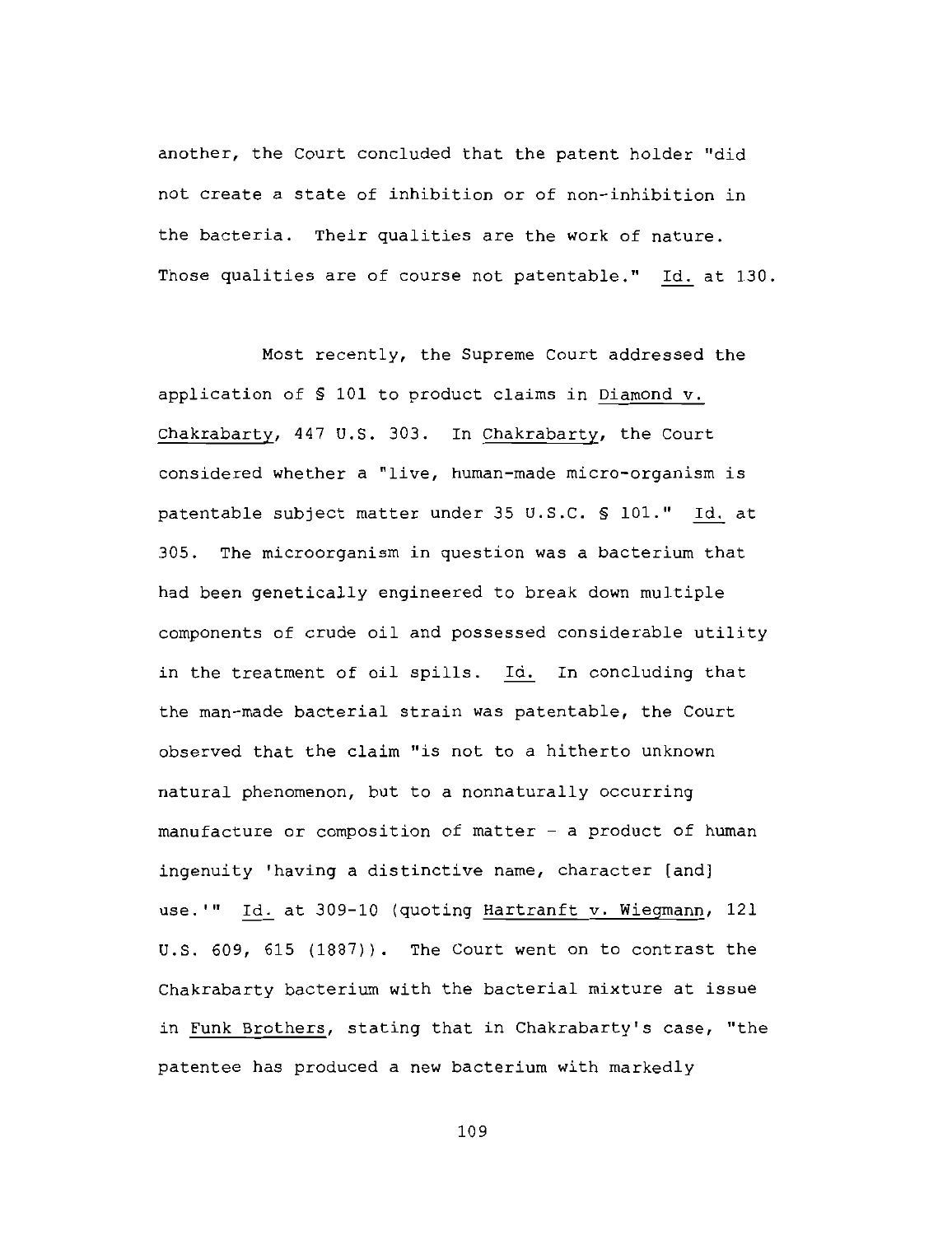another, the Court concluded that the patent holder "did not create a state of inhibition or of non-inhibition in the bacteria. Their qualities are the work of nature. Those qualities are of course not patentable." Id. at 130.

Most recently, the Supreme Court addressed the application of § 101 to product claims in Diamond v. Chakrabarty, 447 U.S. 303. In Chakrabarty, the Court considered whether a "live, human-made micro-organism is patentable subject matter under 35 U.S.C. § 101." Id. at 305. The microorganism in question was a bacterium that had been genetically engineered to break down multiple components of crude oil and possessed considerable utility in the treatment of oil spills. Id. In concluding that the man-made bacterial strain was patentable, the Court observed that the claim "is not to a hitherto unknown natural phenomenon, but to a nonnaturally occurring manufacture or composition of matter - a product of human ingenuity 'having a distinctive name, character [and] use.'" Id. at 309-10 (quoting Hartranft v. Wiegmann, 121 U.S. 609, 615 (1887)). The Court went on to contrast the Chakrabarty bacterium with the bacterial mixture at issue in Funk Brothers, stating that in Chakrabarty's case, "the patentee has produced a new bacterium with markedly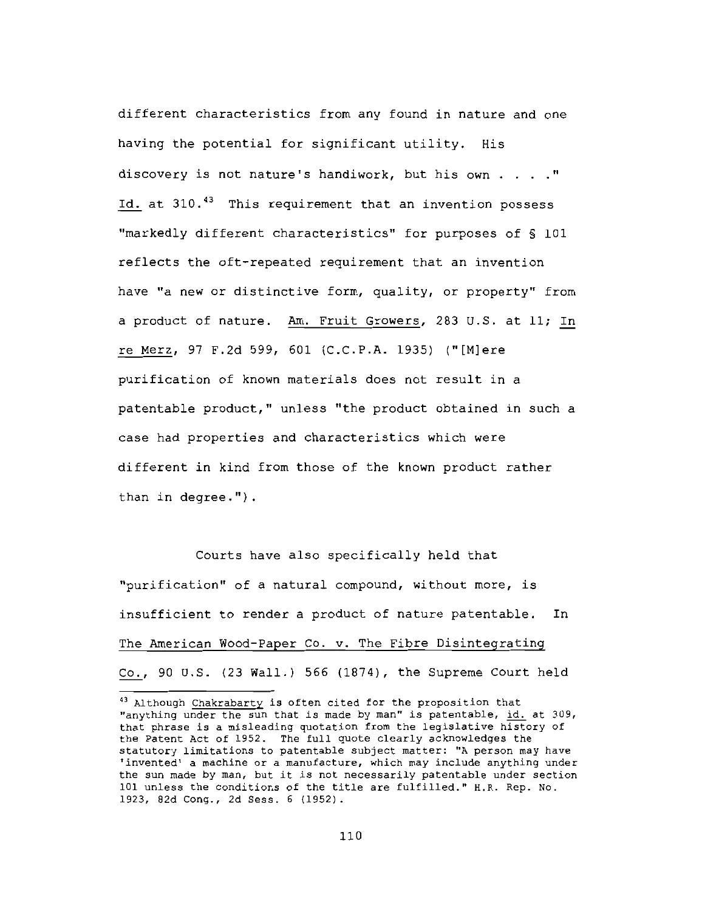different characteristics from any found in nature and one having the potential for significant utility. His discovery is not nature's handiwork, but his own . . . ." Id. at 310.[43] This requirement that an invention possess "markedly different characteristics" for purposes of § 101 reflects the oft-repeated requirement that an invention have "a new or distinctive form, quality, or property" from a product of nature. Am. Fruit Growers, 283 U.S. at 11; In re Merz, 97 F.2d 599, 601 (C.C.P.A. 1935) ("[M]ere purification of known materials does not result in a patentable product," unless "the product obtained in such a case had properties and characteristics which were different in kind from those of the known product rather than in degree.").

Courts have also specifically held that "purification" of a natural compound, without more, is insufficient to render a product of nature patentable. In The American Wood-Paper Co. v. The Fibre Disintegrating Co., 90 U.S. (23 Wall.) 566 (1874), the Supreme Court held

---

[43] Although Chakrabarty is often cited for the proposition that "anything under the sun that is made by man" is patentable, id. at 309, that phrase is a misleading quotation from the legislative history of the Patent Act of 1952. The full quote clearly acknowledges the statutory limitations to patentable subject matter: "A person may have 'invented' a machine or a manufacture, which may include anything under the sun made by man, but it is not necessarily patentable under section 101 unless the conditions of the title are fulfilled." H.R. Rep. No. 1923, 82d Cong., 2d Sess. 6 (1952).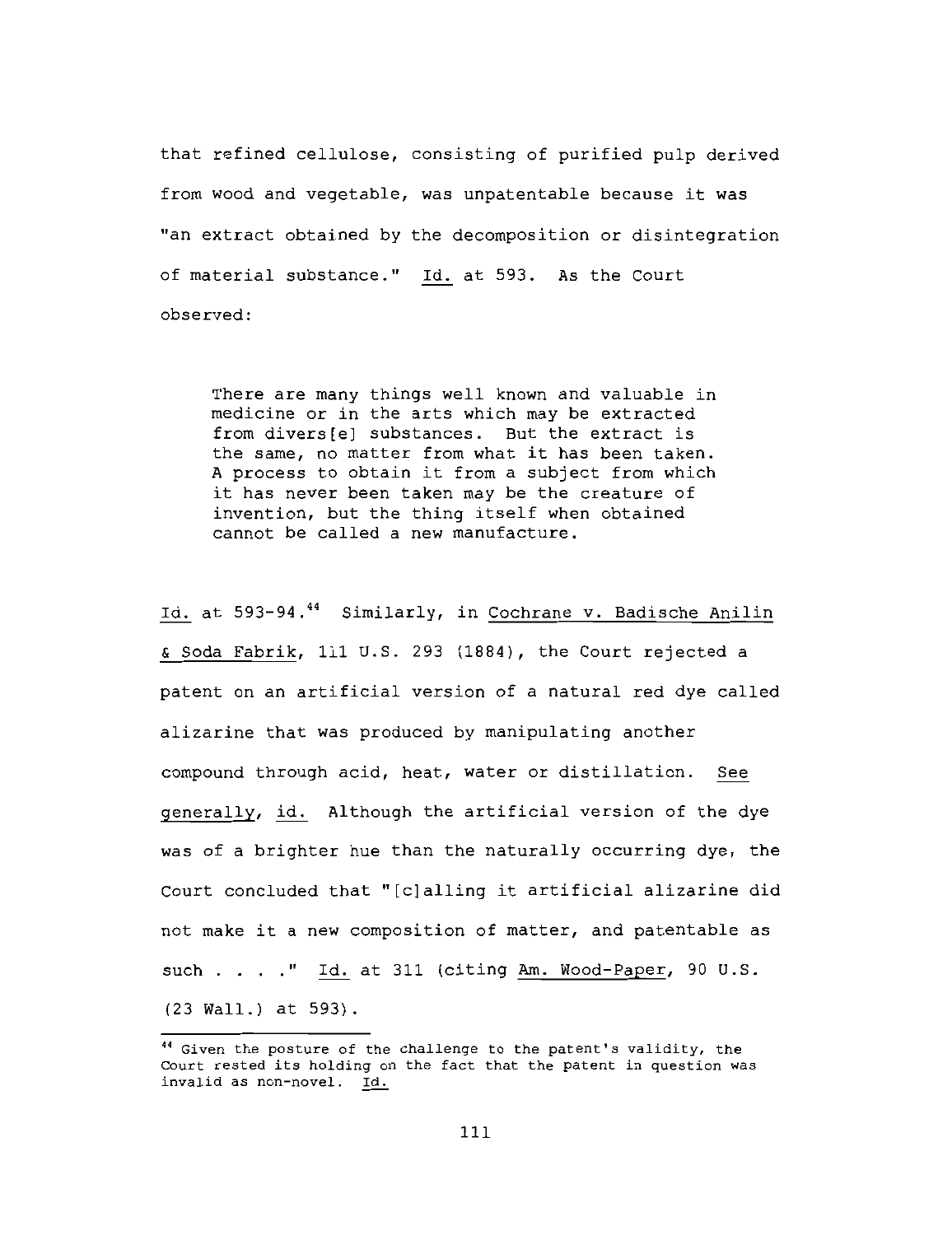that refined cellulose, consisting of purified pulp derived from wood and vegetable, was unpatentable because it was "an extract obtained by the decomposition or disintegration of material substance." Id. at 593. As the Court observed:

> There are many things well known and valuable in medicine or in the arts which may be extracted from divers[e] substances. But the extract is the same, no matter from what it has been taken. A process to obtain it from a subject from which it has never been taken may be the creature of invention, but the thing itself when obtained cannot be called a new manufacture.

Id. at 593-94.[44] Similarly, in Cochrane v. Badische Anilin & Soda Fabrik, 111 U.S. 293 (1884), the Court rejected a patent on an artificial version of a natural red dye called alizarine that was produced by manipulating another compound through acid, heat, water or distillation. See generally, id. Although the artificial version of the dye was of a brighter hue than the naturally occurring dye, the Court concluded that "[c]alling it artificial alizarine did not make it a new composition of matter, and patentable as such . . . ." Id. at 311 (citing Am. Wood-Paper, 90 U.S. (23 Wall.) at 593).

[44] Given the posture of the challenge to the patent's validity, the Court rested its holding on the fact that the patent in question was invalid as non-novel. Id.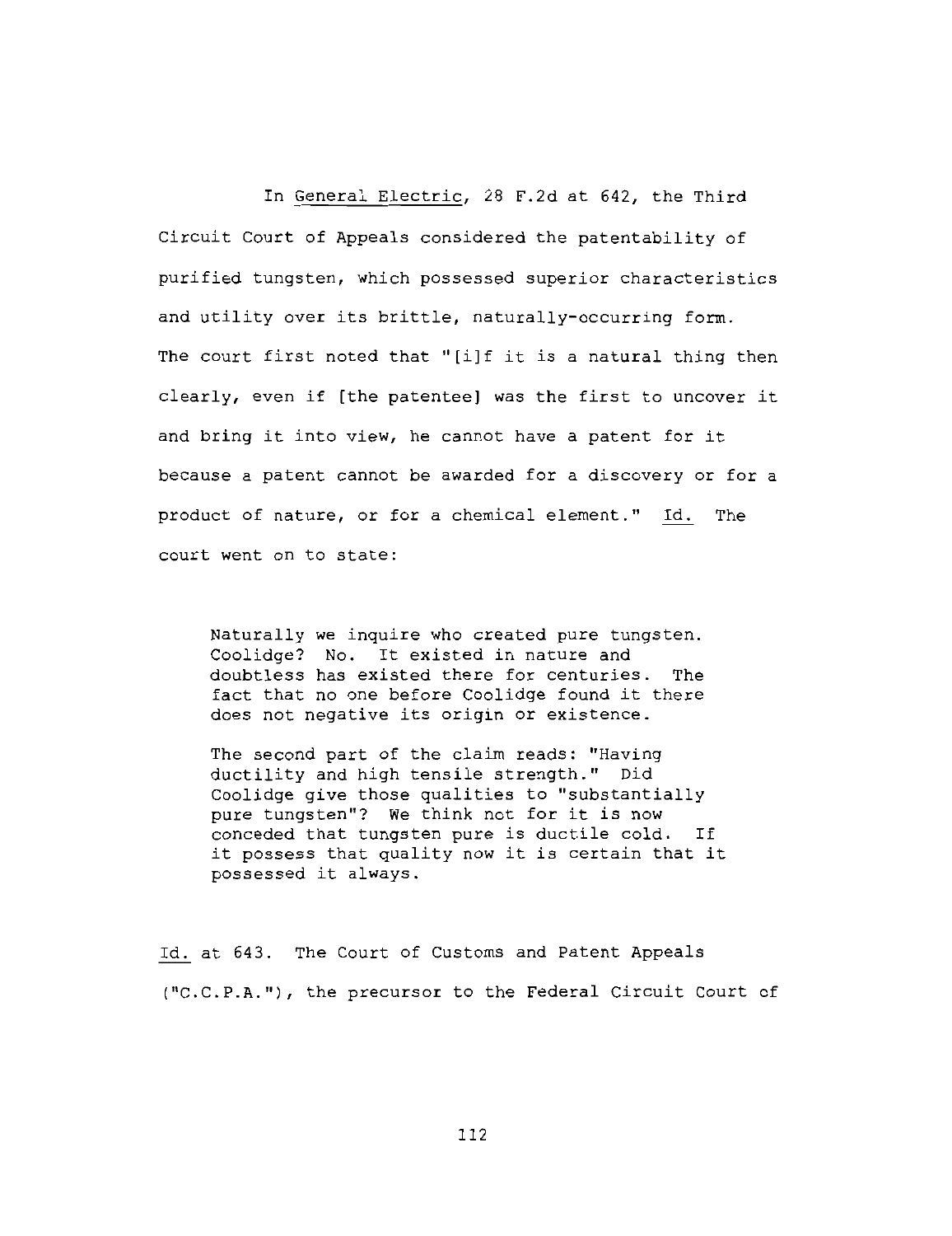In _General Electric_, 28 F.2d at 642, the Third Circuit Court of Appeals considered the patentability of purified tungsten, which possessed superior characteristics and utility over its brittle, naturally-occurring form. The court first noted that "[i]f it is a natural thing then clearly, even if [the patentee] was the first to uncover it and bring it into view, he cannot have a patent for it because a patent cannot be awarded for a discovery or for a product of nature, or for a chemical element." _Id._ The court went on to state:

> Naturally we inquire who created pure tungsten. Coolidge? No. It existed in nature and doubtless has existed there for centuries. The fact that no one before Coolidge found it there does not negative its origin or existence.
>
> The second part of the claim reads: "Having ductility and high tensile strength." Did Coolidge give those qualities to "substantially pure tungsten"? We think not for it is now conceded that tungsten pure is ductile cold. If it possess that quality now it is certain that it possessed it always.

_Id._ at 643. The Court of Customs and Patent Appeals ("C.C.P.A."), the precursor to the Federal Circuit Court of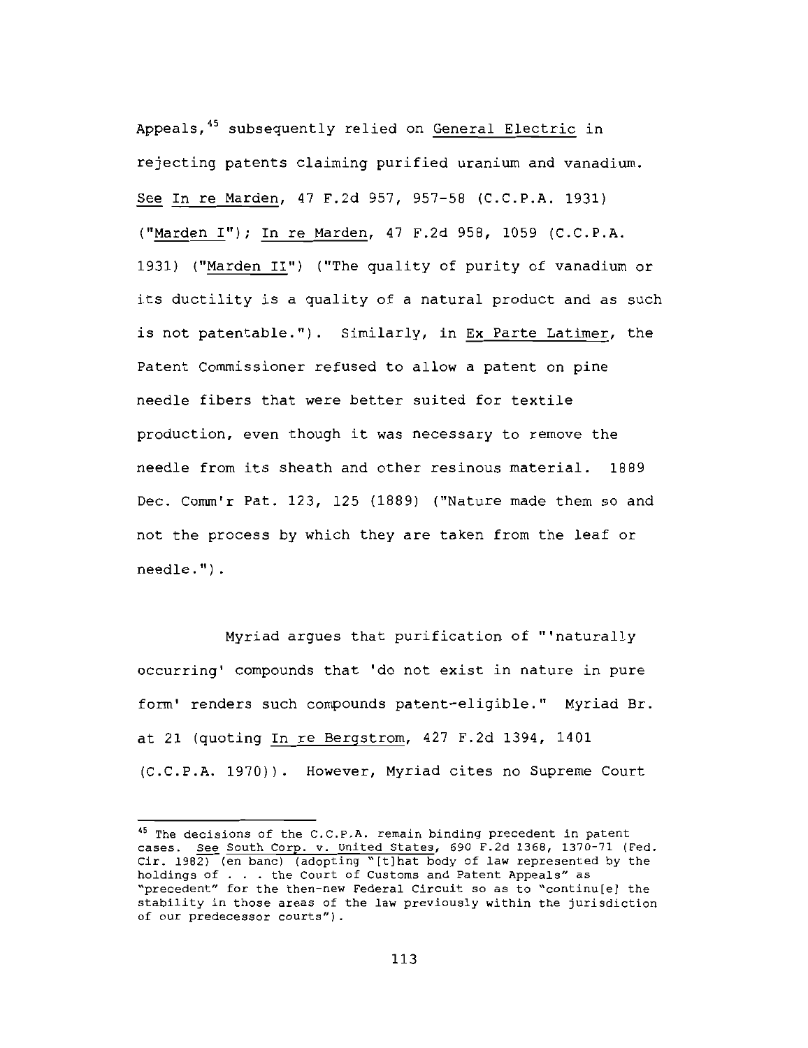Appeals,[45] subsequently relied on General Electric in rejecting patents claiming purified uranium and vanadium. See In re Marden, 47 F.2d 957, 957-58 (C.C.P.A. 1931) ("Marden I"); In re Marden, 47 F.2d 958, 1059 (C.C.P.A. 1931) ("Marden II") ("The quality of purity of vanadium or its ductility is a quality of a natural product and as such is not patentable."). Similarly, in Ex Parte Latimer, the Patent Commissioner refused to allow a patent on pine needle fibers that were better suited for textile production, even though it was necessary to remove the needle from its sheath and other resinous material. 1889 Dec. Comm'r Pat. 123, 125 (1889) ("Nature made them so and not the process by which they are taken from the leaf or needle.").

Myriad argues that purification of "'naturally occurring' compounds that 'do not exist in nature in pure form' renders such compounds patent-eligible." Myriad Br. at 21 (quoting In re Bergstrom, 427 F.2d 1394, 1401 (C.C.P.A. 1970)). However, Myriad cites no Supreme Court

---

[45] The decisions of the C.C.P.A. remain binding precedent in patent cases. See South Corp. v. United States, 690 F.2d 1368, 1370-71 (Fed. Cir. 1982) (en banc) (adopting "[t]hat body of law represented by the holdings of . . . the Court of Customs and Patent Appeals" as "precedent" for the then-new Federal Circuit so as to "continu[e] the stability in those areas of the law previously within the jurisdiction of our predecessor courts").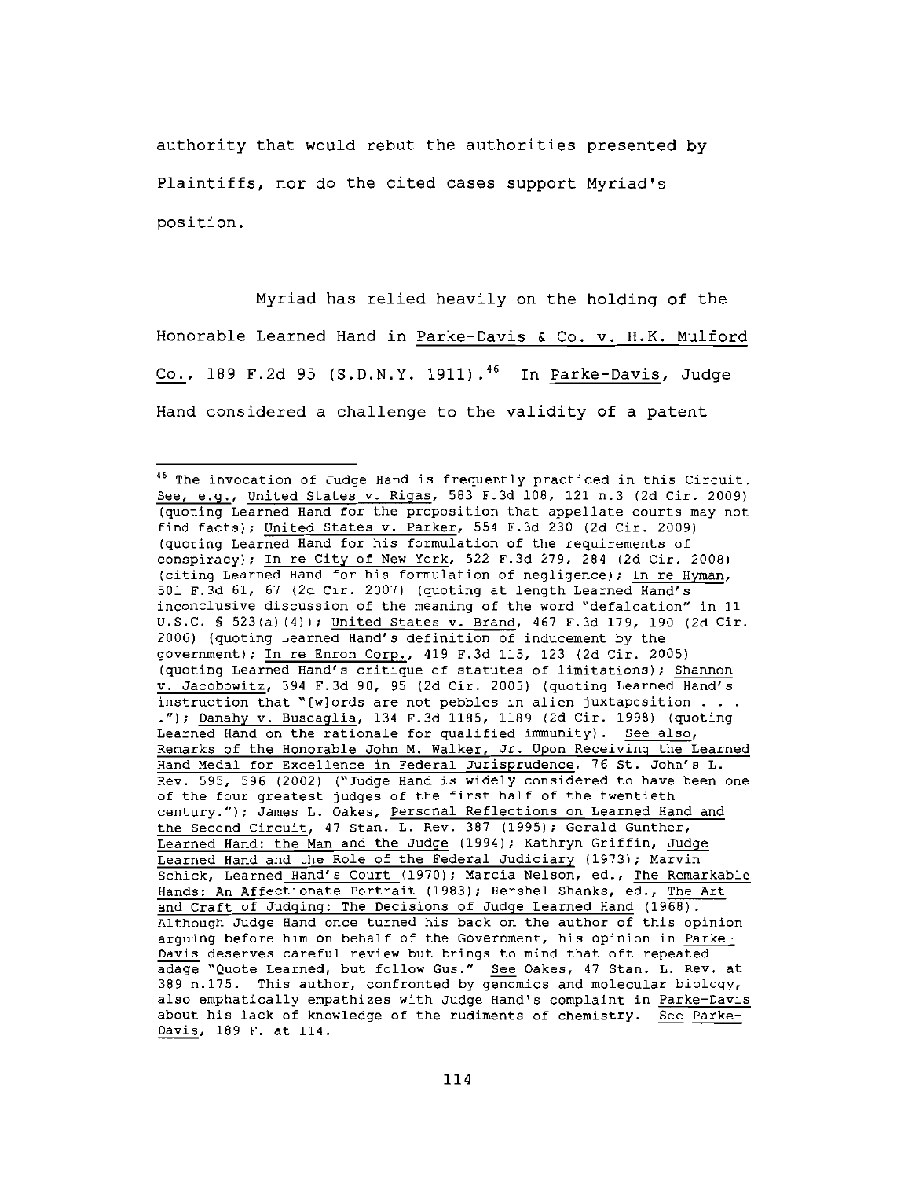authority that would rebut the authorities presented by Plaintiffs, nor do the cited cases support Myriad's position.

Myriad has relied heavily on the holding of the Honorable Learned Hand in Parke-Davis & Co. v. H.K. Mulford Co., 189 F.2d 95 (S.D.N.Y. 1911).[46] In Parke-Davis, Judge Hand considered a challenge to the validity of a patent

---

[46] The invocation of Judge Hand is frequently practiced in this Circuit. See, e.g., United States v. Rigas, 583 F.3d 108, 121 n.3 (2d Cir. 2009) (quoting Learned Hand for the proposition that appellate courts may not find facts); United States v. Parker, 554 F.3d 230 (2d Cir. 2009) (quoting Learned Hand for his formulation of the requirements of conspiracy); In re City of New York, 522 F.3d 279, 284 (2d Cir. 2008) (citing Learned Hand for his formulation of negligence); In re Hyman, 501 F.3d 61, 67 (2d Cir. 2007) (quoting at length Learned Hand's inconclusive discussion of the meaning of the word "defalcation" in 11 U.S.C. § 523(a)(4)); United States v. Brand, 467 F.3d 179, 190 (2d Cir. 2006) (quoting Learned Hand's definition of inducement by the government); In re Enron Corp., 419 F.3d 115, 123 (2d Cir. 2005) (quoting Learned Hand's critique of statutes of limitations); Shannon v. Jacobowitz, 394 F.3d 90, 95 (2d Cir. 2005) (quoting Learned Hand's instruction that "[w]ords are not pebbles in alien juxtaposition . . . ."); Danahy v. Buscaglia, 134 F.3d 1185, 1189 (2d Cir. 1998) (quoting Learned Hand on the rationale for qualified immunity). See also, Remarks of the Honorable John M. Walker, Jr. Upon Receiving the Learned Hand Medal for Excellence in Federal Jurisprudence, 76 St. John's L. Rev. 595, 596 (2002) ("Judge Hand is widely considered to have been one of the four greatest judges of the first half of the twentieth century."); James L. Oakes, Personal Reflections on Learned Hand and the Second Circuit, 47 Stan. L. Rev. 387 (1995); Gerald Gunther, Learned Hand: the Man and the Judge (1994); Kathryn Griffin, Judge Learned Hand and the Role of the Federal Judiciary (1973); Marvin Schick, Learned Hand's Court (1970); Marcia Nelson, ed., The Remarkable Hands: An Affectionate Portrait (1983); Hershel Shanks, ed., The Art and Craft of Judging: The Decisions of Judge Learned Hand (1968). Although Judge Hand once turned his back on the author of this opinion arguing before him on behalf of the Government, his opinion in Parke-Davis deserves careful review but brings to mind that oft repeated adage "Quote Learned, but follow Gus." See Oakes, 47 Stan. L. Rev. at 389 n.175. This author, confronted by genomics and molecular biology, also emphatically empathizes with Judge Hand's complaint in Parke-Davis about his lack of knowledge of the rudiments of chemistry. See Parke-Davis, 189 F. at 114.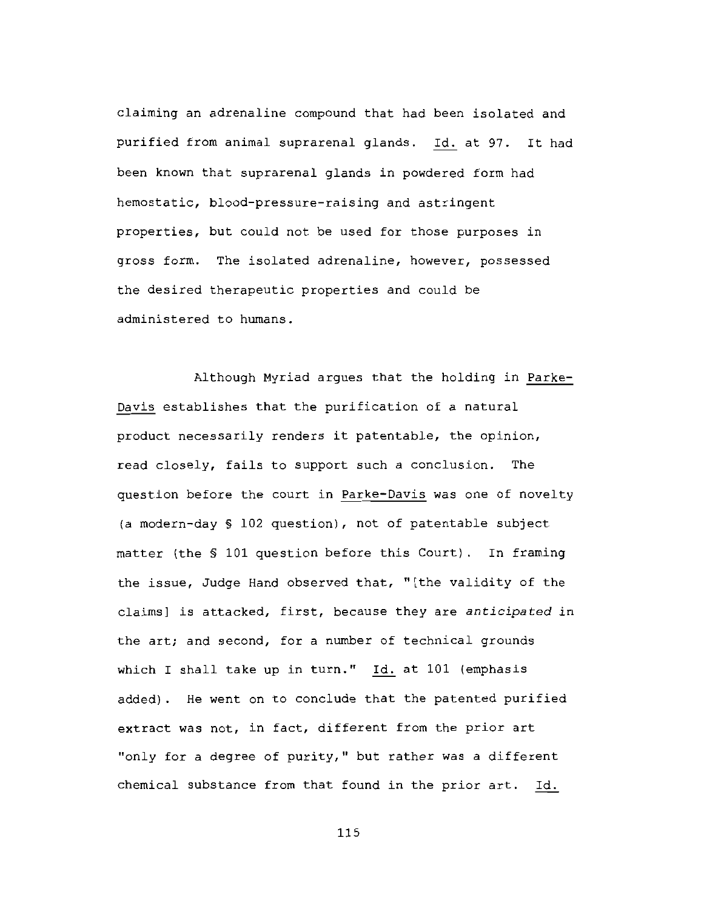claiming an adrenaline compound that had been isolated and purified from animal suprarenal glands. Id. at 97. It had been known that suprarenal glands in powdered form had hemostatic, blood-pressure-raising and astringent properties, but could not be used for those purposes in gross form. The isolated adrenaline, however, possessed the desired therapeutic properties and could be administered to humans.

Although Myriad argues that the holding in Parke-Davis establishes that the purification of a natural product necessarily renders it patentable, the opinion, read closely, fails to support such a conclusion. The question before the court in Parke-Davis was one of novelty (a modern-day § 102 question), not of patentable subject matter (the § 101 question before this Court). In framing the issue, Judge Hand observed that, "[the validity of the claims] is attacked, first, because they are *anticipated* in the art; and second, for a number of technical grounds which I shall take up in turn." Id. at 101 (emphasis added). He went on to conclude that the patented purified extract was not, in fact, different from the prior art "only for a degree of purity," but rather was a different chemical substance from that found in the prior art. Id.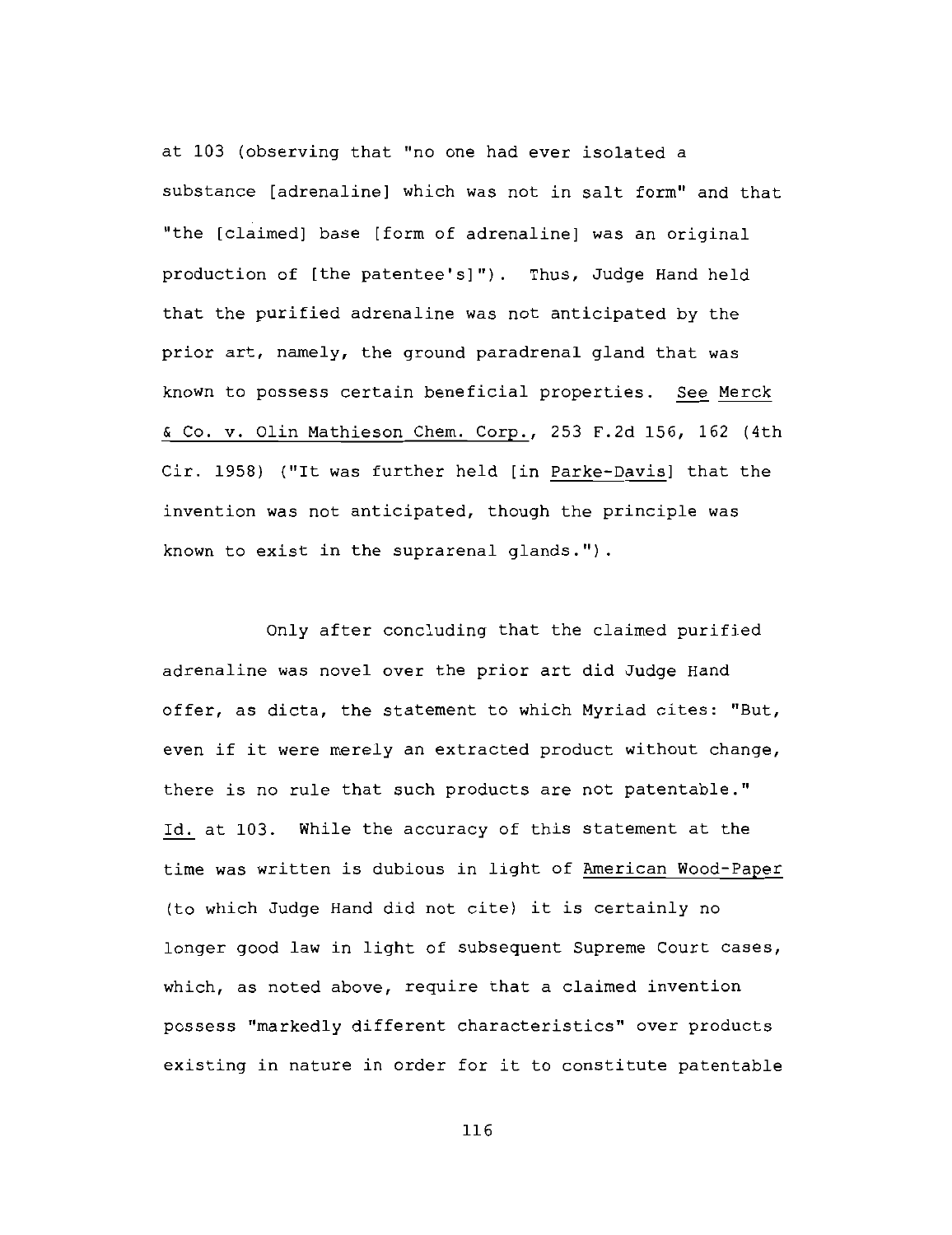at 103 (observing that "no one had ever isolated a substance [adrenaline] which was not in salt form" and that "the [claimed] base [form of adrenaline] was an original production of [the patentee's]"). Thus, Judge Hand held that the purified adrenaline was not anticipated by the prior art, namely, the ground paradrenal gland that was known to possess certain beneficial properties. See Merck & Co. v. Olin Mathieson Chem. Corp., 253 F.2d 156, 162 (4th Cir. 1958) ("It was further held [in Parke-Davis] that the invention was not anticipated, though the principle was known to exist in the suprarenal glands.").

Only after concluding that the claimed purified adrenaline was novel over the prior art did Judge Hand offer, as dicta, the statement to which Myriad cites: "But, even if it were merely an extracted product without change, there is no rule that such products are not patentable." Id. at 103. While the accuracy of this statement at the time was written is dubious in light of American Wood-Paper (to which Judge Hand did not cite) it is certainly no longer good law in light of subsequent Supreme Court cases, which, as noted above, require that a claimed invention possess "markedly different characteristics" over products existing in nature in order for it to constitute patentable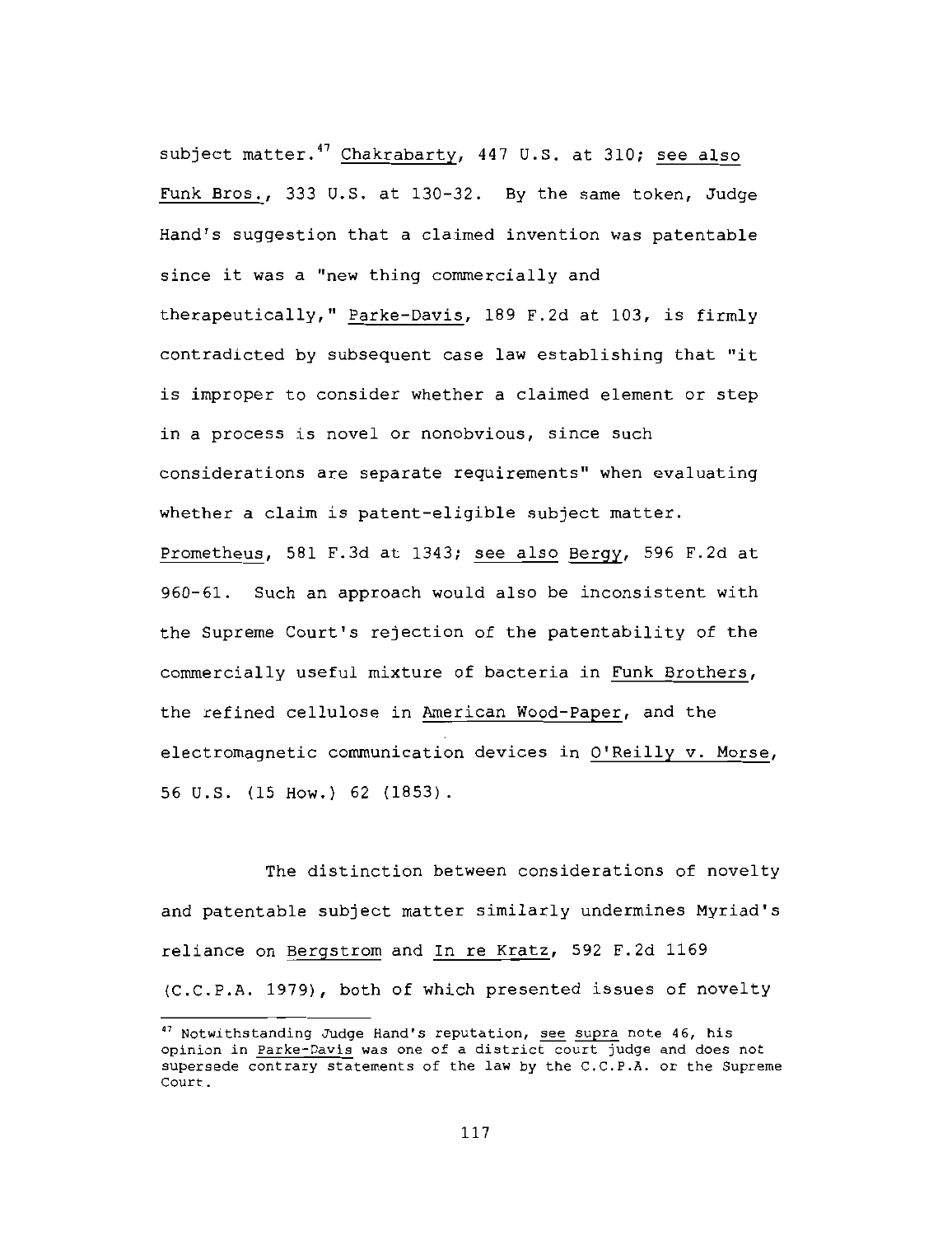subject matter.[47] Chakrabarty, 447 U.S. at 310; see also Funk Bros., 333 U.S. at 130-32. By the same token, Judge Hand's suggestion that a claimed invention was patentable since it was a "new thing commercially and therapeutically," Parke-Davis, 189 F.2d at 103, is firmly contradicted by subsequent case law establishing that "it is improper to consider whether a claimed element or step in a process is novel or nonobvious, since such considerations are separate requirements" when evaluating whether a claim is patent-eligible subject matter. Prometheus, 581 F.3d at 1343; see also Bergy, 596 F.2d at 960-61. Such an approach would also be inconsistent with the Supreme Court's rejection of the patentability of the commercially useful mixture of bacteria in Funk Brothers, the refined cellulose in American Wood-Paper, and the electromagnetic communication devices in O'Reilly v. Morse, 56 U.S. (15 How.) 62 (1853).

The distinction between considerations of novelty and patentable subject matter similarly undermines Myriad's reliance on Bergstrom and In re Kratz, 592 F.2d 1169 (C.C.P.A. 1979), both of which presented issues of novelty

[47] Notwithstanding Judge Hand's reputation, see supra note 46, his opinion in Parke-Davis was one of a district court judge and does not supersede contrary statements of the law by the C.C.P.A. or the Supreme Court.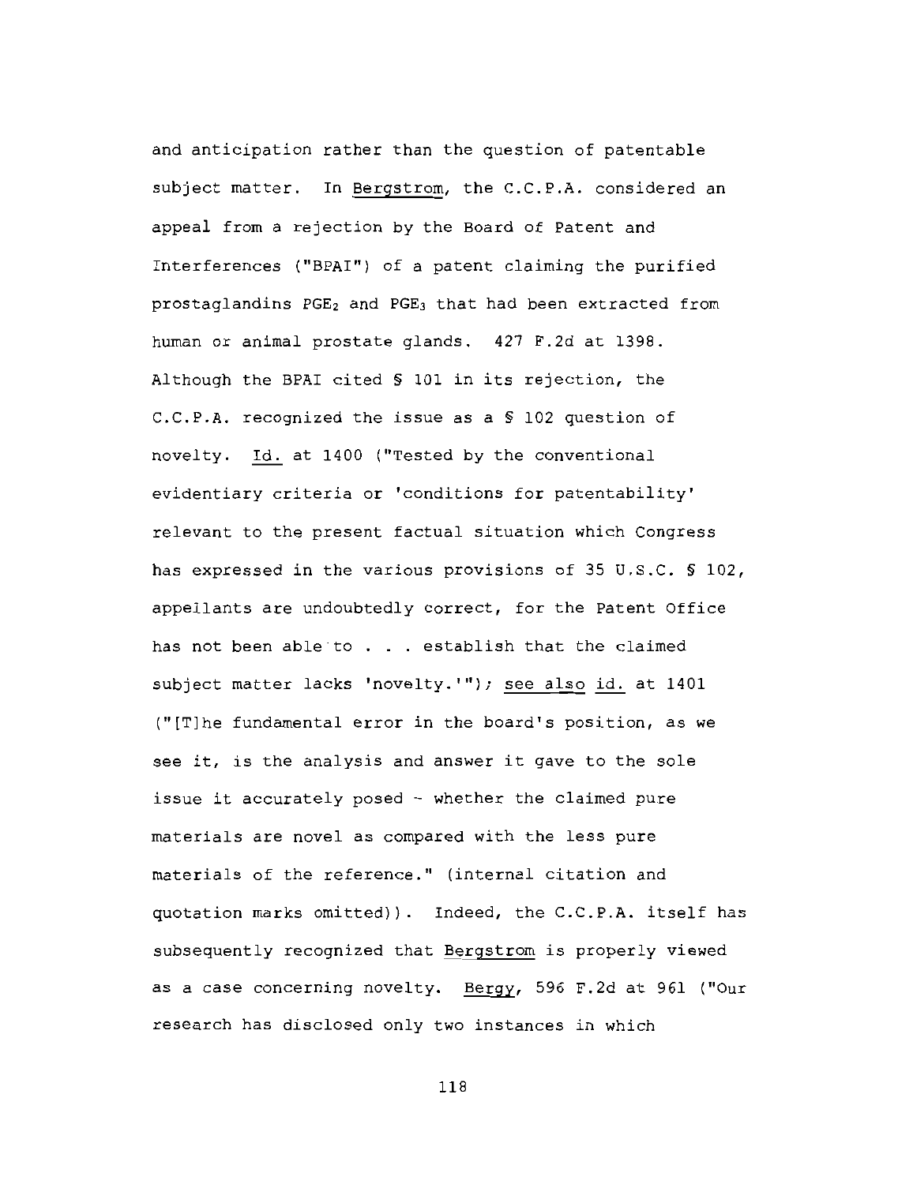and anticipation rather than the question of patentable subject matter. In Bergstrom, the C.C.P.A. considered an appeal from a rejection by the Board of Patent and Interferences ("BPAI") of a patent claiming the purified prostaglandins $PGE_2$ and $PGE_3$ that had been extracted from human or animal prostate glands. 427 F.2d at 1398. Although the BPAI cited § 101 in its rejection, the C.C.P.A. recognized the issue as a § 102 question of novelty. Id. at 1400 ("Tested by the conventional evidentiary criteria or 'conditions for patentability' relevant to the present factual situation which Congress has expressed in the various provisions of 35 U.S.C. § 102, appellants are undoubtedly correct, for the Patent Office has not been able to . . . establish that the claimed subject matter lacks 'novelty.'"); see also id. at 1401 ("[T]he fundamental error in the board's position, as we see it, is the analysis and answer it gave to the sole issue it accurately posed - whether the claimed pure materials are novel as compared with the less pure materials of the reference." (internal citation and quotation marks omitted)). Indeed, the C.C.P.A. itself has subsequently recognized that Bergstrom is properly viewed as a case concerning novelty. Bergy, 596 F.2d at 961 ("Our research has disclosed only two instances in which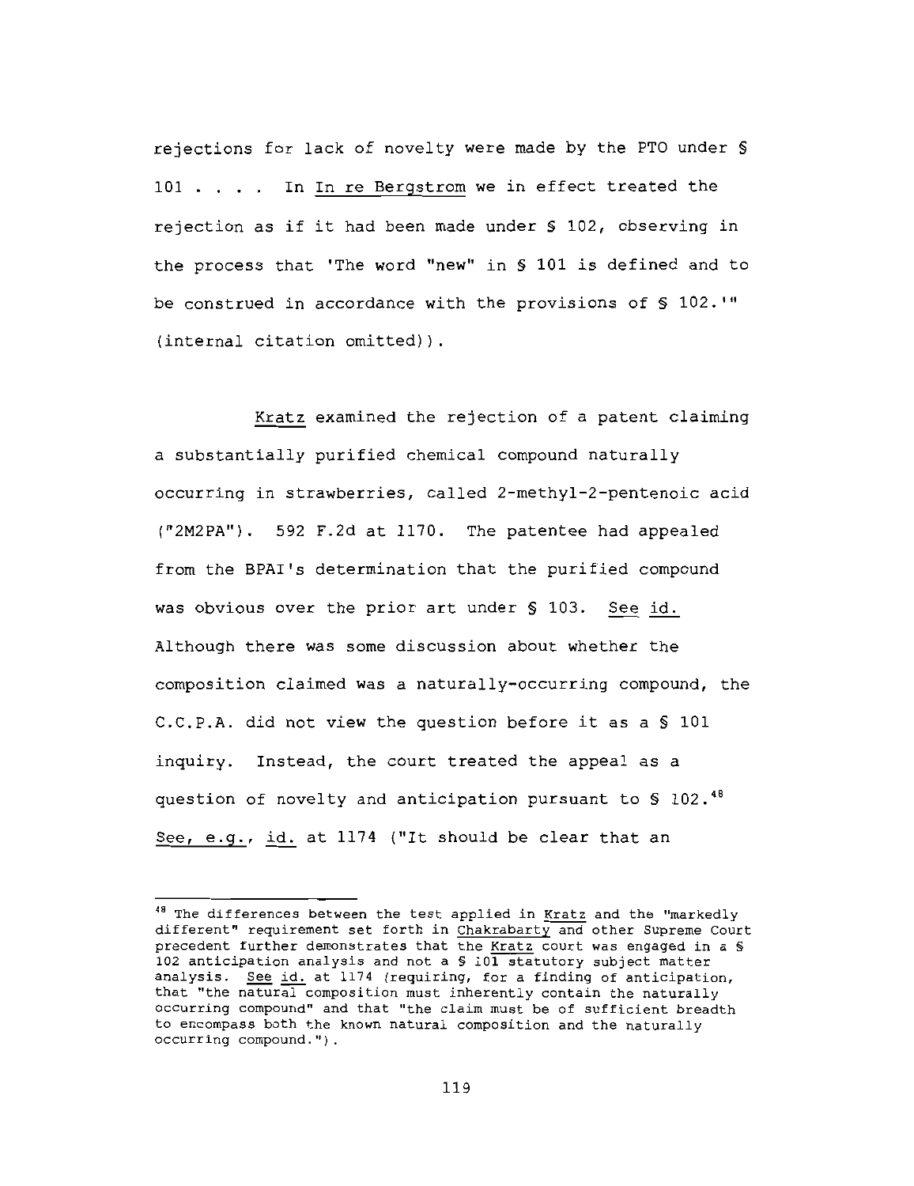rejections for lack of novelty were made by the PTO under § 101 . . . . In In re Bergstrom we in effect treated the rejection as if it had been made under § 102, observing in the process that 'The word "new" in § 101 is defined and to be construed in accordance with the provisions of § 102.'" (internal citation omitted)).

Kratz examined the rejection of a patent claiming a substantially purified chemical compound naturally occurring in strawberries, called 2-methyl-2-pentenoic acid ("2M2PA"). 592 F.2d at 1170. The patentee had appealed from the BPAI's determination that the purified compound was obvious over the prior art under § 103. See id. Although there was some discussion about whether the composition claimed was a naturally-occurring compound, the C.C.P.A. did not view the question before it as a § 101 inquiry. Instead, the court treated the appeal as a question of novelty and anticipation pursuant to § 102.[48] See, e.g., id. at 1174 ("It should be clear that an

---

[48] The differences between the test applied in Kratz and the "markedly different" requirement set forth in Chakrabarty and other Supreme Court precedent further demonstrates that the Kratz court was engaged in a § 102 anticipation analysis and not a § 101 statutory subject matter analysis. See id. at 1174 (requiring, for a finding of anticipation, that "the natural composition must inherently contain the naturally occurring compound" and that "the claim must be of sufficient breadth to encompass both the known natural composition and the naturally occurring compound.").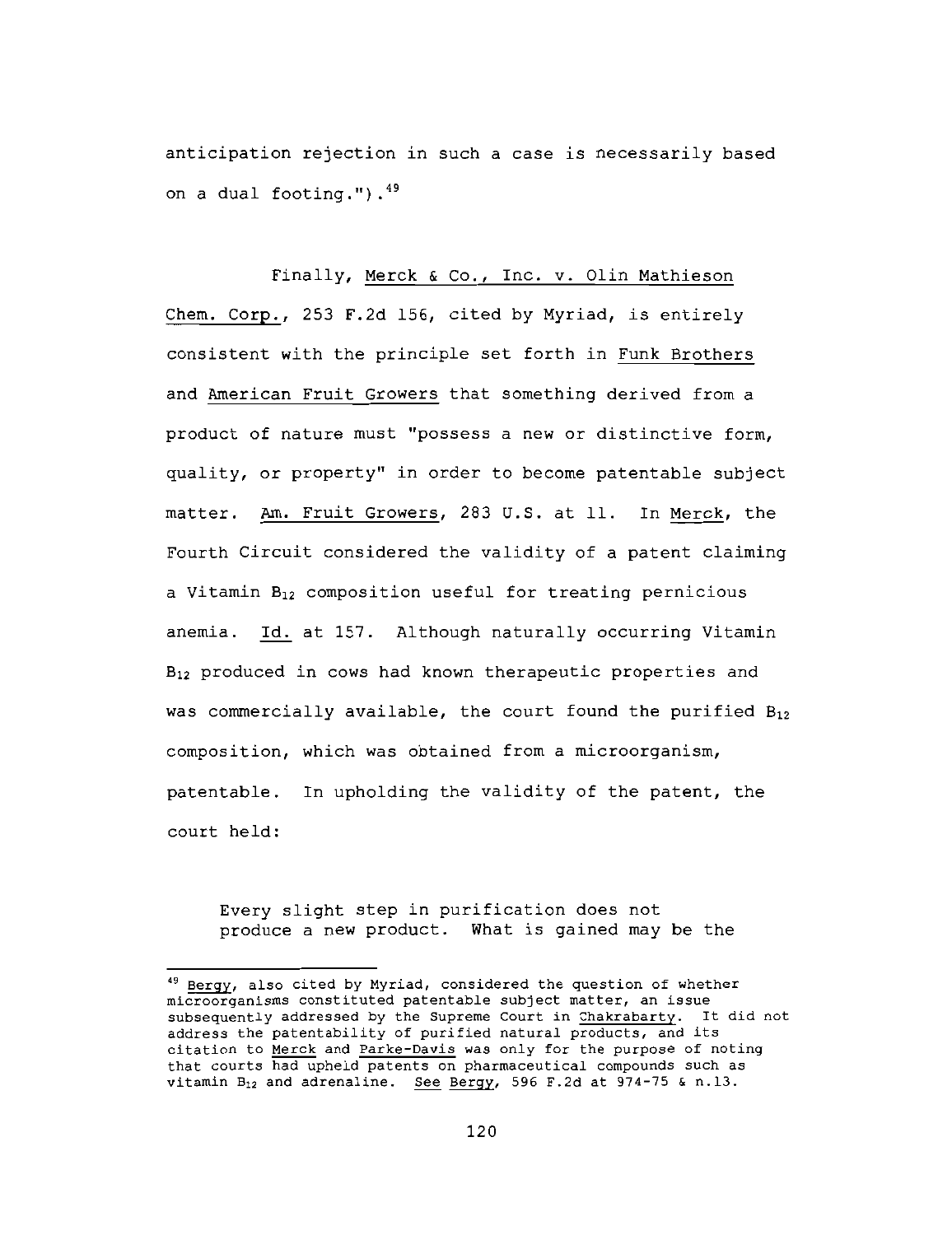anticipation rejection in such a case is necessarily based on a dual footing.").[49]

Finally, Merck & Co., Inc. v. Olin Mathieson Chem. Corp., 253 F.2d 156, cited by Myriad, is entirely consistent with the principle set forth in Funk Brothers and American Fruit Growers that something derived from a product of nature must "possess a new or distinctive form, quality, or property" in order to become patentable subject matter. Am. Fruit Growers, 283 U.S. at 11. In Merck, the Fourth Circuit considered the validity of a patent claiming a Vitamin $B_{12}$ composition useful for treating pernicious anemia. Id. at 157. Although naturally occurring Vitamin $B_{12}$ produced in cows had known therapeutic properties and was commercially available, the court found the purified $B_{12}$ composition, which was obtained from a microorganism, patentable. In upholding the validity of the patent, the court held:

> Every slight step in purification does not produce a new product. What is gained may be the

---

[49] Bergy, also cited by Myriad, considered the question of whether microorganisms constituted patentable subject matter, an issue subsequently addressed by the Supreme Court in Chakrabarty. It did not address the patentability of purified natural products, and its citation to Merck and Parke-Davis was only for the purpose of noting that courts had upheld patents on pharmaceutical compounds such as vitamin $B_{12}$ and adrenaline. See Bergy, 596 F.2d at 974-75 & n.13.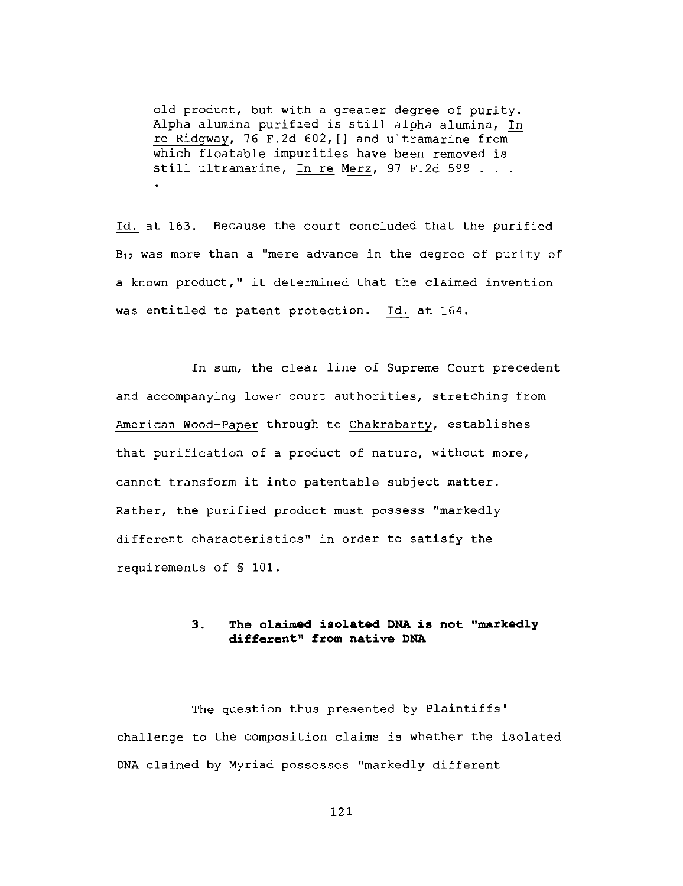> old product, but with a greater degree of purity. Alpha alumina purified is still alpha alumina, In re Ridgway, 76 F.2d 602,[] and ultramarine from which floatable impurities have been removed is still ultramarine, In re Merz, 97 F.2d 599 . . . .

Id. at 163. Because the court concluded that the purified $B_{12}$ was more than a "mere advance in the degree of purity of a known product," it determined that the claimed invention was entitled to patent protection. Id. at 164.

In sum, the clear line of Supreme Court precedent and accompanying lower court authorities, stretching from American Wood-Paper through to Chakrabarty, establishes that purification of a product of nature, without more, cannot transform it into patentable subject matter. Rather, the purified product must possess "markedly different characteristics" in order to satisfy the requirements of § 101.

### 3. The claimed isolated DNA is not "markedly different" from native DNA

The question thus presented by Plaintiffs' challenge to the composition claims is whether the isolated DNA claimed by Myriad possesses "markedly different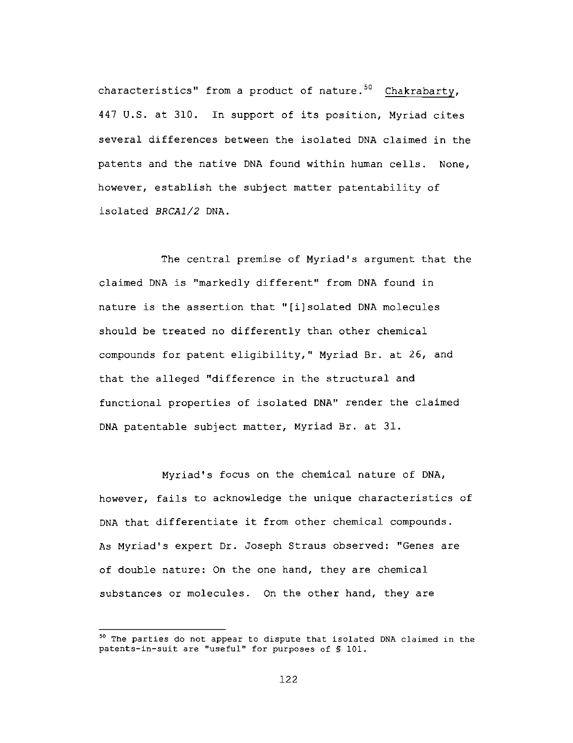characteristics" from a product of nature.[50] Chakrabarty, 447 U.S. at 310. In support of its position, Myriad cites several differences between the isolated DNA claimed in the patents and the native DNA found within human cells. None, however, establish the subject matter patentability of isolated *BRCA1/2* DNA.

The central premise of Myriad's argument that the claimed DNA is "markedly different" from DNA found in nature is the assertion that "[i]solated DNA molecules should be treated no differently than other chemical compounds for patent eligibility," Myriad Br. at 26, and that the alleged "difference in the structural and functional properties of isolated DNA" render the claimed DNA patentable subject matter, Myriad Br. at 31.

Myriad's focus on the chemical nature of DNA, however, fails to acknowledge the unique characteristics of DNA that differentiate it from other chemical compounds. As Myriad's expert Dr. Joseph Straus observed: "Genes are of double nature: On the one hand, they are chemical substances or molecules. On the other hand, they are

---

[50] The parties do not appear to dispute that isolated DNA claimed in the patents-in-suit are "useful" for purposes of § 101.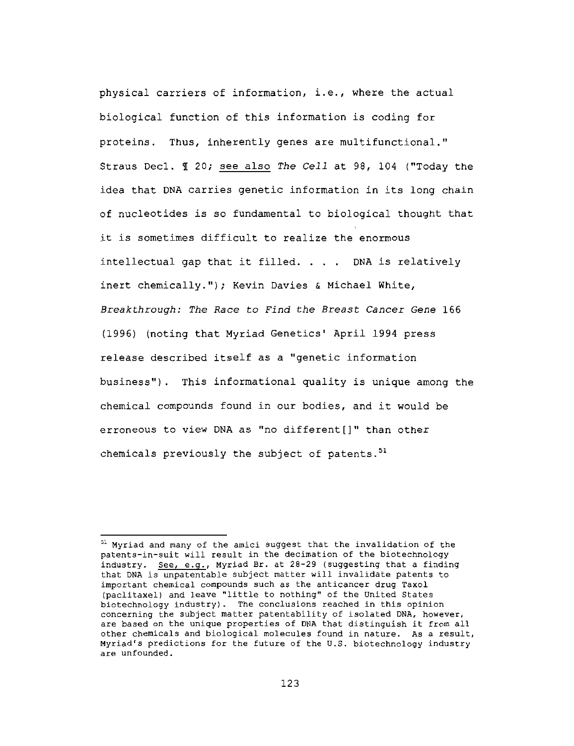physical carriers of information, i.e., where the actual biological function of this information is coding for proteins. Thus, inherently genes are multifunctional." Straus Decl. ¶ 20; see also *The Cell* at 98, 104 ("Today the idea that DNA carries genetic information in its long chain of nucleotides is so fundamental to biological thought that it is sometimes difficult to realize the enormous intellectual gap that it filled. . . . DNA is relatively inert chemically."); Kevin Davies & Michael White, *Breakthrough: The Race to Find the Breast Cancer Gene* 166 (1996) (noting that Myriad Genetics' April 1994 press release described itself as a "genetic information business"). This informational quality is unique among the chemical compounds found in our bodies, and it would be erroneous to view DNA as "no different[]" than other chemicals previously the subject of patents.[51]

---

[51] Myriad and many of the amici suggest that the invalidation of the patents-in-suit will result in the decimation of the biotechnology industry. See, e.g., Myriad Br. at 28-29 (suggesting that a finding that DNA is unpatentable subject matter will invalidate patents to important chemical compounds such as the anticancer drug Taxol (paclitaxel) and leave "little to nothing" of the United States biotechnology industry). The conclusions reached in this opinion concerning the subject matter patentability of isolated DNA, however, are based on the unique properties of DNA that distinguish it from all other chemicals and biological molecules found in nature. As a result, Myriad's predictions for the future of the U.S. biotechnology industry are unfounded.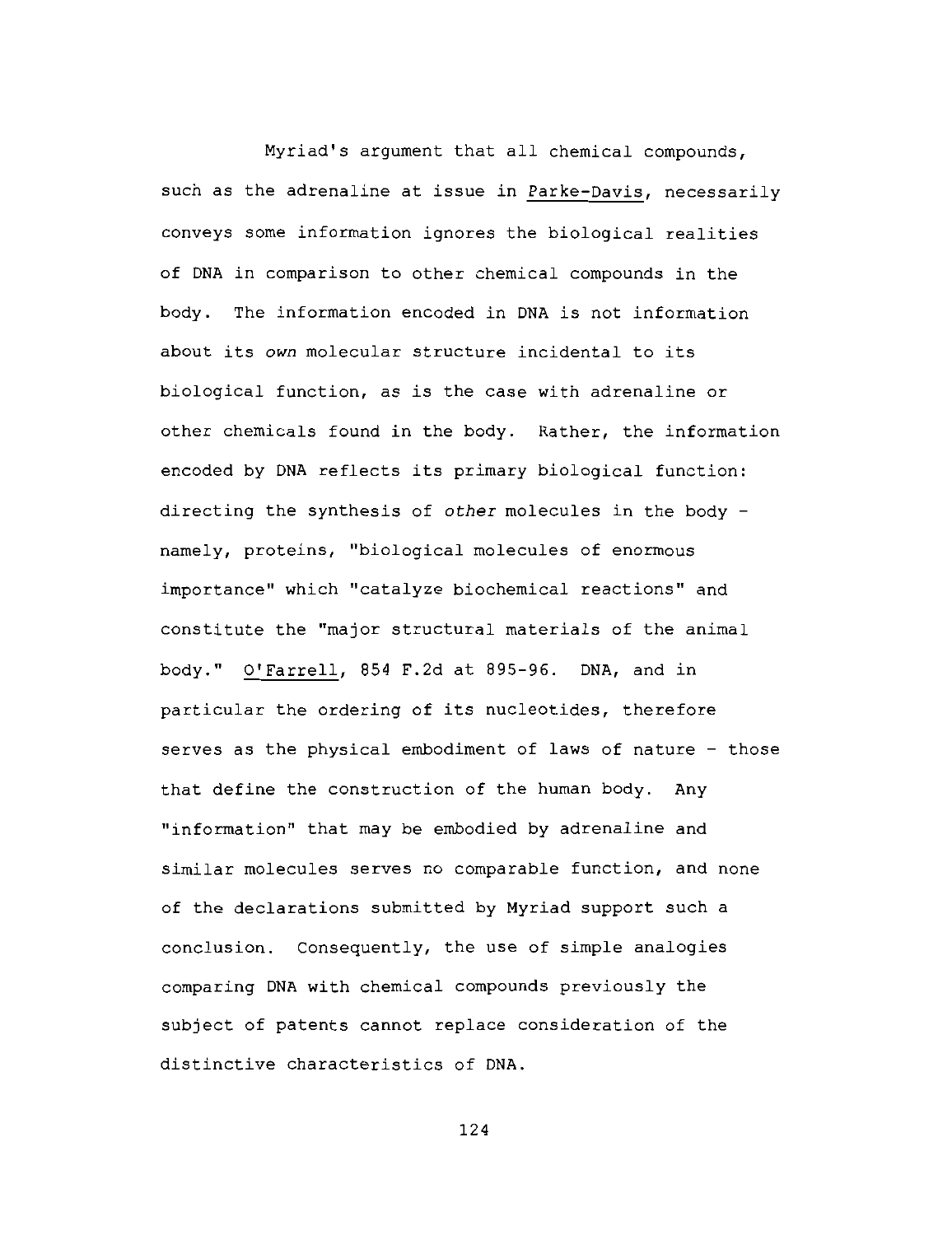Myriad's argument that all chemical compounds, such as the adrenaline at issue in Parke-Davis, necessarily conveys some information ignores the biological realities of DNA in comparison to other chemical compounds in the body. The information encoded in DNA is not information about its *own* molecular structure incidental to its biological function, as is the case with adrenaline or other chemicals found in the body. Rather, the information encoded by DNA reflects its primary biological function: directing the synthesis of *other* molecules in the body - namely, proteins, "biological molecules of enormous importance" which "catalyze biochemical reactions" and constitute the "major structural materials of the animal body." O'Farrell, 854 F.2d at 895-96. DNA, and in particular the ordering of its nucleotides, therefore serves as the physical embodiment of laws of nature - those that define the construction of the human body. Any "information" that may be embodied by adrenaline and similar molecules serves no comparable function, and none of the declarations submitted by Myriad support such a conclusion. Consequently, the use of simple analogies comparing DNA with chemical compounds previously the subject of patents cannot replace consideration of the distinctive characteristics of DNA.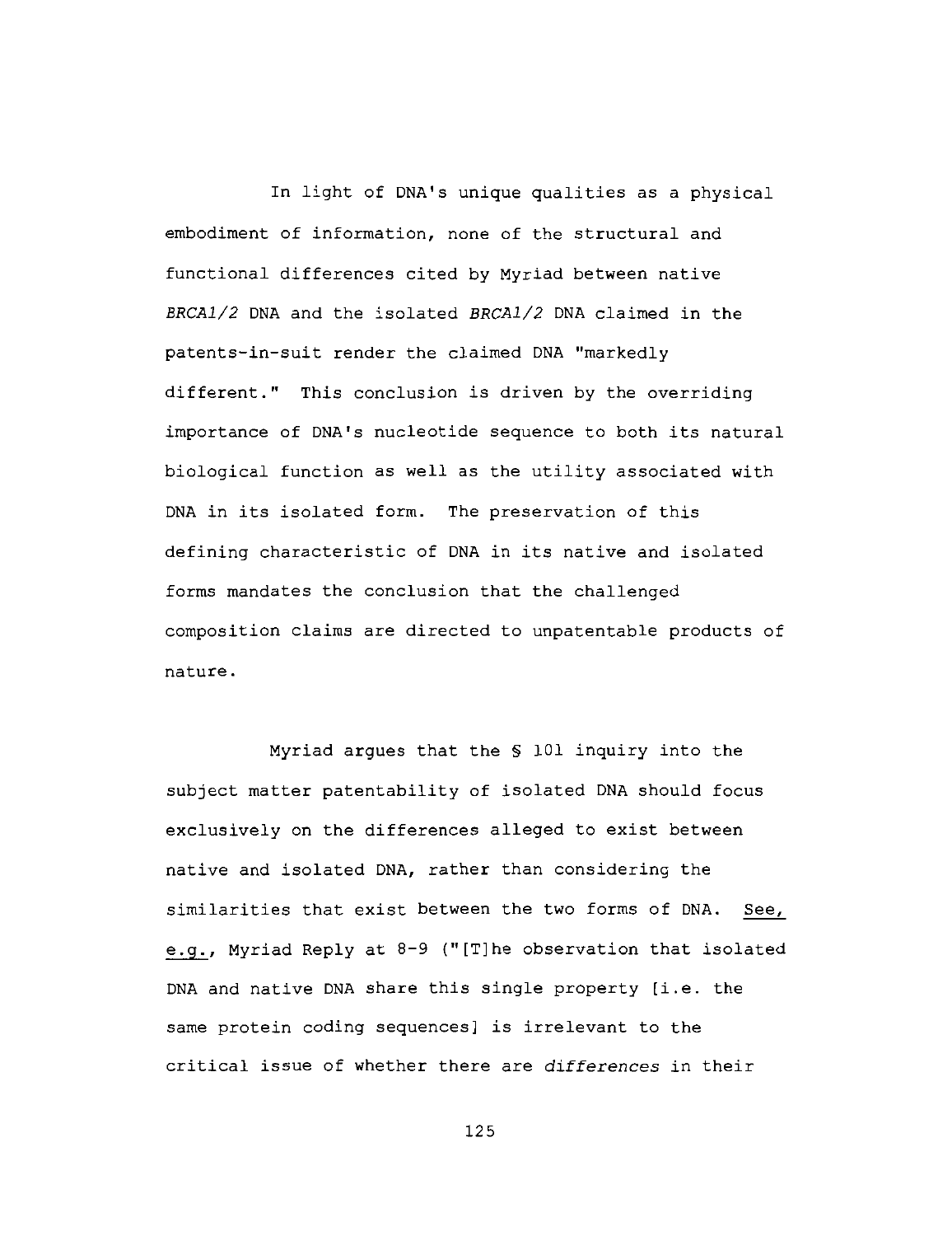In light of DNA's unique qualities as a physical embodiment of information, none of the structural and functional differences cited by Myriad between native *BRCA1/2* DNA and the isolated *BRCA1/2* DNA claimed in the patents-in-suit render the claimed DNA "markedly different." This conclusion is driven by the overriding importance of DNA's nucleotide sequence to both its natural biological function as well as the utility associated with DNA in its isolated form. The preservation of this defining characteristic of DNA in its native and isolated forms mandates the conclusion that the challenged composition claims are directed to unpatentable products of nature.

Myriad argues that the § 101 inquiry into the subject matter patentability of isolated DNA should focus exclusively on the differences alleged to exist between native and isolated DNA, rather than considering the similarities that exist between the two forms of DNA. See, e.g., Myriad Reply at 8-9 ("[T]he observation that isolated DNA and native DNA share this single property [i.e. the same protein coding sequences] is irrelevant to the critical issue of whether there are *differences* in their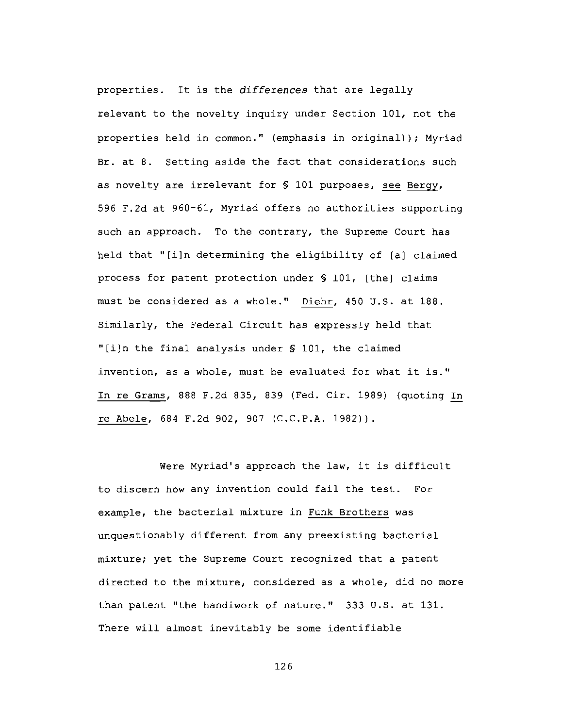properties. It is the *differences* that are legally relevant to the novelty inquiry under Section 101, not the properties held in common." (emphasis in original)); Myriad Br. at 8. Setting aside the fact that considerations such as novelty are irrelevant for § 101 purposes, see Bergy, 596 F.2d at 960-61, Myriad offers no authorities supporting such an approach. To the contrary, the Supreme Court has held that "[i]n determining the eligibility of [a] claimed process for patent protection under § 101, [the] claims must be considered as a whole." Diehr, 450 U.S. at 188. Similarly, the Federal Circuit has expressly held that "[i]n the final analysis under § 101, the claimed invention, as a whole, must be evaluated for what it is." In re Grams, 888 F.2d 835, 839 (Fed. Cir. 1989) (quoting In re Abele, 684 F.2d 902, 907 (C.C.P.A. 1982)).

Were Myriad's approach the law, it is difficult to discern how any invention could fail the test. For example, the bacterial mixture in Funk Brothers was unquestionably different from any preexisting bacterial mixture; yet the Supreme Court recognized that a patent directed to the mixture, considered as a whole, did no more than patent "the handiwork of nature." 333 U.S. at 131. There will almost inevitably be some identifiable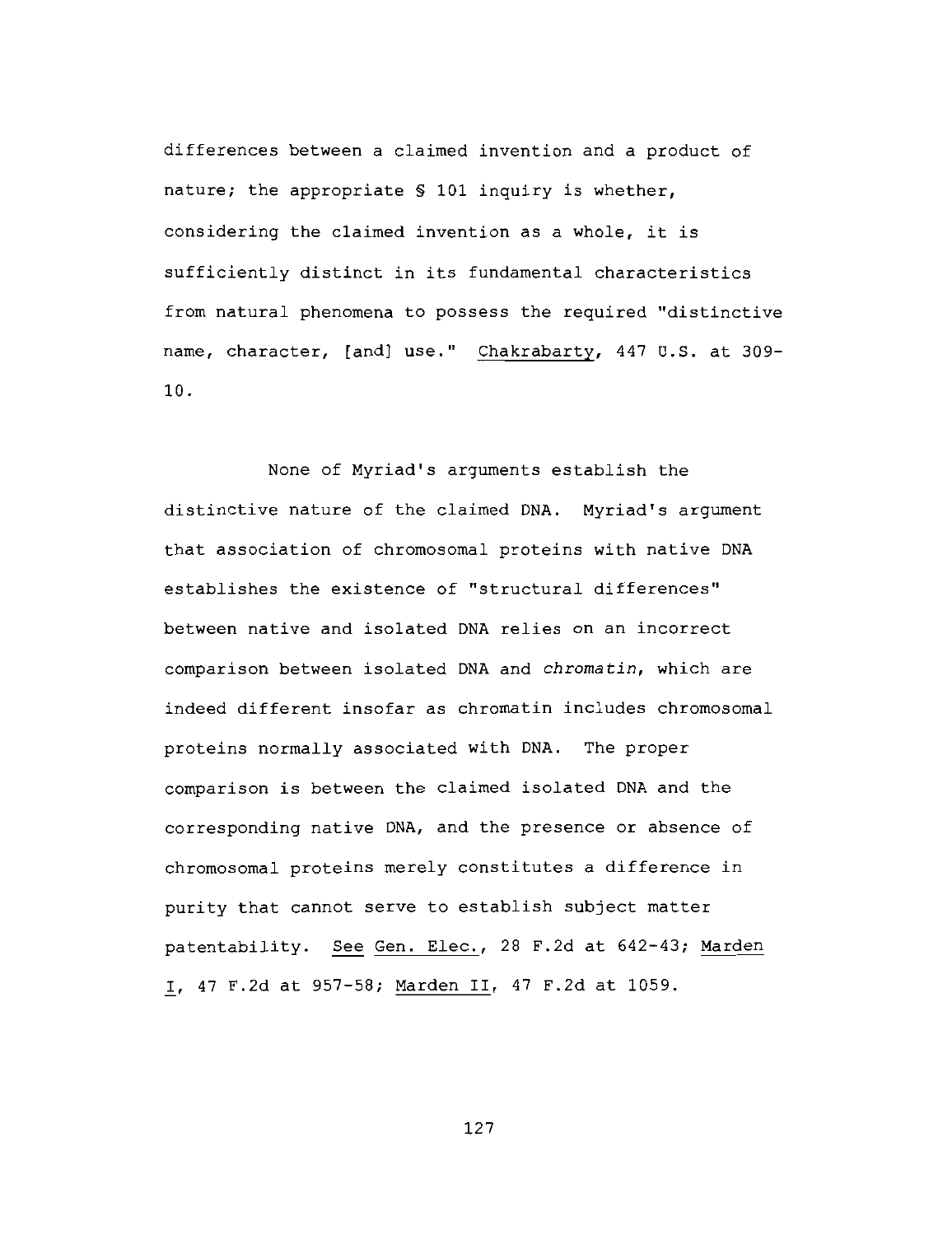differences between a claimed invention and a product of nature; the appropriate § 101 inquiry is whether, considering the claimed invention as a whole, it is sufficiently distinct in its fundamental characteristics from natural phenomena to possess the required "distinctive name, character, [and] use." Chakrabarty, 447 U.S. at 309-10.

None of Myriad's arguments establish the distinctive nature of the claimed DNA. Myriad's argument that association of chromosomal proteins with native DNA establishes the existence of "structural differences" between native and isolated DNA relies on an incorrect comparison between isolated DNA and *chromatin*, which are indeed different insofar as chromatin includes chromosomal proteins normally associated with DNA. The proper comparison is between the claimed isolated DNA and the corresponding native DNA, and the presence or absence of chromosomal proteins merely constitutes a difference in purity that cannot serve to establish subject matter patentability. See Gen. Elec., 28 F.2d at 642-43; Marden I, 47 F.2d at 957-58; Marden II, 47 F.2d at 1059.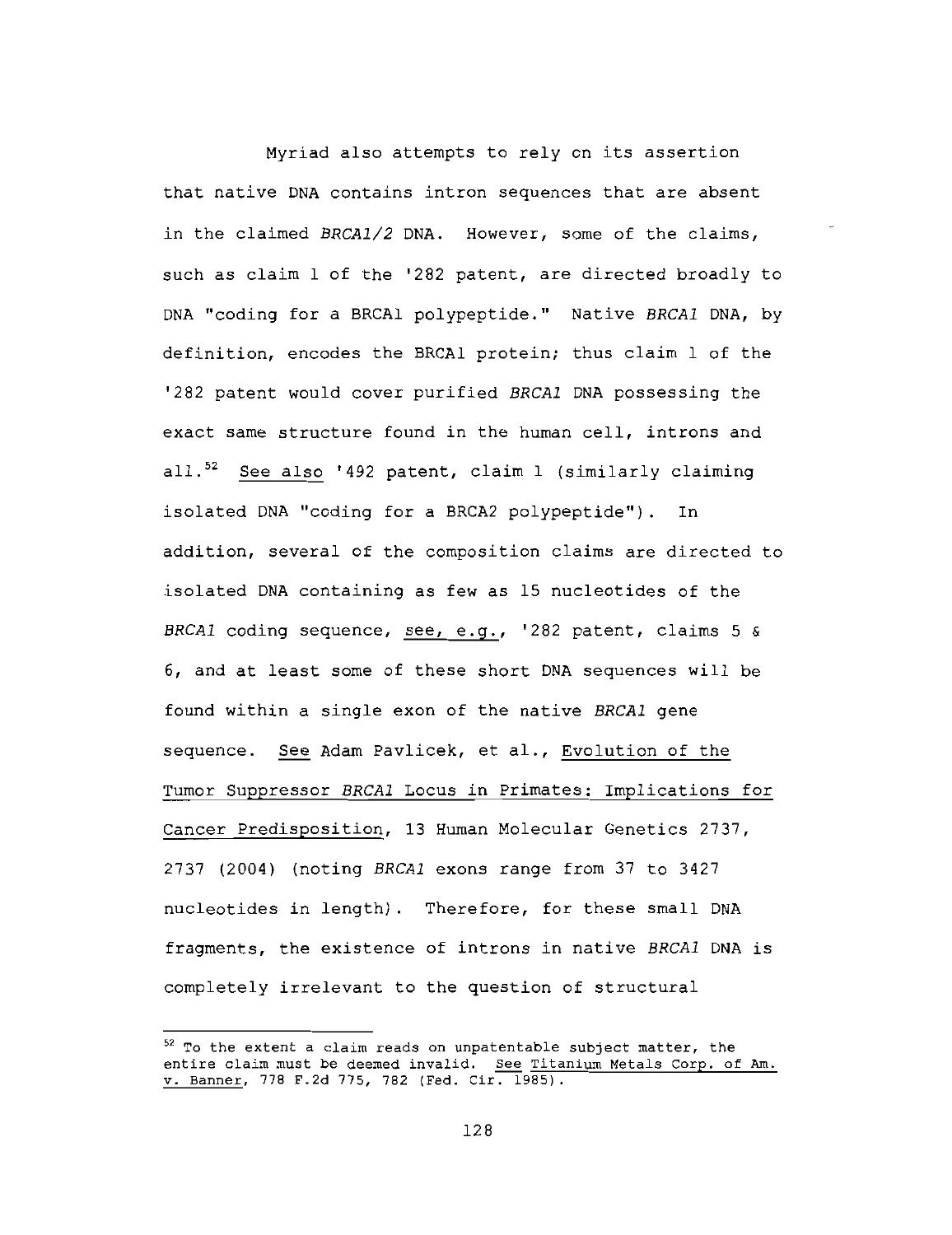Myriad also attempts to rely on its assertion that native DNA contains intron sequences that are absent in the claimed *BRCA1/2* DNA. However, some of the claims, such as claim 1 of the '282 patent, are directed broadly to DNA "coding for a BRCA1 polypeptide." Native *BRCA1* DNA, by definition, encodes the BRCA1 protein; thus claim 1 of the '282 patent would cover purified *BRCA1* DNA possessing the exact same structure found in the human cell, introns and all.[52] <u>See also</u> '492 patent, claim 1 (similarly claiming isolated DNA "coding for a BRCA2 polypeptide"). In addition, several of the composition claims are directed to isolated DNA containing as few as 15 nucleotides of the *BRCA1* coding sequence, <u>see, e.g.</u>, '282 patent, claims 5 & 6, and at least some of these short DNA sequences will be found within a single exon of the native *BRCA1* gene sequence. <u>See</u> Adam Pavlicek, et al., <u>Evolution of the Tumor Suppressor *BRCA1* Locus in Primates: Implications for Cancer Predisposition</u>, 13 Human Molecular Genetics 2737, 2737 (2004) (noting *BRCA1* exons range from 37 to 3427 nucleotides in length). Therefore, for these small DNA fragments, the existence of introns in native *BRCA1* DNA is completely irrelevant to the question of structural

---

[52] To the extent a claim reads on unpatentable subject matter, the entire claim must be deemed invalid. <u>See</u> <u>Titanium Metals Corp. of Am. v. Banner</u>, 778 F.2d 775, 782 (Fed. Cir. 1985).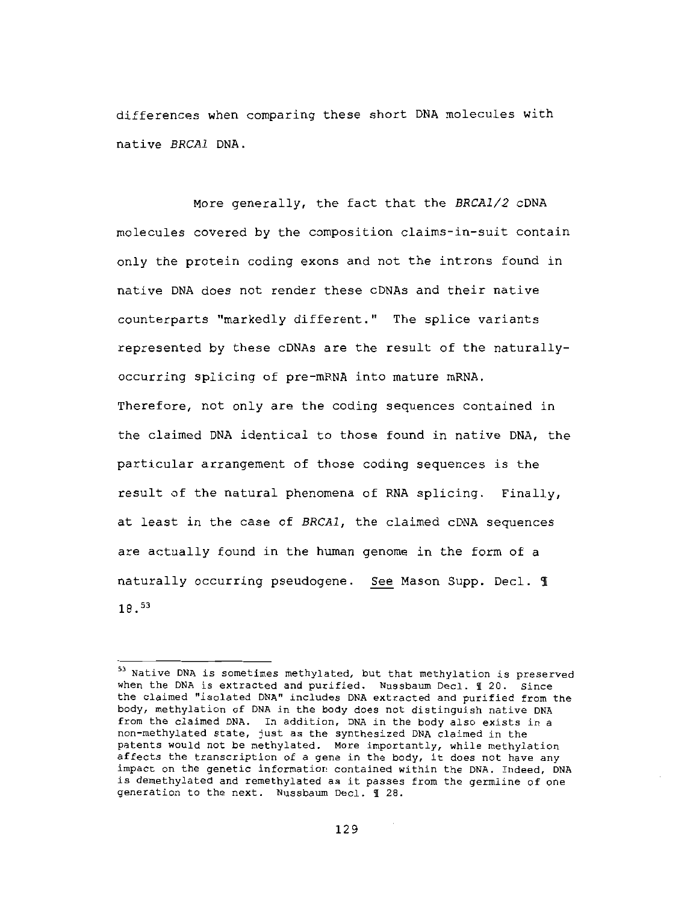differences when comparing these short DNA molecules with native *BRCA1* DNA.

More generally, the fact that the *BRCA1/2* cDNA molecules covered by the composition claims-in-suit contain only the protein coding exons and not the introns found in native DNA does not render these cDNAs and their native counterparts "markedly different." The splice variants represented by these cDNAs are the result of the naturally-occurring splicing of pre-mRNA into mature mRNA. Therefore, not only are the coding sequences contained in the claimed DNA identical to those found in native DNA, the particular arrangement of those coding sequences is the result of the natural phenomena of RNA splicing. Finally, at least in the case of *BRCA1*, the claimed cDNA sequences are actually found in the human genome in the form of a naturally occurring pseudogene. <u>See</u> Mason Supp. Decl. ¶ 18.[53]

---

[53] Native DNA is sometimes methylated, but that methylation is preserved when the DNA is extracted and purified. Nussbaum Decl. ¶ 20. Since the claimed "isolated DNA" includes DNA extracted and purified from the body, methylation of DNA in the body does not distinguish native DNA from the claimed DNA. In addition, DNA in the body also exists in a non-methylated state, just as the synthesized DNA claimed in the patents would not be methylated. More importantly, while methylation affects the transcription of a gene in the body, it does not have any impact on the genetic information contained within the DNA. Indeed, DNA is demethylated and remethylated as it passes from the germline of one generation to the next. Nussbaum Decl. ¶ 28.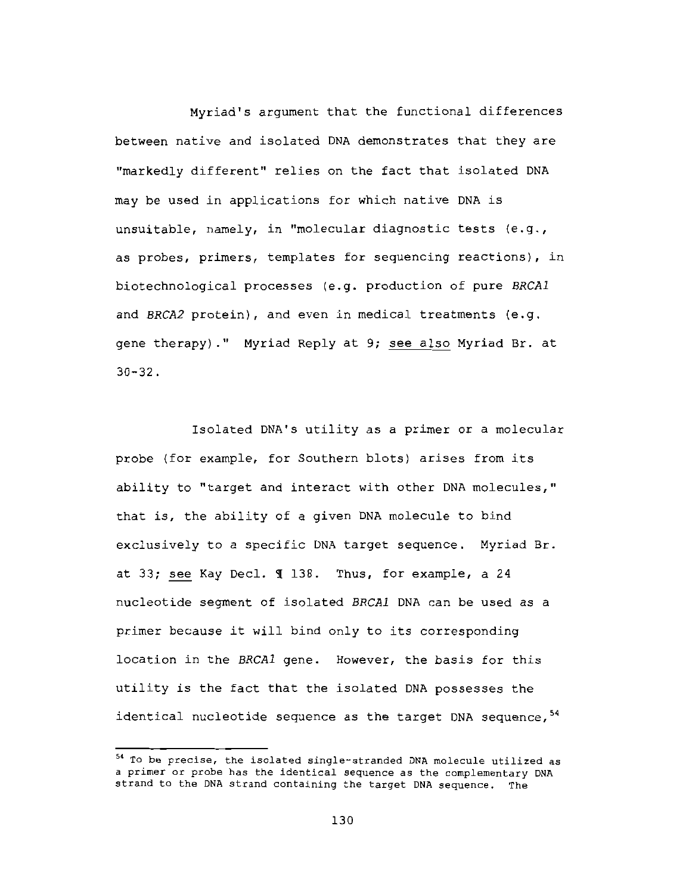Myriad's argument that the functional differences between native and isolated DNA demonstrates that they are "markedly different" relies on the fact that isolated DNA may be used in applications for which native DNA is unsuitable, namely, in "molecular diagnostic tests (e.g., as probes, primers, templates for sequencing reactions), in biotechnological processes (e.g. production of pure *BRCA1* and *BRCA2* protein), and even in medical treatments (e.g. gene therapy)." Myriad Reply at 9; see also Myriad Br. at 30-32.

Isolated DNA's utility as a primer or a molecular probe (for example, for Southern blots) arises from its ability to "target and interact with other DNA molecules," that is, the ability of a given DNA molecule to bind exclusively to a specific DNA target sequence. Myriad Br. at 33; see Kay Decl. ¶ 138. Thus, for example, a 24 nucleotide segment of isolated *BRCA1* DNA can be used as a primer because it will bind only to its corresponding location in the *BRCA1* gene. However, the basis for this utility is the fact that the isolated DNA possesses the identical nucleotide sequence as the target DNA sequence,[54]

---

[54] To be precise, the isolated single-stranded DNA molecule utilized as a primer or probe has the identical sequence as the complementary DNA strand to the DNA strand containing the target DNA sequence. The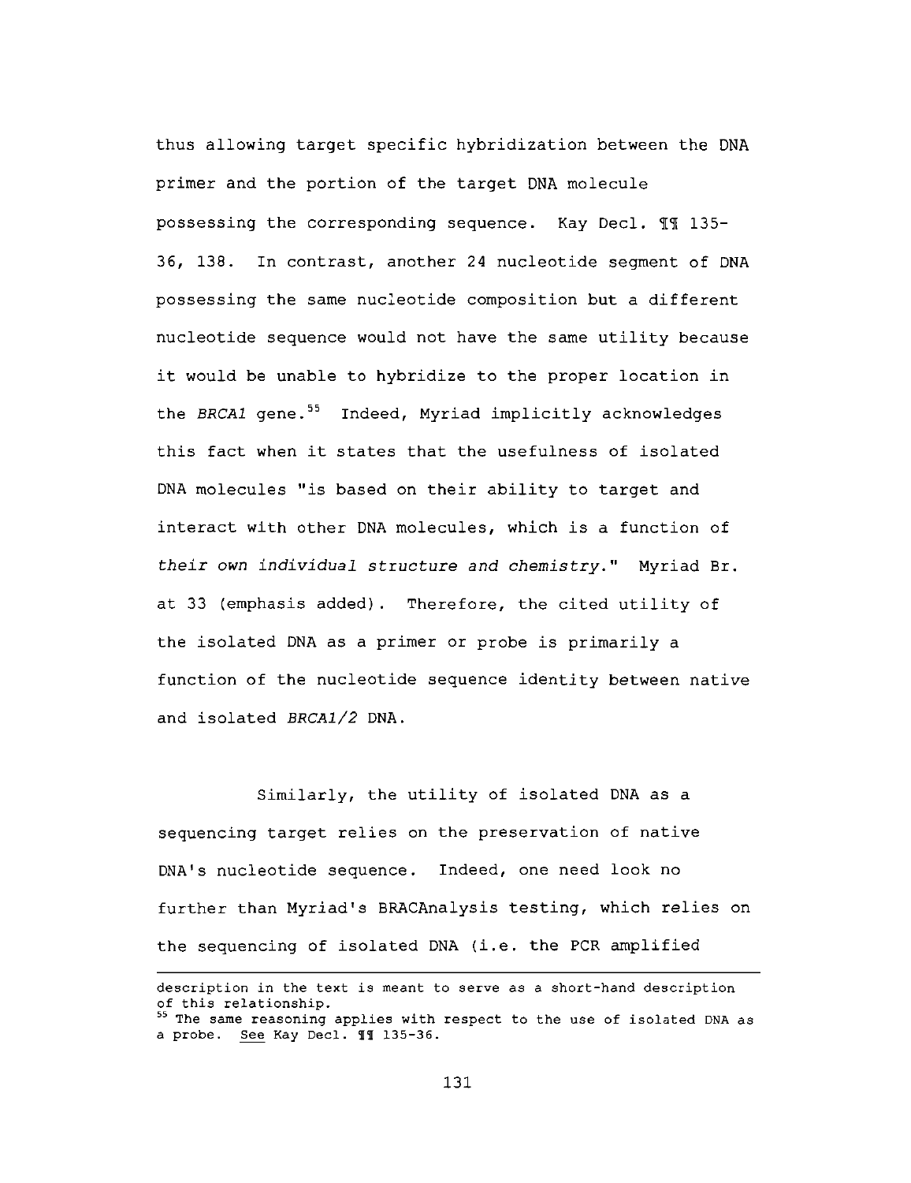thus allowing target specific hybridization between the DNA primer and the portion of the target DNA molecule possessing the corresponding sequence. Kay Decl. ¶¶ 135-36, 138. In contrast, another 24 nucleotide segment of DNA possessing the same nucleotide composition but a different nucleotide sequence would not have the same utility because it would be unable to hybridize to the proper location in the *BRCA1* gene.[55] Indeed, Myriad implicitly acknowledges this fact when it states that the usefulness of isolated DNA molecules "is based on their ability to target and interact with other DNA molecules, which is a function of *their own individual structure and chemistry*." Myriad Br. at 33 (emphasis added). Therefore, the cited utility of the isolated DNA as a primer or probe is primarily a function of the nucleotide sequence identity between native and isolated *BRCA1/2* DNA.

Similarly, the utility of isolated DNA as a sequencing target relies on the preservation of native DNA's nucleotide sequence. Indeed, one need look no further than Myriad's BRACAnalysis testing, which relies on the sequencing of isolated DNA (i.e. the PCR amplified

---

description in the text is meant to serve as a short-hand description of this relationship.

[55] The same reasoning applies with respect to the use of isolated DNA as a probe. See Kay Decl. ¶¶ 135-36.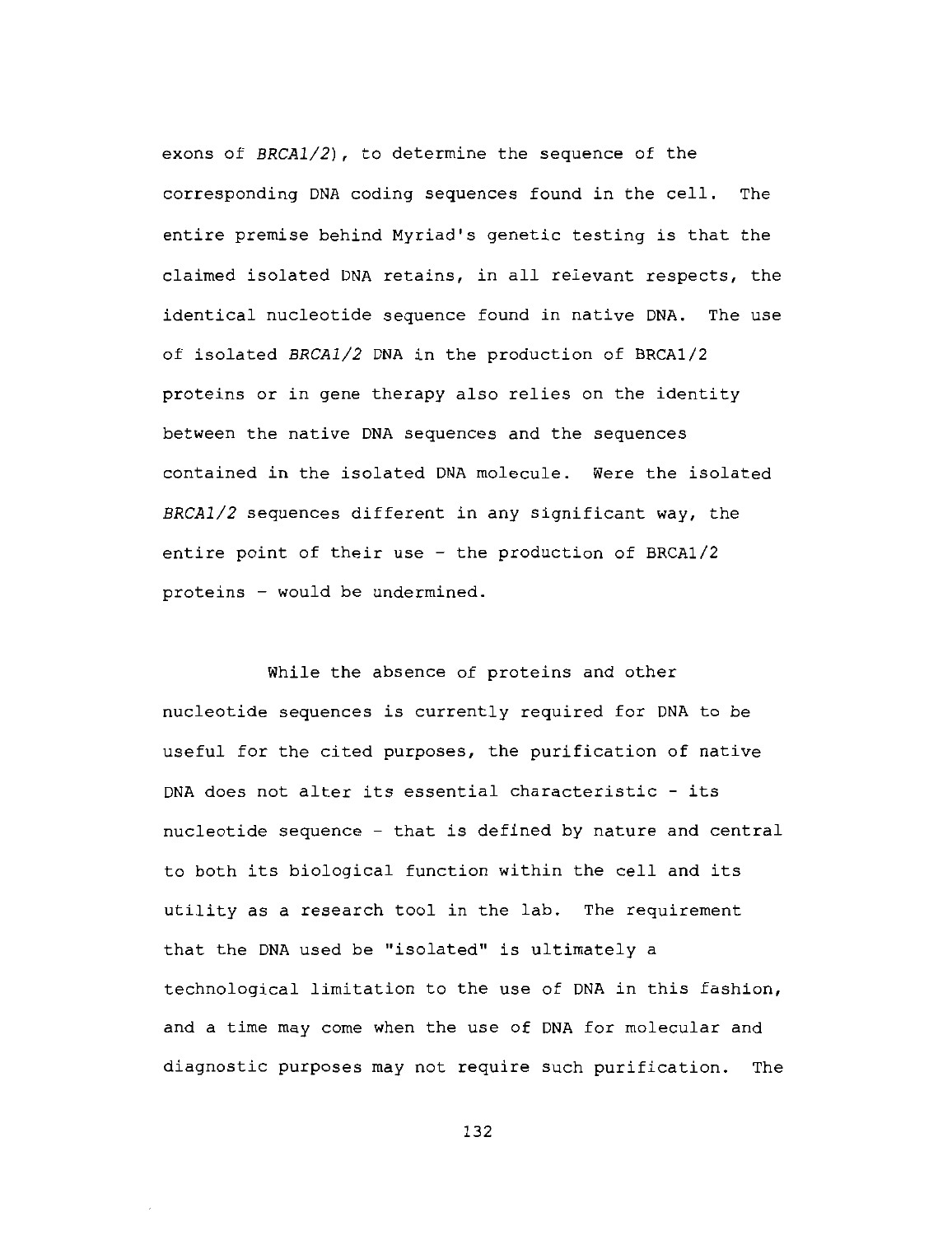exons of *BRCA1/2*), to determine the sequence of the corresponding DNA coding sequences found in the cell. The entire premise behind Myriad's genetic testing is that the claimed isolated DNA retains, in all relevant respects, the identical nucleotide sequence found in native DNA. The use of isolated *BRCA1/2* DNA in the production of BRCA1/2 proteins or in gene therapy also relies on the identity between the native DNA sequences and the sequences contained in the isolated DNA molecule. Were the isolated *BRCA1/2* sequences different in any significant way, the entire point of their use - the production of BRCA1/2 proteins - would be undermined.

While the absence of proteins and other nucleotide sequences is currently required for DNA to be useful for the cited purposes, the purification of native DNA does not alter its essential characteristic - its nucleotide sequence - that is defined by nature and central to both its biological function within the cell and its utility as a research tool in the lab. The requirement that the DNA used be "isolated" is ultimately a technological limitation to the use of DNA in this fashion, and a time may come when the use of DNA for molecular and diagnostic purposes may not require such purification. The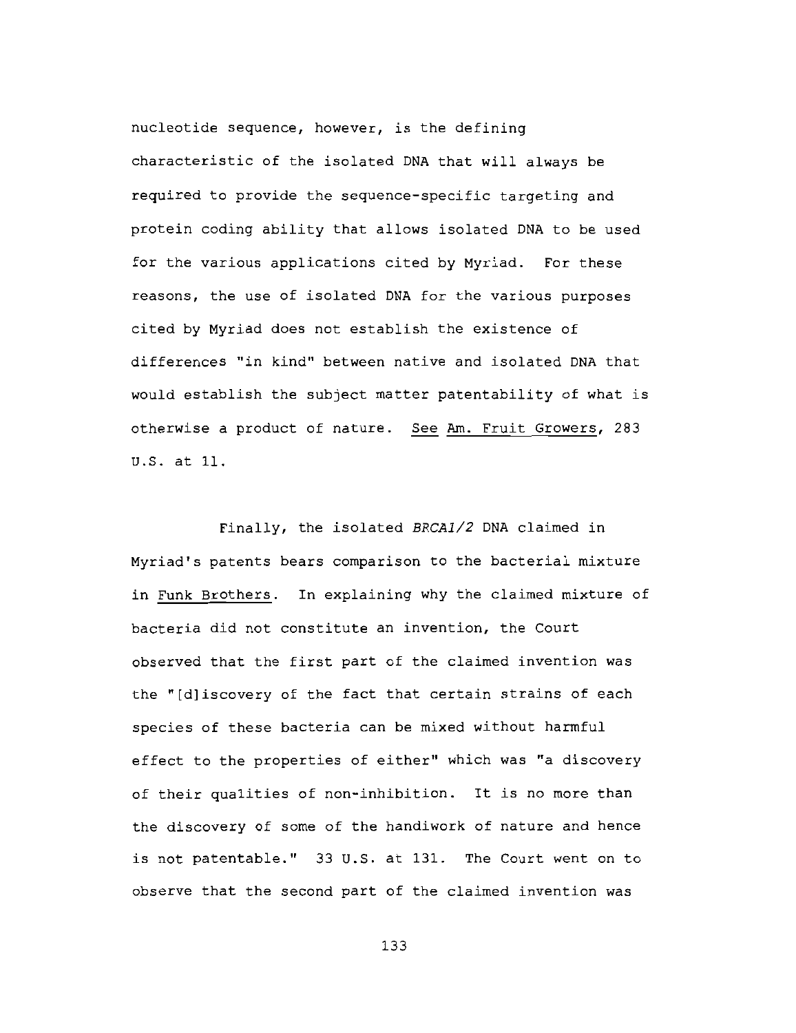nucleotide sequence, however, is the defining characteristic of the isolated DNA that will always be required to provide the sequence-specific targeting and protein coding ability that allows isolated DNA to be used for the various applications cited by Myriad. For these reasons, the use of isolated DNA for the various purposes cited by Myriad does not establish the existence of differences "in kind" between native and isolated DNA that would establish the subject matter patentability of what is otherwise a product of nature. See Am. Fruit Growers, 283 U.S. at 11.

Finally, the isolated *BRCA1/2* DNA claimed in Myriad's patents bears comparison to the bacterial mixture in Funk Brothers. In explaining why the claimed mixture of bacteria did not constitute an invention, the Court observed that the first part of the claimed invention was the "[d]iscovery of the fact that certain strains of each species of these bacteria can be mixed without harmful effect to the properties of either" which was "a discovery of their qualities of non-inhibition. It is no more than the discovery of some of the handiwork of nature and hence is not patentable." 33 U.S. at 131. The Court went on to observe that the second part of the claimed invention was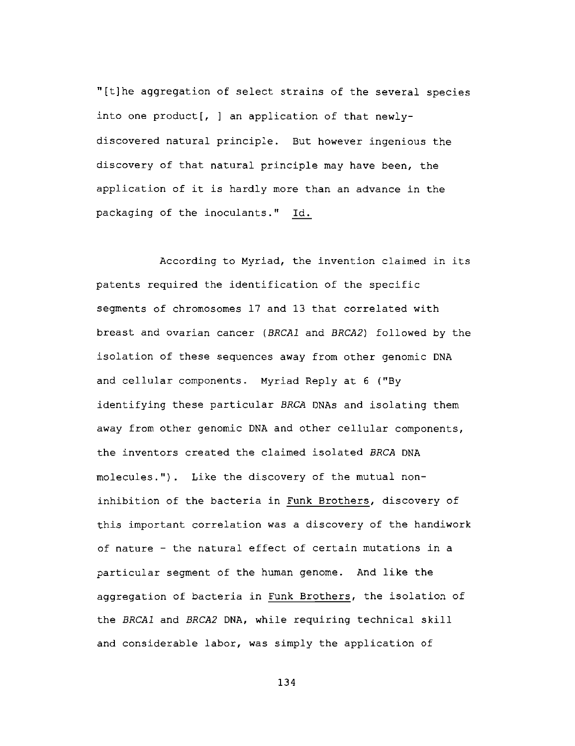"[t]he aggregation of select strains of the several species into one product[, ] an application of that newly-discovered natural principle. But however ingenious the discovery of that natural principle may have been, the application of it is hardly more than an advance in the packaging of the inoculants." Id.

According to Myriad, the invention claimed in its patents required the identification of the specific segments of chromosomes 17 and 13 that correlated with breast and ovarian cancer (*BRCA1* and *BRCA2*) followed by the isolation of these sequences away from other genomic DNA and cellular components. Myriad Reply at 6 ("By identifying these particular *BRCA* DNAs and isolating them away from other genomic DNA and other cellular components, the inventors created the claimed isolated *BRCA* DNA molecules."). Like the discovery of the mutual non-inhibition of the bacteria in Funk Brothers, discovery of this important correlation was a discovery of the handiwork of nature - the natural effect of certain mutations in a particular segment of the human genome. And like the aggregation of bacteria in Funk Brothers, the isolation of the *BRCA1* and *BRCA2* DNA, while requiring technical skill and considerable labor, was simply the application of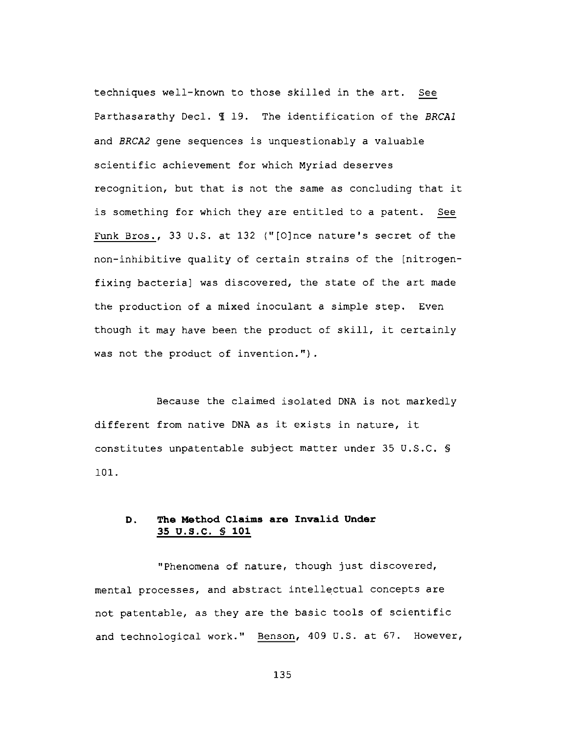techniques well-known to those skilled in the art. See Parthasarathy Decl. ¶ 19. The identification of the *BRCA1* and *BRCA2* gene sequences is unquestionably a valuable scientific achievement for which Myriad deserves recognition, but that is not the same as concluding that it is something for which they are entitled to a patent. See Funk Bros., 33 U.S. at 132 ("[O]nce nature's secret of the non-inhibitive quality of certain strains of the [nitrogen-fixing bacteria] was discovered, the state of the art made the production of a mixed inoculant a simple step. Even though it may have been the product of skill, it certainly was not the product of invention.").

Because the claimed isolated DNA is not markedly different from native DNA as it exists in nature, it constitutes unpatentable subject matter under 35 U.S.C. § 101.

### D. The Method Claims are Invalid Under 35 U.S.C. § 101

"Phenomena of nature, though just discovered, mental processes, and abstract intellectual concepts are not patentable, as they are the basic tools of scientific and technological work." Benson, 409 U.S. at 67. However,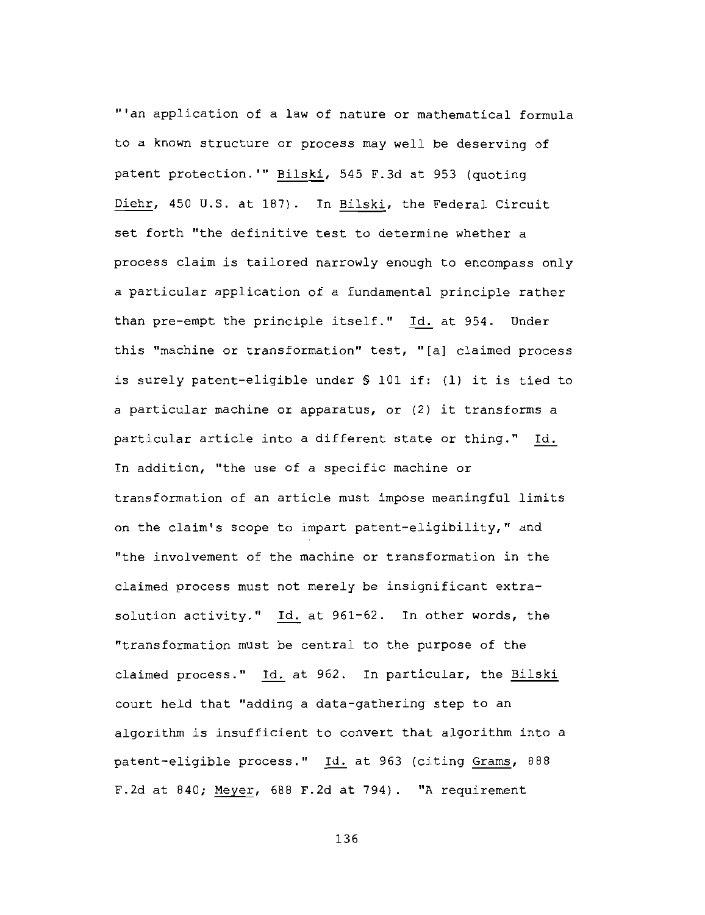"'an application of a law of nature or mathematical formula to a known structure or process may well be deserving of patent protection.'" Bilski, 545 F.3d at 953 (quoting Diehr, 450 U.S. at 187). In Bilski, the Federal Circuit set forth "the definitive test to determine whether a process claim is tailored narrowly enough to encompass only a particular application of a fundamental principle rather than pre-empt the principle itself." Id. at 954. Under this "machine or transformation" test, "[a] claimed process is surely patent-eligible under § 101 if: (1) it is tied to a particular machine or apparatus, or (2) it transforms a particular article into a different state or thing." Id. In addition, "the use of a specific machine or transformation of an article must impose meaningful limits on the claim's scope to impart patent-eligibility," and "the involvement of the machine or transformation in the claimed process must not merely be insignificant extra-solution activity." Id. at 961-62. In other words, the "transformation must be central to the purpose of the claimed process." Id. at 962. In particular, the Bilski court held that "adding a data-gathering step to an algorithm is insufficient to convert that algorithm into a patent-eligible process." Id. at 963 (citing Grams, 888 F.2d at 840; Meyer, 688 F.2d at 794). "A requirement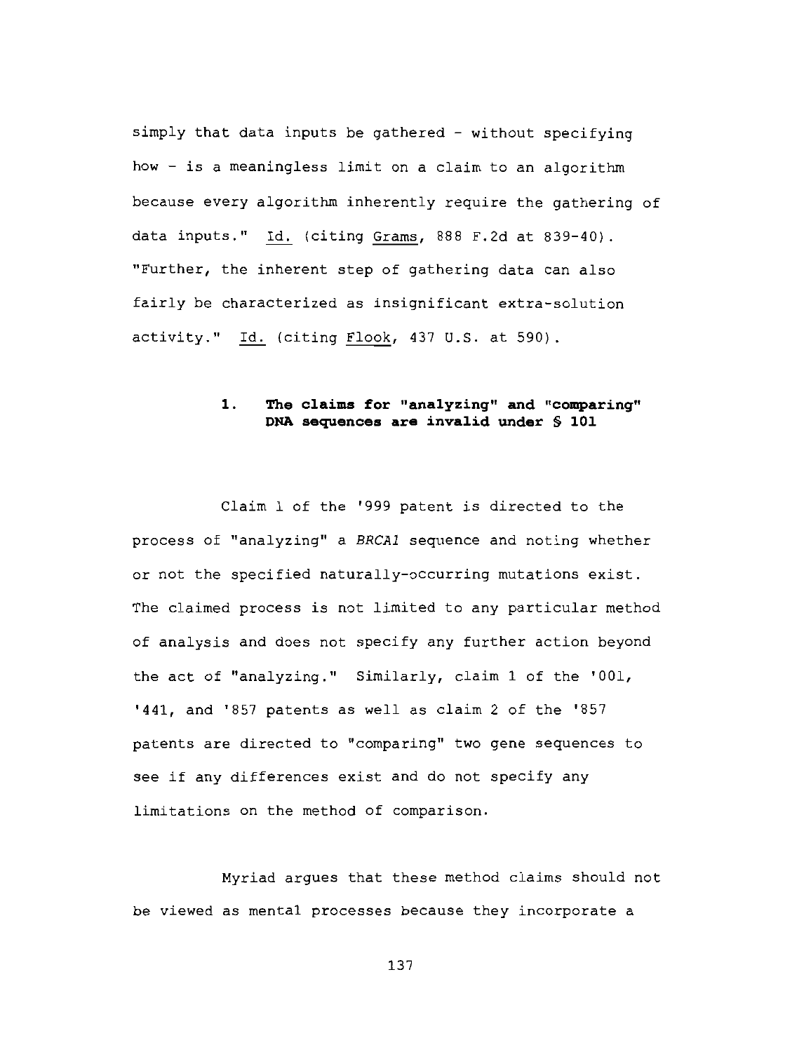simply that data inputs be gathered - without specifying how - is a meaningless limit on a claim to an algorithm because every algorithm inherently require the gathering of data inputs." Id. (citing Grams, 888 F.2d at 839-40). "Further, the inherent step of gathering data can also fairly be characterized as insignificant extra-solution activity." Id. (citing Flook, 437 U.S. at 590).

### 1. The claims for "analyzing" and "comparing" DNA sequences are invalid under § 101

Claim 1 of the '999 patent is directed to the process of "analyzing" a *BRCA1* sequence and noting whether or not the specified naturally-occurring mutations exist. The claimed process is not limited to any particular method of analysis and does not specify any further action beyond the act of "analyzing." Similarly, claim 1 of the '001, '441, and '857 patents as well as claim 2 of the '857 patents are directed to "comparing" two gene sequences to see if any differences exist and do not specify any limitations on the method of comparison.

Myriad argues that these method claims should not be viewed as mental processes because they incorporate a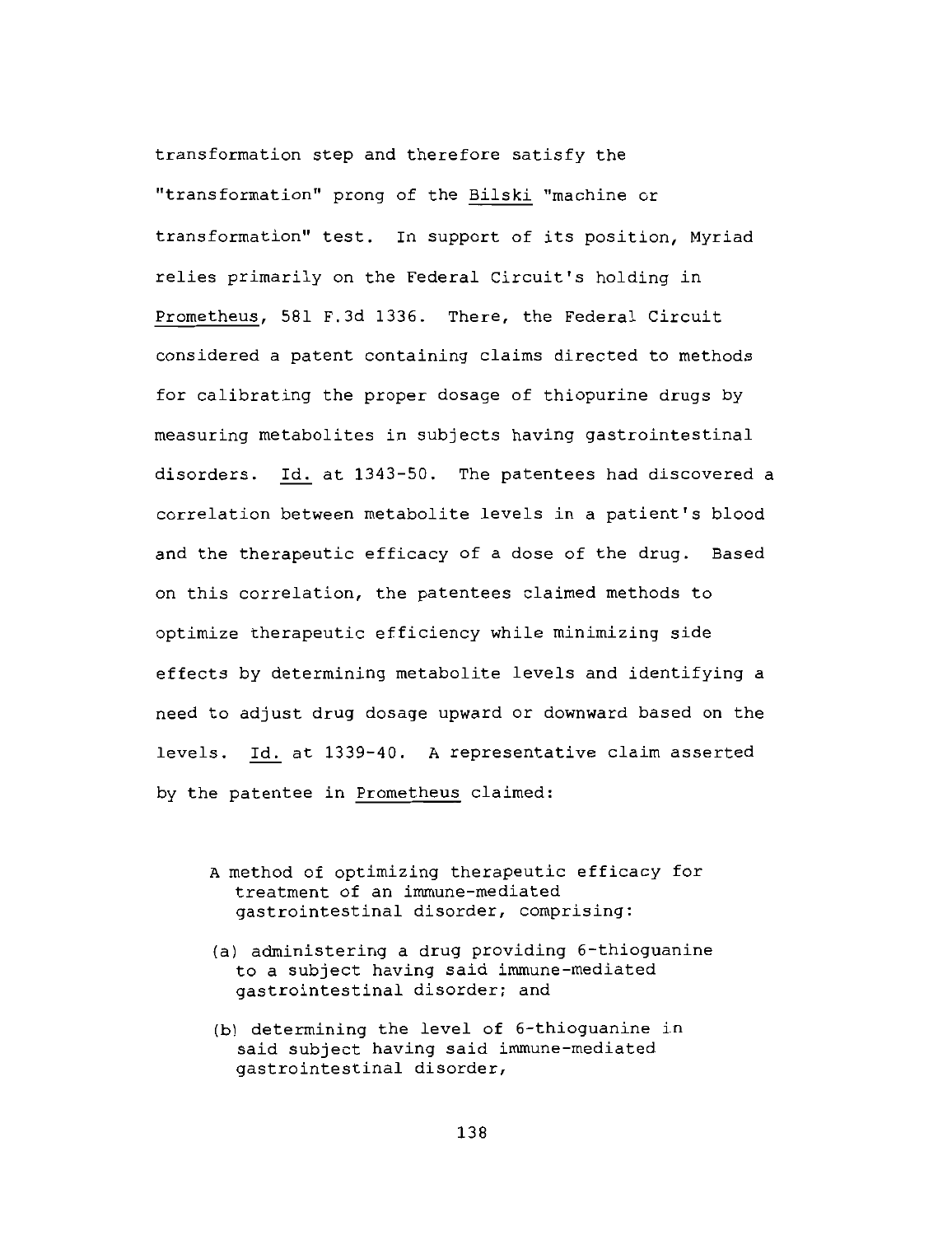transformation step and therefore satisfy the "transformation" prong of the Bilski "machine or transformation" test. In support of its position, Myriad relies primarily on the Federal Circuit's holding in Prometheus, 581 F.3d 1336. There, the Federal Circuit considered a patent containing claims directed to methods for calibrating the proper dosage of thiopurine drugs by measuring metabolites in subjects having gastrointestinal disorders. Id. at 1343-50. The patentees had discovered a correlation between metabolite levels in a patient's blood and the therapeutic efficacy of a dose of the drug. Based on this correlation, the patentees claimed methods to optimize therapeutic efficiency while minimizing side effects by determining metabolite levels and identifying a need to adjust drug dosage upward or downward based on the levels. Id. at 1339-40. A representative claim asserted by the patentee in Prometheus claimed:

> A method of optimizing therapeutic efficacy for treatment of an immune-mediated gastrointestinal disorder, comprising:
>
> (a) administering a drug providing 6-thioguanine to a subject having said immune-mediated gastrointestinal disorder; and
>
> (b) determining the level of 6-thioguanine in said subject having said immune-mediated gastrointestinal disorder,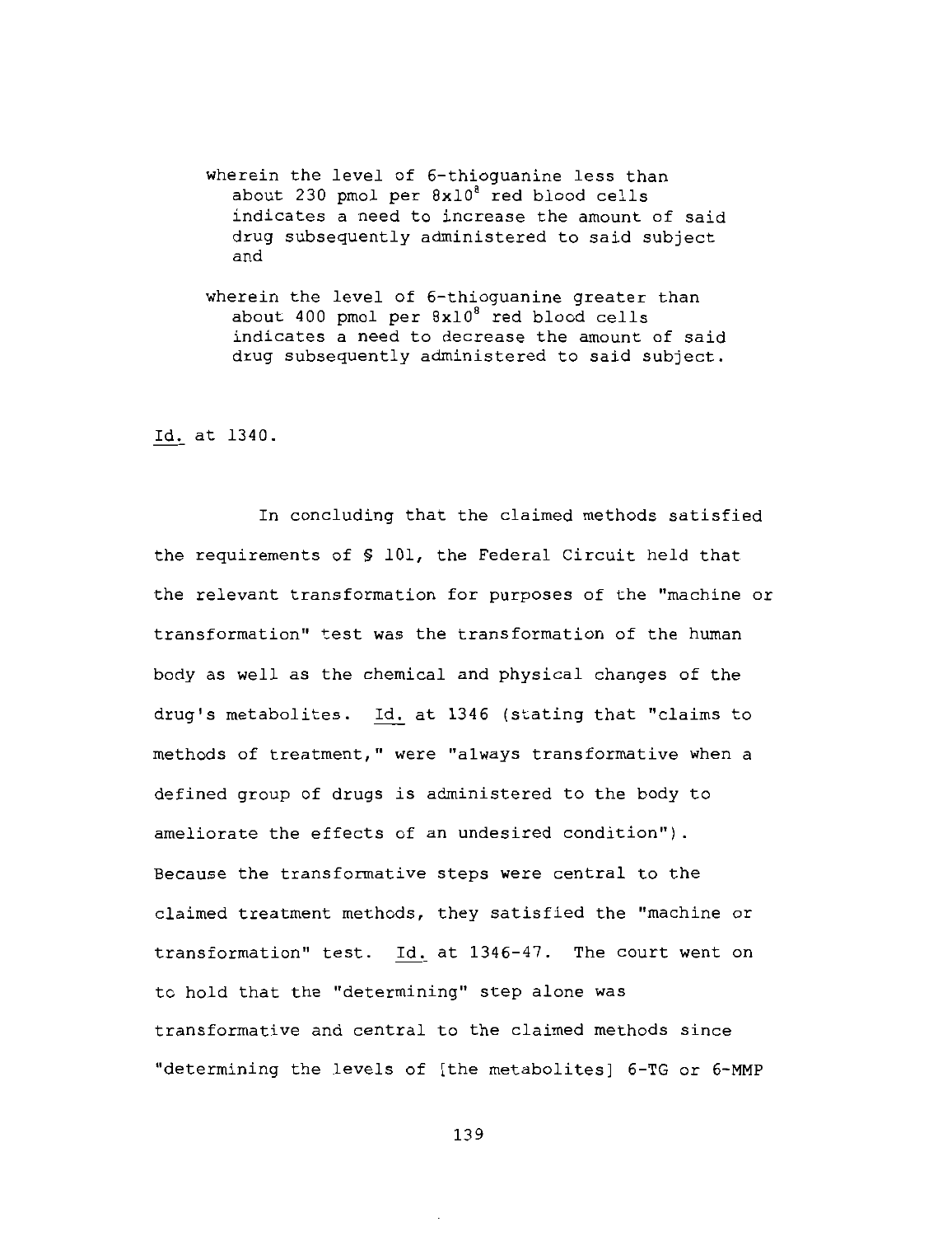wherein the level of 6-thioguanine less than about 230 pmol per $8x10^8$ red blood cells indicates a need to increase the amount of said drug subsequently administered to said subject and

wherein the level of 6-thioguanine greater than about 400 pmol per $8x10^8$ red blood cells indicates a need to decrease the amount of said drug subsequently administered to said subject.

*Id.* at 1340.

In concluding that the claimed methods satisfied the requirements of § 101, the Federal Circuit held that the relevant transformation for purposes of the "machine or transformation" test was the transformation of the human body as well as the chemical and physical changes of the drug's metabolites. *Id.* at 1346 (stating that "claims to methods of treatment," were "always transformative when a defined group of drugs is administered to the body to ameliorate the effects of an undesired condition"). Because the transformative steps were central to the claimed treatment methods, they satisfied the "machine or transformation" test. *Id.* at 1346-47. The court went on to hold that the "determining" step alone was transformative and central to the claimed methods since "determining the levels of [the metabolites] 6-TG or 6-MMP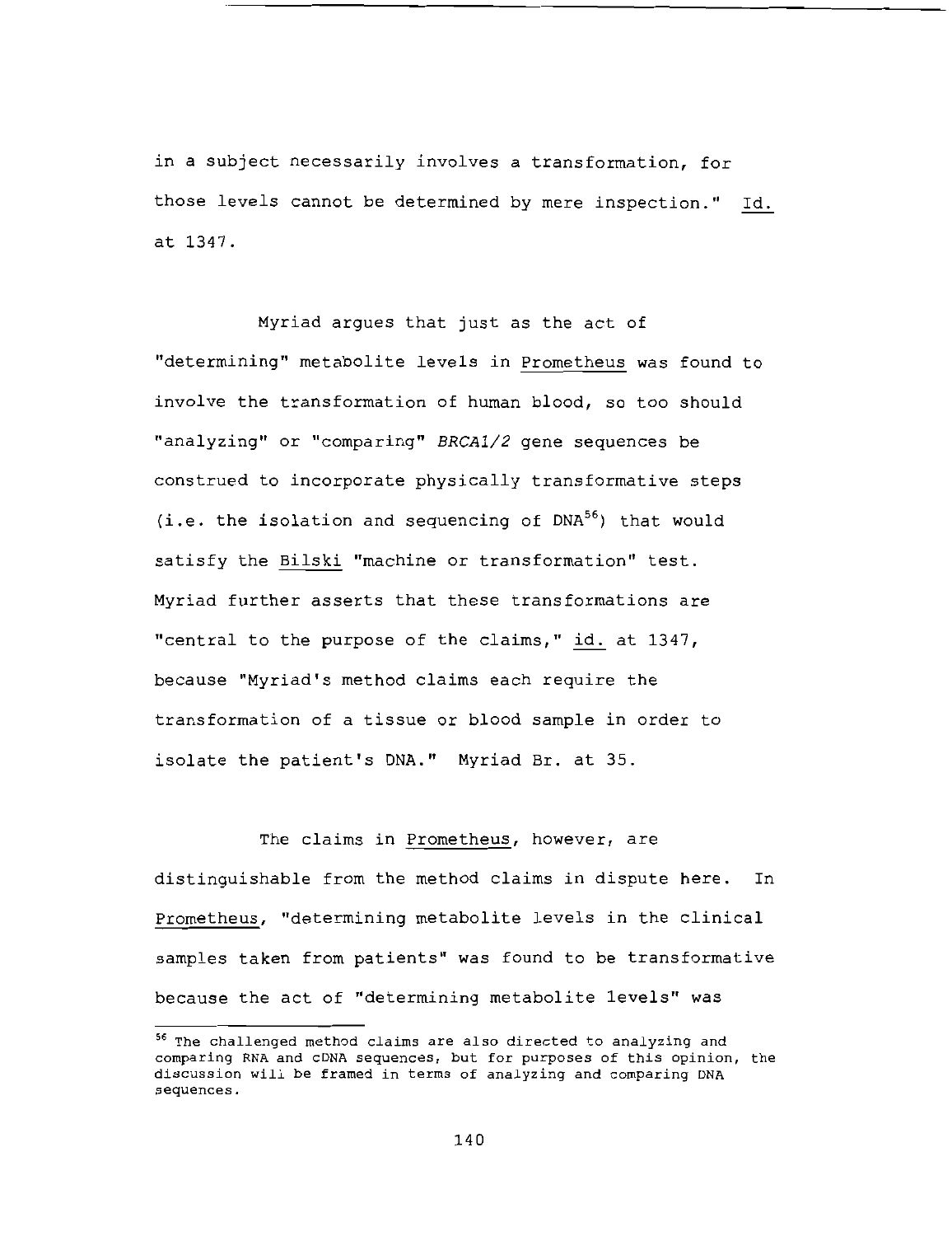in a subject necessarily involves a transformation, for those levels cannot be determined by mere inspection." Id. at 1347.

Myriad argues that just as the act of "determining" metabolite levels in Prometheus was found to involve the transformation of human blood, so too should "analyzing" or "comparing" *BRCA1/2* gene sequences be construed to incorporate physically transformative steps (i.e. the isolation and sequencing of DNA[56]) that would satisfy the Bilski "machine or transformation" test. Myriad further asserts that these transformations are "central to the purpose of the claims," id. at 1347, because "Myriad's method claims each require the transformation of a tissue or blood sample in order to isolate the patient's DNA." Myriad Br. at 35.

The claims in Prometheus, however, are distinguishable from the method claims in dispute here. In Prometheus, "determining metabolite levels in the clinical samples taken from patients" was found to be transformative because the act of "determining metabolite levels" was

[56] The challenged method claims are also directed to analyzing and comparing RNA and cDNA sequences, but for purposes of this opinion, the discussion will be framed in terms of analyzing and comparing DNA sequences.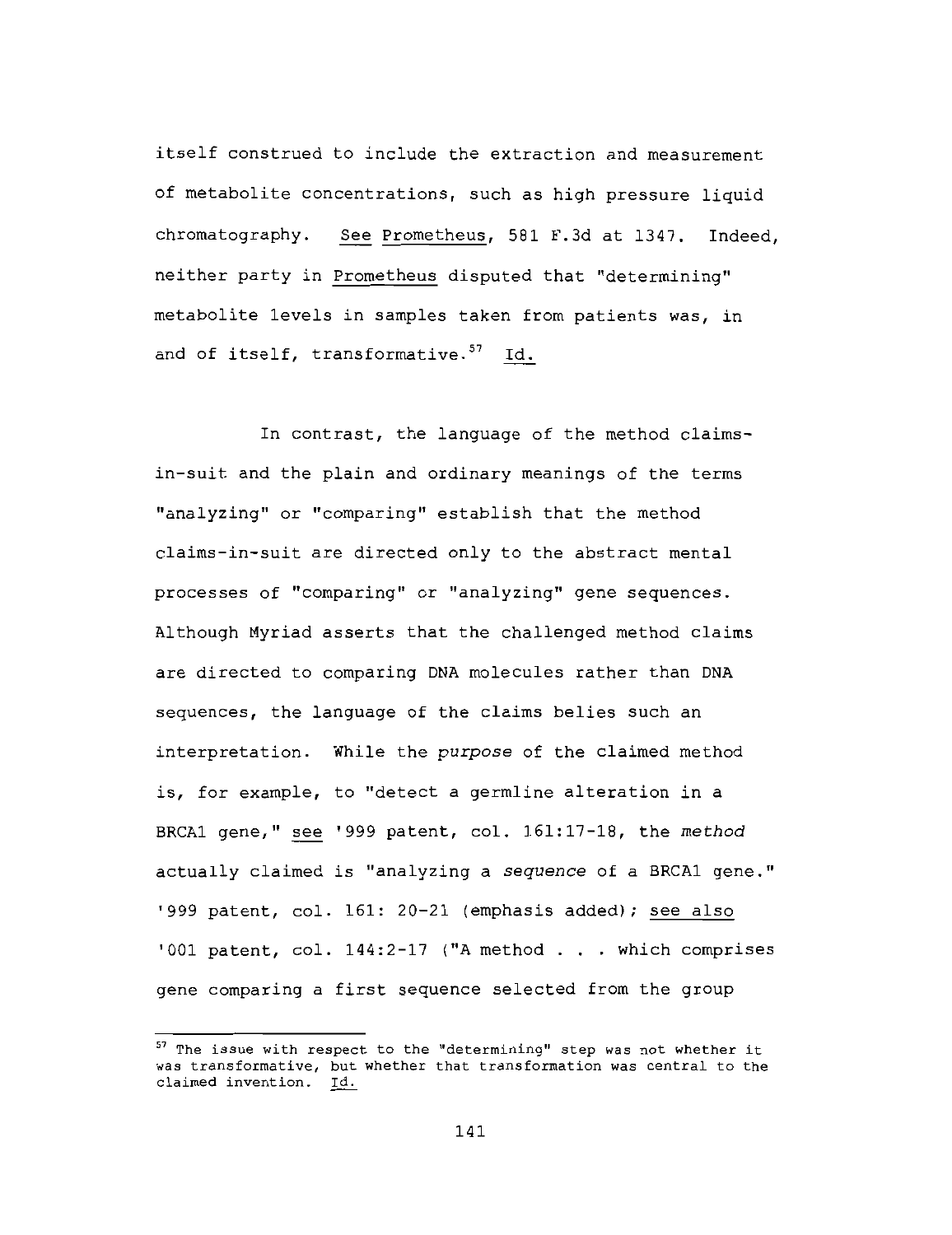itself construed to include the extraction and measurement of metabolite concentrations, such as high pressure liquid chromatography. See Prometheus, 581 F.3d at 1347. Indeed, neither party in Prometheus disputed that "determining" metabolite levels in samples taken from patients was, in and of itself, transformative.[57] Id.

In contrast, the language of the method claims-in-suit and the plain and ordinary meanings of the terms "analyzing" or "comparing" establish that the method claims-in-suit are directed only to the abstract mental processes of "comparing" or "analyzing" gene sequences. Although Myriad asserts that the challenged method claims are directed to comparing DNA molecules rather than DNA sequences, the language of the claims belies such an interpretation. While the *purpose* of the claimed method is, for example, to "detect a germline alteration in a BRCA1 gene," see '999 patent, col. 161:17-18, the *method* actually claimed is "analyzing a *sequence* of a BRCA1 gene." '999 patent, col. 161: 20-21 (emphasis added); see also '001 patent, col. 144:2-17 ("A method . . . which comprises gene comparing a first sequence selected from the group

[57] The issue with respect to the "determining" step was not whether it was transformative, but whether that transformation was central to the claimed invention. Id.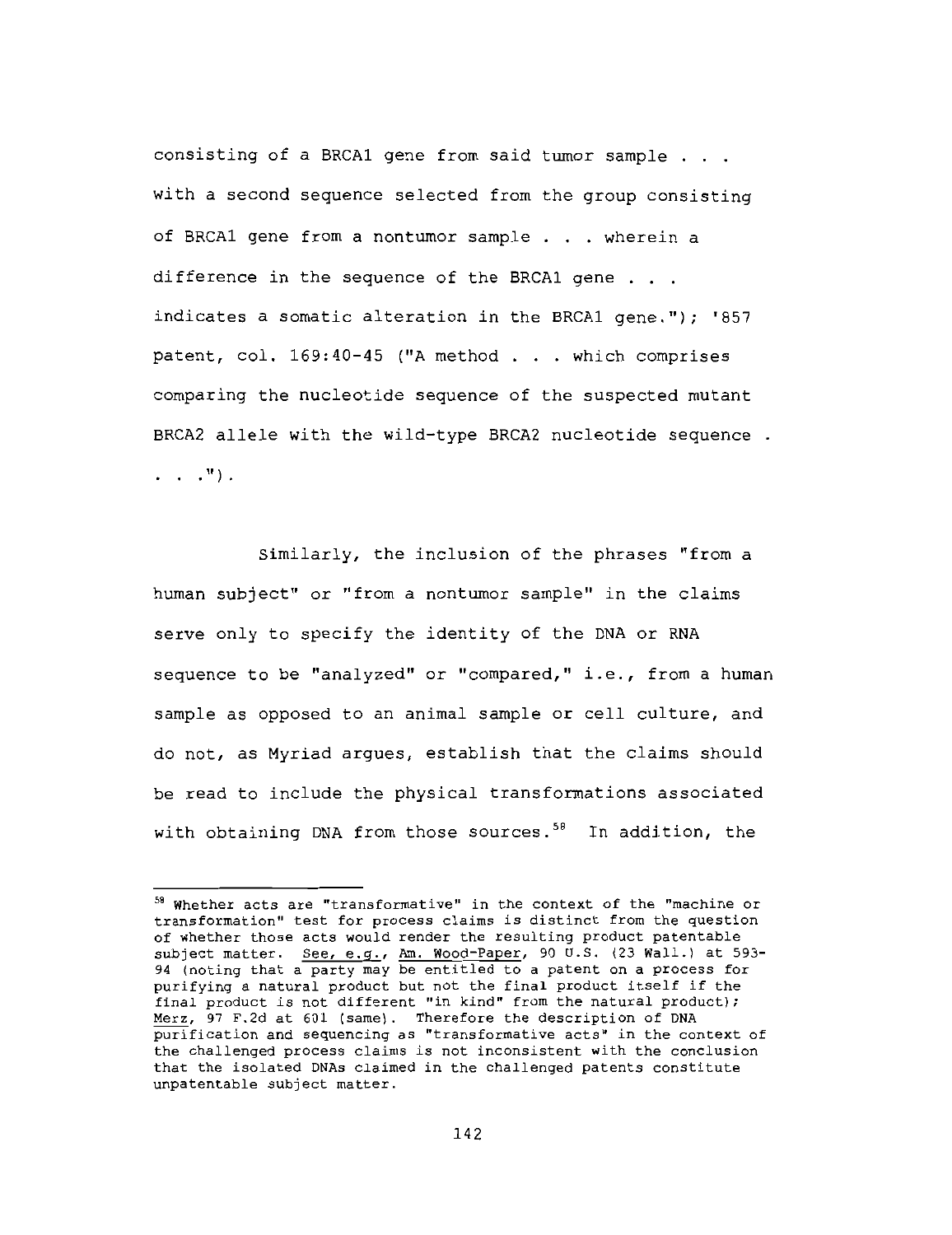consisting of a BRCA1 gene from said tumor sample . . . with a second sequence selected from the group consisting of BRCA1 gene from a nontumor sample . . . wherein a difference in the sequence of the BRCA1 gene . . . indicates a somatic alteration in the BRCA1 gene."); '857 patent, col. 169:40-45 ("A method . . . which comprises comparing the nucleotide sequence of the suspected mutant BRCA2 allele with the wild-type BRCA2 nucleotide sequence . . . .").

Similarly, the inclusion of the phrases "from a human subject" or "from a nontumor sample" in the claims serve only to specify the identity of the DNA or RNA sequence to be "analyzed" or "compared," i.e., from a human sample as opposed to an animal sample or cell culture, and do not, as Myriad argues, establish that the claims should be read to include the physical transformations associated with obtaining DNA from those sources.[58] In addition, the

---

[58] Whether acts are "transformative" in the context of the "machine or transformation" test for process claims is distinct from the question of whether those acts would render the resulting product patentable subject matter. See, e.g., Am. Wood-Paper, 90 U.S. (23 Wall.) at 593-94 (noting that a party may be entitled to a patent on a process for purifying a natural product but not the final product itself if the final product is not different "in kind" from the natural product); Merz, 97 F.2d at 601 (same). Therefore the description of DNA purification and sequencing as "transformative acts" in the context of the challenged process claims is not inconsistent with the conclusion that the isolated DNAs claimed in the challenged patents constitute unpatentable subject matter.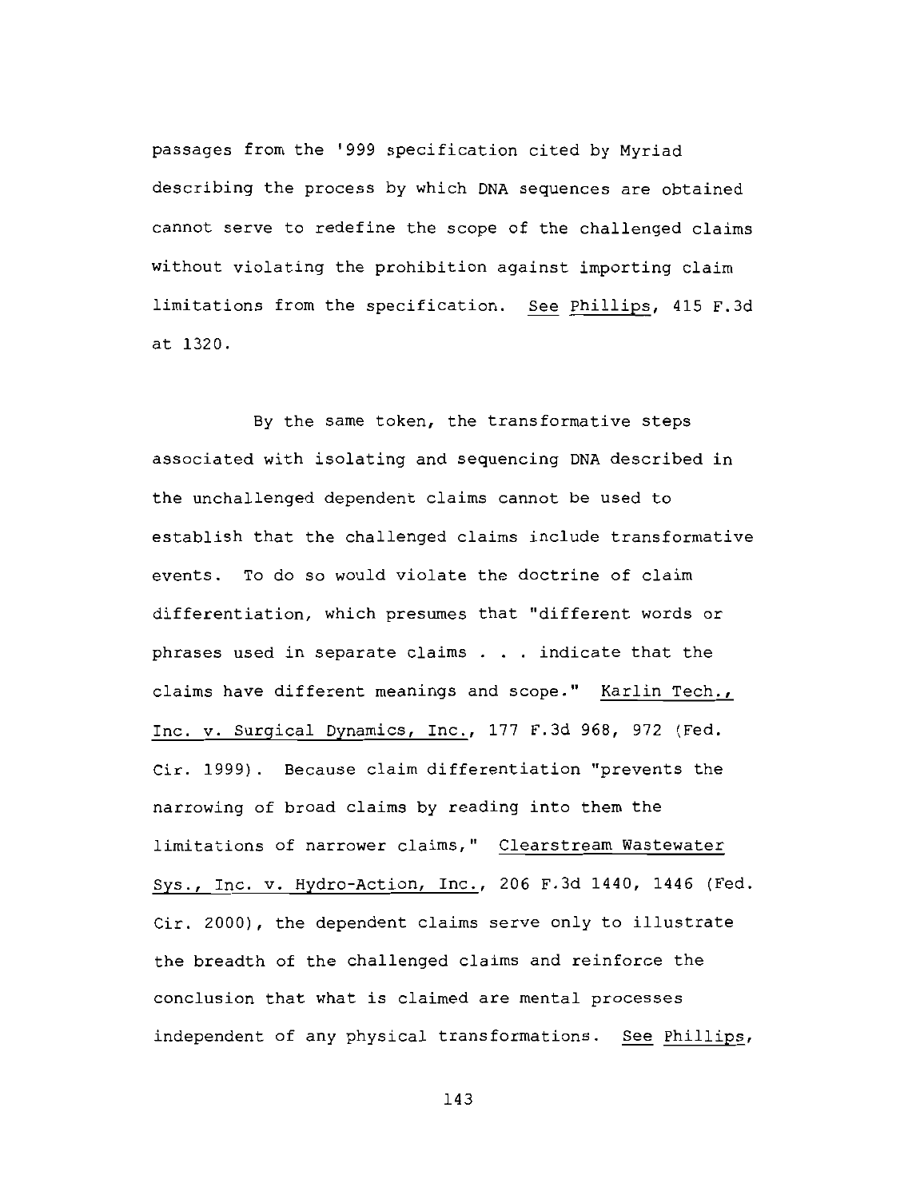passages from the '999 specification cited by Myriad describing the process by which DNA sequences are obtained cannot serve to redefine the scope of the challenged claims without violating the prohibition against importing claim limitations from the specification. See Phillips, 415 F.3d at 1320.

By the same token, the transformative steps associated with isolating and sequencing DNA described in the unchallenged dependent claims cannot be used to establish that the challenged claims include transformative events. To do so would violate the doctrine of claim differentiation, which presumes that "different words or phrases used in separate claims . . . indicate that the claims have different meanings and scope." Karlin Tech., Inc. v. Surgical Dynamics, Inc., 177 F.3d 968, 972 (Fed. Cir. 1999). Because claim differentiation "prevents the narrowing of broad claims by reading into them the limitations of narrower claims," Clearstream Wastewater Sys., Inc. v. Hydro-Action, Inc., 206 F.3d 1440, 1446 (Fed. Cir. 2000), the dependent claims serve only to illustrate the breadth of the challenged claims and reinforce the conclusion that what is claimed are mental processes independent of any physical transformations. See Phillips,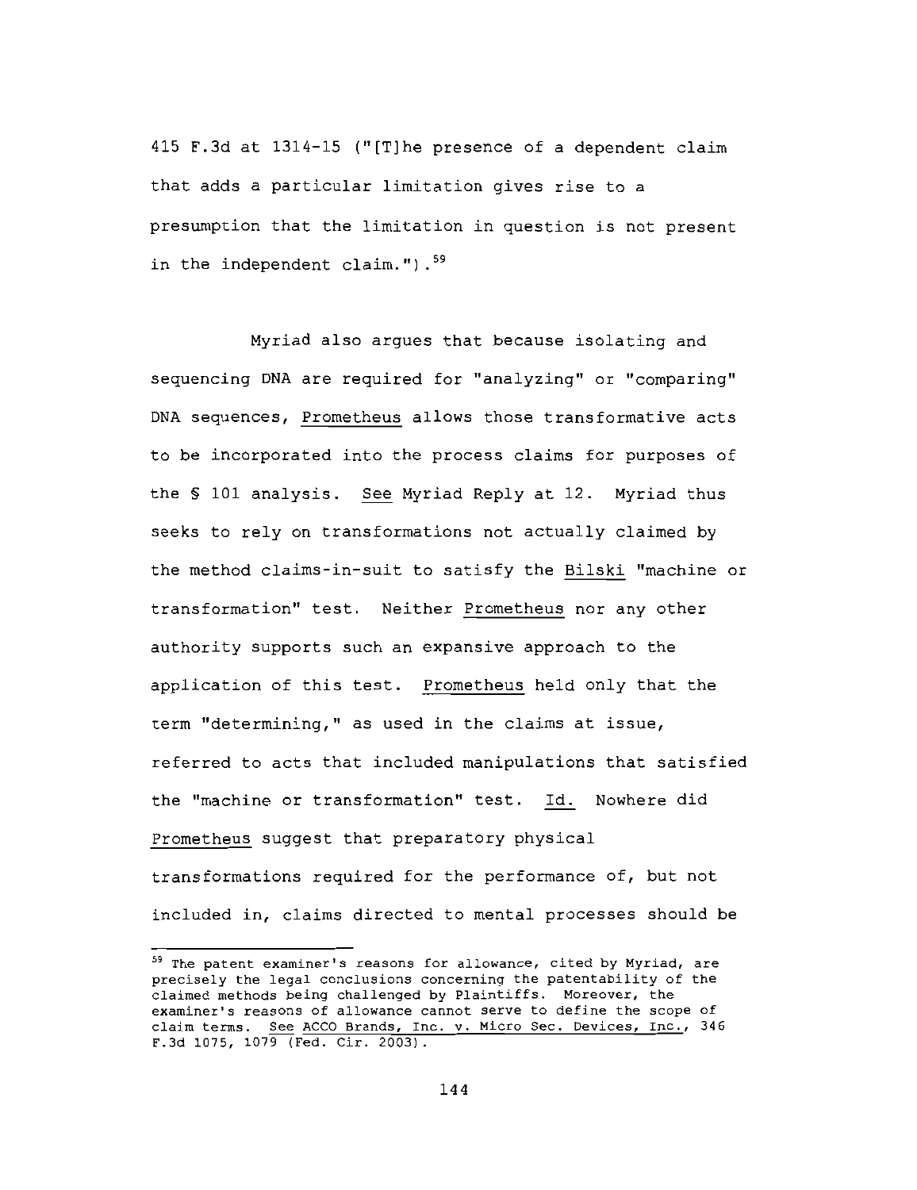415 F.3d at 1314-15 ("[T]he presence of a dependent claim that adds a particular limitation gives rise to a presumption that the limitation in question is not present in the independent claim.").[59]

Myriad also argues that because isolating and sequencing DNA are required for "analyzing" or "comparing" DNA sequences, Prometheus allows those transformative acts to be incorporated into the process claims for purposes of the § 101 analysis. See Myriad Reply at 12. Myriad thus seeks to rely on transformations not actually claimed by the method claims-in-suit to satisfy the Bilski "machine or transformation" test. Neither Prometheus nor any other authority supports such an expansive approach to the application of this test. Prometheus held only that the term "determining," as used in the claims at issue, referred to acts that included manipulations that satisfied the "machine or transformation" test. Id. Nowhere did Prometheus suggest that preparatory physical transformations required for the performance of, but not included in, claims directed to mental processes should be

[59] The patent examiner's reasons for allowance, cited by Myriad, are precisely the legal conclusions concerning the patentability of the claimed methods being challenged by Plaintiffs. Moreover, the examiner's reasons of allowance cannot serve to define the scope of claim terms. See ACCO Brands, Inc. v. Micro Sec. Devices, Inc., 346 F.3d 1075, 1079 (Fed. Cir. 2003).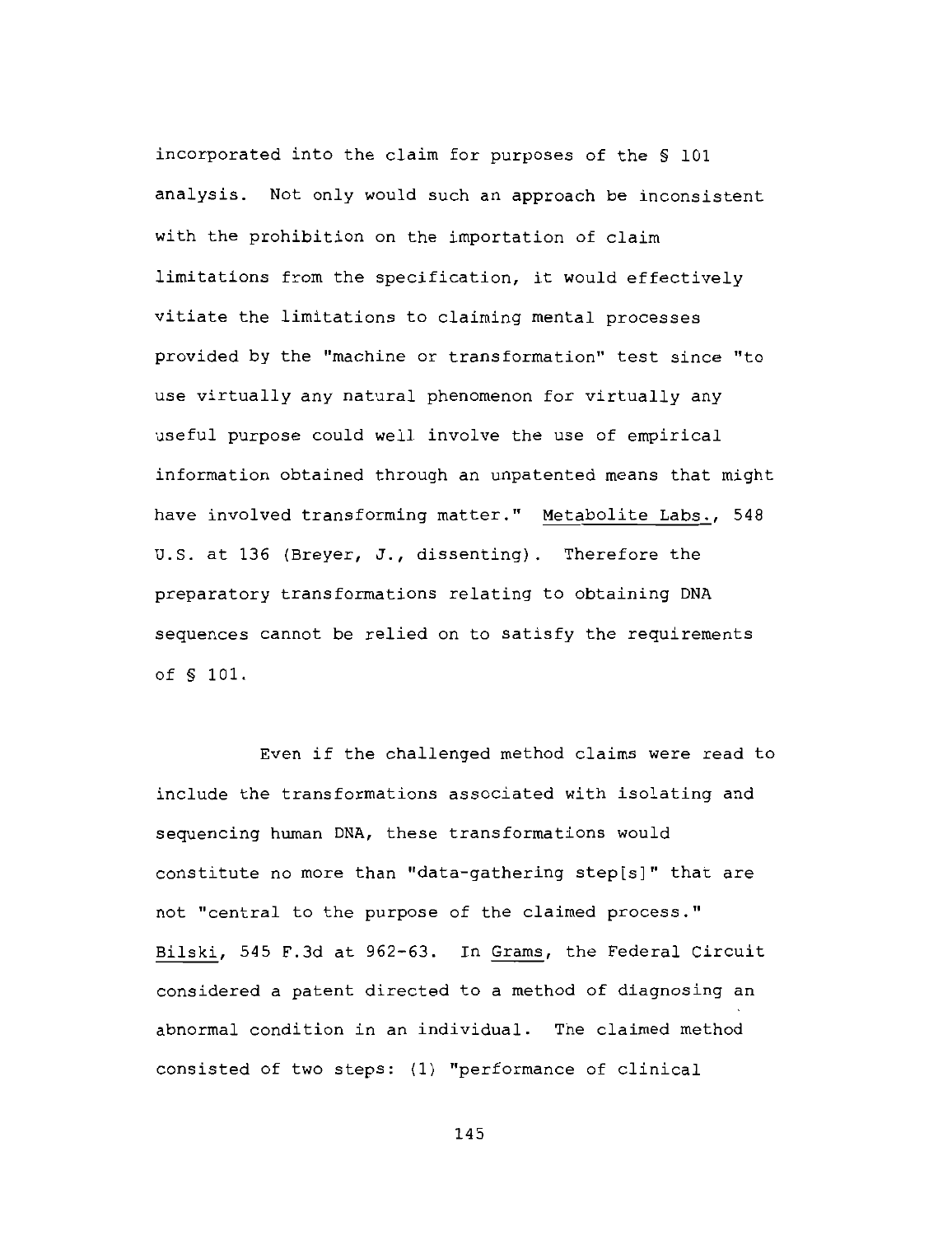incorporated into the claim for purposes of the § 101 analysis. Not only would such an approach be inconsistent with the prohibition on the importation of claim limitations from the specification, it would effectively vitiate the limitations to claiming mental processes provided by the "machine or transformation" test since "to use virtually any natural phenomenon for virtually any useful purpose could well involve the use of empirical information obtained through an unpatented means that might have involved transforming matter." Metabolite Labs., 548 U.S. at 136 (Breyer, J., dissenting). Therefore the preparatory transformations relating to obtaining DNA sequences cannot be relied on to satisfy the requirements of § 101.

Even if the challenged method claims were read to include the transformations associated with isolating and sequencing human DNA, these transformations would constitute no more than "data-gathering step[s]" that are not "central to the purpose of the claimed process." Bilski, 545 F.3d at 962-63. In Grams, the Federal Circuit considered a patent directed to a method of diagnosing an abnormal condition in an individual. The claimed method consisted of two steps: (1) "performance of clinical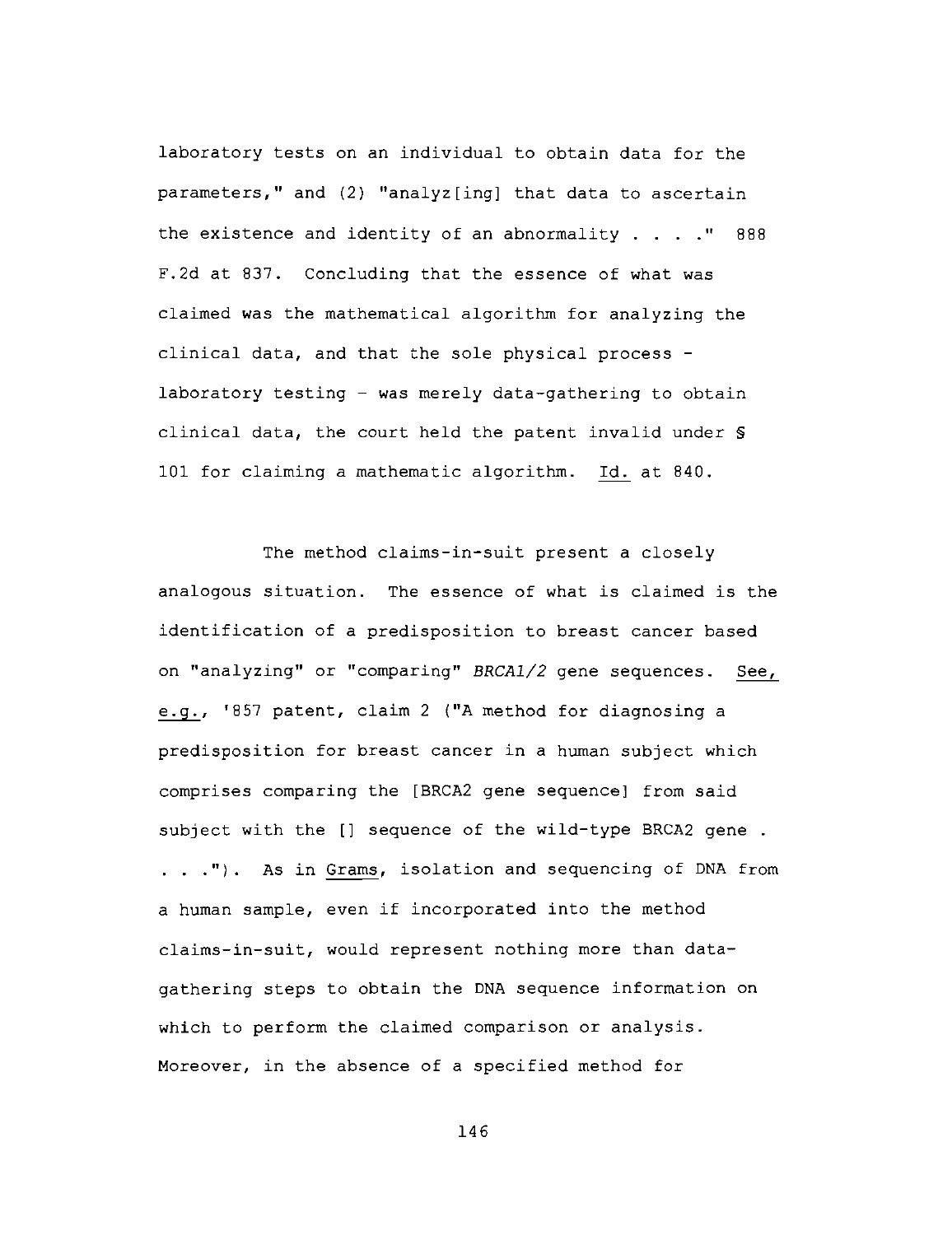laboratory tests on an individual to obtain data for the parameters," and (2) "analyz[ing] that data to ascertain the existence and identity of an abnormality . . . ." 888 F.2d at 837. Concluding that the essence of what was claimed was the mathematical algorithm for analyzing the clinical data, and that the sole physical process - laboratory testing - was merely data-gathering to obtain clinical data, the court held the patent invalid under § 101 for claiming a mathematic algorithm. Id. at 840.

The method claims-in-suit present a closely analogous situation. The essence of what is claimed is the identification of a predisposition to breast cancer based on "analyzing" or "comparing" *BRCA1/2* gene sequences. See, e.g., '857 patent, claim 2 ("A method for diagnosing a predisposition for breast cancer in a human subject which comprises comparing the [BRCA2 gene sequence] from said subject with the [] sequence of the wild-type BRCA2 gene . . . ."). As in Grams, isolation and sequencing of DNA from a human sample, even if incorporated into the method claims-in-suit, would represent nothing more than data-gathering steps to obtain the DNA sequence information on which to perform the claimed comparison or analysis. Moreover, in the absence of a specified method for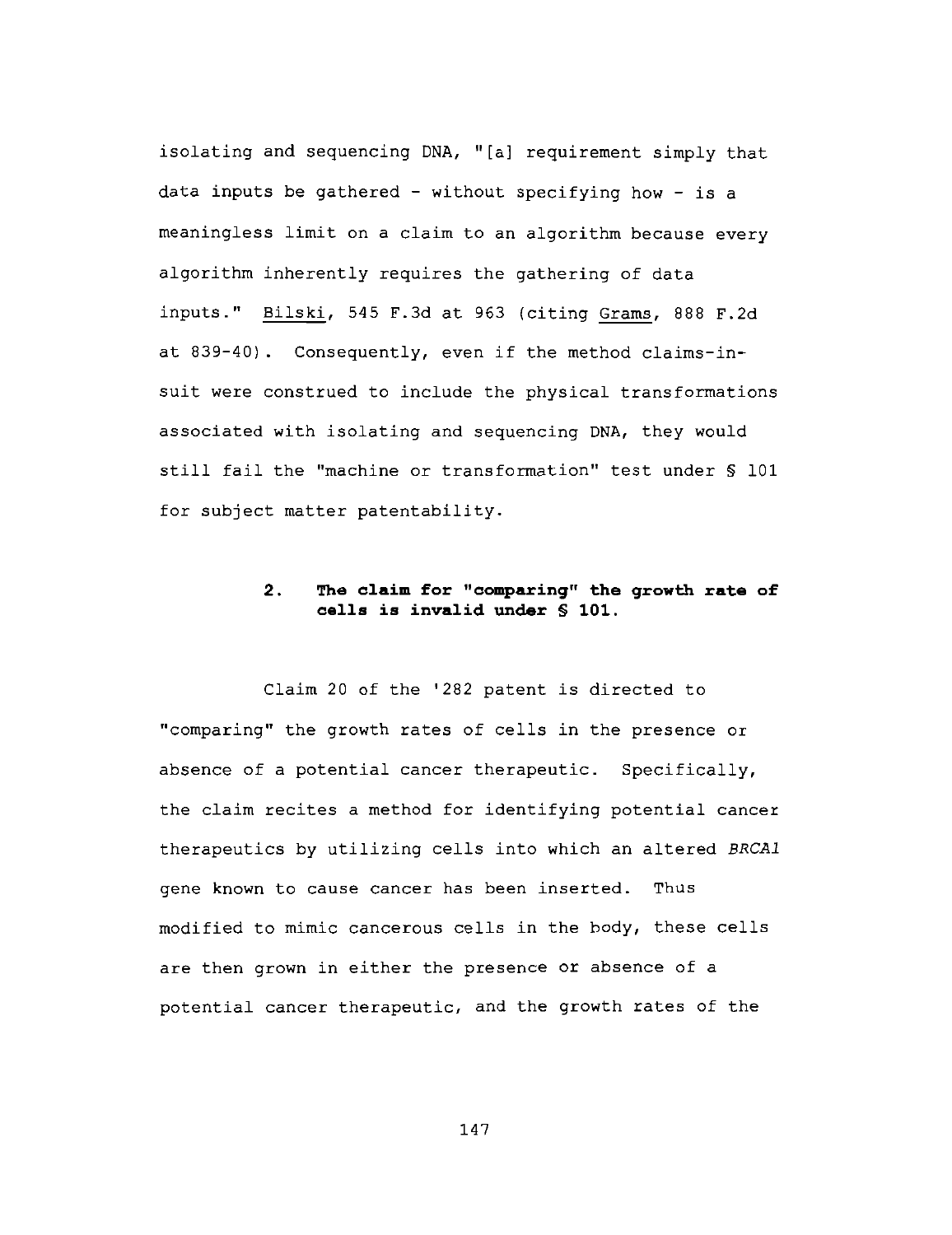isolating and sequencing DNA, "[a] requirement simply that data inputs be gathered - without specifying how - is a meaningless limit on a claim to an algorithm because every algorithm inherently requires the gathering of data inputs." Bilski, 545 F.3d at 963 (citing Grams, 888 F.2d at 839-40). Consequently, even if the method claims-in-suit were construed to include the physical transformations associated with isolating and sequencing DNA, they would still fail the "machine or transformation" test under § 101 for subject matter patentability.

**2. The claim for "comparing" the growth rate of cells is invalid under § 101.**

Claim 20 of the '282 patent is directed to "comparing" the growth rates of cells in the presence or absence of a potential cancer therapeutic. Specifically, the claim recites a method for identifying potential cancer therapeutics by utilizing cells into which an altered *BRCA1* gene known to cause cancer has been inserted. Thus modified to mimic cancerous cells in the body, these cells are then grown in either the presence or absence of a potential cancer therapeutic, and the growth rates of the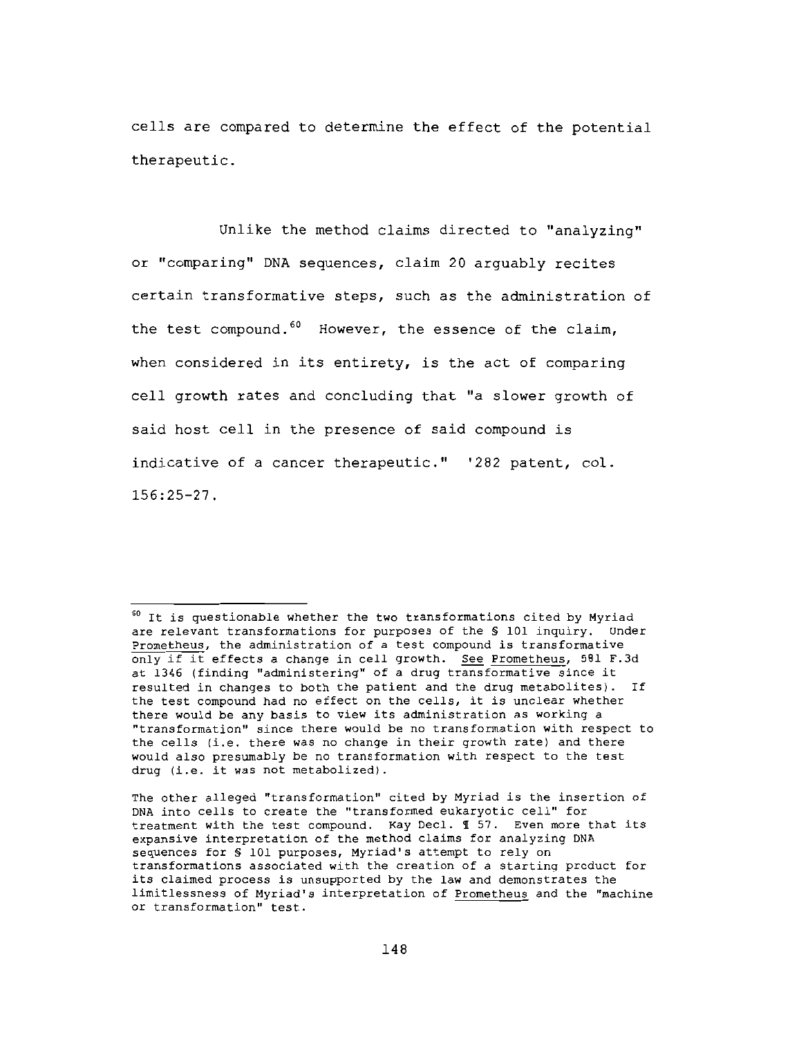cells are compared to determine the effect of the potential therapeutic.

Unlike the method claims directed to "analyzing" or "comparing" DNA sequences, claim 20 arguably recites certain transformative steps, such as the administration of the test compound.[60] However, the essence of the claim, when considered in its entirety, is the act of comparing cell growth rates and concluding that "a slower growth of said host cell in the presence of said compound is indicative of a cancer therapeutic." '282 patent, col. 156:25-27.

---

[60] It is questionable whether the two transformations cited by Myriad are relevant transformations for purposes of the § 101 inquiry. Under Prometheus, the administration of a test compound is transformative only if it effects a change in cell growth. See Prometheus, 581 F.3d at 1346 (finding "administering" of a drug transformative since it resulted in changes to both the patient and the drug metabolites). If the test compound had no effect on the cells, it is unclear whether there would be any basis to view its administration as working a "transformation" since there would be no transformation with respect to the cells (i.e. there was no change in their growth rate) and there would also presumably be no transformation with respect to the test drug (i.e. it was not metabolized).

The other alleged "transformation" cited by Myriad is the insertion of DNA into cells to create the "transformed eukaryotic cell" for treatment with the test compound. Kay Decl. ¶ 57. Even more that its expansive interpretation of the method claims for analyzing DNA sequences for § 101 purposes, Myriad's attempt to rely on transformations associated with the creation of a starting product for its claimed process is unsupported by the law and demonstrates the limitlessness of Myriad's interpretation of Prometheus and the "machine or transformation" test.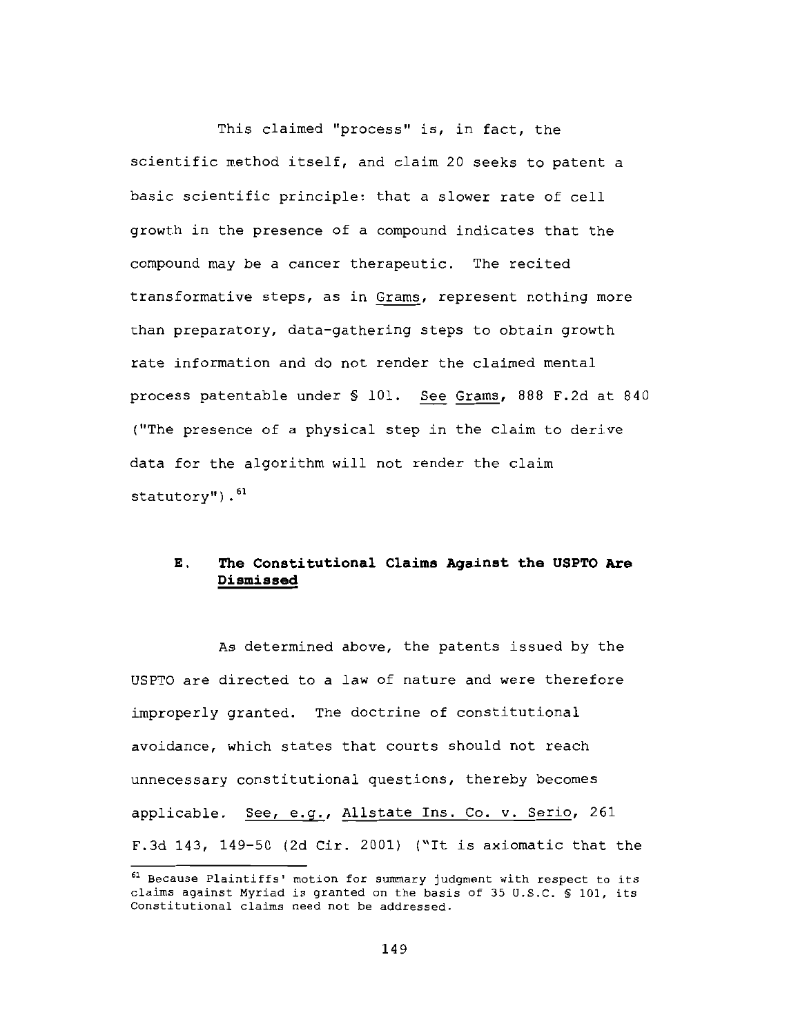This claimed "process" is, in fact, the scientific method itself, and claim 20 seeks to patent a basic scientific principle: that a slower rate of cell growth in the presence of a compound indicates that the compound may be a cancer therapeutic. The recited transformative steps, as in Grams, represent nothing more than preparatory, data-gathering steps to obtain growth rate information and do not render the claimed mental process patentable under § 101. See Grams, 888 F.2d at 840 ("The presence of a physical step in the claim to derive data for the algorithm will not render the claim statutory").[61]

### E. The Constitutional Claims Against the USPTO Are Dismissed

As determined above, the patents issued by the USPTO are directed to a law of nature and were therefore improperly granted. The doctrine of constitutional avoidance, which states that courts should not reach unnecessary constitutional questions, thereby becomes applicable. See, e.g., Allstate Ins. Co. v. Serio, 261 F.3d 143, 149-50 (2d Cir. 2001) ("It is axiomatic that the

---

[61] Because Plaintiffs' motion for summary judgment with respect to its claims against Myriad is granted on the basis of 35 U.S.C. § 101, its Constitutional claims need not be addressed.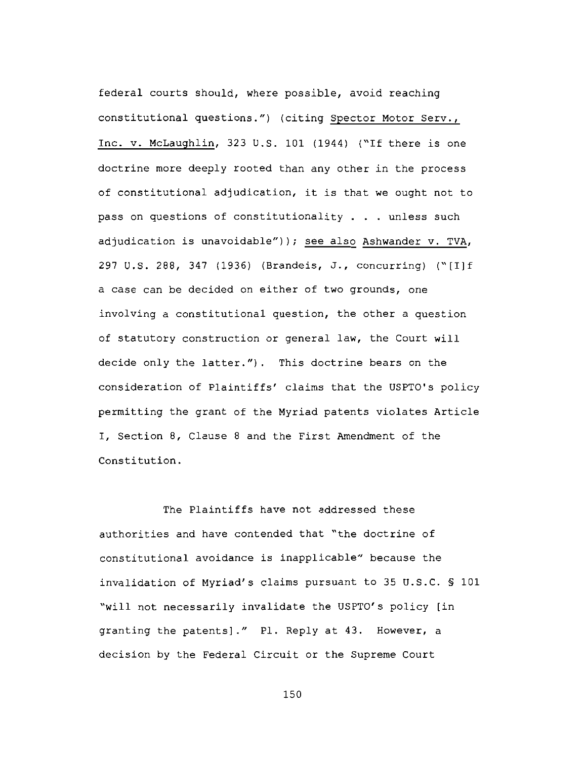federal courts should, where possible, avoid reaching constitutional questions.") (citing Spector Motor Serv., Inc. v. McLaughlin, 323 U.S. 101 (1944) ("If there is one doctrine more deeply rooted than any other in the process of constitutional adjudication, it is that we ought not to pass on questions of constitutionality . . . unless such adjudication is unavoidable")); see also Ashwander v. TVA, 297 U.S. 288, 347 (1936) (Brandeis, J., concurring) ("[I]f a case can be decided on either of two grounds, one involving a constitutional question, the other a question of statutory construction or general law, the Court will decide only the latter."). This doctrine bears on the consideration of Plaintiffs' claims that the USPTO's policy permitting the grant of the Myriad patents violates Article I, Section 8, Clause 8 and the First Amendment of the Constitution.

The Plaintiffs have not addressed these authorities and have contended that "the doctrine of constitutional avoidance is inapplicable" because the invalidation of Myriad's claims pursuant to 35 U.S.C. § 101 "will not necessarily invalidate the USPTO's policy [in granting the patents]." Pl. Reply at 43. However, a decision by the Federal Circuit or the Supreme Court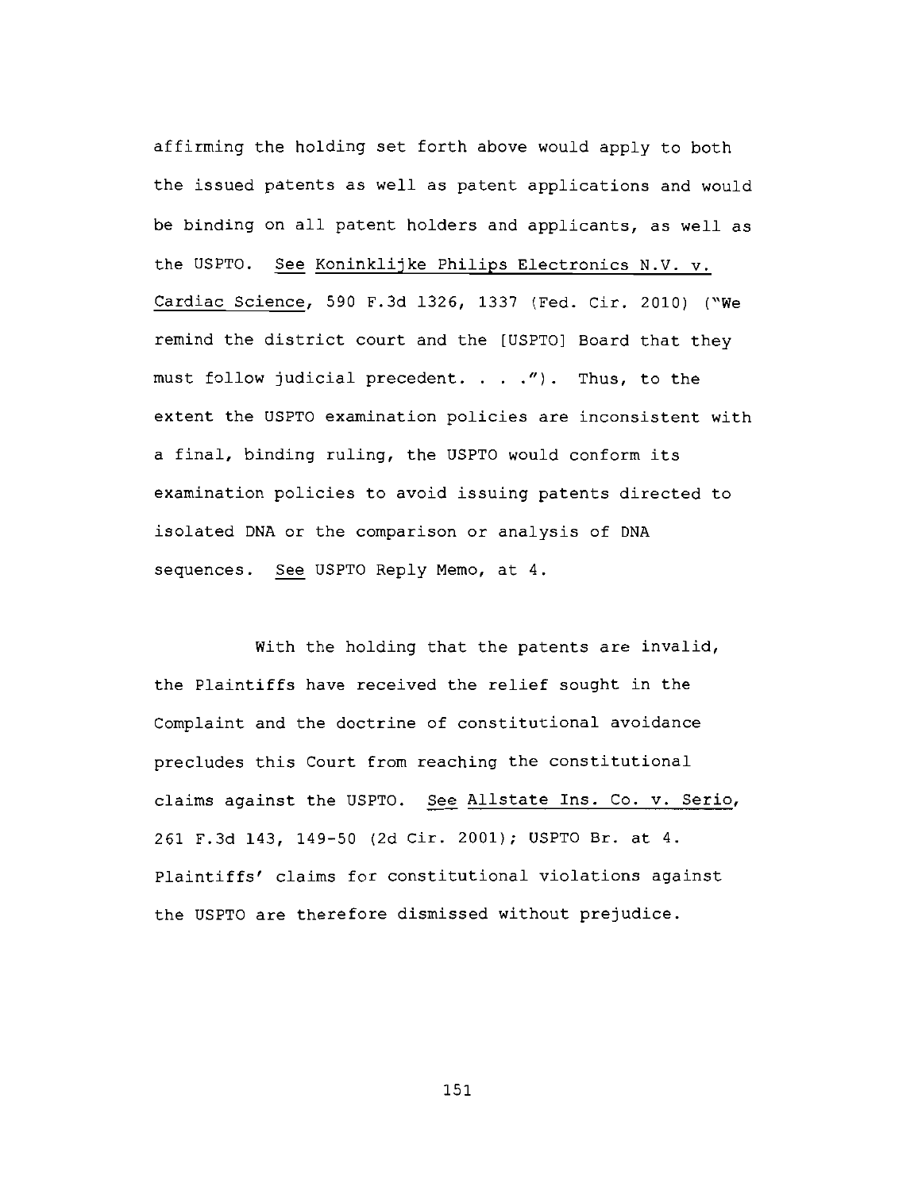affirming the holding set forth above would apply to both the issued patents as well as patent applications and would be binding on all patent holders and applicants, as well as the USPTO. See Koninklijke Philips Electronics N.V. v. Cardiac Science, 590 F.3d 1326, 1337 (Fed. Cir. 2010) ("We remind the district court and the [USPTO] Board that they must follow judicial precedent. . . ."). Thus, to the extent the USPTO examination policies are inconsistent with a final, binding ruling, the USPTO would conform its examination policies to avoid issuing patents directed to isolated DNA or the comparison or analysis of DNA sequences. See USPTO Reply Memo, at 4.

With the holding that the patents are invalid, the Plaintiffs have received the relief sought in the Complaint and the doctrine of constitutional avoidance precludes this Court from reaching the constitutional claims against the USPTO. See Allstate Ins. Co. v. Serio, 261 F.3d 143, 149-50 (2d Cir. 2001); USPTO Br. at 4. Plaintiffs' claims for constitutional violations against the USPTO are therefore dismissed without prejudice.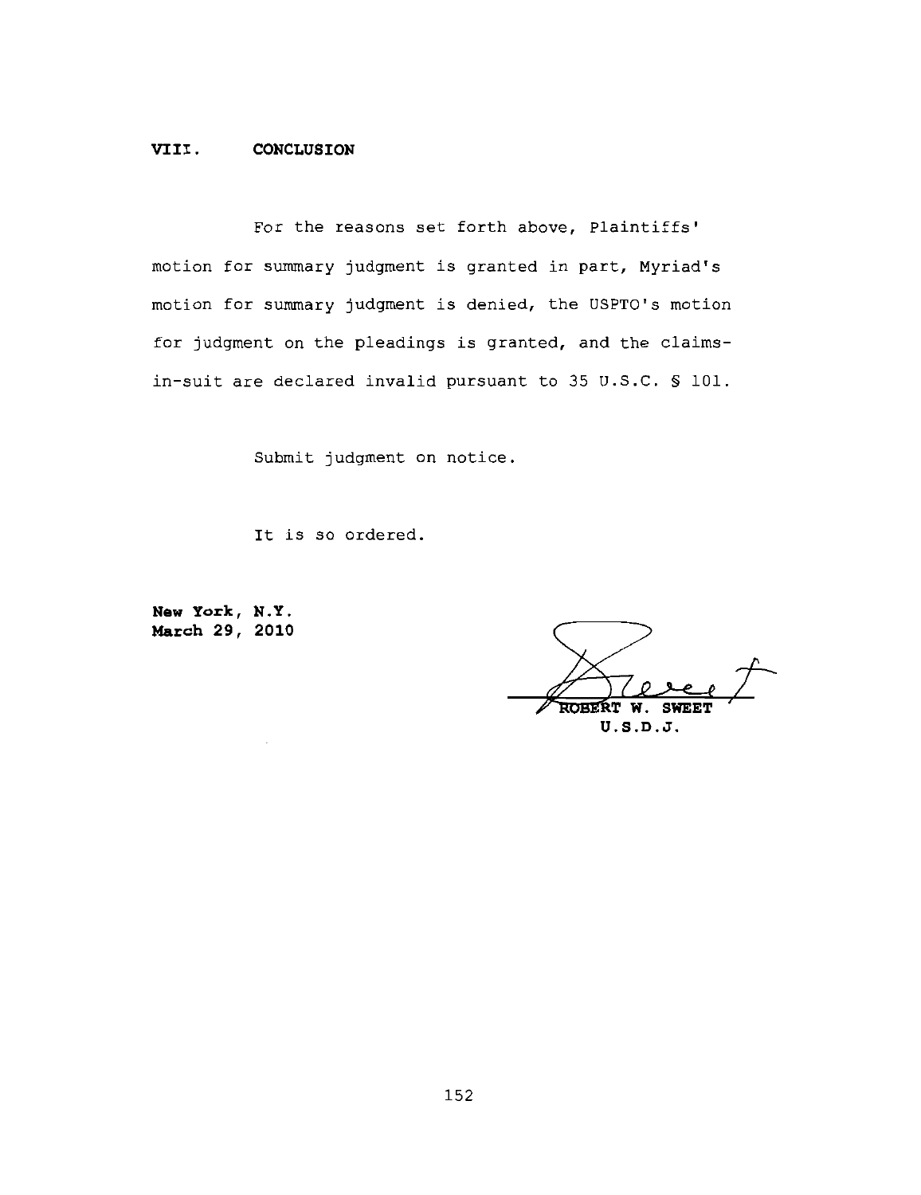## VIII. CONCLUSION

For the reasons set forth above, Plaintiffs' motion for summary judgment is granted in part, Myriad's motion for summary judgment is denied, the USPTO's motion for judgment on the pleadings is granted, and the claims-in-suit are declared invalid pursuant to 35 U.S.C. § 101.

Submit judgment on notice.

It is so ordered.

**New York, N.Y.**
**March 29, 2010**

**ROBERT W. SWEET**
**U.S.D.J.**